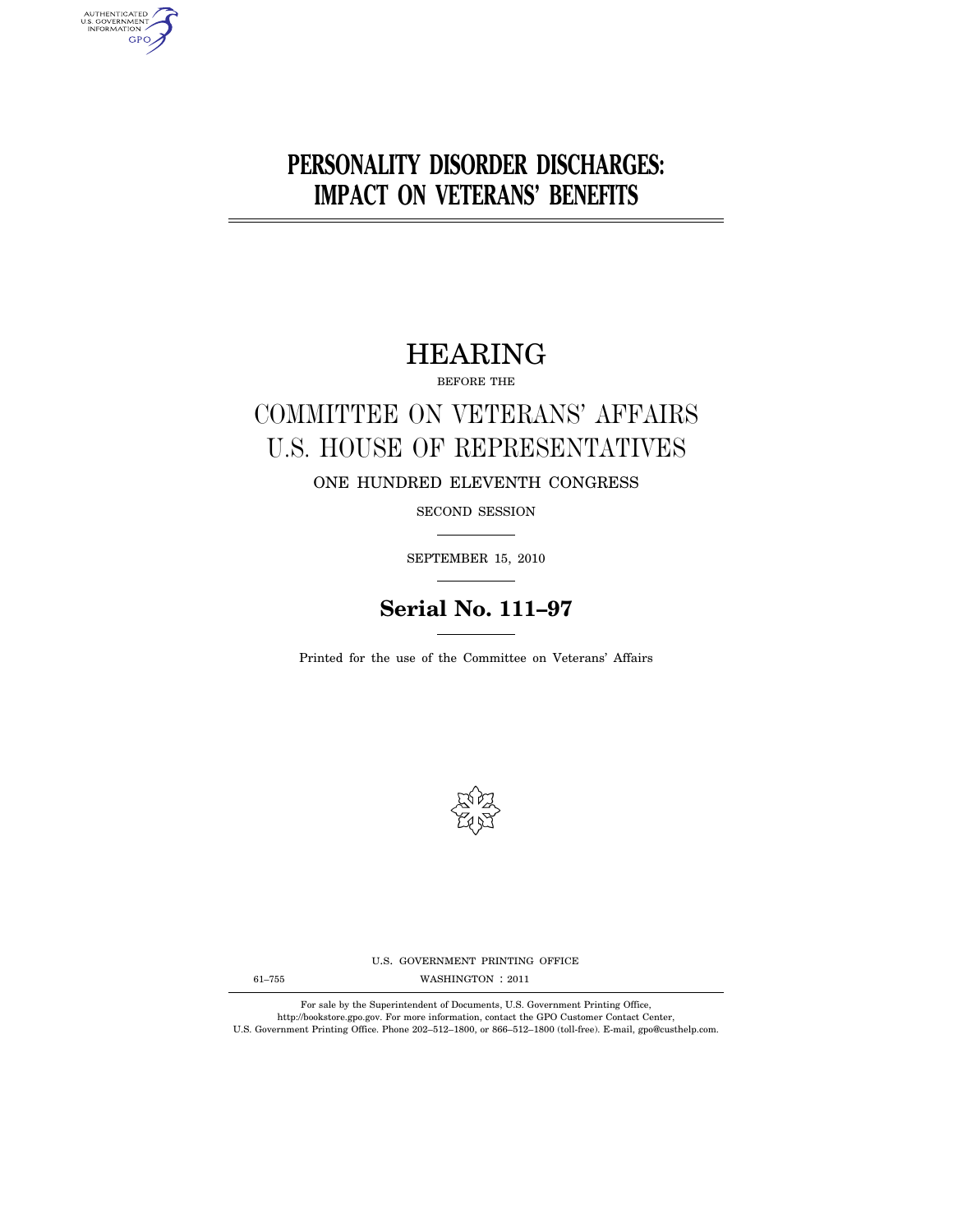# PERSONALITY DISORDER DISCHARGES: IMPACT ON VETERANS' BENEFITS

## HEARING

BEFORE THE

## COMMITTEE ON VETERANS' AFFAIRS U.S. HOUSE OF REPRESENTATIVES

ONE HUNDRED ELEVENTH CONGRESS

SECOND SESSION

SEPTEMBER 15, 2010

**Serial No. 111–97**

Printed for the use of the Committee on Veterans' Affairs

U.S. GOVERNMENT PRINTING OFFICE

61–755 WASHINGTON : 2011

For sale by the Superintendent of Documents, U.S. Government Printing Office, http://bookstore.gpo.gov. For more information, contact the GPO Customer Contact Center, U.S. Government Printing Office. Phone 202–512–1800, or 866–512–1800 (toll-free). E-mail, gpo@custhelp.com.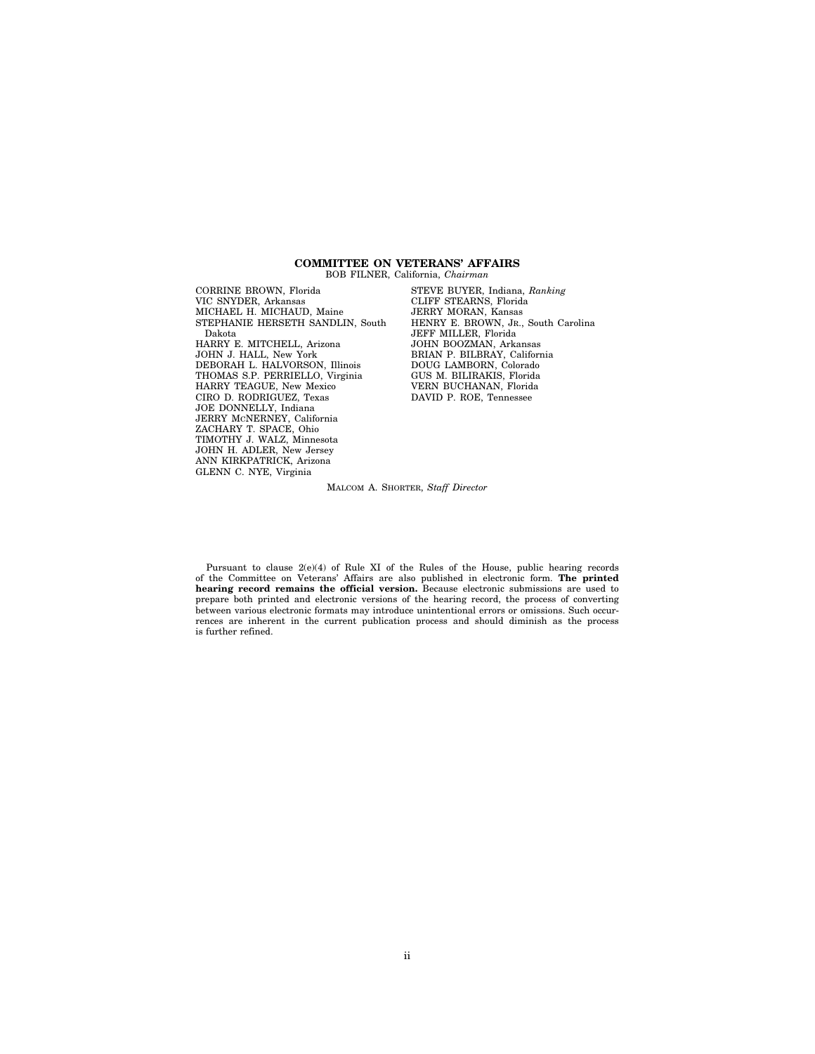## COMMITTEE ON VETERANS' AFFAIRS

BOB FILNER, California, *Chairman*

CORRINE BROWN, Florida
VIC SNYDER, Arkansas
MICHAEL H. MICHAUD, Maine
STEPHANIE HERSETH SANDLIN, South Dakota
HARRY E. MITCHELL, Arizona
JOHN J. HALL, New York
DEBORAH L. HALVORSON, Illinois
THOMAS S.P. PERRIELLO, Virginia
HARRY TEAGUE, New Mexico
CIRO D. RODRIGUEZ, Texas
JOE DONNELLY, Indiana
JERRY MCNERNEY, California
ZACHARY T. SPACE, Ohio
TIMOTHY J. WALZ, Minnesota
JOHN H. ADLER, New Jersey
ANN KIRKPATRICK, Arizona
GLENN C. NYE, Virginia

STEVE BUYER, Indiana, *Ranking*
CLIFF STEARNS, Florida
JERRY MORAN, Kansas
HENRY E. BROWN, JR., South Carolina
JEFF MILLER, Florida
JOHN BOOZMAN, Arkansas
BRIAN P. BILBRAY, California
DOUG LAMBORN, Colorado
GUS M. BILIRAKIS, Florida
VERN BUCHANAN, Florida
DAVID P. ROE, Tennessee

MALCOM A. SHORTER, *Staff Director*

Pursuant to clause 2(e)(4) of Rule XI of the Rules of the House, public hearing records of the Committee on Veterans' Affairs are also published in electronic form. **The printed hearing record remains the official version.** Because electronic submissions are used to prepare both printed and electronic versions of the hearing record, the process of converting between various electronic formats may introduce unintentional errors or omissions. Such occurrences are inherent in the current publication process and should diminish as the process is further refined.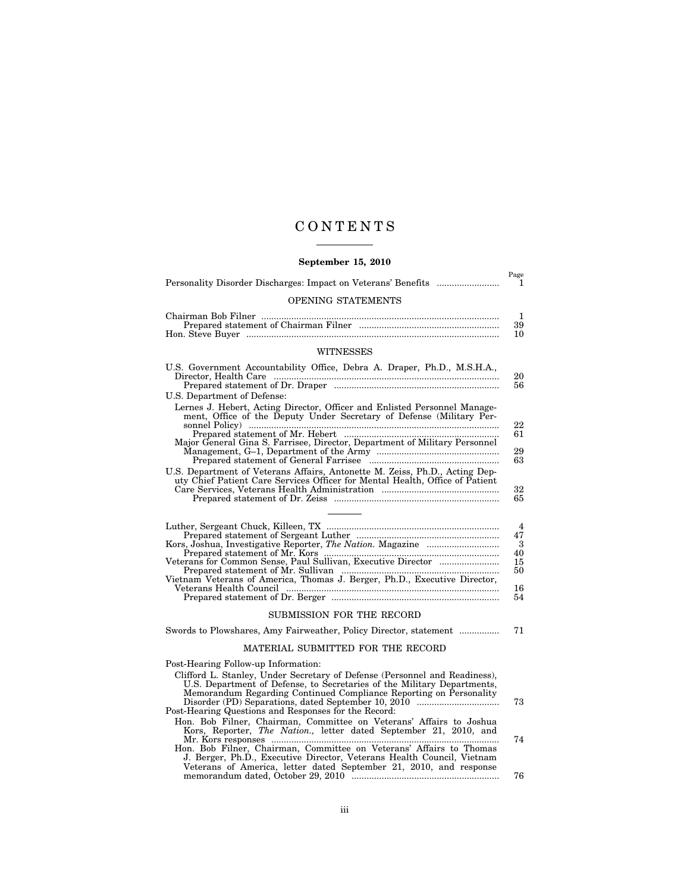# CONTENTS

**September 15, 2010**

| | Page |
|---|---|
| Personality Disorder Discharges: Impact on Veterans' Benefits | 1 |

## OPENING STATEMENTS

| | |
|---|---|
| Chairman Bob Filner | 1 |
| Prepared statement of Chairman Filner | 39 |
| Hon. Steve Buyer | 10 |

## WITNESSES

| | |
|---|---|
| U.S. Government Accountability Office, Debra A. Draper, Ph.D., M.S.H.A., Director, Health Care | 20 |
| Prepared statement of Dr. Draper | 56 |
| U.S. Department of Defense: | |
| Lernes J. Hebert, Acting Director, Officer and Enlisted Personnel Management, Office of the Deputy Under Secretary of Defense (Military Personnel Policy) | 22 |
| Prepared statement of Mr. Hebert | 61 |
| Major General Gina S. Farrisee, Director, Department of Military Personnel Management, G–1, Department of the Army | 29 |
| Prepared statement of General Farrisee | 63 |
| U.S. Department of Veterans Affairs, Antonette M. Zeiss, Ph.D., Acting Deputy Chief Patient Care Services Officer for Mental Health, Office of Patient Care Services, Veterans Health Administration | 32 |
| Prepared statement of Dr. Zeiss | 65 |

---

| | |
|---|---|
| Luther, Sergeant Chuck, Killeen, TX | 4 |
| Prepared statement of Sergeant Luther | 47 |
| Kors, Joshua, Investigative Reporter, *The Nation.* Magazine | 3 |
| Prepared statement of Mr. Kors | 40 |
| Veterans for Common Sense, Paul Sullivan, Executive Director | 15 |
| Prepared statement of Mr. Sullivan | 50 |
| Vietnam Veterans of America, Thomas J. Berger, Ph.D., Executive Director, Veterans Health Council | 16 |
| Prepared statement of Dr. Berger | 54 |

## SUBMISSION FOR THE RECORD

| | |
|---|---|
| Swords to Plowshares, Amy Fairweather, Policy Director, statement | 71 |

## MATERIAL SUBMITTED FOR THE RECORD

| | |
|---|---|
| Post-Hearing Follow-up Information: | |
| Clifford L. Stanley, Under Secretary of Defense (Personnel and Readiness), U.S. Department of Defense, to Secretaries of the Military Departments, Memorandum Regarding Continued Compliance Reporting on Personality Disorder (PD) Separations, dated September 10, 2010 | 73 |
| Post-Hearing Questions and Responses for the Record: | |
| Hon. Bob Filner, Chairman, Committee on Veterans' Affairs to Joshua Kors, Reporter, *The Nation.,* letter dated September 21, 2010, and Mr. Kors responses | 74 |
| Hon. Bob Filner, Chairman, Committee on Veterans' Affairs to Thomas J. Berger, Ph.D., Executive Director, Veterans Health Council, Vietnam Veterans of America, letter dated September 21, 2010, and response memorandum dated, October 29, 2010 | 76 |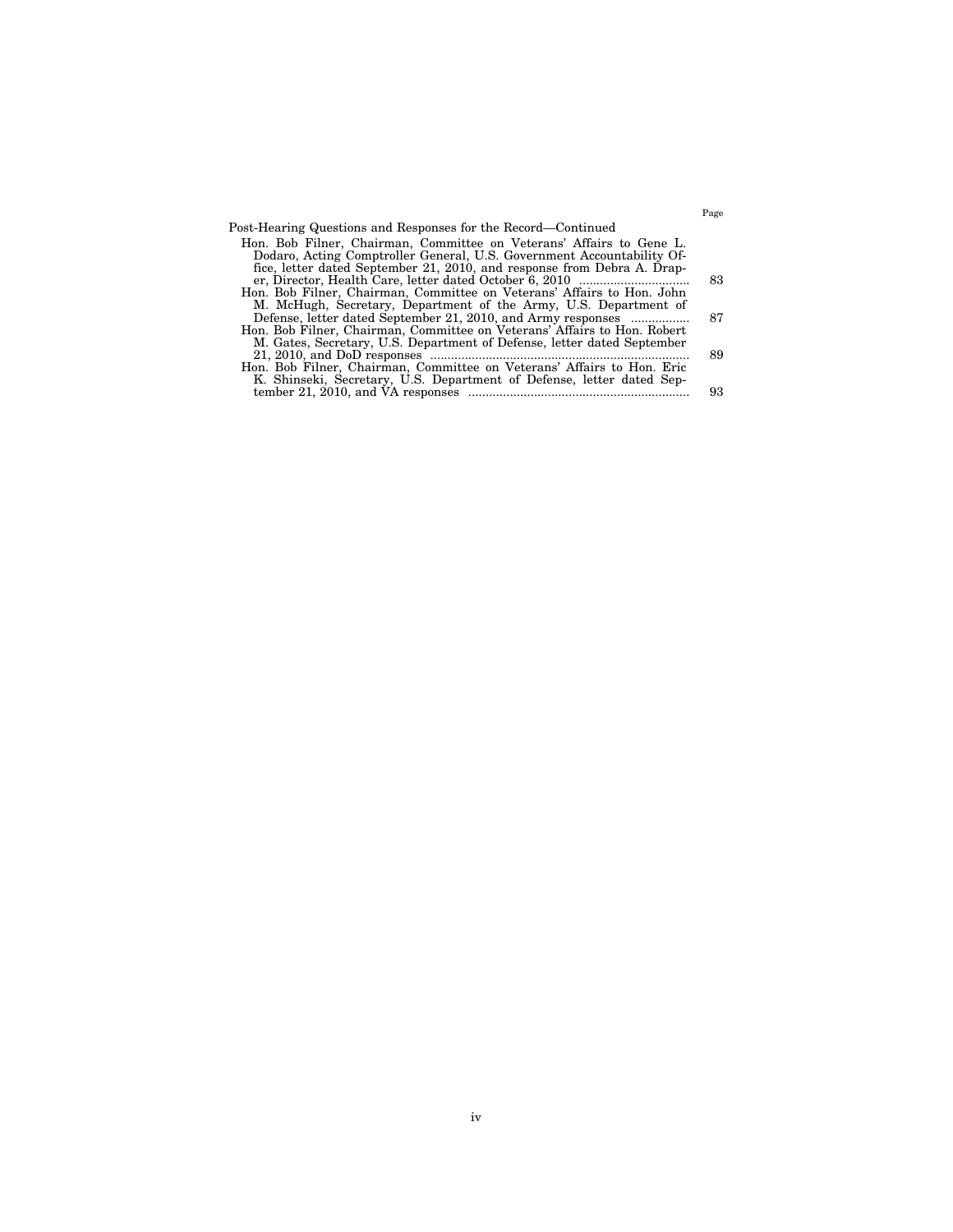| | Page |
|---|---|
| Post-Hearing Questions and Responses for the Record—Continued | |
| Hon. Bob Filner, Chairman, Committee on Veterans' Affairs to Gene L. Dodaro, Acting Comptroller General, U.S. Government Accountability Office, letter dated September 21, 2010, and response from Debra A. Draper, Director, Health Care, letter dated October 6, 2010 | 83 |
| Hon. Bob Filner, Chairman, Committee on Veterans' Affairs to Hon. John M. McHugh, Secretary, Department of the Army, U.S. Department of Defense, letter dated September 21, 2010, and Army responses | 87 |
| Hon. Bob Filner, Chairman, Committee on Veterans' Affairs to Hon. Robert M. Gates, Secretary, U.S. Department of Defense, letter dated September 21, 2010, and DoD responses | 89 |
| Hon. Bob Filner, Chairman, Committee on Veterans' Affairs to Hon. Eric K. Shinseki, Secretary, U.S. Department of Defense, letter dated September 21, 2010, and VA responses | 93 |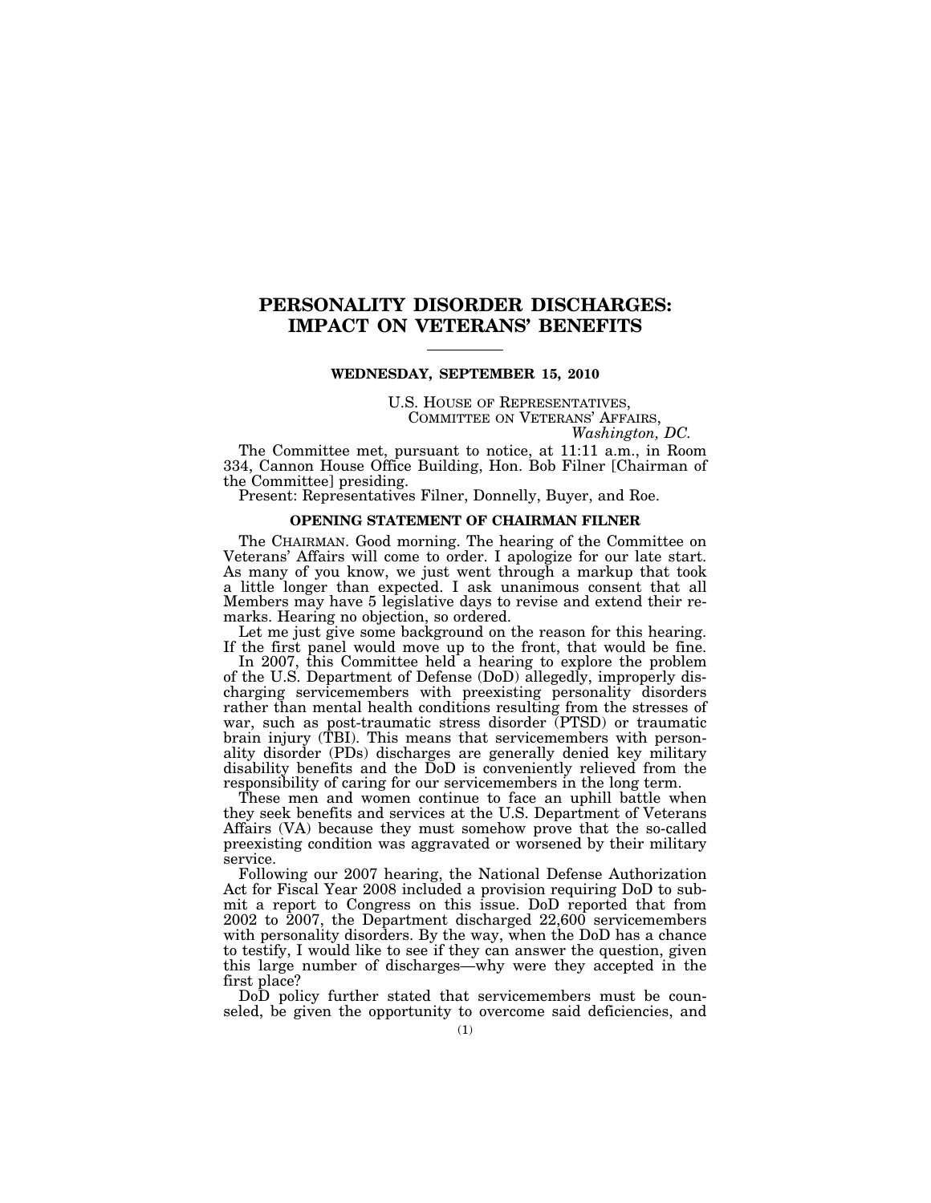# PERSONALITY DISORDER DISCHARGES: IMPACT ON VETERANS' BENEFITS

**WEDNESDAY, SEPTEMBER 15, 2010**

U.S. HOUSE OF REPRESENTATIVES,
COMMITTEE ON VETERANS' AFFAIRS,
*Washington, DC.*

The Committee met, pursuant to notice, at 11:11 a.m., in Room 334, Cannon House Office Building, Hon. Bob Filner [Chairman of the Committee] presiding.

Present: Representatives Filner, Donnelly, Buyer, and Roe.

### OPENING STATEMENT OF CHAIRMAN FILNER

The CHAIRMAN. Good morning. The hearing of the Committee on Veterans' Affairs will come to order. I apologize for our late start. As many of you know, we just went through a markup that took a little longer than expected. I ask unanimous consent that all Members may have 5 legislative days to revise and extend their remarks. Hearing no objection, so ordered.

Let me just give some background on the reason for this hearing. If the first panel would move up to the front, that would be fine.

In 2007, this Committee held a hearing to explore the problem of the U.S. Department of Defense (DoD) allegedly, improperly discharging servicemembers with preexisting personality disorders rather than mental health conditions resulting from the stresses of war, such as post-traumatic stress disorder (PTSD) or traumatic brain injury (TBI). This means that servicemembers with personality disorder (PDs) discharges are generally denied key military disability benefits and the DoD is conveniently relieved from the responsibility of caring for our servicemembers in the long term.

These men and women continue to face an uphill battle when they seek benefits and services at the U.S. Department of Veterans Affairs (VA) because they must somehow prove that the so-called preexisting condition was aggravated or worsened by their military service.

Following our 2007 hearing, the National Defense Authorization Act for Fiscal Year 2008 included a provision requiring DoD to submit a report to Congress on this issue. DoD reported that from 2002 to 2007, the Department discharged 22,600 servicemembers with personality disorders. By the way, when the DoD has a chance to testify, I would like to see if they can answer the question, given this large number of discharges—why were they accepted in the first place?

DoD policy further stated that servicemembers must be counseled, be given the opportunity to overcome said deficiencies, and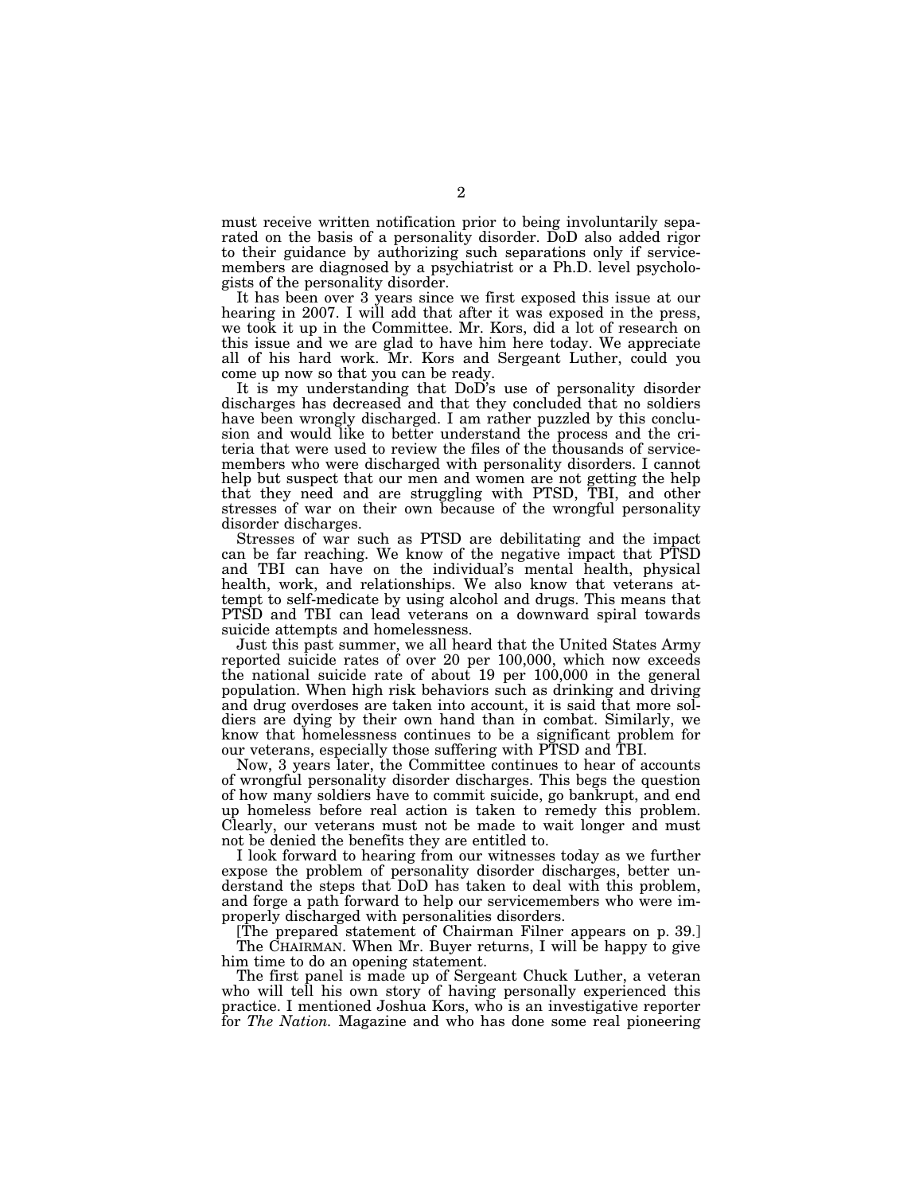must receive written notification prior to being involuntarily separated on the basis of a personality disorder. DoD also added rigor to their guidance by authorizing such separations only if servicemembers are diagnosed by a psychiatrist or a Ph.D. level psychologists of the personality disorder.

It has been over 3 years since we first exposed this issue at our hearing in 2007. I will add that after it was exposed in the press, we took it up in the Committee. Mr. Kors, did a lot of research on this issue and we are glad to have him here today. We appreciate all of his hard work. Mr. Kors and Sergeant Luther, could you come up now so that you can be ready.

It is my understanding that DoD's use of personality disorder discharges has decreased and that they concluded that no soldiers have been wrongly discharged. I am rather puzzled by this conclusion and would like to better understand the process and the criteria that were used to review the files of the thousands of servicemembers who were discharged with personality disorders. I cannot help but suspect that our men and women are not getting the help that they need and are struggling with PTSD, TBI, and other stresses of war on their own because of the wrongful personality disorder discharges.

Stresses of war such as PTSD are debilitating and the impact can be far reaching. We know of the negative impact that PTSD and TBI can have on the individual's mental health, physical health, work, and relationships. We also know that veterans attempt to self-medicate by using alcohol and drugs. This means that PTSD and TBI can lead veterans on a downward spiral towards suicide attempts and homelessness.

Just this past summer, we all heard that the United States Army reported suicide rates of over 20 per 100,000, which now exceeds the national suicide rate of about 19 per 100,000 in the general population. When high risk behaviors such as drinking and driving and drug overdoses are taken into account, it is said that more soldiers are dying by their own hand than in combat. Similarly, we know that homelessness continues to be a significant problem for our veterans, especially those suffering with PTSD and TBI.

Now, 3 years later, the Committee continues to hear of accounts of wrongful personality disorder discharges. This begs the question of how many soldiers have to commit suicide, go bankrupt, and end up homeless before real action is taken to remedy this problem. Clearly, our veterans must not be made to wait longer and must not be denied the benefits they are entitled to.

I look forward to hearing from our witnesses today as we further expose the problem of personality disorder discharges, better understand the steps that DoD has taken to deal with this problem, and forge a path forward to help our servicemembers who were improperly discharged with personalities disorders.

[The prepared statement of Chairman Filner appears on p. 39.]

The CHAIRMAN. When Mr. Buyer returns, I will be happy to give him time to do an opening statement.

The first panel is made up of Sergeant Chuck Luther, a veteran who will tell his own story of having personally experienced this practice. I mentioned Joshua Kors, who is an investigative reporter for *The Nation.* Magazine and who has done some real pioneering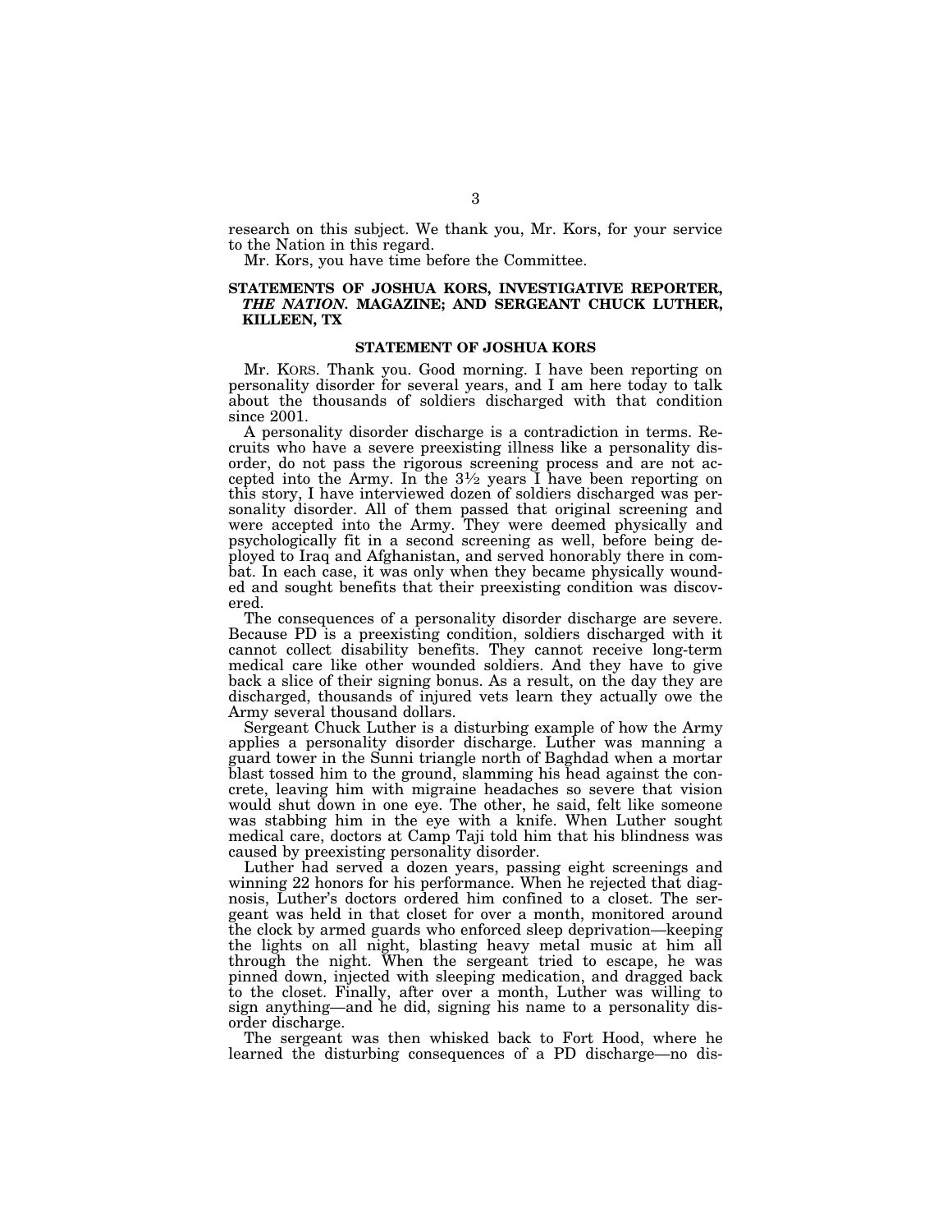research on this subject. We thank you, Mr. Kors, for your service to the Nation in this regard.

Mr. Kors, you have time before the Committee.

## STATEMENTS OF JOSHUA KORS, INVESTIGATIVE REPORTER, *THE NATION.* MAGAZINE; AND SERGEANT CHUCK LUTHER, KILLEEN, TX

### STATEMENT OF JOSHUA KORS

Mr. KORS. Thank you. Good morning. I have been reporting on personality disorder for several years, and I am here today to talk about the thousands of soldiers discharged with that condition since 2001.

A personality disorder discharge is a contradiction in terms. Recruits who have a severe preexisting illness like a personality disorder, do not pass the rigorous screening process and are not accepted into the Army. In the 3½ years I have been reporting on this story, I have interviewed dozen of soldiers discharged was personality disorder. All of them passed that original screening and were accepted into the Army. They were deemed physically and psychologically fit in a second screening as well, before being deployed to Iraq and Afghanistan, and served honorably there in combat. In each case, it was only when they became physically wounded and sought benefits that their preexisting condition was discovered.

The consequences of a personality disorder discharge are severe. Because PD is a preexisting condition, soldiers discharged with it cannot collect disability benefits. They cannot receive long-term medical care like other wounded soldiers. And they have to give back a slice of their signing bonus. As a result, on the day they are discharged, thousands of injured vets learn they actually owe the Army several thousand dollars.

Sergeant Chuck Luther is a disturbing example of how the Army applies a personality disorder discharge. Luther was manning a guard tower in the Sunni triangle north of Baghdad when a mortar blast tossed him to the ground, slamming his head against the concrete, leaving him with migraine headaches so severe that vision would shut down in one eye. The other, he said, felt like someone was stabbing him in the eye with a knife. When Luther sought medical care, doctors at Camp Taji told him that his blindness was caused by preexisting personality disorder.

Luther had served a dozen years, passing eight screenings and winning 22 honors for his performance. When he rejected that diagnosis, Luther's doctors ordered him confined to a closet. The sergeant was held in that closet for over a month, monitored around the clock by armed guards who enforced sleep deprivation—keeping the lights on all night, blasting heavy metal music at him all through the night. When the sergeant tried to escape, he was pinned down, injected with sleeping medication, and dragged back to the closet. Finally, after over a month, Luther was willing to sign anything—and he did, signing his name to a personality disorder discharge.

The sergeant was then whisked back to Fort Hood, where he learned the disturbing consequences of a PD discharge—no dis-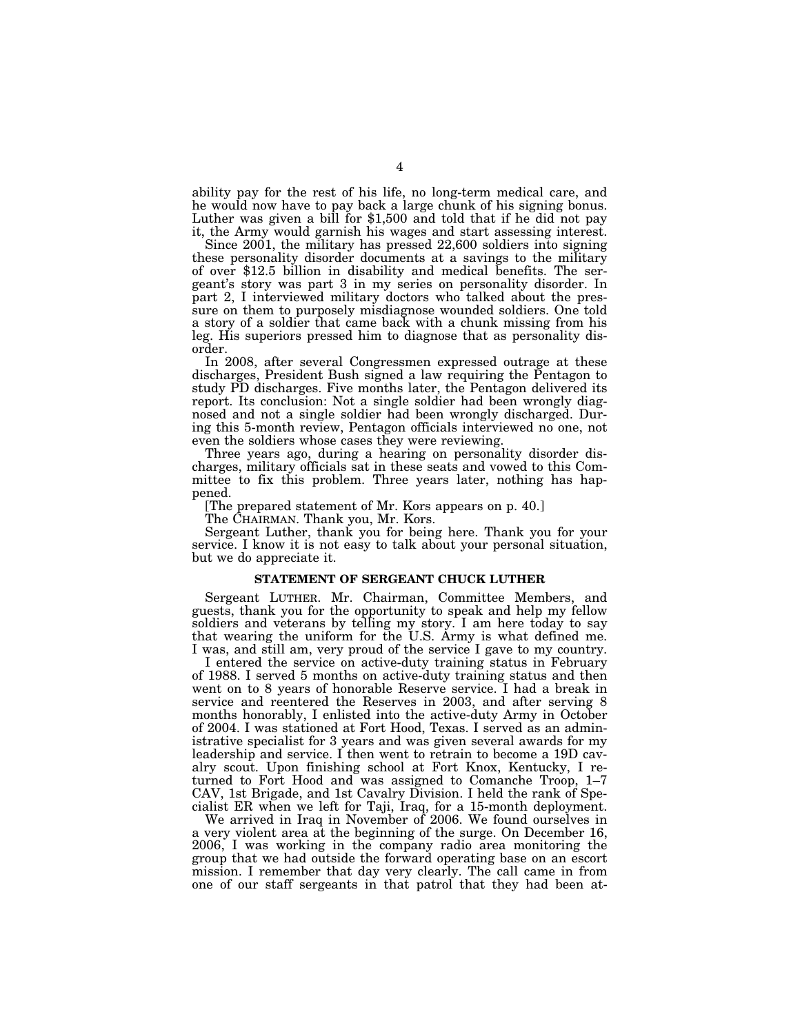ability pay for the rest of his life, no long-term medical care, and he would now have to pay back a large chunk of his signing bonus. Luther was given a bill for $1,500 and told that if he did not pay it, the Army would garnish his wages and start assessing interest.

Since 2001, the military has pressed 22,600 soldiers into signing these personality disorder documents at a savings to the military of over $12.5 billion in disability and medical benefits. The sergeant's story was part 3 in my series on personality disorder. In part 2, I interviewed military doctors who talked about the pressure on them to purposely misdiagnose wounded soldiers. One told a story of a soldier that came back with a chunk missing from his leg. His superiors pressed him to diagnose that as personality disorder.

In 2008, after several Congressmen expressed outrage at these discharges, President Bush signed a law requiring the Pentagon to study PD discharges. Five months later, the Pentagon delivered its report. Its conclusion: Not a single soldier had been wrongly diagnosed and not a single soldier had been wrongly discharged. During this 5-month review, Pentagon officials interviewed no one, not even the soldiers whose cases they were reviewing.

Three years ago, during a hearing on personality disorder discharges, military officials sat in these seats and vowed to this Committee to fix this problem. Three years later, nothing has happened.

[The prepared statement of Mr. Kors appears on p. 40.]

The CHAIRMAN. Thank you, Mr. Kors.

Sergeant Luther, thank you for being here. Thank you for your service. I know it is not easy to talk about your personal situation, but we do appreciate it.

## STATEMENT OF SERGEANT CHUCK LUTHER

Sergeant LUTHER. Mr. Chairman, Committee Members, and guests, thank you for the opportunity to speak and help my fellow soldiers and veterans by telling my story. I am here today to say that wearing the uniform for the U.S. Army is what defined me. I was, and still am, very proud of the service I gave to my country.

I entered the service on active-duty training status in February of 1988. I served 5 months on active-duty training status and then went on to 8 years of honorable Reserve service. I had a break in service and reentered the Reserves in 2003, and after serving 8 months honorably, I enlisted into the active-duty Army in October of 2004. I was stationed at Fort Hood, Texas. I served as an administrative specialist for 3 years and was given several awards for my leadership and service. I then went to retrain to become a 19D cavalry scout. Upon finishing school at Fort Knox, Kentucky, I returned to Fort Hood and was assigned to Comanche Troop, 1–7 CAV, 1st Brigade, and 1st Cavalry Division. I held the rank of Specialist ER when we left for Taji, Iraq, for a 15-month deployment.

We arrived in Iraq in November of 2006. We found ourselves in a very violent area at the beginning of the surge. On December 16, 2006, I was working in the company radio area monitoring the group that we had outside the forward operating base on an escort mission. I remember that day very clearly. The call came in from one of our staff sergeants in that patrol that they had been at-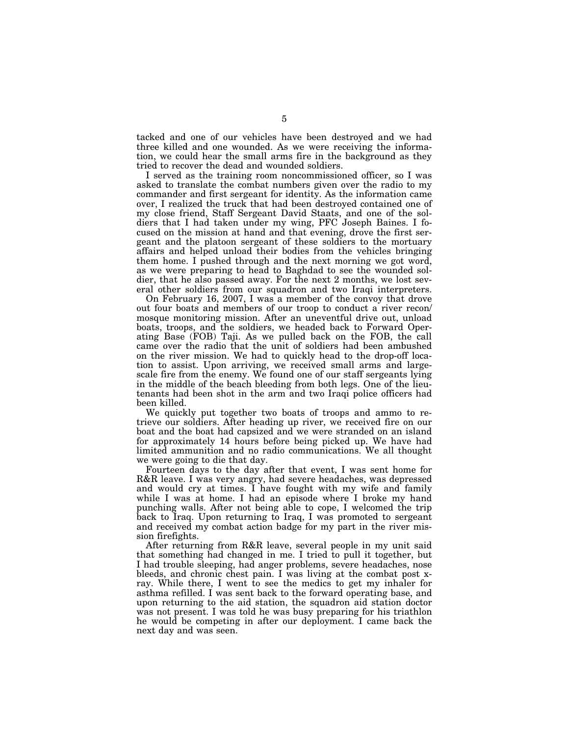tacked and one of our vehicles have been destroyed and we had three killed and one wounded. As we were receiving the information, we could hear the small arms fire in the background as they tried to recover the dead and wounded soldiers.

I served as the training room noncommissioned officer, so I was asked to translate the combat numbers given over the radio to my commander and first sergeant for identity. As the information came over, I realized the truck that had been destroyed contained one of my close friend, Staff Sergeant David Staats, and one of the soldiers that I had taken under my wing, PFC Joseph Baines. I focused on the mission at hand and that evening, drove the first sergeant and the platoon sergeant of these soldiers to the mortuary affairs and helped unload their bodies from the vehicles bringing them home. I pushed through and the next morning we got word, as we were preparing to head to Baghdad to see the wounded soldier, that he also passed away. For the next 2 months, we lost several other soldiers from our squadron and two Iraqi interpreters.

On February 16, 2007, I was a member of the convoy that drove out four boats and members of our troop to conduct a river recon/mosque monitoring mission. After an uneventful drive out, unload boats, troops, and the soldiers, we headed back to Forward Operating Base (FOB) Taji. As we pulled back on the FOB, the call came over the radio that the unit of soldiers had been ambushed on the river mission. We had to quickly head to the drop-off location to assist. Upon arriving, we received small arms and large-scale fire from the enemy. We found one of our staff sergeants lying in the middle of the beach bleeding from both legs. One of the lieutenants had been shot in the arm and two Iraqi police officers had been killed.

We quickly put together two boats of troops and ammo to retrieve our soldiers. After heading up river, we received fire on our boat and the boat had capsized and we were stranded on an island for approximately 14 hours before being picked up. We have had limited ammunition and no radio communications. We all thought we were going to die that day.

Fourteen days to the day after that event, I was sent home for R&R leave. I was very angry, had severe headaches, was depressed and would cry at times. I have fought with my wife and family while I was at home. I had an episode where I broke my hand punching walls. After not being able to cope, I welcomed the trip back to Iraq. Upon returning to Iraq, I was promoted to sergeant and received my combat action badge for my part in the river mission firefights.

After returning from R&R leave, several people in my unit said that something had changed in me. I tried to pull it together, but I had trouble sleeping, had anger problems, severe headaches, nose bleeds, and chronic chest pain. I was living at the combat post x-ray. While there, I went to see the medics to get my inhaler for asthma refilled. I was sent back to the forward operating base, and upon returning to the aid station, the squadron aid station doctor was not present. I was told he was busy preparing for his triathlon he would be competing in after our deployment. I came back the next day and was seen.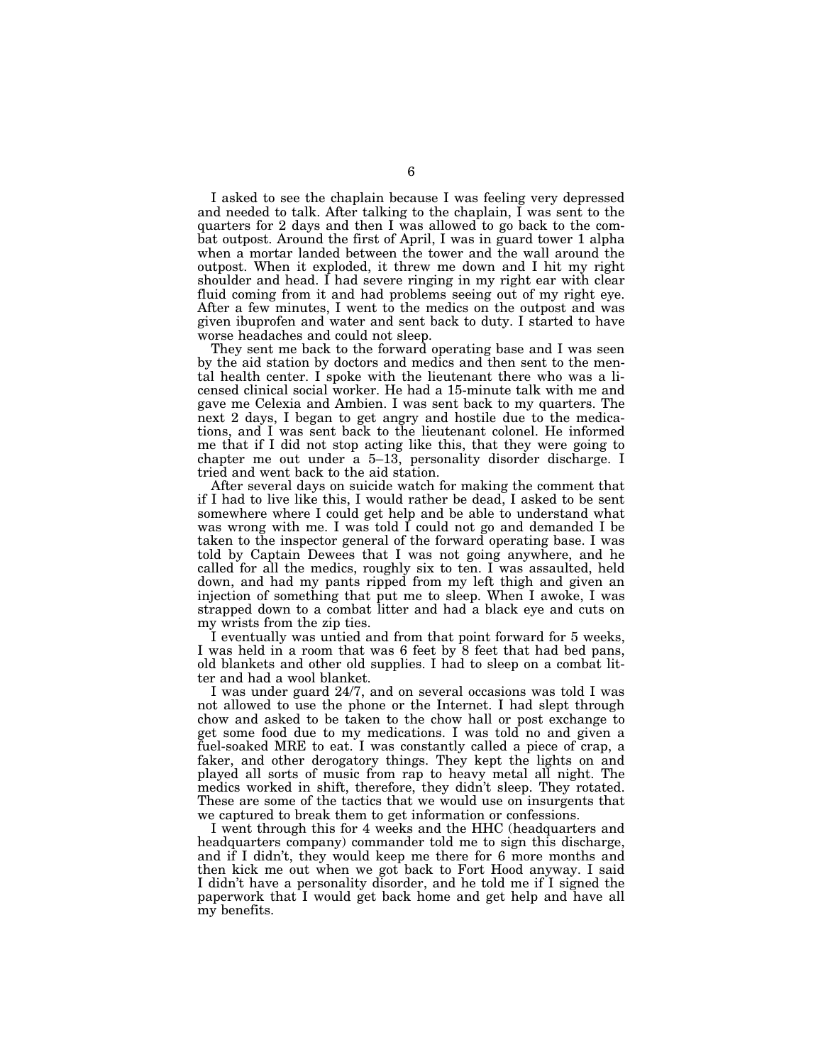I asked to see the chaplain because I was feeling very depressed and needed to talk. After talking to the chaplain, I was sent to the quarters for 2 days and then I was allowed to go back to the combat outpost. Around the first of April, I was in guard tower 1 alpha when a mortar landed between the tower and the wall around the outpost. When it exploded, it threw me down and I hit my right shoulder and head. I had severe ringing in my right ear with clear fluid coming from it and had problems seeing out of my right eye. After a few minutes, I went to the medics on the outpost and was given ibuprofen and water and sent back to duty. I started to have worse headaches and could not sleep.

They sent me back to the forward operating base and I was seen by the aid station by doctors and medics and then sent to the mental health center. I spoke with the lieutenant there who was a licensed clinical social worker. He had a 15-minute talk with me and gave me Celexia and Ambien. I was sent back to my quarters. The next 2 days, I began to get angry and hostile due to the medications, and I was sent back to the lieutenant colonel. He informed me that if I did not stop acting like this, that they were going to chapter me out under a 5–13, personality disorder discharge. I tried and went back to the aid station.

After several days on suicide watch for making the comment that if I had to live like this, I would rather be dead, I asked to be sent somewhere where I could get help and be able to understand what was wrong with me. I was told I could not go and demanded I be taken to the inspector general of the forward operating base. I was told by Captain Dewees that I was not going anywhere, and he called for all the medics, roughly six to ten. I was assaulted, held down, and had my pants ripped from my left thigh and given an injection of something that put me to sleep. When I awoke, I was strapped down to a combat litter and had a black eye and cuts on my wrists from the zip ties.

I eventually was untied and from that point forward for 5 weeks, I was held in a room that was 6 feet by 8 feet that had bed pans, old blankets and other old supplies. I had to sleep on a combat litter and had a wool blanket.

I was under guard 24/7, and on several occasions was told I was not allowed to use the phone or the Internet. I had slept through chow and asked to be taken to the chow hall or post exchange to get some food due to my medications. I was told no and given a fuel-soaked MRE to eat. I was constantly called a piece of crap, a faker, and other derogatory things. They kept the lights on and played all sorts of music from rap to heavy metal all night. The medics worked in shift, therefore, they didn't sleep. They rotated. These are some of the tactics that we would use on insurgents that we captured to break them to get information or confessions.

I went through this for 4 weeks and the HHC (headquarters and headquarters company) commander told me to sign this discharge, and if I didn't, they would keep me there for 6 more months and then kick me out when we got back to Fort Hood anyway. I said I didn't have a personality disorder, and he told me if I signed the paperwork that I would get back home and get help and have all my benefits.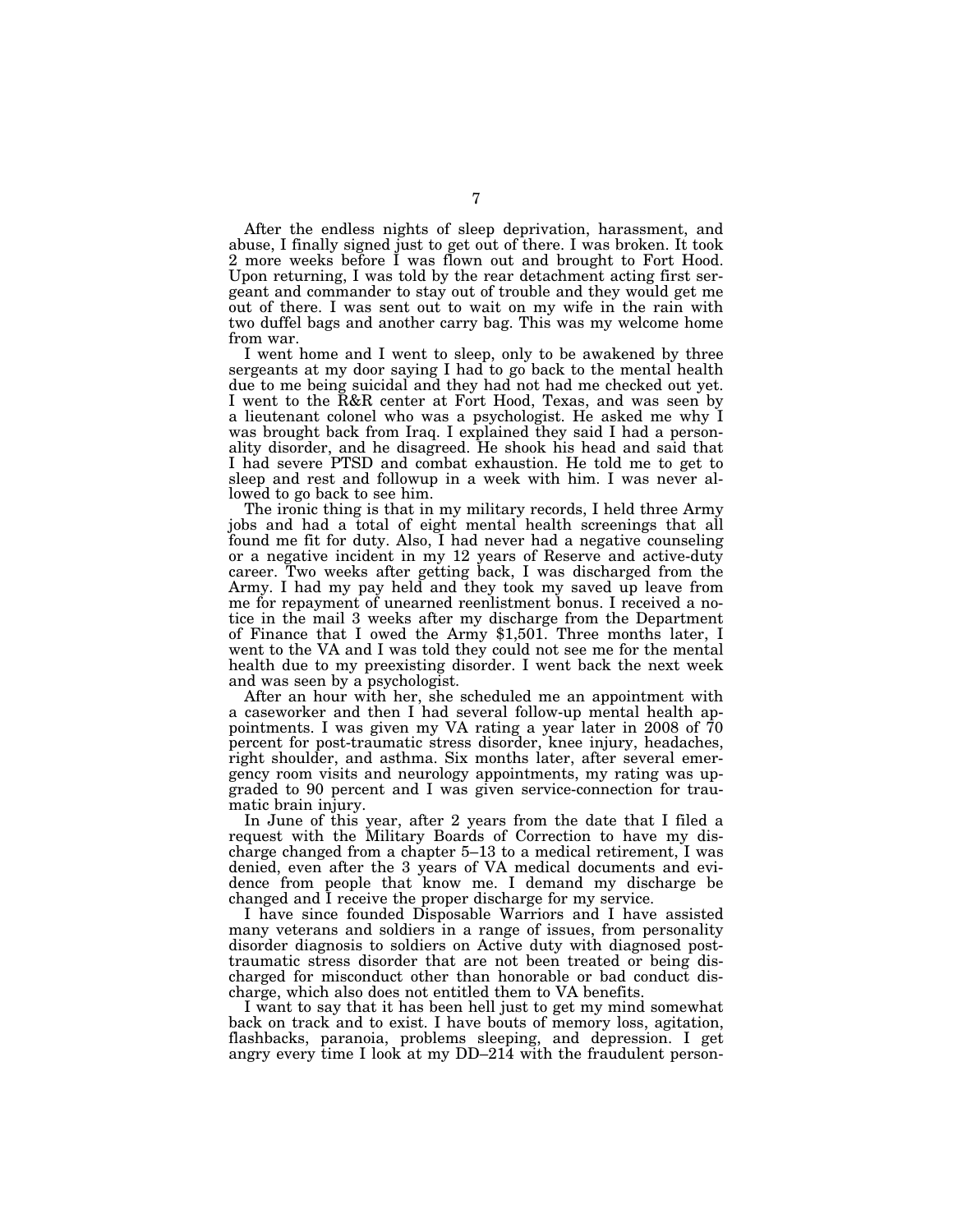After the endless nights of sleep deprivation, harassment, and abuse, I finally signed just to get out of there. I was broken. It took 2 more weeks before I was flown out and brought to Fort Hood. Upon returning, I was told by the rear detachment acting first sergeant and commander to stay out of trouble and they would get me out of there. I was sent out to wait on my wife in the rain with two duffel bags and another carry bag. This was my welcome home from war.

I went home and I went to sleep, only to be awakened by three sergeants at my door saying I had to go back to the mental health due to me being suicidal and they had not had me checked out yet. I went to the R&R center at Fort Hood, Texas, and was seen by a lieutenant colonel who was a psychologist. He asked me why I was brought back from Iraq. I explained they said I had a personality disorder, and he disagreed. He shook his head and said that I had severe PTSD and combat exhaustion. He told me to get to sleep and rest and followup in a week with him. I was never allowed to go back to see him.

The ironic thing is that in my military records, I held three Army jobs and had a total of eight mental health screenings that all found me fit for duty. Also, I had never had a negative counseling or a negative incident in my 12 years of Reserve and active-duty career. Two weeks after getting back, I was discharged from the Army. I had my pay held and they took my saved up leave from me for repayment of unearned reenlistment bonus. I received a notice in the mail 3 weeks after my discharge from the Department of Finance that I owed the Army $1,501. Three months later, I went to the VA and I was told they could not see me for the mental health due to my preexisting disorder. I went back the next week and was seen by a psychologist.

After an hour with her, she scheduled me an appointment with a caseworker and then I had several follow-up mental health appointments. I was given my VA rating a year later in 2008 of 70 percent for post-traumatic stress disorder, knee injury, headaches, right shoulder, and asthma. Six months later, after several emergency room visits and neurology appointments, my rating was upgraded to 90 percent and I was given service-connection for traumatic brain injury.

In June of this year, after 2 years from the date that I filed a request with the Military Boards of Correction to have my discharge changed from a chapter 5–13 to a medical retirement, I was denied, even after the 3 years of VA medical documents and evidence from people that know me. I demand my discharge be changed and I receive the proper discharge for my service.

I have since founded Disposable Warriors and I have assisted many veterans and soldiers in a range of issues, from personality disorder diagnosis to soldiers on Active duty with diagnosed post-traumatic stress disorder that are not been treated or being discharged for misconduct other than honorable or bad conduct discharge, which also does not entitled them to VA benefits.

I want to say that it has been hell just to get my mind somewhat back on track and to exist. I have bouts of memory loss, agitation, flashbacks, paranoia, problems sleeping, and depression. I get angry every time I look at my DD–214 with the fraudulent person-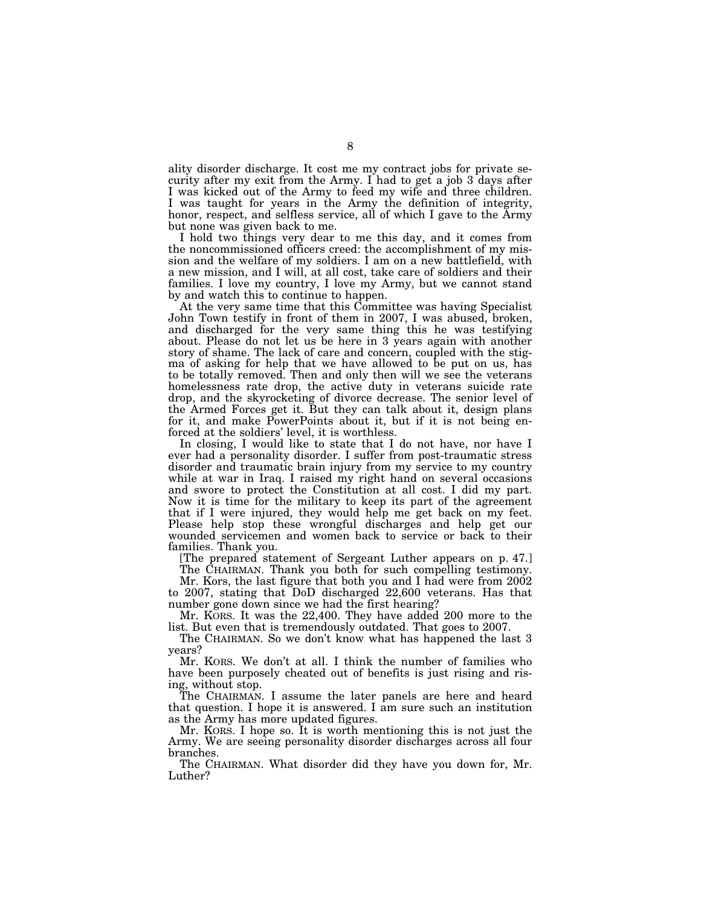ality disorder discharge. It cost me my contract jobs for private security after my exit from the Army. I had to get a job 3 days after I was kicked out of the Army to feed my wife and three children. I was taught for years in the Army the definition of integrity, honor, respect, and selfless service, all of which I gave to the Army but none was given back to me.

I hold two things very dear to me this day, and it comes from the noncommissioned officers creed: the accomplishment of my mission and the welfare of my soldiers. I am on a new battlefield, with a new mission, and I will, at all cost, take care of soldiers and their families. I love my country, I love my Army, but we cannot stand by and watch this to continue to happen.

At the very same time that this Committee was having Specialist John Town testify in front of them in 2007, I was abused, broken, and discharged for the very same thing this he was testifying about. Please do not let us be here in 3 years again with another story of shame. The lack of care and concern, coupled with the stigma of asking for help that we have allowed to be put on us, has to be totally removed. Then and only then will we see the veterans homelessness rate drop, the active duty in veterans suicide rate drop, and the skyrocketing of divorce decrease. The senior level of the Armed Forces get it. But they can talk about it, design plans for it, and make PowerPoints about it, but if it is not being enforced at the soldiers' level, it is worthless.

In closing, I would like to state that I do not have, nor have I ever had a personality disorder. I suffer from post-traumatic stress disorder and traumatic brain injury from my service to my country while at war in Iraq. I raised my right hand on several occasions and swore to protect the Constitution at all cost. I did my part. Now it is time for the military to keep its part of the agreement that if I were injured, they would help me get back on my feet. Please help stop these wrongful discharges and help get our wounded servicemen and women back to service or back to their families. Thank you.

[The prepared statement of Sergeant Luther appears on p. 47.]

The CHAIRMAN. Thank you both for such compelling testimony.

Mr. Kors, the last figure that both you and I had were from 2002 to 2007, stating that DoD discharged 22,600 veterans. Has that number gone down since we had the first hearing?

Mr. KORS. It was the 22,400. They have added 200 more to the list. But even that is tremendously outdated. That goes to 2007.

The CHAIRMAN. So we don't know what has happened the last 3 years?

Mr. KORS. We don't at all. I think the number of families who have been purposely cheated out of benefits is just rising and rising, without stop.

The CHAIRMAN. I assume the later panels are here and heard that question. I hope it is answered. I am sure such an institution as the Army has more updated figures.

Mr. KORS. I hope so. It is worth mentioning this is not just the Army. We are seeing personality disorder discharges across all four branches.

The CHAIRMAN. What disorder did they have you down for, Mr. Luther?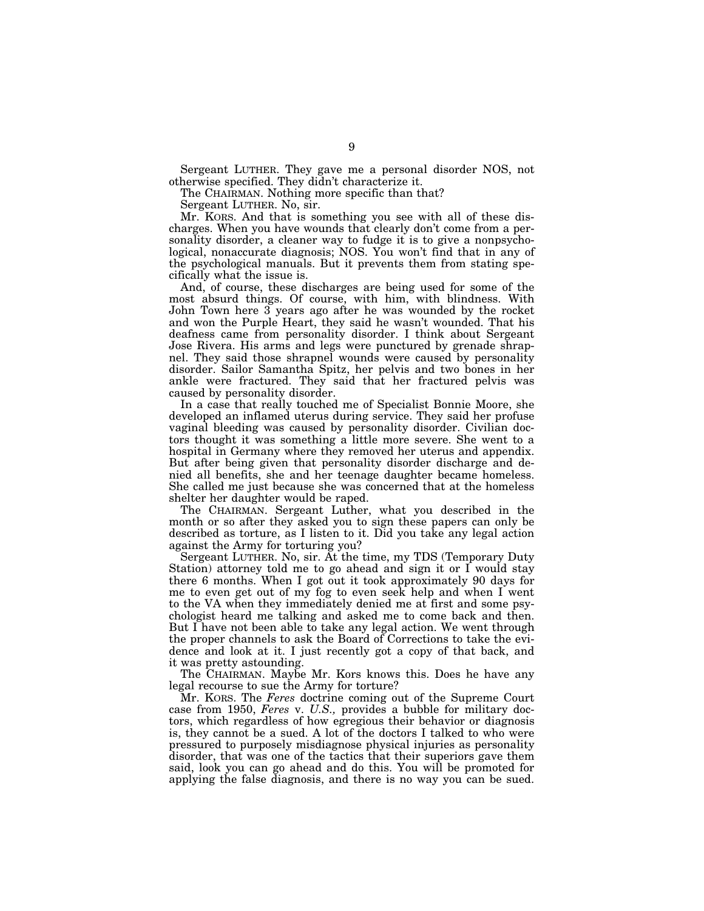Sergeant LUTHER. They gave me a personal disorder NOS, not otherwise specified. They didn't characterize it.

The CHAIRMAN. Nothing more specific than that?

Sergeant LUTHER. No, sir.

Mr. KORS. And that is something you see with all of these discharges. When you have wounds that clearly don't come from a personality disorder, a cleaner way to fudge it is to give a nonpsychological, nonaccurate diagnosis; NOS. You won't find that in any of the psychological manuals. But it prevents them from stating specifically what the issue is.

And, of course, these discharges are being used for some of the most absurd things. Of course, with him, with blindness. With John Town here 3 years ago after he was wounded by the rocket and won the Purple Heart, they said he wasn't wounded. That his deafness came from personality disorder. I think about Sergeant Jose Rivera. His arms and legs were punctured by grenade shrapnel. They said those shrapnel wounds were caused by personality disorder. Sailor Samantha Spitz, her pelvis and two bones in her ankle were fractured. They said that her fractured pelvis was caused by personality disorder.

In a case that really touched me of Specialist Bonnie Moore, she developed an inflamed uterus during service. They said her profuse vaginal bleeding was caused by personality disorder. Civilian doctors thought it was something a little more severe. She went to a hospital in Germany where they removed her uterus and appendix. But after being given that personality disorder discharge and denied all benefits, she and her teenage daughter became homeless. She called me just because she was concerned that at the homeless shelter her daughter would be raped.

The CHAIRMAN. Sergeant Luther, what you described in the month or so after they asked you to sign these papers can only be described as torture, as I listen to it. Did you take any legal action against the Army for torturing you?

Sergeant LUTHER. No, sir. At the time, my TDS (Temporary Duty Station) attorney told me to go ahead and sign it or I would stay there 6 months. When I got out it took approximately 90 days for me to even get out of my fog to even seek help and when I went to the VA when they immediately denied me at first and some psychologist heard me talking and asked me to come back and then. But I have not been able to take any legal action. We went through the proper channels to ask the Board of Corrections to take the evidence and look at it. I just recently got a copy of that back, and it was pretty astounding.

The CHAIRMAN. Maybe Mr. Kors knows this. Does he have any legal recourse to sue the Army for torture?

Mr. KORS. The *Feres* doctrine coming out of the Supreme Court case from 1950, *Feres* v. *U.S.,* provides a bubble for military doctors, which regardless of how egregious their behavior or diagnosis is, they cannot be a sued. A lot of the doctors I talked to who were pressured to purposely misdiagnose physical injuries as personality disorder, that was one of the tactics that their superiors gave them said, look you can go ahead and do this. You will be promoted for applying the false diagnosis, and there is no way you can be sued.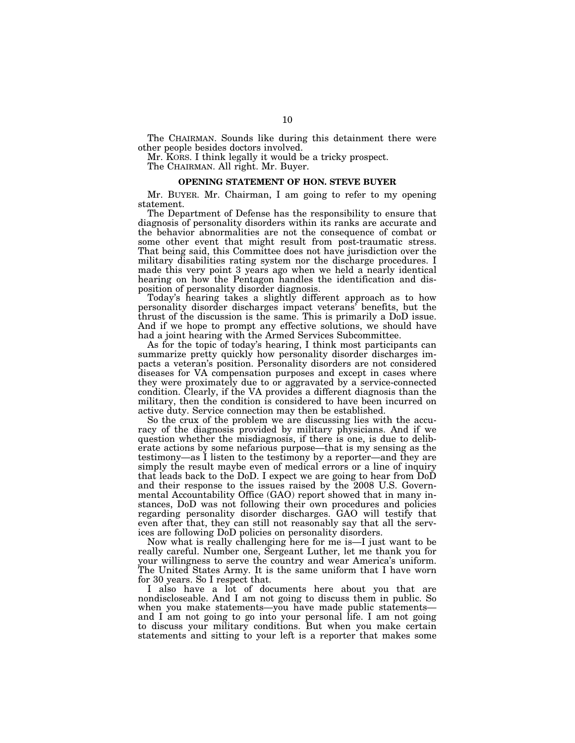The CHAIRMAN. Sounds like during this detainment there were other people besides doctors involved.

Mr. KORS. I think legally it would be a tricky prospect.

The CHAIRMAN. All right. Mr. Buyer.

## OPENING STATEMENT OF HON. STEVE BUYER

Mr. BUYER. Mr. Chairman, I am going to refer to my opening statement.

The Department of Defense has the responsibility to ensure that diagnosis of personality disorders within its ranks are accurate and the behavior abnormalities are not the consequence of combat or some other event that might result from post-traumatic stress. That being said, this Committee does not have jurisdiction over the military disabilities rating system nor the discharge procedures. I made this very point 3 years ago when we held a nearly identical hearing on how the Pentagon handles the identification and disposition of personality disorder diagnosis.

Today's hearing takes a slightly different approach as to how personality disorder discharges impact veterans' benefits, but the thrust of the discussion is the same. This is primarily a DoD issue. And if we hope to prompt any effective solutions, we should have had a joint hearing with the Armed Services Subcommittee.

As for the topic of today's hearing, I think most participants can summarize pretty quickly how personality disorder discharges impacts a veteran's position. Personality disorders are not considered diseases for VA compensation purposes and except in cases where they were proximately due to or aggravated by a service-connected condition. Clearly, if the VA provides a different diagnosis than the military, then the condition is considered to have been incurred on active duty. Service connection may then be established.

So the crux of the problem we are discussing lies with the accuracy of the diagnosis provided by military physicians. And if we question whether the misdiagnosis, if there is one, is due to deliberate actions by some nefarious purpose—that is my sensing as the testimony—as I listen to the testimony by a reporter—and they are simply the result maybe even of medical errors or a line of inquiry that leads back to the DoD. I expect we are going to hear from DoD and their response to the issues raised by the 2008 U.S. Governmental Accountability Office (GAO) report showed that in many instances, DoD was not following their own procedures and policies regarding personality disorder discharges. GAO will testify that even after that, they can still not reasonably say that all the services are following DoD policies on personality disorders.

Now what is really challenging here for me is—I just want to be really careful. Number one, Sergeant Luther, let me thank you for your willingness to serve the country and wear America's uniform. The United States Army. It is the same uniform that I have worn for 30 years. So I respect that.

I also have a lot of documents here about you that are nondiscloseable. And I am not going to discuss them in public. So when you make statements—you have made public statements—and I am not going to go into your personal life. I am not going to discuss your military conditions. But when you make certain statements and sitting to your left is a reporter that makes some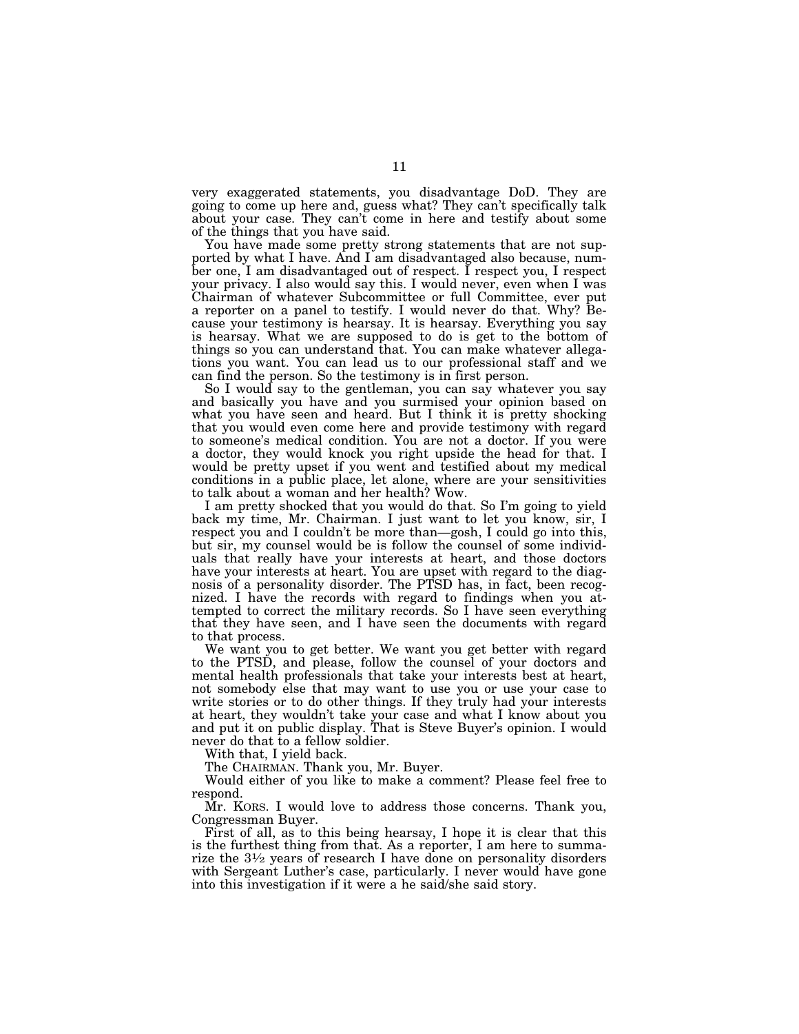very exaggerated statements, you disadvantage DoD. They are going to come up here and, guess what? They can't specifically talk about your case. They can't come in here and testify about some of the things that you have said.

You have made some pretty strong statements that are not supported by what I have. And I am disadvantaged also because, number one, I am disadvantaged out of respect. I respect you, I respect your privacy. I also would say this. I would never, even when I was Chairman of whatever Subcommittee or full Committee, ever put a reporter on a panel to testify. I would never do that. Why? Because your testimony is hearsay. It is hearsay. Everything you say is hearsay. What we are supposed to do is get to the bottom of things so you can understand that. You can make whatever allegations you want. You can lead us to our professional staff and we can find the person. So the testimony is in first person.

So I would say to the gentleman, you can say whatever you say and basically you have and you surmised your opinion based on what you have seen and heard. But I think it is pretty shocking that you would even come here and provide testimony with regard to someone's medical condition. You are not a doctor. If you were a doctor, they would knock you right upside the head for that. I would be pretty upset if you went and testified about my medical conditions in a public place, let alone, where are your sensitivities to talk about a woman and her health? Wow.

I am pretty shocked that you would do that. So I'm going to yield back my time, Mr. Chairman. I just want to let you know, sir, I respect you and I couldn't be more than—gosh, I could go into this, but sir, my counsel would be is follow the counsel of some individuals that really have your interests at heart, and those doctors have your interests at heart. You are upset with regard to the diagnosis of a personality disorder. The PTSD has, in fact, been recognized. I have the records with regard to findings when you attempted to correct the military records. So I have seen everything that they have seen, and I have seen the documents with regard to that process.

We want you to get better. We want you get better with regard to the PTSD, and please, follow the counsel of your doctors and mental health professionals that take your interests best at heart, not somebody else that may want to use you or use your case to write stories or to do other things. If they truly had your interests at heart, they wouldn't take your case and what I know about you and put it on public display. That is Steve Buyer's opinion. I would never do that to a fellow soldier.

With that, I yield back.

The CHAIRMAN. Thank you, Mr. Buyer.

Would either of you like to make a comment? Please feel free to respond.

Mr. KORS. I would love to address those concerns. Thank you, Congressman Buyer.

First of all, as to this being hearsay, I hope it is clear that this is the furthest thing from that. As a reporter, I am here to summarize the 3½ years of research I have done on personality disorders with Sergeant Luther's case, particularly. I never would have gone into this investigation if it were a he said/she said story.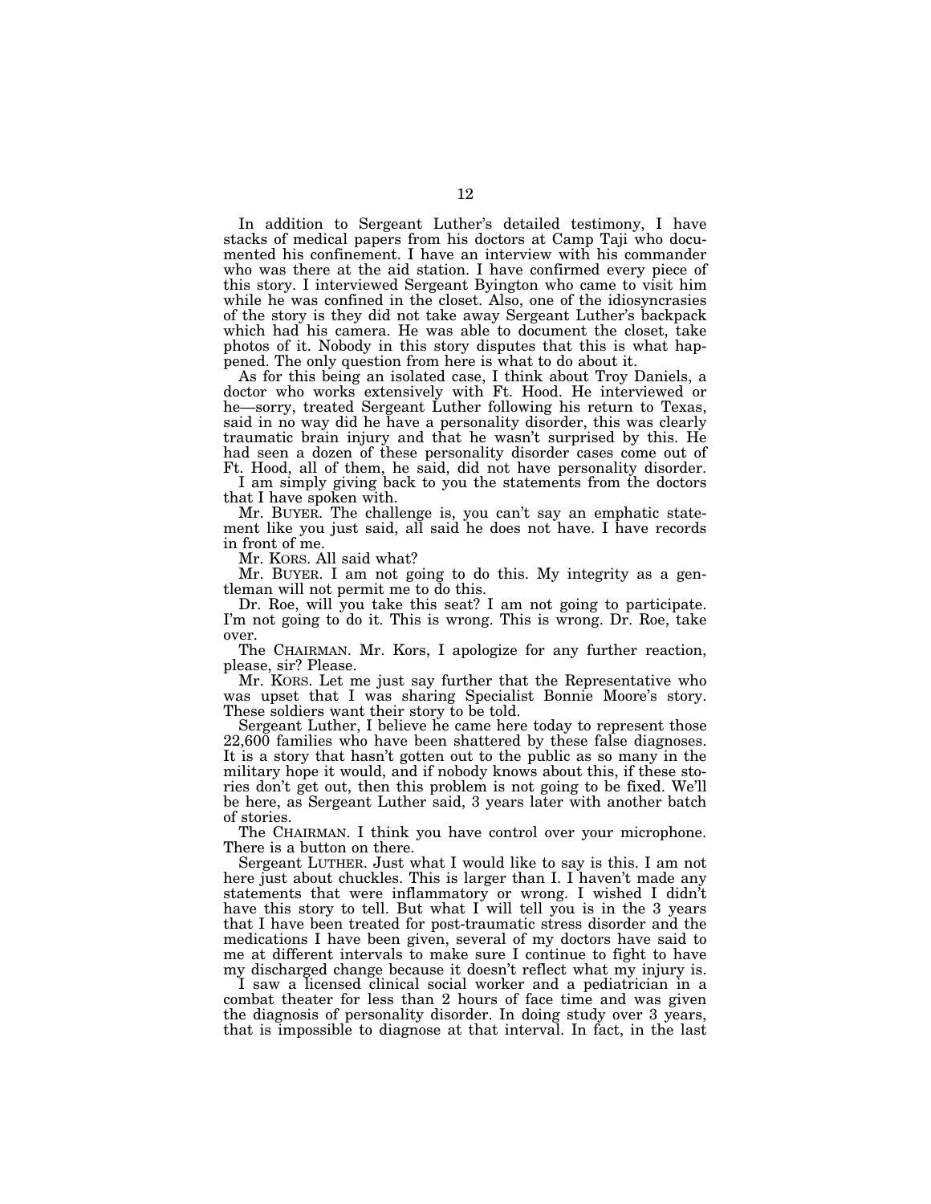In addition to Sergeant Luther's detailed testimony, I have stacks of medical papers from his doctors at Camp Taji who documented his confinement. I have an interview with his commander who was there at the aid station. I have confirmed every piece of this story. I interviewed Sergeant Byington who came to visit him while he was confined in the closet. Also, one of the idiosyncrasies of the story is they did not take away Sergeant Luther's backpack which had his camera. He was able to document the closet, take photos of it. Nobody in this story disputes that this is what happened. The only question from here is what to do about it.

As for this being an isolated case, I think about Troy Daniels, a doctor who works extensively with Ft. Hood. He interviewed or he—sorry, treated Sergeant Luther following his return to Texas, said in no way did he have a personality disorder, this was clearly traumatic brain injury and that he wasn't surprised by this. He had seen a dozen of these personality disorder cases come out of Ft. Hood, all of them, he said, did not have personality disorder.

I am simply giving back to you the statements from the doctors that I have spoken with.

Mr. BUYER. The challenge is, you can't say an emphatic statement like you just said, all said he does not have. I have records in front of me.

Mr. KORS. All said what?

Mr. BUYER. I am not going to do this. My integrity as a gentleman will not permit me to do this.

Dr. Roe, will you take this seat? I am not going to participate. I'm not going to do it. This is wrong. This is wrong. Dr. Roe, take over.

The CHAIRMAN. Mr. Kors, I apologize for any further reaction, please, sir? Please.

Mr. KORS. Let me just say further that the Representative who was upset that I was sharing Specialist Bonnie Moore's story. These soldiers want their story to be told.

Sergeant Luther, I believe he came here today to represent those 22,600 families who have been shattered by these false diagnoses. It is a story that hasn't gotten out to the public as so many in the military hope it would, and if nobody knows about this, if these stories don't get out, then this problem is not going to be fixed. We'll be here, as Sergeant Luther said, 3 years later with another batch of stories.

The CHAIRMAN. I think you have control over your microphone. There is a button on there.

Sergeant LUTHER. Just what I would like to say is this. I am not here just about chuckles. This is larger than I. I haven't made any statements that were inflammatory or wrong. I wished I didn't have this story to tell. But what I will tell you is in the 3 years that I have been treated for post-traumatic stress disorder and the medications I have been given, several of my doctors have said to me at different intervals to make sure I continue to fight to have my discharged change because it doesn't reflect what my injury is.

I saw a licensed clinical social worker and a pediatrician in a combat theater for less than 2 hours of face time and was given the diagnosis of personality disorder. In doing study over 3 years, that is impossible to diagnose at that interval. In fact, in the last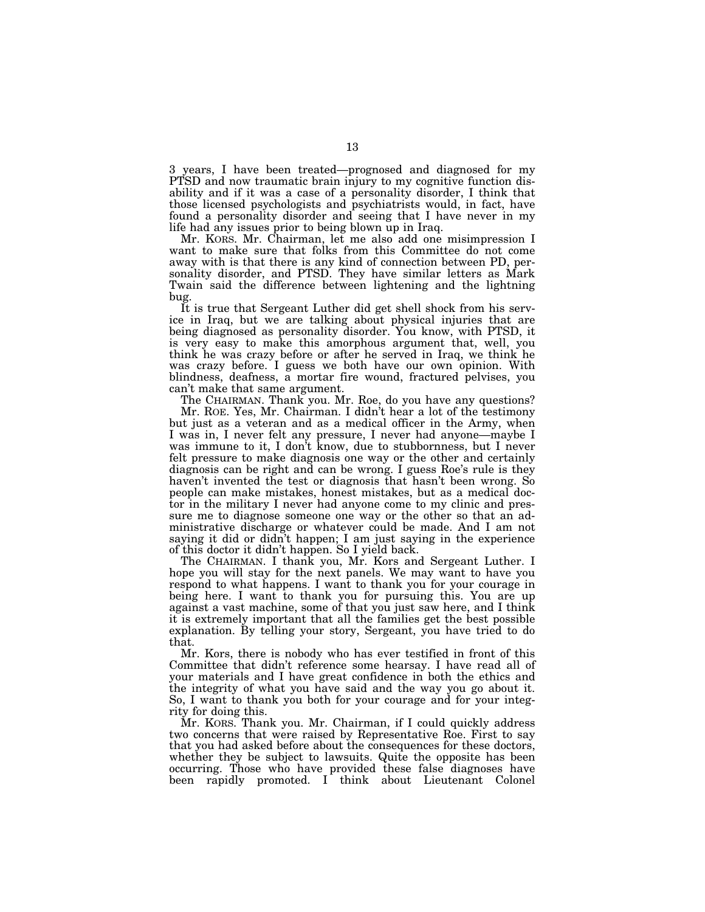3 years, I have been treated—prognosed and diagnosed for my PTSD and now traumatic brain injury to my cognitive function disability and if it was a case of a personality disorder, I think that those licensed psychologists and psychiatrists would, in fact, have found a personality disorder and seeing that I have never in my life had any issues prior to being blown up in Iraq.

Mr. KORS. Mr. Chairman, let me also add one misimpression I want to make sure that folks from this Committee do not come away with is that there is any kind of connection between PD, personality disorder, and PTSD. They have similar letters as Mark Twain said the difference between lightening and the lightning bug.

It is true that Sergeant Luther did get shell shock from his service in Iraq, but we are talking about physical injuries that are being diagnosed as personality disorder. You know, with PTSD, it is very easy to make this amorphous argument that, well, you think he was crazy before or after he served in Iraq, we think he was crazy before. I guess we both have our own opinion. With blindness, deafness, a mortar fire wound, fractured pelvises, you can't make that same argument.

The CHAIRMAN. Thank you. Mr. Roe, do you have any questions?

Mr. ROE. Yes, Mr. Chairman. I didn't hear a lot of the testimony but just as a veteran and as a medical officer in the Army, when I was in, I never felt any pressure, I never had anyone—maybe I was immune to it, I don't know, due to stubbornness, but I never felt pressure to make diagnosis one way or the other and certainly diagnosis can be right and can be wrong. I guess Roe's rule is they haven't invented the test or diagnosis that hasn't been wrong. So people can make mistakes, honest mistakes, but as a medical doctor in the military I never had anyone come to my clinic and pressure me to diagnose someone one way or the other so that an administrative discharge or whatever could be made. And I am not saying it did or didn't happen; I am just saying in the experience of this doctor it didn't happen. So I yield back.

The CHAIRMAN. I thank you, Mr. Kors and Sergeant Luther. I hope you will stay for the next panels. We may want to have you respond to what happens. I want to thank you for your courage in being here. I want to thank you for pursuing this. You are up against a vast machine, some of that you just saw here, and I think it is extremely important that all the families get the best possible explanation. By telling your story, Sergeant, you have tried to do that.

Mr. Kors, there is nobody who has ever testified in front of this Committee that didn't reference some hearsay. I have read all of your materials and I have great confidence in both the ethics and the integrity of what you have said and the way you go about it. So, I want to thank you both for your courage and for your integrity for doing this.

Mr. KORS. Thank you. Mr. Chairman, if I could quickly address two concerns that were raised by Representative Roe. First to say that you had asked before about the consequences for these doctors, whether they be subject to lawsuits. Quite the opposite has been occurring. Those who have provided these false diagnoses have been rapidly promoted. I think about Lieutenant Colonel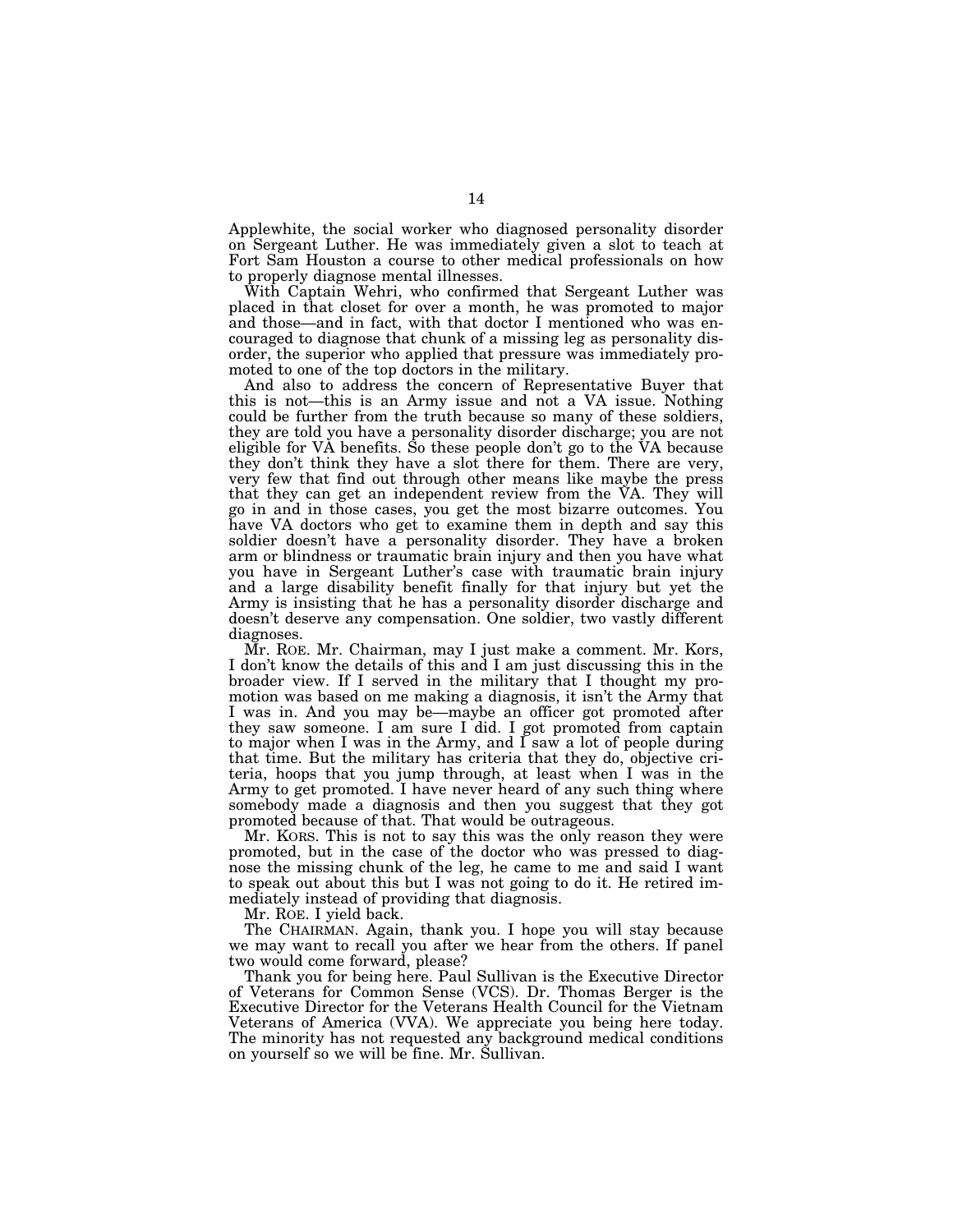Applewhite, the social worker who diagnosed personality disorder on Sergeant Luther. He was immediately given a slot to teach at Fort Sam Houston a course to other medical professionals on how to properly diagnose mental illnesses.

With Captain Wehri, who confirmed that Sergeant Luther was placed in that closet for over a month, he was promoted to major and those—and in fact, with that doctor I mentioned who was encouraged to diagnose that chunk of a missing leg as personality disorder, the superior who applied that pressure was immediately promoted to one of the top doctors in the military.

And also to address the concern of Representative Buyer that this is not—this is an Army issue and not a VA issue. Nothing could be further from the truth because so many of these soldiers, they are told you have a personality disorder discharge; you are not eligible for VA benefits. So these people don't go to the VA because they don't think they have a slot there for them. There are very, very few that find out through other means like maybe the press that they can get an independent review from the VA. They will go in and in those cases, you get the most bizarre outcomes. You have VA doctors who get to examine them in depth and say this soldier doesn't have a personality disorder. They have a broken arm or blindness or traumatic brain injury and then you have what you have in Sergeant Luther's case with traumatic brain injury and a large disability benefit finally for that injury but yet the Army is insisting that he has a personality disorder discharge and doesn't deserve any compensation. One soldier, two vastly different diagnoses.

Mr. ROE. Mr. Chairman, may I just make a comment. Mr. Kors, I don't know the details of this and I am just discussing this in the broader view. If I served in the military that I thought my promotion was based on me making a diagnosis, it isn't the Army that I was in. And you may be—maybe an officer got promoted after they saw someone. I am sure I did. I got promoted from captain to major when I was in the Army, and I saw a lot of people during that time. But the military has criteria that they do, objective criteria, hoops that you jump through, at least when I was in the Army to get promoted. I have never heard of any such thing where somebody made a diagnosis and then you suggest that they got promoted because of that. That would be outrageous.

Mr. KORS. This is not to say this was the only reason they were promoted, but in the case of the doctor who was pressed to diagnose the missing chunk of the leg, he came to me and said I want to speak out about this but I was not going to do it. He retired immediately instead of providing that diagnosis.

Mr. ROE. I yield back.

The CHAIRMAN. Again, thank you. I hope you will stay because we may want to recall you after we hear from the others. If panel two would come forward, please?

Thank you for being here. Paul Sullivan is the Executive Director of Veterans for Common Sense (VCS). Dr. Thomas Berger is the Executive Director for the Veterans Health Council for the Vietnam Veterans of America (VVA). We appreciate you being here today. The minority has not requested any background medical conditions on yourself so we will be fine. Mr. Sullivan.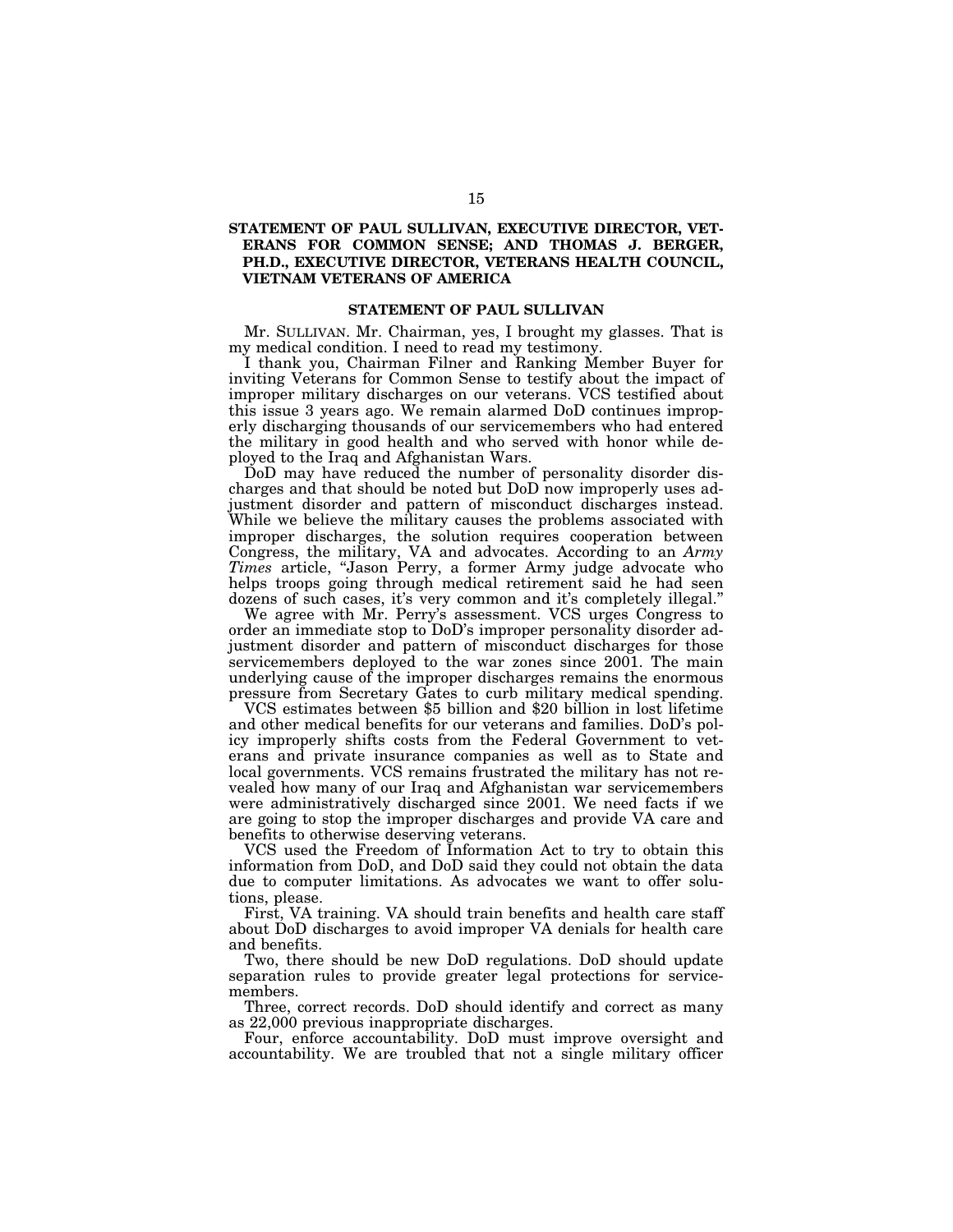## STATEMENT OF PAUL SULLIVAN, EXECUTIVE DIRECTOR, VETERANS FOR COMMON SENSE; AND THOMAS J. BERGER, PH.D., EXECUTIVE DIRECTOR, VETERANS HEALTH COUNCIL, VIETNAM VETERANS OF AMERICA

### STATEMENT OF PAUL SULLIVAN

Mr. SULLIVAN. Mr. Chairman, yes, I brought my glasses. That is my medical condition. I need to read my testimony.

I thank you, Chairman Filner and Ranking Member Buyer for inviting Veterans for Common Sense to testify about the impact of improper military discharges on our veterans. VCS testified about this issue 3 years ago. We remain alarmed DoD continues improperly discharging thousands of our servicemembers who had entered the military in good health and who served with honor while deployed to the Iraq and Afghanistan Wars.

DoD may have reduced the number of personality disorder discharges and that should be noted but DoD now improperly uses adjustment disorder and pattern of misconduct discharges instead. While we believe the military causes the problems associated with improper discharges, the solution requires cooperation between Congress, the military, VA and advocates. According to an *Army Times* article, "Jason Perry, a former Army judge advocate who helps troops going through medical retirement said he had seen dozens of such cases, it's very common and it's completely illegal."

We agree with Mr. Perry's assessment. VCS urges Congress to order an immediate stop to DoD's improper personality disorder adjustment disorder and pattern of misconduct discharges for those servicemembers deployed to the war zones since 2001. The main underlying cause of the improper discharges remains the enormous pressure from Secretary Gates to curb military medical spending.

VCS estimates between $5 billion and $20 billion in lost lifetime and other medical benefits for our veterans and families. DoD's policy improperly shifts costs from the Federal Government to veterans and private insurance companies as well as to State and local governments. VCS remains frustrated the military has not revealed how many of our Iraq and Afghanistan war servicemembers were administratively discharged since 2001. We need facts if we are going to stop the improper discharges and provide VA care and benefits to otherwise deserving veterans.

VCS used the Freedom of Information Act to try to obtain this information from DoD, and DoD said they could not obtain the data due to computer limitations. As advocates we want to offer solutions, please.

First, VA training. VA should train benefits and health care staff about DoD discharges to avoid improper VA denials for health care and benefits.

Two, there should be new DoD regulations. DoD should update separation rules to provide greater legal protections for servicemembers.

Three, correct records. DoD should identify and correct as many as 22,000 previous inappropriate discharges.

Four, enforce accountability. DoD must improve oversight and accountability. We are troubled that not a single military officer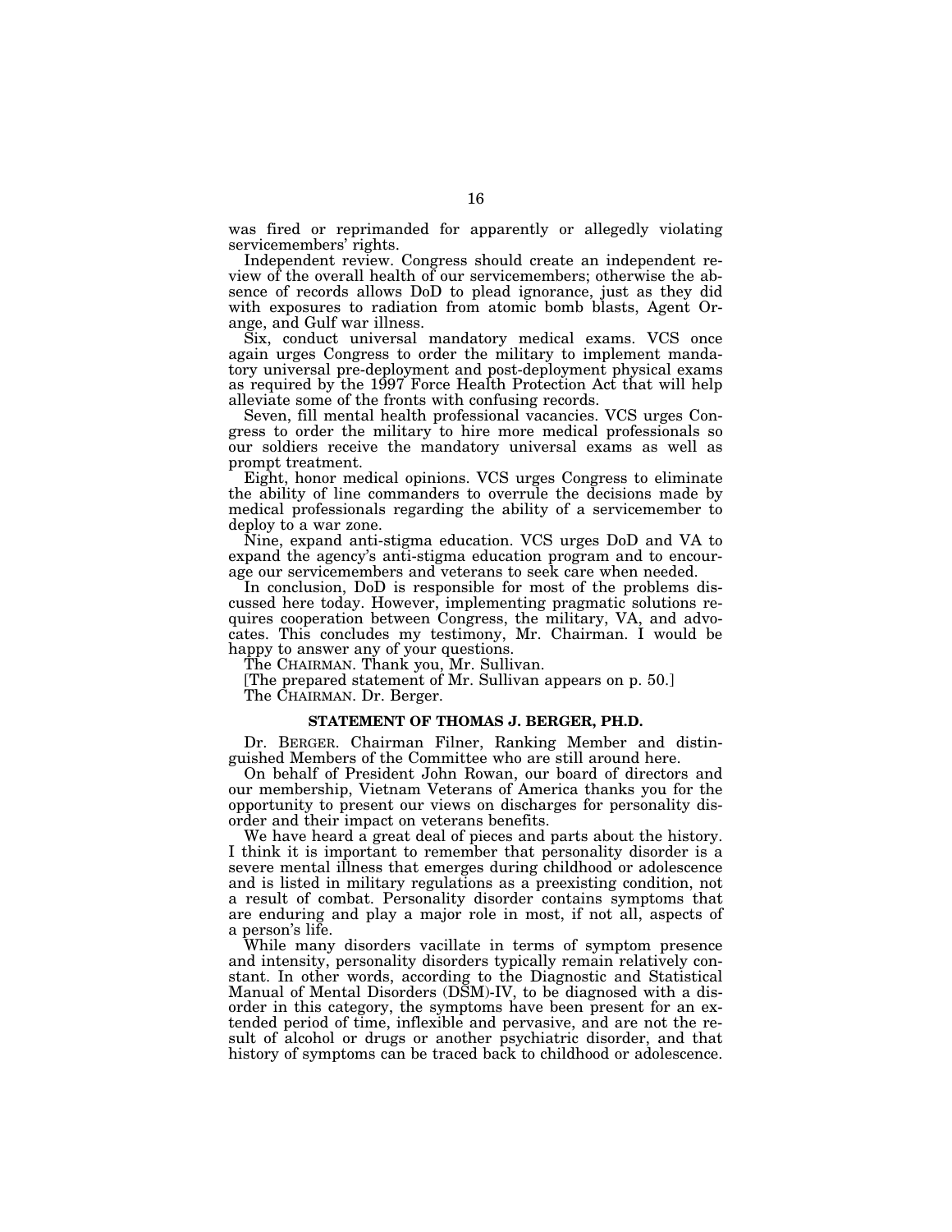was fired or reprimanded for apparently or allegedly violating servicemembers' rights.

Independent review. Congress should create an independent review of the overall health of our servicemembers; otherwise the absence of records allows DoD to plead ignorance, just as they did with exposures to radiation from atomic bomb blasts, Agent Orange, and Gulf war illness.

Six, conduct universal mandatory medical exams. VCS once again urges Congress to order the military to implement mandatory universal pre-deployment and post-deployment physical exams as required by the 1997 Force Health Protection Act that will help alleviate some of the fronts with confusing records.

Seven, fill mental health professional vacancies. VCS urges Congress to order the military to hire more medical professionals so our soldiers receive the mandatory universal exams as well as prompt treatment.

Eight, honor medical opinions. VCS urges Congress to eliminate the ability of line commanders to overrule the decisions made by medical professionals regarding the ability of a servicemember to deploy to a war zone.

Nine, expand anti-stigma education. VCS urges DoD and VA to expand the agency's anti-stigma education program and to encourage our servicemembers and veterans to seek care when needed.

In conclusion, DoD is responsible for most of the problems discussed here today. However, implementing pragmatic solutions requires cooperation between Congress, the military, VA, and advocates. This concludes my testimony, Mr. Chairman. I would be happy to answer any of your questions.

The CHAIRMAN. Thank you, Mr. Sullivan.

[The prepared statement of Mr. Sullivan appears on p. 50.]

The CHAIRMAN. Dr. Berger.

### STATEMENT OF THOMAS J. BERGER, PH.D.

Dr. BERGER. Chairman Filner, Ranking Member and distinguished Members of the Committee who are still around here.

On behalf of President John Rowan, our board of directors and our membership, Vietnam Veterans of America thanks you for the opportunity to present our views on discharges for personality disorder and their impact on veterans benefits.

We have heard a great deal of pieces and parts about the history. I think it is important to remember that personality disorder is a severe mental illness that emerges during childhood or adolescence and is listed in military regulations as a preexisting condition, not a result of combat. Personality disorder contains symptoms that are enduring and play a major role in most, if not all, aspects of a person's life.

While many disorders vacillate in terms of symptom presence and intensity, personality disorders typically remain relatively constant. In other words, according to the Diagnostic and Statistical Manual of Mental Disorders (DSM)-IV, to be diagnosed with a disorder in this category, the symptoms have been present for an extended period of time, inflexible and pervasive, and are not the result of alcohol or drugs or another psychiatric disorder, and that history of symptoms can be traced back to childhood or adolescence.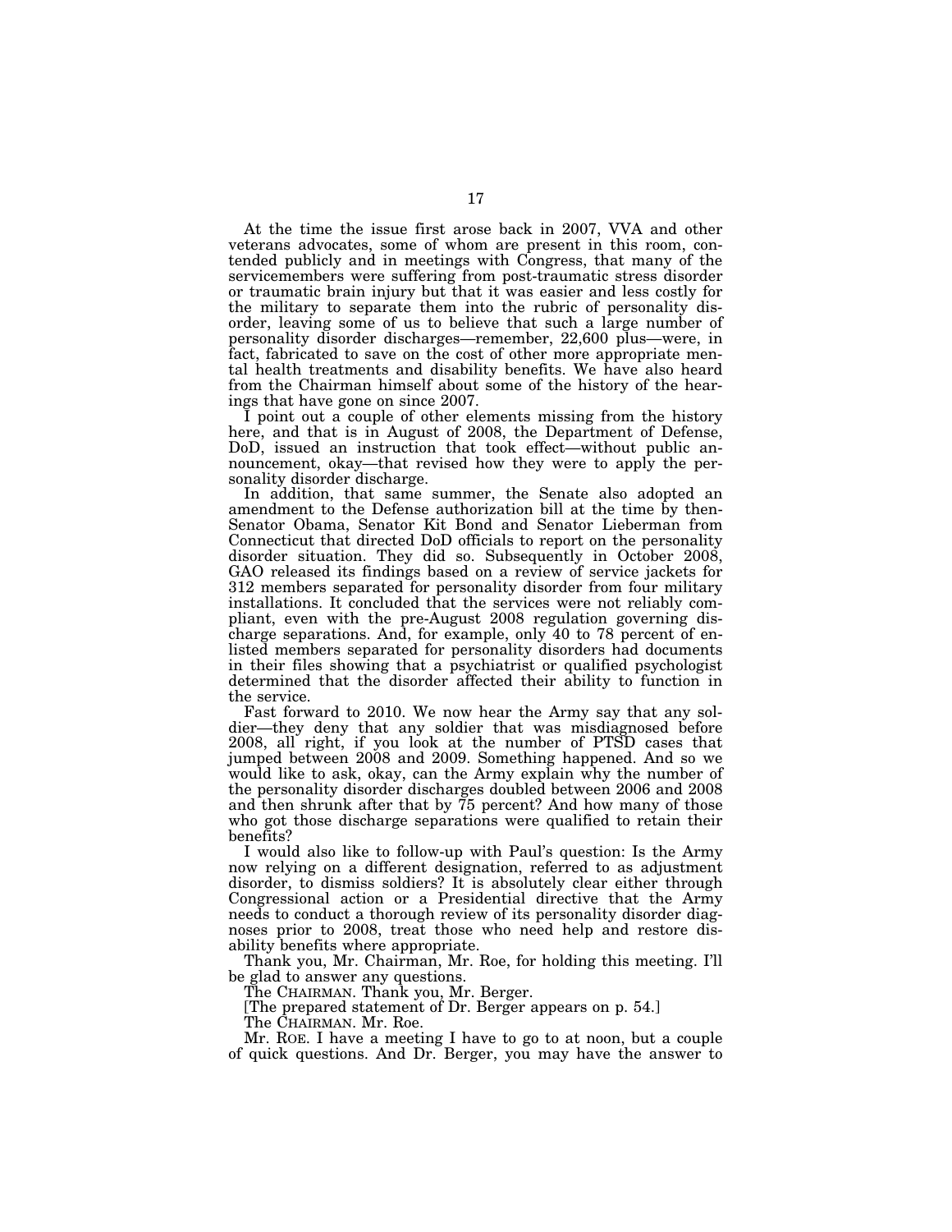At the time the issue first arose back in 2007, VVA and other veterans advocates, some of whom are present in this room, contended publicly and in meetings with Congress, that many of the servicemembers were suffering from post-traumatic stress disorder or traumatic brain injury but that it was easier and less costly for the military to separate them into the rubric of personality disorder, leaving some of us to believe that such a large number of personality disorder discharges—remember, 22,600 plus—were, in fact, fabricated to save on the cost of other more appropriate mental health treatments and disability benefits. We have also heard from the Chairman himself about some of the history of the hearings that have gone on since 2007.

I point out a couple of other elements missing from the history here, and that is in August of 2008, the Department of Defense, DoD, issued an instruction that took effect—without public announcement, okay—that revised how they were to apply the personality disorder discharge.

In addition, that same summer, the Senate also adopted an amendment to the Defense authorization bill at the time by then-Senator Obama, Senator Kit Bond and Senator Lieberman from Connecticut that directed DoD officials to report on the personality disorder situation. They did so. Subsequently in October 2008, GAO released its findings based on a review of service jackets for 312 members separated for personality disorder from four military installations. It concluded that the services were not reliably compliant, even with the pre-August 2008 regulation governing discharge separations. And, for example, only 40 to 78 percent of enlisted members separated for personality disorders had documents in their files showing that a psychiatrist or qualified psychologist determined that the disorder affected their ability to function in the service.

Fast forward to 2010. We now hear the Army say that any soldier—they deny that any soldier that was misdiagnosed before 2008, all right, if you look at the number of PTSD cases that jumped between 2008 and 2009. Something happened. And so we would like to ask, okay, can the Army explain why the number of the personality disorder discharges doubled between 2006 and 2008 and then shrunk after that by 75 percent? And how many of those who got those discharge separations were qualified to retain their benefits?

I would also like to follow-up with Paul's question: Is the Army now relying on a different designation, referred to as adjustment disorder, to dismiss soldiers? It is absolutely clear either through Congressional action or a Presidential directive that the Army needs to conduct a thorough review of its personality disorder diagnoses prior to 2008, treat those who need help and restore disability benefits where appropriate.

Thank you, Mr. Chairman, Mr. Roe, for holding this meeting. I'll be glad to answer any questions.

The CHAIRMAN. Thank you, Mr. Berger.

[The prepared statement of Dr. Berger appears on p. 54.]

The CHAIRMAN. Mr. Roe.

Mr. ROE. I have a meeting I have to go to at noon, but a couple of quick questions. And Dr. Berger, you may have the answer to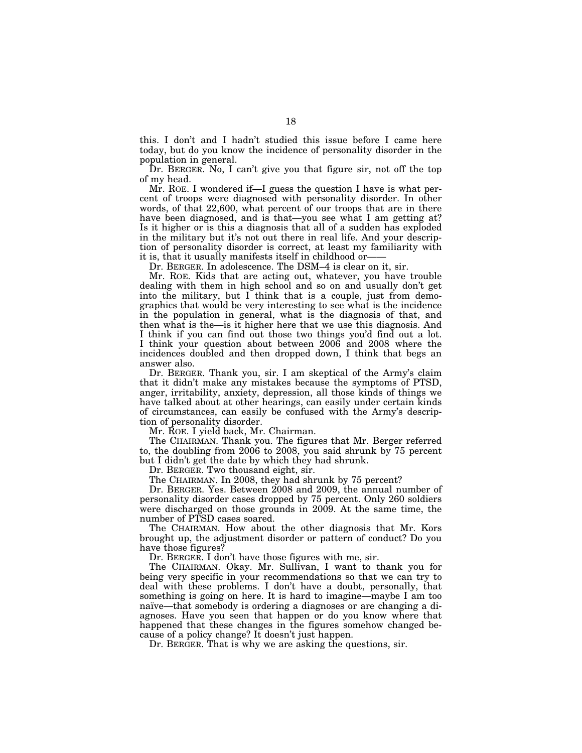this. I don't and I hadn't studied this issue before I came here today, but do you know the incidence of personality disorder in the population in general.

Dr. BERGER. No, I can't give you that figure sir, not off the top of my head.

Mr. ROE. I wondered if—I guess the question I have is what percent of troops were diagnosed with personality disorder. In other words, of that 22,600, what percent of our troops that are in there have been diagnosed, and is that—you see what I am getting at? Is it higher or is this a diagnosis that all of a sudden has exploded in the military but it's not out there in real life. And your description of personality disorder is correct, at least my familiarity with it is, that it usually manifests itself in childhood or——

Dr. BERGER. In adolescence. The DSM–4 is clear on it, sir.

Mr. ROE. Kids that are acting out, whatever, you have trouble dealing with them in high school and so on and usually don't get into the military, but I think that is a couple, just from demographics that would be very interesting to see what is the incidence in the population in general, what is the diagnosis of that, and then what is the—is it higher here that we use this diagnosis. And I think if you can find out those two things you'd find out a lot. I think your question about between 2006 and 2008 where the incidences doubled and then dropped down, I think that begs an answer also.

Dr. BERGER. Thank you, sir. I am skeptical of the Army's claim that it didn't make any mistakes because the symptoms of PTSD, anger, irritability, anxiety, depression, all those kinds of things we have talked about at other hearings, can easily under certain kinds of circumstances, can easily be confused with the Army's description of personality disorder.

Mr. ROE. I yield back, Mr. Chairman.

The CHAIRMAN. Thank you. The figures that Mr. Berger referred to, the doubling from 2006 to 2008, you said shrunk by 75 percent but I didn't get the date by which they had shrunk.

Dr. BERGER. Two thousand eight, sir.

The CHAIRMAN. In 2008, they had shrunk by 75 percent?

Dr. BERGER. Yes. Between 2008 and 2009, the annual number of personality disorder cases dropped by 75 percent. Only 260 soldiers were discharged on those grounds in 2009. At the same time, the number of PTSD cases soared.

The CHAIRMAN. How about the other diagnosis that Mr. Kors brought up, the adjustment disorder or pattern of conduct? Do you have those figures?

Dr. BERGER. I don't have those figures with me, sir.

The CHAIRMAN. Okay. Mr. Sullivan, I want to thank you for being very specific in your recommendations so that we can try to deal with these problems. I don't have a doubt, personally, that something is going on here. It is hard to imagine—maybe I am too naïve—that somebody is ordering a diagnoses or are changing a diagnoses. Have you seen that happen or do you know where that happened that these changes in the figures somehow changed because of a policy change? It doesn't just happen.

Dr. BERGER. That is why we are asking the questions, sir.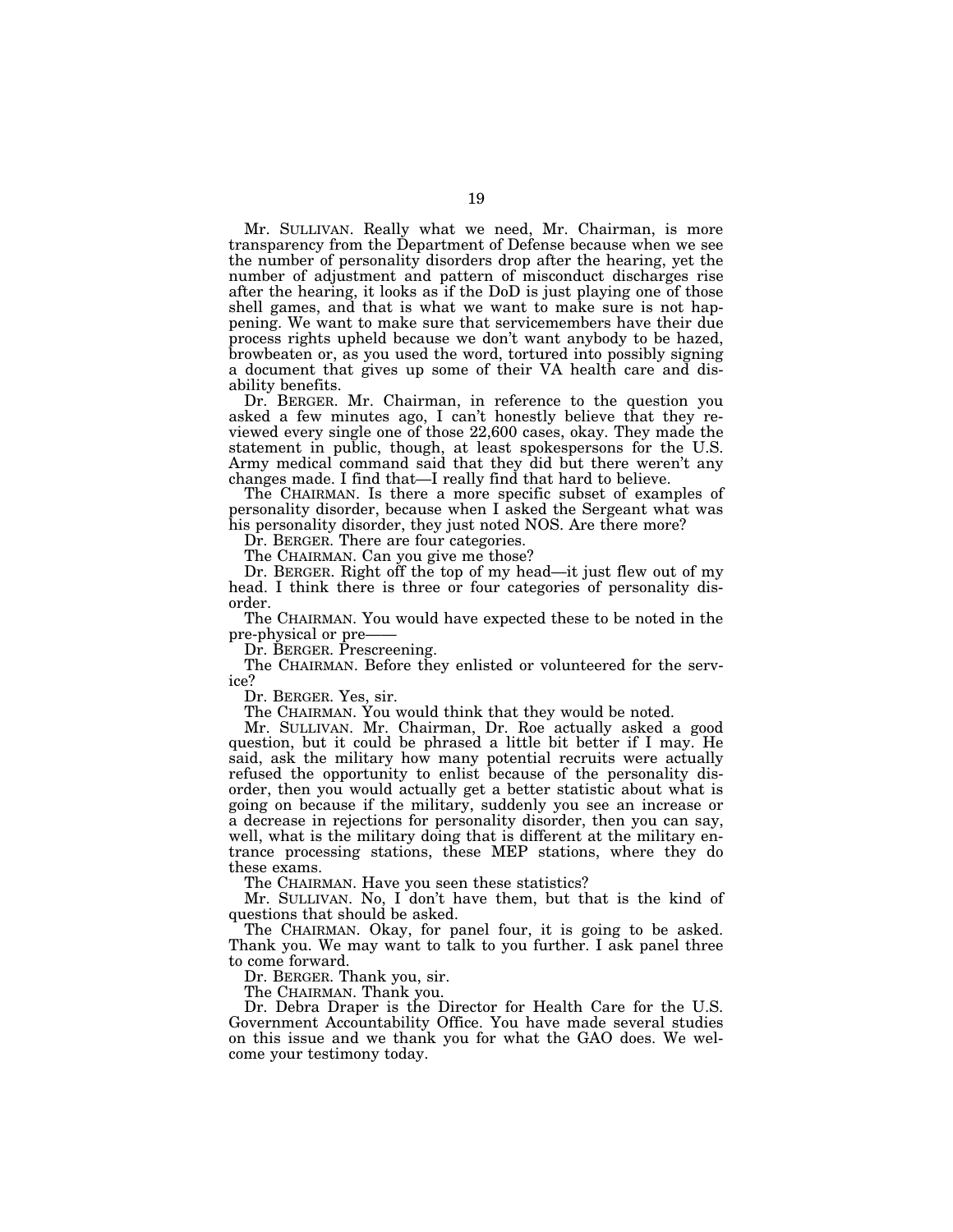Mr. SULLIVAN. Really what we need, Mr. Chairman, is more transparency from the Department of Defense because when we see the number of personality disorders drop after the hearing, yet the number of adjustment and pattern of misconduct discharges rise after the hearing, it looks as if the DoD is just playing one of those shell games, and that is what we want to make sure is not happening. We want to make sure that servicemembers have their due process rights upheld because we don't want anybody to be hazed, browbeaten or, as you used the word, tortured into possibly signing a document that gives up some of their VA health care and disability benefits.

Dr. BERGER. Mr. Chairman, in reference to the question you asked a few minutes ago, I can't honestly believe that they reviewed every single one of those 22,600 cases, okay. They made the statement in public, though, at least spokespersons for the U.S. Army medical command said that they did but there weren't any changes made. I find that—I really find that hard to believe.

The CHAIRMAN. Is there a more specific subset of examples of personality disorder, because when I asked the Sergeant what was his personality disorder, they just noted NOS. Are there more?

Dr. BERGER. There are four categories.

The CHAIRMAN. Can you give me those?

Dr. BERGER. Right off the top of my head—it just flew out of my head. I think there is three or four categories of personality disorder.

The CHAIRMAN. You would have expected these to be noted in the pre-physical or pre——

Dr. BERGER. Prescreening.

The CHAIRMAN. Before they enlisted or volunteered for the service?

Dr. BERGER. Yes, sir.

The CHAIRMAN. You would think that they would be noted.

Mr. SULLIVAN. Mr. Chairman, Dr. Roe actually asked a good question, but it could be phrased a little bit better if I may. He said, ask the military how many potential recruits were actually refused the opportunity to enlist because of the personality disorder, then you would actually get a better statistic about what is going on because if the military, suddenly you see an increase or a decrease in rejections for personality disorder, then you can say, well, what is the military doing that is different at the military entrance processing stations, these MEP stations, where they do these exams.

The CHAIRMAN. Have you seen these statistics?

Mr. SULLIVAN. No, I don't have them, but that is the kind of questions that should be asked.

The CHAIRMAN. Okay, for panel four, it is going to be asked. Thank you. We may want to talk to you further. I ask panel three to come forward.

Dr. BERGER. Thank you, sir.

The CHAIRMAN. Thank you.

Dr. Debra Draper is the Director for Health Care for the U.S. Government Accountability Office. You have made several studies on this issue and we thank you for what the GAO does. We welcome your testimony today.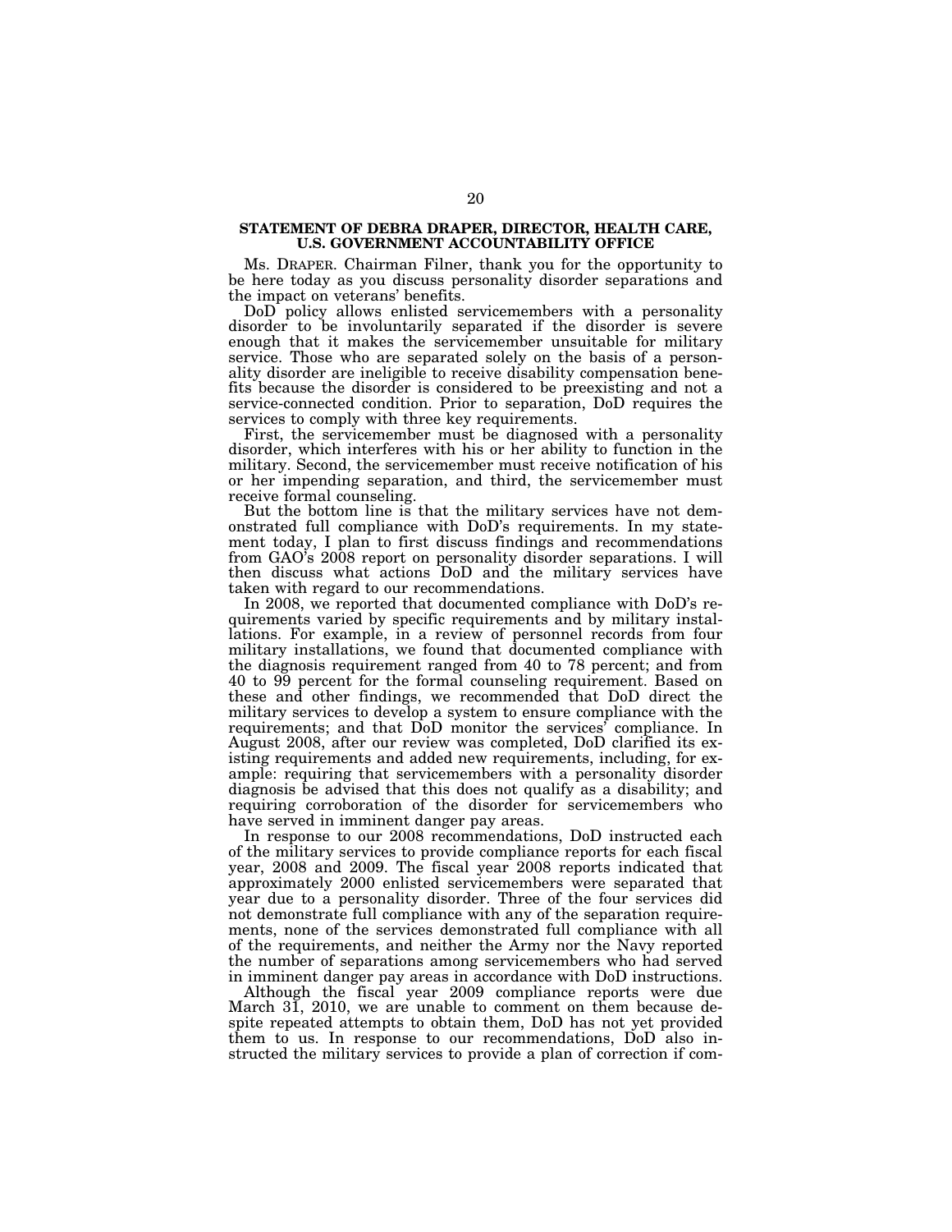## STATEMENT OF DEBRA DRAPER, DIRECTOR, HEALTH CARE, U.S. GOVERNMENT ACCOUNTABILITY OFFICE

Ms. DRAPER. Chairman Filner, thank you for the opportunity to be here today as you discuss personality disorder separations and the impact on veterans' benefits.

DoD policy allows enlisted servicemembers with a personality disorder to be involuntarily separated if the disorder is severe enough that it makes the servicemember unsuitable for military service. Those who are separated solely on the basis of a personality disorder are ineligible to receive disability compensation benefits because the disorder is considered to be preexisting and not a service-connected condition. Prior to separation, DoD requires the services to comply with three key requirements.

First, the servicemember must be diagnosed with a personality disorder, which interferes with his or her ability to function in the military. Second, the servicemember must receive notification of his or her impending separation, and third, the servicemember must receive formal counseling.

But the bottom line is that the military services have not demonstrated full compliance with DoD's requirements. In my statement today, I plan to first discuss findings and recommendations from GAO's 2008 report on personality disorder separations. I will then discuss what actions DoD and the military services have taken with regard to our recommendations.

In 2008, we reported that documented compliance with DoD's requirements varied by specific requirements and by military installations. For example, in a review of personnel records from four military installations, we found that documented compliance with the diagnosis requirement ranged from 40 to 78 percent; and from 40 to 99 percent for the formal counseling requirement. Based on these and other findings, we recommended that DoD direct the military services to develop a system to ensure compliance with the requirements; and that DoD monitor the services' compliance. In August 2008, after our review was completed, DoD clarified its existing requirements and added new requirements, including, for example: requiring that servicemembers with a personality disorder diagnosis be advised that this does not qualify as a disability; and requiring corroboration of the disorder for servicemembers who have served in imminent danger pay areas.

In response to our 2008 recommendations, DoD instructed each of the military services to provide compliance reports for each fiscal year, 2008 and 2009. The fiscal year 2008 reports indicated that approximately 2000 enlisted servicemembers were separated that year due to a personality disorder. Three of the four services did not demonstrate full compliance with any of the separation requirements, none of the services demonstrated full compliance with all of the requirements, and neither the Army nor the Navy reported the number of separations among servicemembers who had served in imminent danger pay areas in accordance with DoD instructions.

Although the fiscal year 2009 compliance reports were due March 31, 2010, we are unable to comment on them because despite repeated attempts to obtain them, DoD has not yet provided them to us. In response to our recommendations, DoD also instructed the military services to provide a plan of correction if com-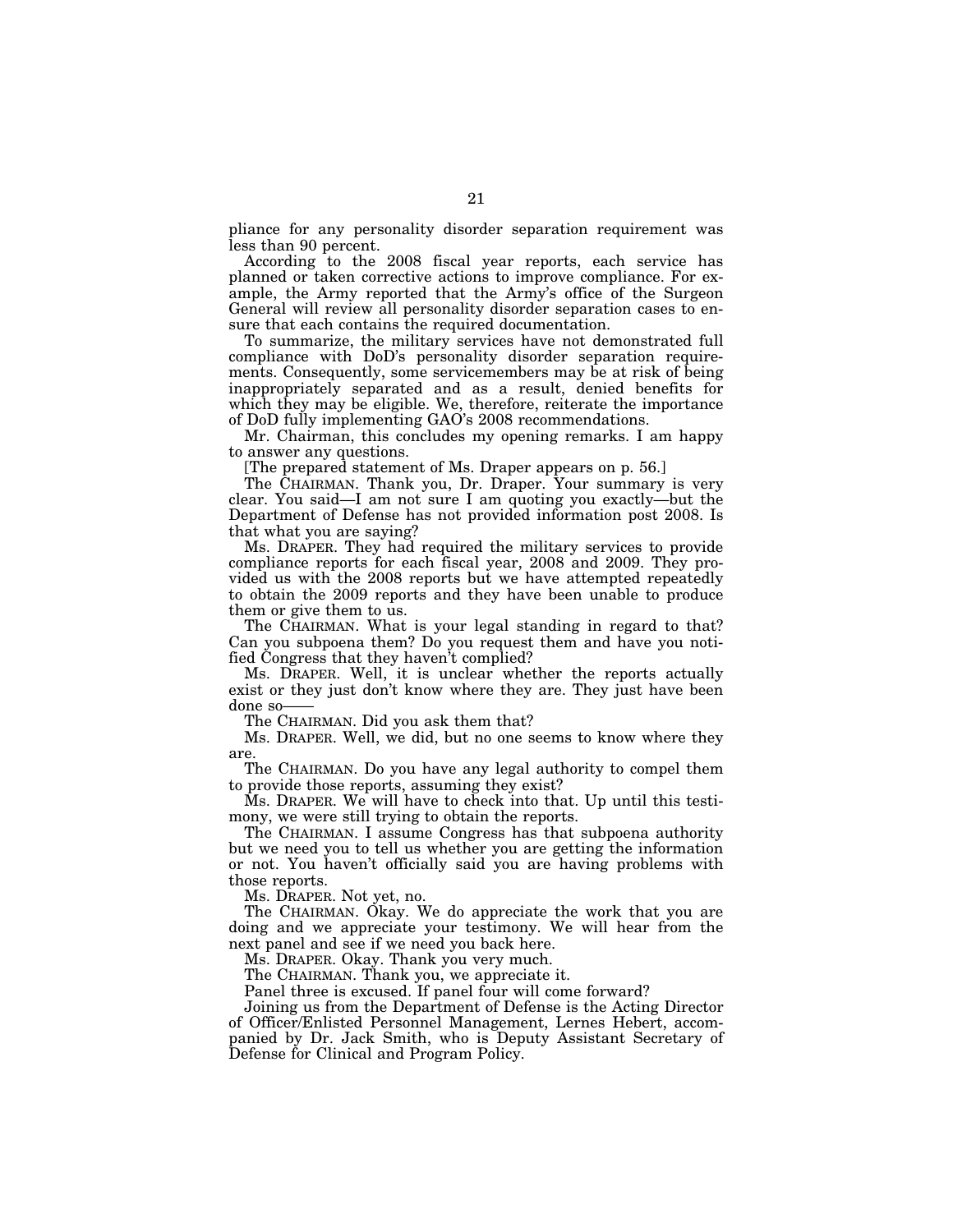pliance for any personality disorder separation requirement was less than 90 percent.

According to the 2008 fiscal year reports, each service has planned or taken corrective actions to improve compliance. For example, the Army reported that the Army's office of the Surgeon General will review all personality disorder separation cases to ensure that each contains the required documentation.

To summarize, the military services have not demonstrated full compliance with DoD's personality disorder separation requirements. Consequently, some servicemembers may be at risk of being inappropriately separated and as a result, denied benefits for which they may be eligible. We, therefore, reiterate the importance of DoD fully implementing GAO's 2008 recommendations.

Mr. Chairman, this concludes my opening remarks. I am happy to answer any questions.

[The prepared statement of Ms. Draper appears on p. 56.]

The CHAIRMAN. Thank you, Dr. Draper. Your summary is very clear. You said—I am not sure I am quoting you exactly—but the Department of Defense has not provided information post 2008. Is that what you are saying?

Ms. DRAPER. They had required the military services to provide compliance reports for each fiscal year, 2008 and 2009. They provided us with the 2008 reports but we have attempted repeatedly to obtain the 2009 reports and they have been unable to produce them or give them to us.

The CHAIRMAN. What is your legal standing in regard to that? Can you subpoena them? Do you request them and have you notified Congress that they haven't complied?

Ms. DRAPER. Well, it is unclear whether the reports actually exist or they just don't know where they are. They just have been done so——

The CHAIRMAN. Did you ask them that?

Ms. DRAPER. Well, we did, but no one seems to know where they are.

The CHAIRMAN. Do you have any legal authority to compel them to provide those reports, assuming they exist?

Ms. DRAPER. We will have to check into that. Up until this testimony, we were still trying to obtain the reports.

The CHAIRMAN. I assume Congress has that subpoena authority but we need you to tell us whether you are getting the information or not. You haven't officially said you are having problems with those reports.

Ms. DRAPER. Not yet, no.

The CHAIRMAN. Okay. We do appreciate the work that you are doing and we appreciate your testimony. We will hear from the next panel and see if we need you back here.

Ms. DRAPER. Okay. Thank you very much.

The CHAIRMAN. Thank you, we appreciate it.

Panel three is excused. If panel four will come forward?

Joining us from the Department of Defense is the Acting Director of Officer/Enlisted Personnel Management, Lernes Hebert, accompanied by Dr. Jack Smith, who is Deputy Assistant Secretary of Defense for Clinical and Program Policy.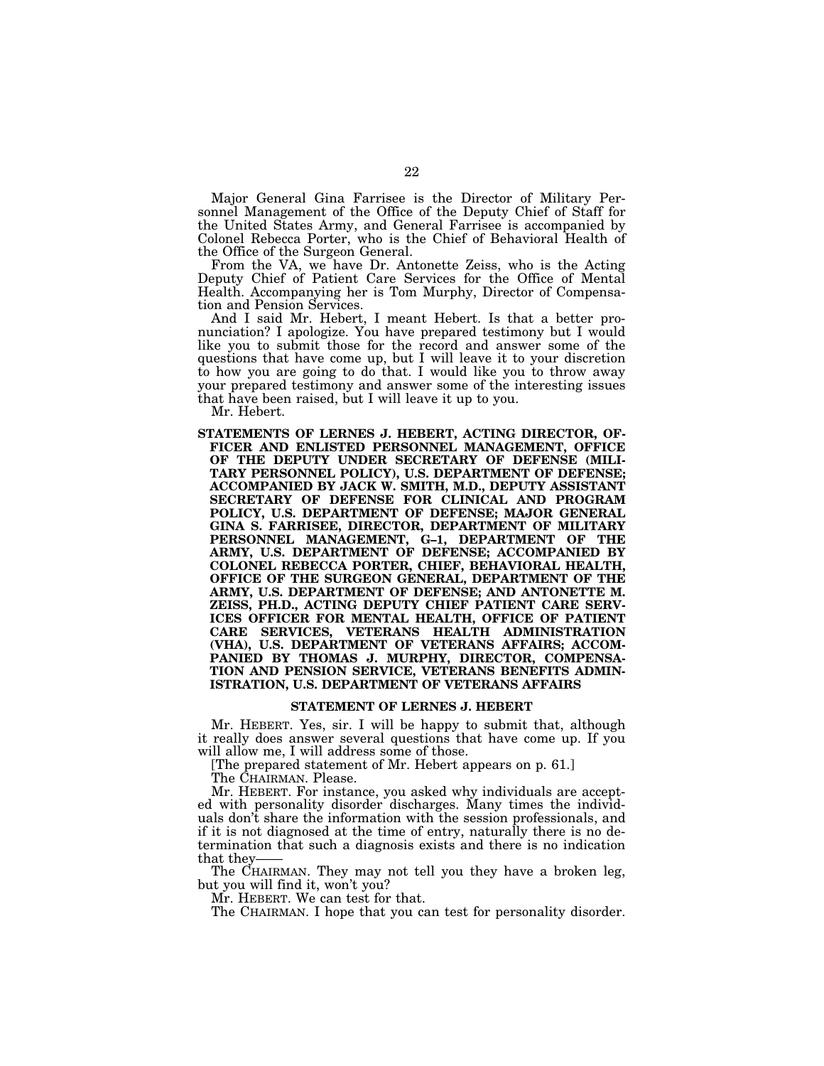Major General Gina Farrisee is the Director of Military Personnel Management of the Office of the Deputy Chief of Staff for the United States Army, and General Farrisee is accompanied by Colonel Rebecca Porter, who is the Chief of Behavioral Health of the Office of the Surgeon General.

From the VA, we have Dr. Antonette Zeiss, who is the Acting Deputy Chief of Patient Care Services for the Office of Mental Health. Accompanying her is Tom Murphy, Director of Compensation and Pension Services.

And I said Mr. Hebert, I meant Hebert. Is that a better pronunciation? I apologize. You have prepared testimony but I would like you to submit those for the record and answer some of the questions that have come up, but I will leave it to your discretion to how you are going to do that. I would like you to throw away your prepared testimony and answer some of the interesting issues that have been raised, but I will leave it up to you.

Mr. Hebert.

**STATEMENTS OF LERNES J. HEBERT, ACTING DIRECTOR, OFFICER AND ENLISTED PERSONNEL MANAGEMENT, OFFICE OF THE DEPUTY UNDER SECRETARY OF DEFENSE (MILITARY PERSONNEL POLICY), U.S. DEPARTMENT OF DEFENSE; ACCOMPANIED BY JACK W. SMITH, M.D., DEPUTY ASSISTANT SECRETARY OF DEFENSE FOR CLINICAL AND PROGRAM POLICY, U.S. DEPARTMENT OF DEFENSE; MAJOR GENERAL GINA S. FARRISEE, DIRECTOR, DEPARTMENT OF MILITARY PERSONNEL MANAGEMENT, G–1, DEPARTMENT OF THE ARMY, U.S. DEPARTMENT OF DEFENSE; ACCOMPANIED BY COLONEL REBECCA PORTER, CHIEF, BEHAVIORAL HEALTH, OFFICE OF THE SURGEON GENERAL, DEPARTMENT OF THE ARMY, U.S. DEPARTMENT OF DEFENSE; AND ANTONETTE M. ZEISS, PH.D., ACTING DEPUTY CHIEF PATIENT CARE SERVICES OFFICER FOR MENTAL HEALTH, OFFICE OF PATIENT CARE SERVICES, VETERANS HEALTH ADMINISTRATION (VHA), U.S. DEPARTMENT OF VETERANS AFFAIRS; ACCOMPANIED BY THOMAS J. MURPHY, DIRECTOR, COMPENSATION AND PENSION SERVICE, VETERANS BENEFITS ADMINISTRATION, U.S. DEPARTMENT OF VETERANS AFFAIRS**

### STATEMENT OF LERNES J. HEBERT

Mr. HEBERT. Yes, sir. I will be happy to submit that, although it really does answer several questions that have come up. If you will allow me, I will address some of those.

[The prepared statement of Mr. Hebert appears on p. 61.]

The CHAIRMAN. Please.

Mr. HEBERT. For instance, you asked why individuals are accepted with personality disorder discharges. Many times the individuals don't share the information with the session professionals, and if it is not diagnosed at the time of entry, naturally there is no determination that such a diagnosis exists and there is no indication that they——

The CHAIRMAN. They may not tell you they have a broken leg, but you will find it, won't you?

Mr. HEBERT. We can test for that.

The CHAIRMAN. I hope that you can test for personality disorder.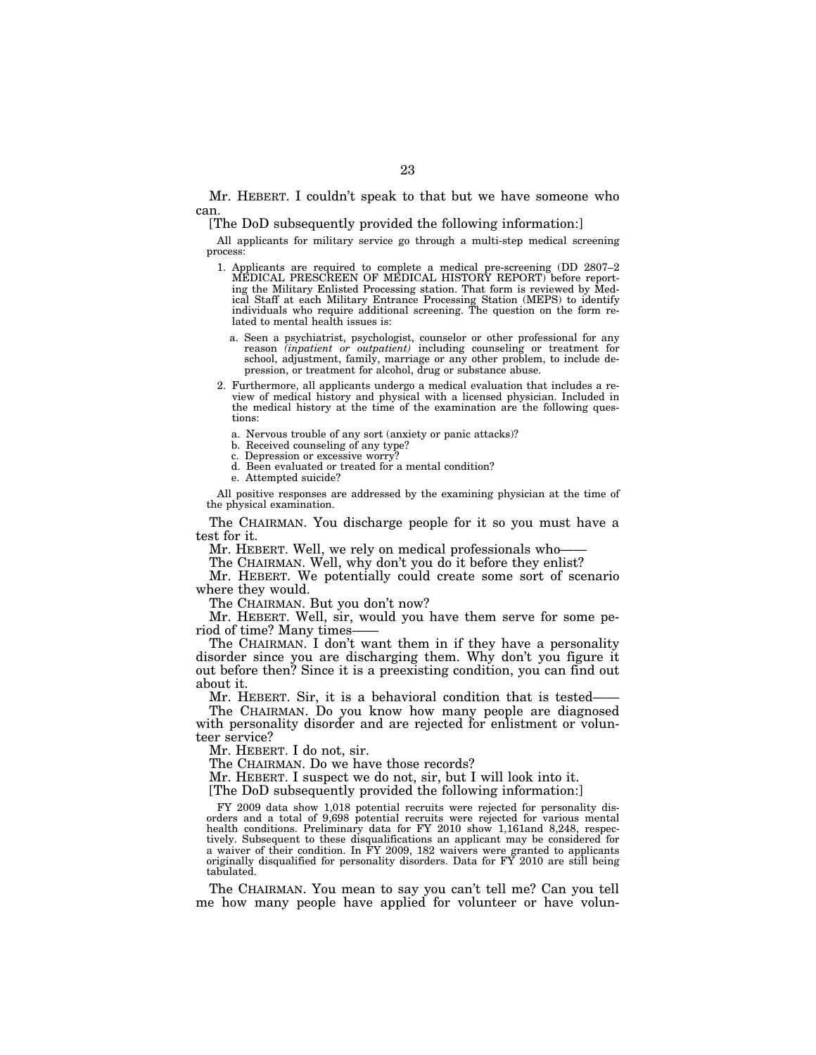Mr. HEBERT. I couldn't speak to that but we have someone who can.

[The DoD subsequently provided the following information:]

All applicants for military service go through a multi-step medical screening process:

1. Applicants are required to complete a medical pre-screening (DD 2807–2 MEDICAL PRESCREEN OF MEDICAL HISTORY REPORT) before reporting the Military Enlisted Processing station. That form is reviewed by Medical Staff at each Military Entrance Processing Station (MEPS) to identify individuals who require additional screening. The question on the form related to mental health issues is:

   a. Seen a psychiatrist, psychologist, counselor or other professional for any reason *(inpatient or outpatient)* including counseling or treatment for school, adjustment, family, marriage or any other problem, to include depression, or treatment for alcohol, drug or substance abuse.

2. Furthermore, all applicants undergo a medical evaluation that includes a review of medical history and physical with a licensed physician. Included in the medical history at the time of the examination are the following questions:

   a. Nervous trouble of any sort (anxiety or panic attacks)?
   b. Received counseling of any type?
   c. Depression or excessive worry?
   d. Been evaluated or treated for a mental condition?
   e. Attempted suicide?

All positive responses are addressed by the examining physician at the time of the physical examination.

The CHAIRMAN. You discharge people for it so you must have a test for it.

Mr. HEBERT. Well, we rely on medical professionals who——

The CHAIRMAN. Well, why don't you do it before they enlist?

Mr. HEBERT. We potentially could create some sort of scenario where they would.

The CHAIRMAN. But you don't now?

Mr. HEBERT. Well, sir, would you have them serve for some period of time? Many times——

The CHAIRMAN. I don't want them in if they have a personality disorder since you are discharging them. Why don't you figure it out before then? Since it is a preexisting condition, you can find out about it.

Mr. HEBERT. Sir, it is a behavioral condition that is tested——

The CHAIRMAN. Do you know how many people are diagnosed with personality disorder and are rejected for enlistment or volunteer service?

Mr. HEBERT. I do not, sir.

The CHAIRMAN. Do we have those records?

Mr. HEBERT. I suspect we do not, sir, but I will look into it.

[The DoD subsequently provided the following information:]

FY 2009 data show 1,018 potential recruits were rejected for personality disorders and a total of 9,698 potential recruits were rejected for various mental health conditions. Preliminary data for FY 2010 show 1,161and 8,248, respectively. Subsequent to these disqualifications an applicant may be considered for a waiver of their condition. In FY 2009, 182 waivers were granted to applicants originally disqualified for personality disorders. Data for FY 2010 are still being tabulated.

The CHAIRMAN. You mean to say you can't tell me? Can you tell me how many people have applied for volunteer or have volun-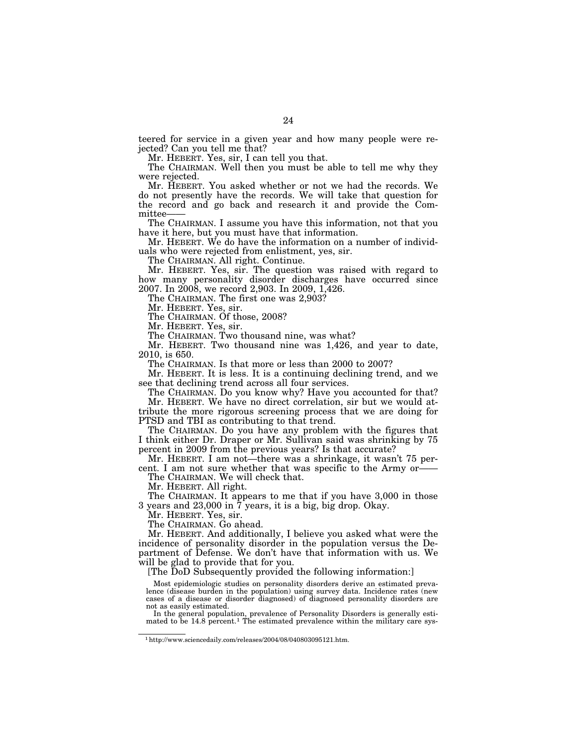teered for service in a given year and how many people were rejected? Can you tell me that?

Mr. HEBERT. Yes, sir, I can tell you that.

The CHAIRMAN. Well then you must be able to tell me why they were rejected.

Mr. HEBERT. You asked whether or not we had the records. We do not presently have the records. We will take that question for the record and go back and research it and provide the Committee——

The CHAIRMAN. I assume you have this information, not that you have it here, but you must have that information.

Mr. HEBERT. We do have the information on a number of individuals who were rejected from enlistment, yes, sir.

The CHAIRMAN. All right. Continue.

Mr. HEBERT. Yes, sir. The question was raised with regard to how many personality disorder discharges have occurred since 2007. In 2008, we record 2,903. In 2009, 1,426.

The CHAIRMAN. The first one was 2,903?

Mr. HEBERT. Yes, sir.

The CHAIRMAN. Of those, 2008?

Mr. HEBERT. Yes, sir.

The CHAIRMAN. Two thousand nine, was what?

Mr. HEBERT. Two thousand nine was 1,426, and year to date, 2010, is 650.

The CHAIRMAN. Is that more or less than 2000 to 2007?

Mr. HEBERT. It is less. It is a continuing declining trend, and we see that declining trend across all four services.

The CHAIRMAN. Do you know why? Have you accounted for that?

Mr. HEBERT. We have no direct correlation, sir but we would attribute the more rigorous screening process that we are doing for PTSD and TBI as contributing to that trend.

The CHAIRMAN. Do you have any problem with the figures that I think either Dr. Draper or Mr. Sullivan said was shrinking by 75 percent in 2009 from the previous years? Is that accurate?

Mr. HEBERT. I am not—there was a shrinkage, it wasn't 75 percent. I am not sure whether that was specific to the Army or——

The CHAIRMAN. We will check that.

Mr. HEBERT. All right.

The CHAIRMAN. It appears to me that if you have 3,000 in those 3 years and 23,000 in 7 years, it is a big, big drop. Okay.

Mr. HEBERT. Yes, sir.

The CHAIRMAN. Go ahead.

Mr. HEBERT. And additionally, I believe you asked what were the incidence of personality disorder in the population versus the Department of Defense. We don't have that information with us. We will be glad to provide that for you.

[The DoD Subsequently provided the following information:]

Most epidemiologic studies on personality disorders derive an estimated prevalence (disease burden in the population) using survey data. Incidence rates (new cases of a disease or disorder diagnosed) of diagnosed personality disorders are not as easily estimated.

In the general population, prevalence of Personality Disorders is generally estimated to be 14.8 percent.[1] The estimated prevalence within the military care sys-

---

[1] http://www.sciencedaily.com/releases/2004/08/040803095121.htm.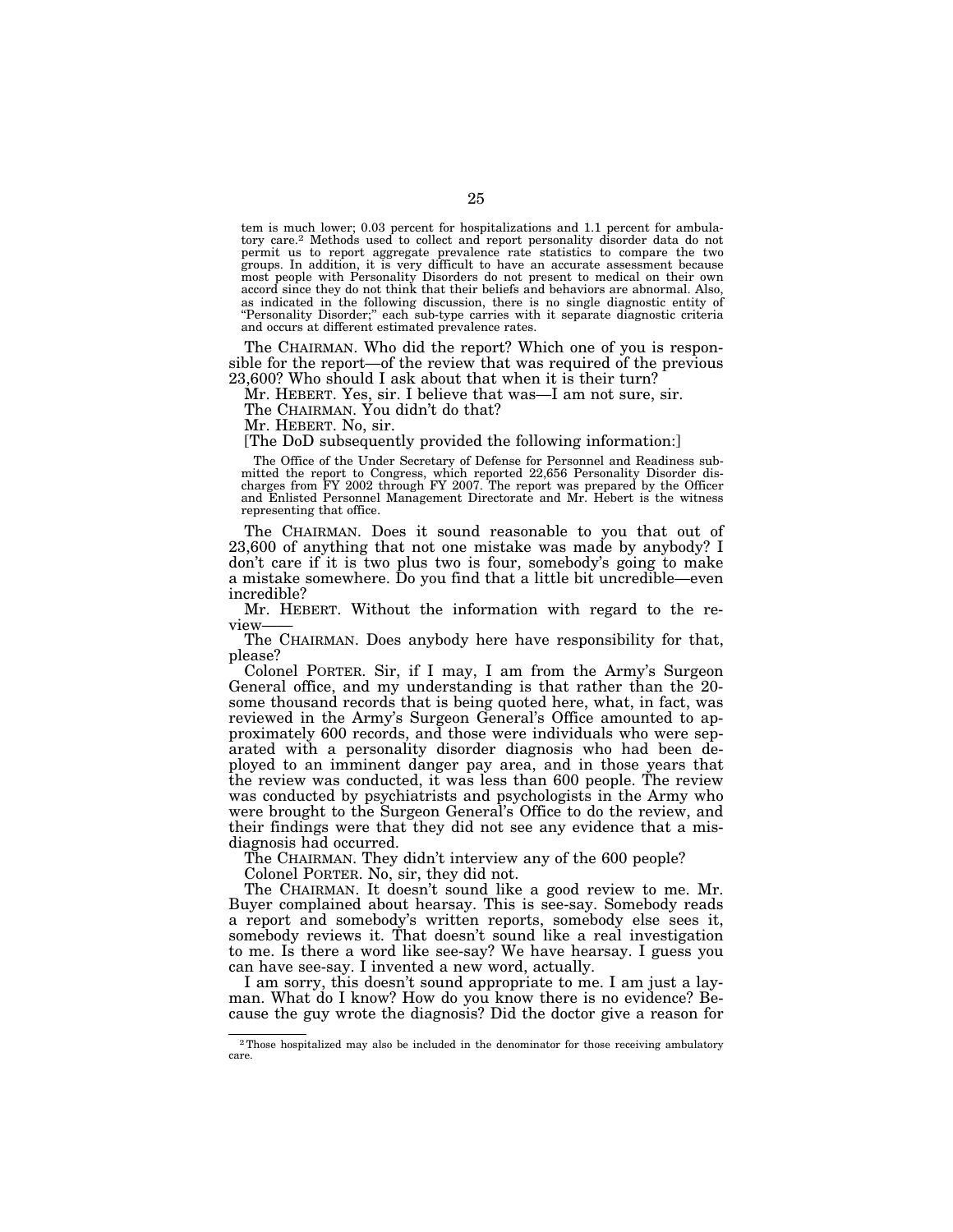tem is much lower; 0.03 percent for hospitalizations and 1.1 percent for ambulatory care.[2] Methods used to collect and report personality disorder data do not permit us to report aggregate prevalence rate statistics to compare the two groups. In addition, it is very difficult to have an accurate assessment because most people with Personality Disorders do not present to medical on their own accord since they do not think that their beliefs and behaviors are abnormal. Also, as indicated in the following discussion, there is no single diagnostic entity of "Personality Disorder;" each sub-type carries with it separate diagnostic criteria and occurs at different estimated prevalence rates.

The CHAIRMAN. Who did the report? Which one of you is responsible for the report—of the review that was required of the previous 23,600? Who should I ask about that when it is their turn?

Mr. HEBERT. Yes, sir. I believe that was—I am not sure, sir.

The CHAIRMAN. You didn't do that?

Mr. HEBERT. No, sir.

[The DoD subsequently provided the following information:]

The Office of the Under Secretary of Defense for Personnel and Readiness submitted the report to Congress, which reported 22,656 Personality Disorder discharges from FY 2002 through FY 2007. The report was prepared by the Officer and Enlisted Personnel Management Directorate and Mr. Hebert is the witness representing that office.

The CHAIRMAN. Does it sound reasonable to you that out of 23,600 of anything that not one mistake was made by anybody? I don't care if it is two plus two is four, somebody's going to make a mistake somewhere. Do you find that a little bit uncredible—even incredible?

Mr. HEBERT. Without the information with regard to the review——

The CHAIRMAN. Does anybody here have responsibility for that, please?

Colonel PORTER. Sir, if I may, I am from the Army's Surgeon General office, and my understanding is that rather than the 20-some thousand records that is being quoted here, what, in fact, was reviewed in the Army's Surgeon General's Office amounted to approximately 600 records, and those were individuals who were separated with a personality disorder diagnosis who had been deployed to an imminent danger pay area, and in those years that the review was conducted, it was less than 600 people. The review was conducted by psychiatrists and psychologists in the Army who were brought to the Surgeon General's Office to do the review, and their findings were that they did not see any evidence that a misdiagnosis had occurred.

The CHAIRMAN. They didn't interview any of the 600 people?

Colonel PORTER. No, sir, they did not.

The CHAIRMAN. It doesn't sound like a good review to me. Mr. Buyer complained about hearsay. This is see-say. Somebody reads a report and somebody's written reports, somebody else sees it, somebody reviews it. That doesn't sound like a real investigation to me. Is there a word like see-say? We have hearsay. I guess you can have see-say. I invented a new word, actually.

I am sorry, this doesn't sound appropriate to me. I am just a layman. What do I know? How do you know there is no evidence? Because the guy wrote the diagnosis? Did the doctor give a reason for

---

[2] Those hospitalized may also be included in the denominator for those receiving ambulatory care.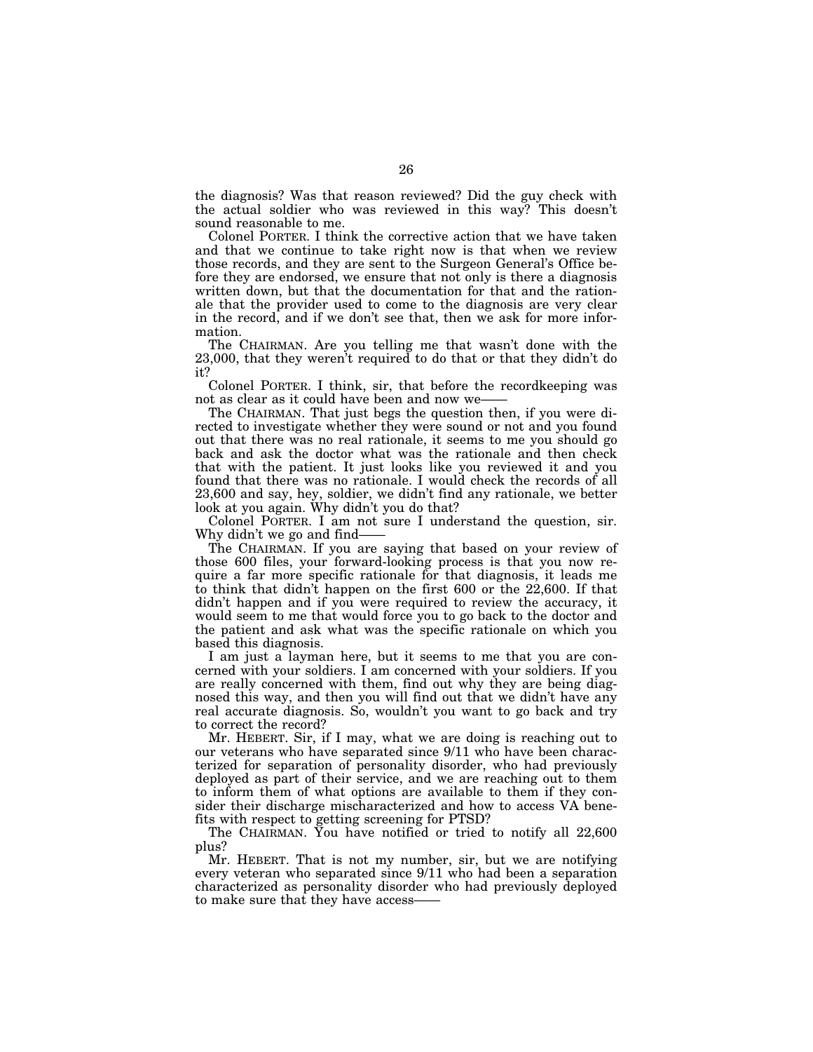the diagnosis? Was that reason reviewed? Did the guy check with the actual soldier who was reviewed in this way? This doesn't sound reasonable to me.

Colonel PORTER. I think the corrective action that we have taken and that we continue to take right now is that when we review those records, and they are sent to the Surgeon General's Office before they are endorsed, we ensure that not only is there a diagnosis written down, but that the documentation for that and the rationale that the provider used to come to the diagnosis are very clear in the record, and if we don't see that, then we ask for more information.

The CHAIRMAN. Are you telling me that wasn't done with the 23,000, that they weren't required to do that or that they didn't do it?

Colonel PORTER. I think, sir, that before the recordkeeping was not as clear as it could have been and now we——

The CHAIRMAN. That just begs the question then, if you were directed to investigate whether they were sound or not and you found out that there was no real rationale, it seems to me you should go back and ask the doctor what was the rationale and then check that with the patient. It just looks like you reviewed it and you found that there was no rationale. I would check the records of all 23,600 and say, hey, soldier, we didn't find any rationale, we better look at you again. Why didn't you do that?

Colonel PORTER. I am not sure I understand the question, sir. Why didn't we go and find——

The CHAIRMAN. If you are saying that based on your review of those 600 files, your forward-looking process is that you now require a far more specific rationale for that diagnosis, it leads me to think that didn't happen on the first 600 or the 22,600. If that didn't happen and if you were required to review the accuracy, it would seem to me that would force you to go back to the doctor and the patient and ask what was the specific rationale on which you based this diagnosis.

I am just a layman here, but it seems to me that you are concerned with your soldiers. I am concerned with your soldiers. If you are really concerned with them, find out why they are being diagnosed this way, and then you will find out that we didn't have any real accurate diagnosis. So, wouldn't you want to go back and try to correct the record?

Mr. HEBERT. Sir, if I may, what we are doing is reaching out to our veterans who have separated since 9/11 who have been characterized for separation of personality disorder, who had previously deployed as part of their service, and we are reaching out to them to inform them of what options are available to them if they consider their discharge mischaracterized and how to access VA benefits with respect to getting screening for PTSD?

The CHAIRMAN. You have notified or tried to notify all 22,600 plus?

Mr. HEBERT. That is not my number, sir, but we are notifying every veteran who separated since 9/11 who had been a separation characterized as personality disorder who had previously deployed to make sure that they have access——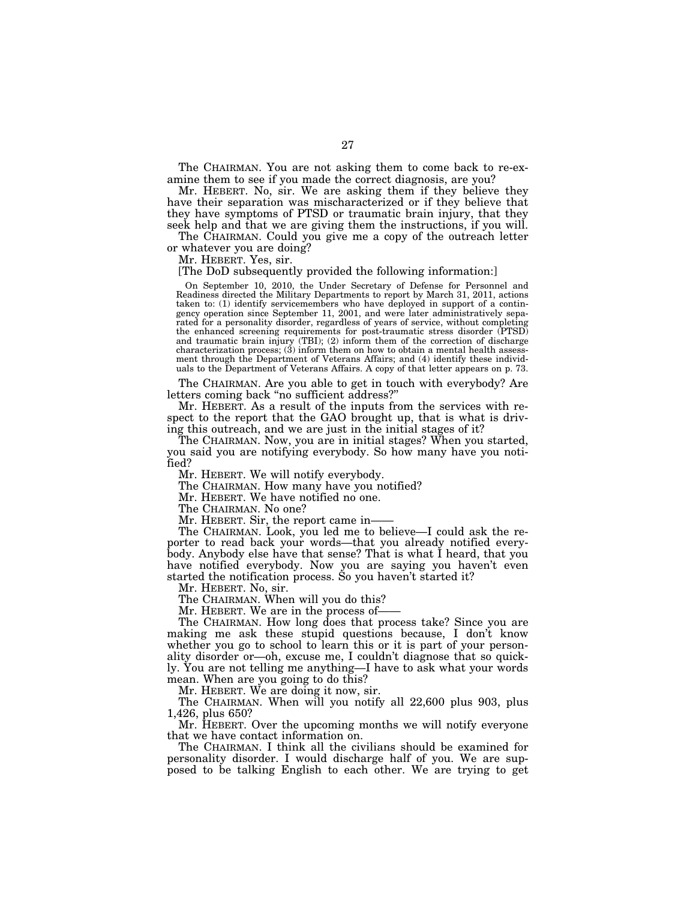The CHAIRMAN. You are not asking them to come back to re-examine them to see if you made the correct diagnosis, are you?

Mr. HEBERT. No, sir. We are asking them if they believe they have their separation was mischaracterized or if they believe that they have symptoms of PTSD or traumatic brain injury, that they seek help and that we are giving them the instructions, if you will.

The CHAIRMAN. Could you give me a copy of the outreach letter or whatever you are doing?

Mr. HEBERT. Yes, sir.

[The DoD subsequently provided the following information:]

> On September 10, 2010, the Under Secretary of Defense for Personnel and Readiness directed the Military Departments to report by March 31, 2011, actions taken to: (1) identify servicemembers who have deployed in support of a contingency operation since September 11, 2001, and were later administratively separated for a personality disorder, regardless of years of service, without completing the enhanced screening requirements for post-traumatic stress disorder (PTSD) and traumatic brain injury (TBI); (2) inform them of the correction of discharge characterization process; (3) inform them on how to obtain a mental health assessment through the Department of Veterans Affairs; and (4) identify these individuals to the Department of Veterans Affairs. A copy of that letter appears on p. 73.

The CHAIRMAN. Are you able to get in touch with everybody? Are letters coming back "no sufficient address?"

Mr. HEBERT. As a result of the inputs from the services with respect to the report that the GAO brought up, that is what is driving this outreach, and we are just in the initial stages of it?

The CHAIRMAN. Now, you are in initial stages? When you started, you said you are notifying everybody. So how many have you notified?

Mr. HEBERT. We will notify everybody.

The CHAIRMAN. How many have you notified?

Mr. HEBERT. We have notified no one.

The CHAIRMAN. No one?

Mr. HEBERT. Sir, the report came in——

The CHAIRMAN. Look, you led me to believe—I could ask the reporter to read back your words—that you already notified everybody. Anybody else have that sense? That is what I heard, that you have notified everybody. Now you are saying you haven't even started the notification process. So you haven't started it?

Mr. HEBERT. No, sir.

The CHAIRMAN. When will you do this?

Mr. HEBERT. We are in the process of——

The CHAIRMAN. How long does that process take? Since you are making me ask these stupid questions because, I don't know whether you go to school to learn this or it is part of your personality disorder or—oh, excuse me, I couldn't diagnose that so quickly. You are not telling me anything—I have to ask what your words mean. When are you going to do this?

Mr. HEBERT. We are doing it now, sir.

The CHAIRMAN. When will you notify all 22,600 plus 903, plus 1,426, plus 650?

Mr. HEBERT. Over the upcoming months we will notify everyone that we have contact information on.

The CHAIRMAN. I think all the civilians should be examined for personality disorder. I would discharge half of you. We are supposed to be talking English to each other. We are trying to get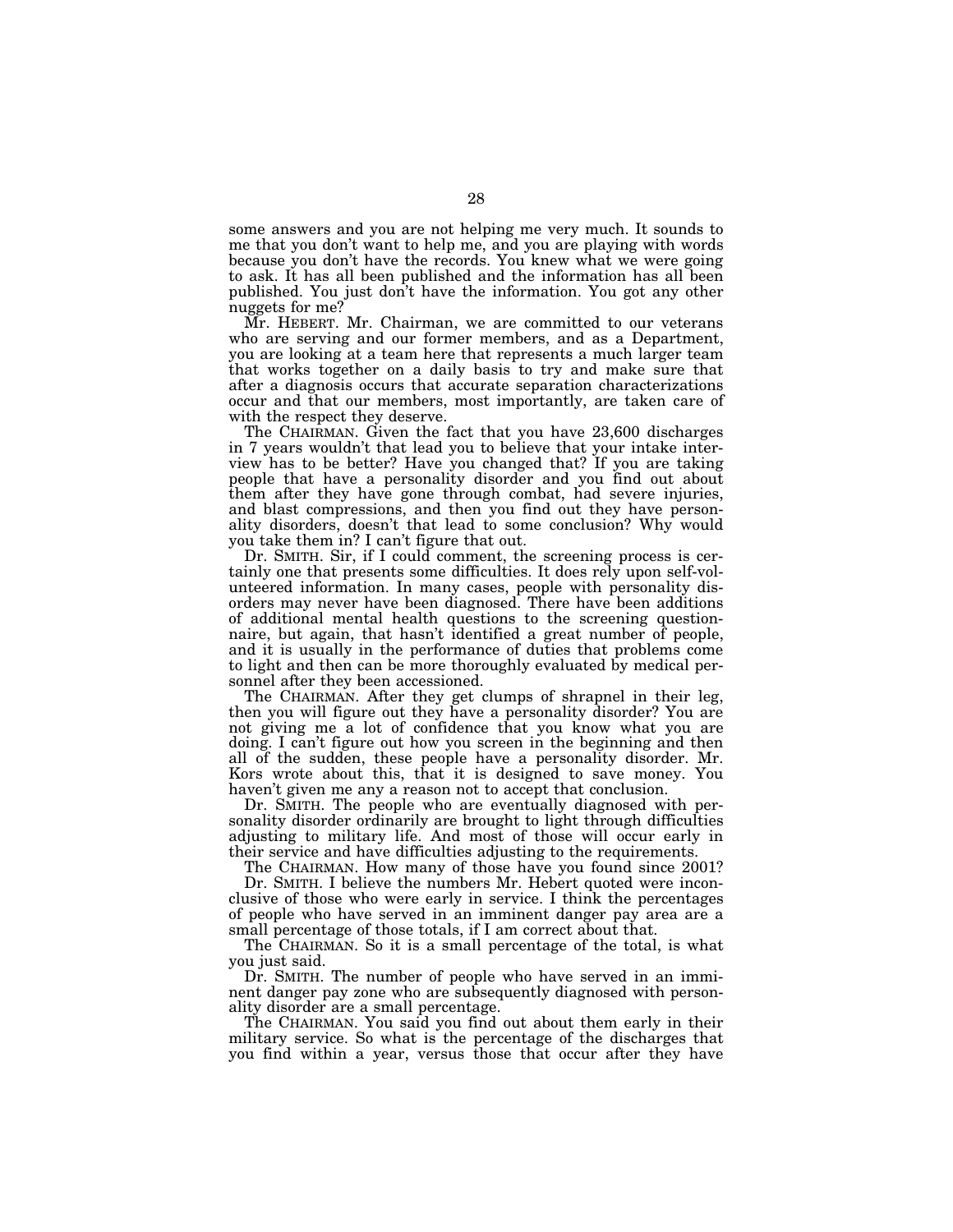some answers and you are not helping me very much. It sounds to me that you don't want to help me, and you are playing with words because you don't have the records. You knew what we were going to ask. It has all been published and the information has all been published. You just don't have the information. You got any other nuggets for me?

Mr. HEBERT. Mr. Chairman, we are committed to our veterans who are serving and our former members, and as a Department, you are looking at a team here that represents a much larger team that works together on a daily basis to try and make sure that after a diagnosis occurs that accurate separation characterizations occur and that our members, most importantly, are taken care of with the respect they deserve.

The CHAIRMAN. Given the fact that you have 23,600 discharges in 7 years wouldn't that lead you to believe that your intake interview has to be better? Have you changed that? If you are taking people that have a personality disorder and you find out about them after they have gone through combat, had severe injuries, and blast compressions, and then you find out they have personality disorders, doesn't that lead to some conclusion? Why would you take them in? I can't figure that out.

Dr. SMITH. Sir, if I could comment, the screening process is certainly one that presents some difficulties. It does rely upon self-volunteered information. In many cases, people with personality disorders may never have been diagnosed. There have been additions of additional mental health questions to the screening questionnaire, but again, that hasn't identified a great number of people, and it is usually in the performance of duties that problems come to light and then can be more thoroughly evaluated by medical personnel after they been accessioned.

The CHAIRMAN. After they get clumps of shrapnel in their leg, then you will figure out they have a personality disorder? You are not giving me a lot of confidence that you know what you are doing. I can't figure out how you screen in the beginning and then all of the sudden, these people have a personality disorder. Mr. Kors wrote about this, that it is designed to save money. You haven't given me any a reason not to accept that conclusion.

Dr. SMITH. The people who are eventually diagnosed with personality disorder ordinarily are brought to light through difficulties adjusting to military life. And most of those will occur early in their service and have difficulties adjusting to the requirements.

The CHAIRMAN. How many of those have you found since 2001?

Dr. SMITH. I believe the numbers Mr. Hebert quoted were inconclusive of those who were early in service. I think the percentages of people who have served in an imminent danger pay area are a small percentage of those totals, if I am correct about that.

The CHAIRMAN. So it is a small percentage of the total, is what you just said.

Dr. SMITH. The number of people who have served in an imminent danger pay zone who are subsequently diagnosed with personality disorder are a small percentage.

The CHAIRMAN. You said you find out about them early in their military service. So what is the percentage of the discharges that you find within a year, versus those that occur after they have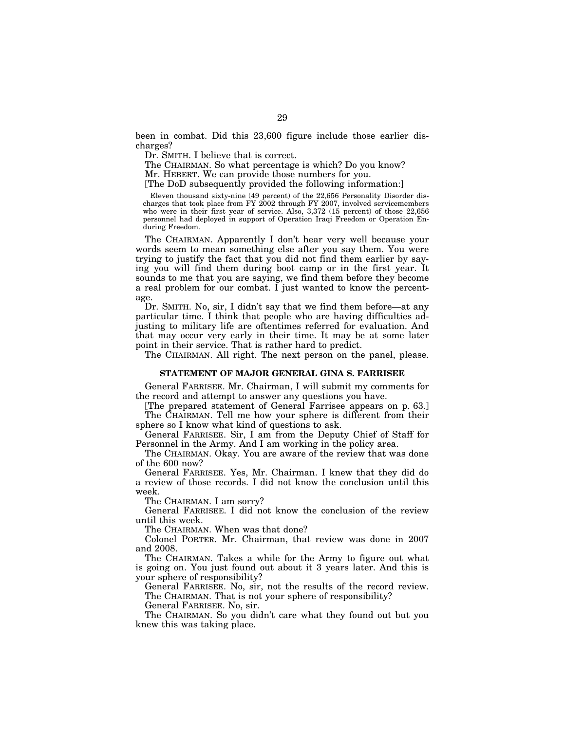been in combat. Did this 23,600 figure include those earlier discharges?

Dr. SMITH. I believe that is correct.

The CHAIRMAN. So what percentage is which? Do you know?

Mr. HEBERT. We can provide those numbers for you.

[The DoD subsequently provided the following information:]

Eleven thousand sixty-nine (49 percent) of the 22,656 Personality Disorder discharges that took place from FY 2002 through FY 2007, involved servicemembers who were in their first year of service. Also, 3,372 (15 percent) of those 22,656 personnel had deployed in support of Operation Iraqi Freedom or Operation Enduring Freedom.

The CHAIRMAN. Apparently I don't hear very well because your words seem to mean something else after you say them. You were trying to justify the fact that you did not find them earlier by saying you will find them during boot camp or in the first year. It sounds to me that you are saying, we find them before they become a real problem for our combat. I just wanted to know the percentage.

Dr. SMITH. No, sir, I didn't say that we find them before—at any particular time. I think that people who are having difficulties adjusting to military life are oftentimes referred for evaluation. And that may occur very early in their time. It may be at some later point in their service. That is rather hard to predict.

The CHAIRMAN. All right. The next person on the panel, please.

## STATEMENT OF MAJOR GENERAL GINA S. FARRISEE

General FARRISEE. Mr. Chairman, I will submit my comments for the record and attempt to answer any questions you have.

[The prepared statement of General Farrisee appears on p. 63.]

The CHAIRMAN. Tell me how your sphere is different from their sphere so I know what kind of questions to ask.

General FARRISEE. Sir, I am from the Deputy Chief of Staff for Personnel in the Army. And I am working in the policy area.

The CHAIRMAN. Okay. You are aware of the review that was done of the 600 now?

General FARRISEE. Yes, Mr. Chairman. I knew that they did do a review of those records. I did not know the conclusion until this week.

The CHAIRMAN. I am sorry?

General FARRISEE. I did not know the conclusion of the review until this week.

The CHAIRMAN. When was that done?

Colonel PORTER. Mr. Chairman, that review was done in 2007 and 2008.

The CHAIRMAN. Takes a while for the Army to figure out what is going on. You just found out about it 3 years later. And this is your sphere of responsibility?

General FARRISEE. No, sir, not the results of the record review.

The CHAIRMAN. That is not your sphere of responsibility?

General FARRISEE. No, sir.

The CHAIRMAN. So you didn't care what they found out but you knew this was taking place.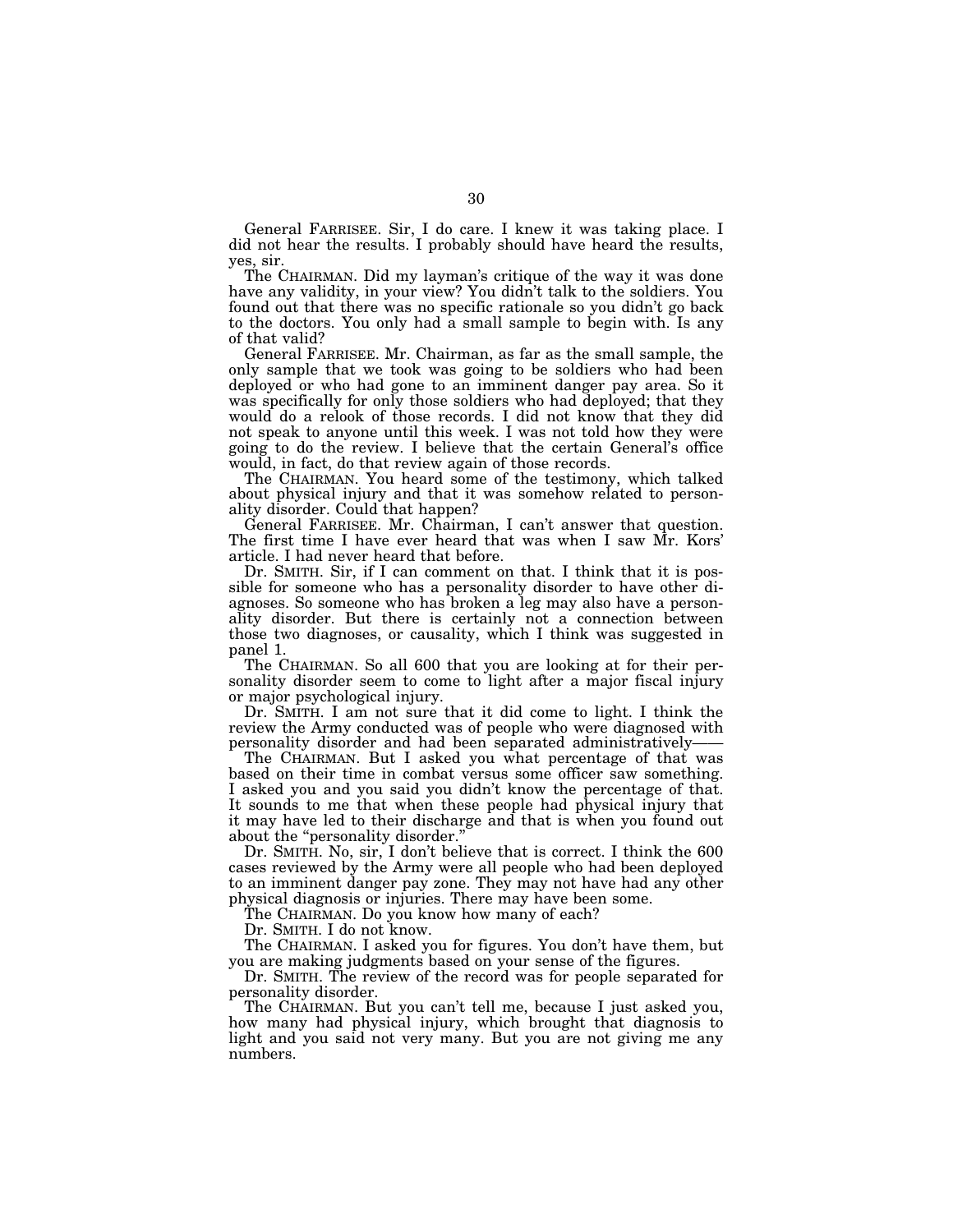General FARRISEE. Sir, I do care. I knew it was taking place. I did not hear the results. I probably should have heard the results, yes, sir.

The CHAIRMAN. Did my layman's critique of the way it was done have any validity, in your view? You didn't talk to the soldiers. You found out that there was no specific rationale so you didn't go back to the doctors. You only had a small sample to begin with. Is any of that valid?

General FARRISEE. Mr. Chairman, as far as the small sample, the only sample that we took was going to be soldiers who had been deployed or who had gone to an imminent danger pay area. So it was specifically for only those soldiers who had deployed; that they would do a relook of those records. I did not know that they did not speak to anyone until this week. I was not told how they were going to do the review. I believe that the certain General's office would, in fact, do that review again of those records.

The CHAIRMAN. You heard some of the testimony, which talked about physical injury and that it was somehow related to personality disorder. Could that happen?

General FARRISEE. Mr. Chairman, I can't answer that question. The first time I have ever heard that was when I saw Mr. Kors' article. I had never heard that before.

Dr. SMITH. Sir, if I can comment on that. I think that it is possible for someone who has a personality disorder to have other diagnoses. So someone who has broken a leg may also have a personality disorder. But there is certainly not a connection between those two diagnoses, or causality, which I think was suggested in panel 1.

The CHAIRMAN. So all 600 that you are looking at for their personality disorder seem to come to light after a major fiscal injury or major psychological injury.

Dr. SMITH. I am not sure that it did come to light. I think the review the Army conducted was of people who were diagnosed with personality disorder and had been separated administratively——

The CHAIRMAN. But I asked you what percentage of that was based on their time in combat versus some officer saw something. I asked you and you said you didn't know the percentage of that. It sounds to me that when these people had physical injury that it may have led to their discharge and that is when you found out about the "personality disorder."

Dr. SMITH. No, sir, I don't believe that is correct. I think the 600 cases reviewed by the Army were all people who had been deployed to an imminent danger pay zone. They may not have had any other physical diagnosis or injuries. There may have been some.

The CHAIRMAN. Do you know how many of each?

Dr. SMITH. I do not know.

The CHAIRMAN. I asked you for figures. You don't have them, but you are making judgments based on your sense of the figures.

Dr. SMITH. The review of the record was for people separated for personality disorder.

The CHAIRMAN. But you can't tell me, because I just asked you, how many had physical injury, which brought that diagnosis to light and you said not very many. But you are not giving me any numbers.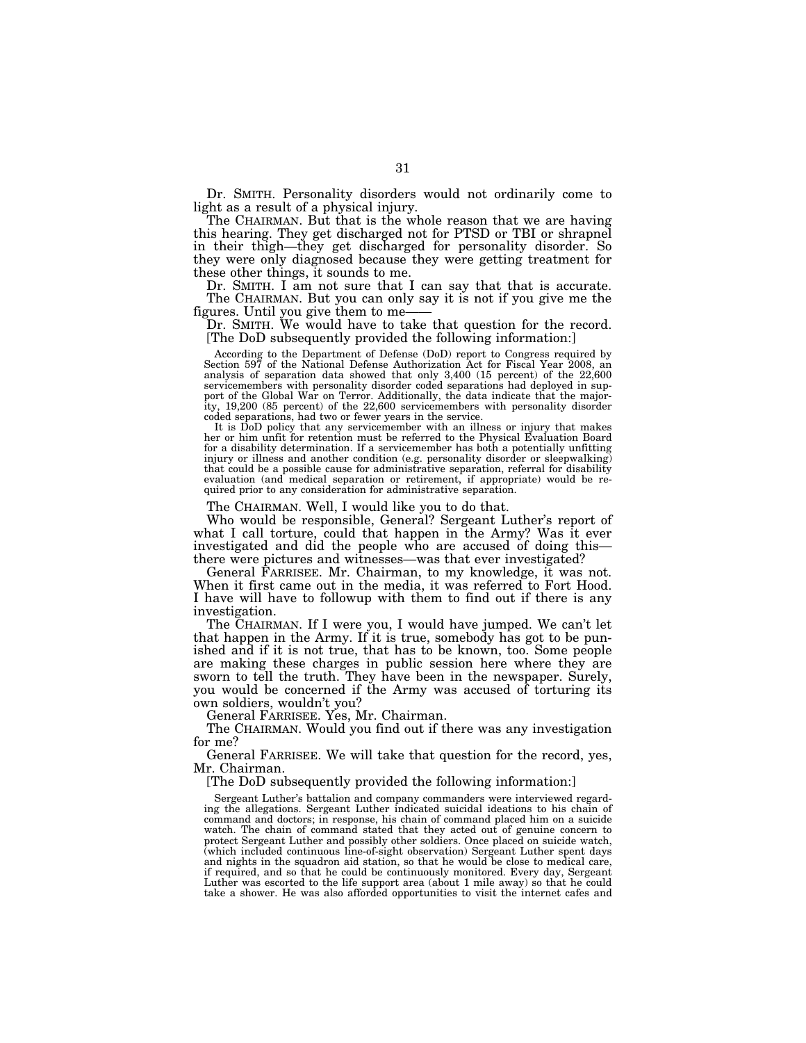Dr. SMITH. Personality disorders would not ordinarily come to light as a result of a physical injury.

The CHAIRMAN. But that is the whole reason that we are having this hearing. They get discharged not for PTSD or TBI or shrapnel in their thigh—they get discharged for personality disorder. So they were only diagnosed because they were getting treatment for these other things, it sounds to me.

Dr. SMITH. I am not sure that I can say that that is accurate.

The CHAIRMAN. But you can only say it is not if you give me the figures. Until you give them to me——

Dr. SMITH. We would have to take that question for the record.

[The DoD subsequently provided the following information:]

According to the Department of Defense (DoD) report to Congress required by Section 597 of the National Defense Authorization Act for Fiscal Year 2008, an analysis of separation data showed that only 3,400 (15 percent) of the 22,600 servicemembers with personality disorder coded separations had deployed in support of the Global War on Terror. Additionally, the data indicate that the majority, 19,200 (85 percent) of the 22,600 servicemembers with personality disorder coded separations, had two or fewer years in the service.

It is DoD policy that any servicemember with an illness or injury that makes her or him unfit for retention must be referred to the Physical Evaluation Board for a disability determination. If a servicemember has both a potentially unfitting injury or illness and another condition (e.g. personality disorder or sleepwalking) that could be a possible cause for administrative separation, referral for disability evaluation (and medical separation or retirement, if appropriate) would be required prior to any consideration for administrative separation.

The CHAIRMAN. Well, I would like you to do that.

Who would be responsible, General? Sergeant Luther's report of what I call torture, could that happen in the Army? Was it ever investigated and did the people who are accused of doing this—there were pictures and witnesses—was that ever investigated?

General FARRISEE. Mr. Chairman, to my knowledge, it was not. When it first came out in the media, it was referred to Fort Hood. I have will have to followup with them to find out if there is any investigation.

The CHAIRMAN. If I were you, I would have jumped. We can't let that happen in the Army. If it is true, somebody has got to be punished and if it is not true, that has to be known, too. Some people are making these charges in public session here where they are sworn to tell the truth. They have been in the newspaper. Surely, you would be concerned if the Army was accused of torturing its own soldiers, wouldn't you?

General FARRISEE. Yes, Mr. Chairman.

The CHAIRMAN. Would you find out if there was any investigation for me?

General FARRISEE. We will take that question for the record, yes, Mr. Chairman.

[The DoD subsequently provided the following information:]

Sergeant Luther's battalion and company commanders were interviewed regarding the allegations. Sergeant Luther indicated suicidal ideations to his chain of command and doctors; in response, his chain of command placed him on a suicide watch. The chain of command stated that they acted out of genuine concern to protect Sergeant Luther and possibly other soldiers. Once placed on suicide watch, (which included continuous line-of-sight observation) Sergeant Luther spent days and nights in the squadron aid station, so that he would be close to medical care, if required, and so that he could be continuously monitored. Every day, Sergeant Luther was escorted to the life support area (about 1 mile away) so that he could take a shower. He was also afforded opportunities to visit the internet cafes and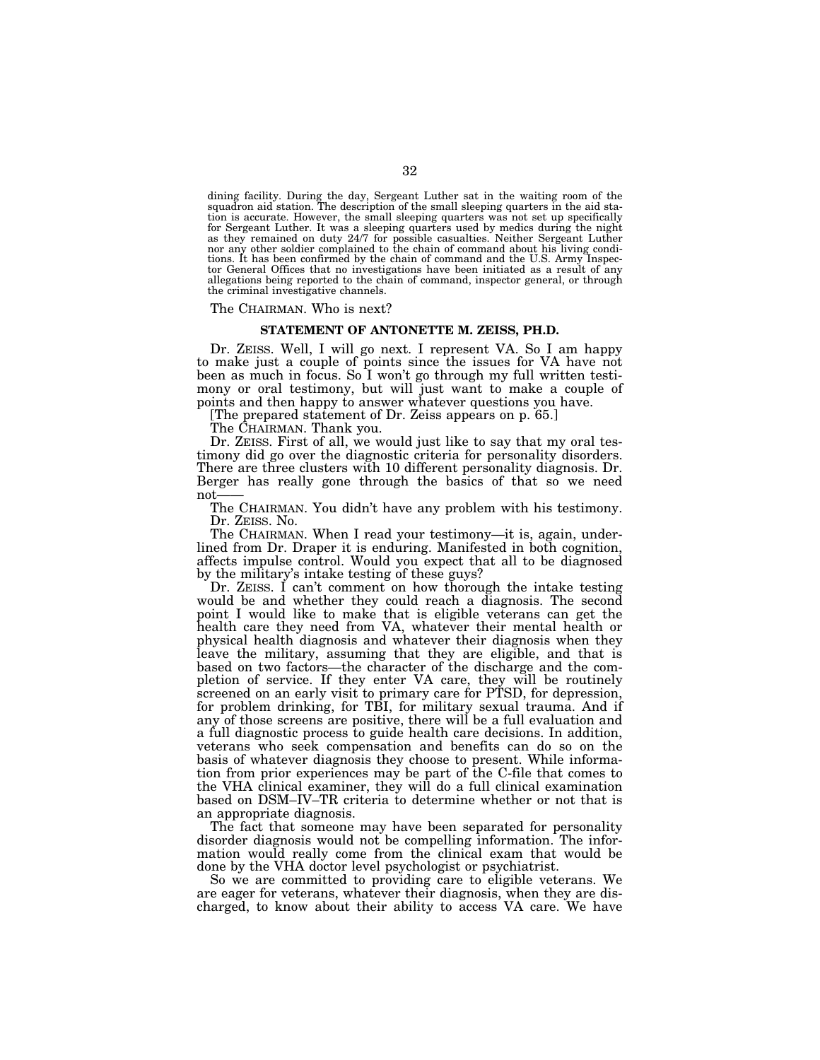dining facility. During the day, Sergeant Luther sat in the waiting room of the squadron aid station. The description of the small sleeping quarters in the aid station is accurate. However, the small sleeping quarters was not set up specifically for Sergeant Luther. It was a sleeping quarters used by medics during the night as they remained on duty 24/7 for possible casualties. Neither Sergeant Luther nor any other soldier complained to the chain of command about his living conditions. It has been confirmed by the chain of command and the U.S. Army Inspector General Offices that no investigations have been initiated as a result of any allegations being reported to the chain of command, inspector general, or through the criminal investigative channels.

The CHAIRMAN. Who is next?

## STATEMENT OF ANTONETTE M. ZEISS, PH.D.

Dr. ZEISS. Well, I will go next. I represent VA. So I am happy to make just a couple of points since the issues for VA have not been as much in focus. So I won't go through my full written testimony or oral testimony, but will just want to make a couple of points and then happy to answer whatever questions you have.

[The prepared statement of Dr. Zeiss appears on p. 65.]

The CHAIRMAN. Thank you.

Dr. ZEISS. First of all, we would just like to say that my oral testimony did go over the diagnostic criteria for personality disorders. There are three clusters with 10 different personality diagnosis. Dr. Berger has really gone through the basics of that so we need not——

The CHAIRMAN. You didn't have any problem with his testimony.

Dr. ZEISS. No.

The CHAIRMAN. When I read your testimony—it is, again, underlined from Dr. Draper it is enduring. Manifested in both cognition, affects impulse control. Would you expect that all to be diagnosed by the military's intake testing of these guys?

Dr. ZEISS. I can't comment on how thorough the intake testing would be and whether they could reach a diagnosis. The second point I would like to make that is eligible veterans can get the health care they need from VA, whatever their mental health or physical health diagnosis and whatever their diagnosis when they leave the military, assuming that they are eligible, and that is based on two factors—the character of the discharge and the completion of service. If they enter VA care, they will be routinely screened on an early visit to primary care for PTSD, for depression, for problem drinking, for TBI, for military sexual trauma. And if any of those screens are positive, there will be a full evaluation and a full diagnostic process to guide health care decisions. In addition, veterans who seek compensation and benefits can do so on the basis of whatever diagnosis they choose to present. While information from prior experiences may be part of the C-file that comes to the VHA clinical examiner, they will do a full clinical examination based on DSM–IV–TR criteria to determine whether or not that is an appropriate diagnosis.

The fact that someone may have been separated for personality disorder diagnosis would not be compelling information. The information would really come from the clinical exam that would be done by the VHA doctor level psychologist or psychiatrist.

So we are committed to providing care to eligible veterans. We are eager for veterans, whatever their diagnosis, when they are discharged, to know about their ability to access VA care. We have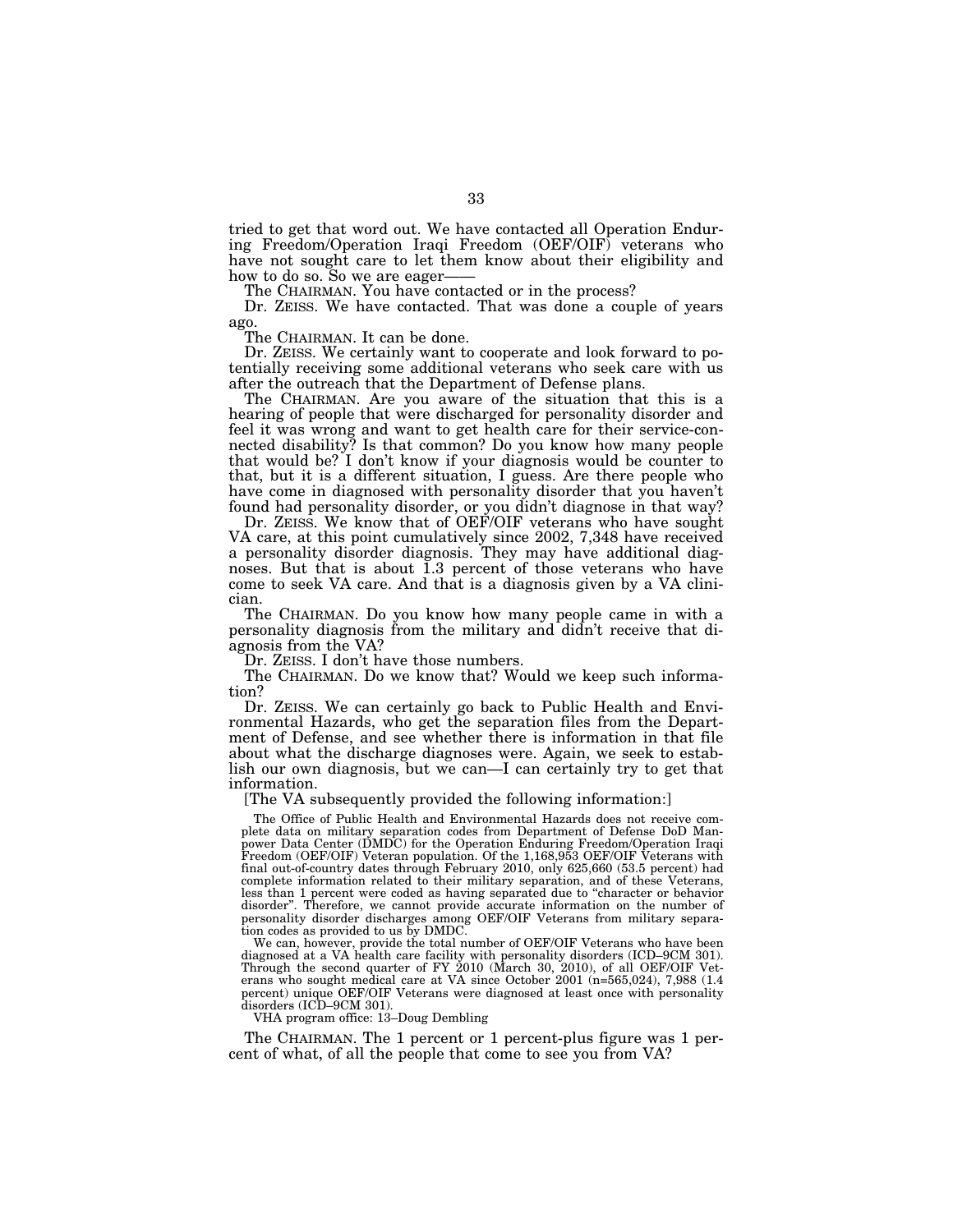tried to get that word out. We have contacted all Operation Enduring Freedom/Operation Iraqi Freedom (OEF/OIF) veterans who have not sought care to let them know about their eligibility and how to do so. So we are eager——

The CHAIRMAN. You have contacted or in the process?

Dr. ZEISS. We have contacted. That was done a couple of years ago.

The CHAIRMAN. It can be done.

Dr. ZEISS. We certainly want to cooperate and look forward to potentially receiving some additional veterans who seek care with us after the outreach that the Department of Defense plans.

The CHAIRMAN. Are you aware of the situation that this is a hearing of people that were discharged for personality disorder and feel it was wrong and want to get health care for their service-connected disability? Is that common? Do you know how many people that would be? I don't know if your diagnosis would be counter to that, but it is a different situation, I guess. Are there people who have come in diagnosed with personality disorder that you haven't found had personality disorder, or you didn't diagnose in that way?

Dr. ZEISS. We know that of OEF/OIF veterans who have sought VA care, at this point cumulatively since 2002, 7,348 have received a personality disorder diagnosis. They may have additional diagnoses. But that is about 1.3 percent of those veterans who have come to seek VA care. And that is a diagnosis given by a VA clinician.

The CHAIRMAN. Do you know how many people came in with a personality diagnosis from the military and didn't receive that diagnosis from the VA?

Dr. ZEISS. I don't have those numbers.

The CHAIRMAN. Do we know that? Would we keep such information?

Dr. ZEISS. We can certainly go back to Public Health and Environmental Hazards, who get the separation files from the Department of Defense, and see whether there is information in that file about what the discharge diagnoses were. Again, we seek to establish our own diagnosis, but we can—I can certainly try to get that information.

[The VA subsequently provided the following information:]

The Office of Public Health and Environmental Hazards does not receive complete data on military separation codes from Department of Defense DoD Manpower Data Center (DMDC) for the Operation Enduring Freedom/Operation Iraqi Freedom (OEF/OIF) Veteran population. Of the 1,168,953 OEF/OIF Veterans with final out-of-country dates through February 2010, only 625,660 (53.5 percent) had complete information related to their military separation, and of these Veterans, less than 1 percent were coded as having separated due to "character or behavior disorder". Therefore, we cannot provide accurate information on the number of personality disorder discharges among OEF/OIF Veterans from military separation codes as provided to us by DMDC.

We can, however, provide the total number of OEF/OIF Veterans who have been diagnosed at a VA health care facility with personality disorders (ICD–9CM 301). Through the second quarter of FY 2010 (March 30, 2010), of all OEF/OIF Veterans who sought medical care at VA since October 2001 (n=565,024), 7,988 (1.4 percent) unique OEF/OIF Veterans were diagnosed at least once with personality disorders (ICD–9CM 301).

VHA program office: 13–Doug Dembling

The CHAIRMAN. The 1 percent or 1 percent-plus figure was 1 percent of what, of all the people that come to see you from VA?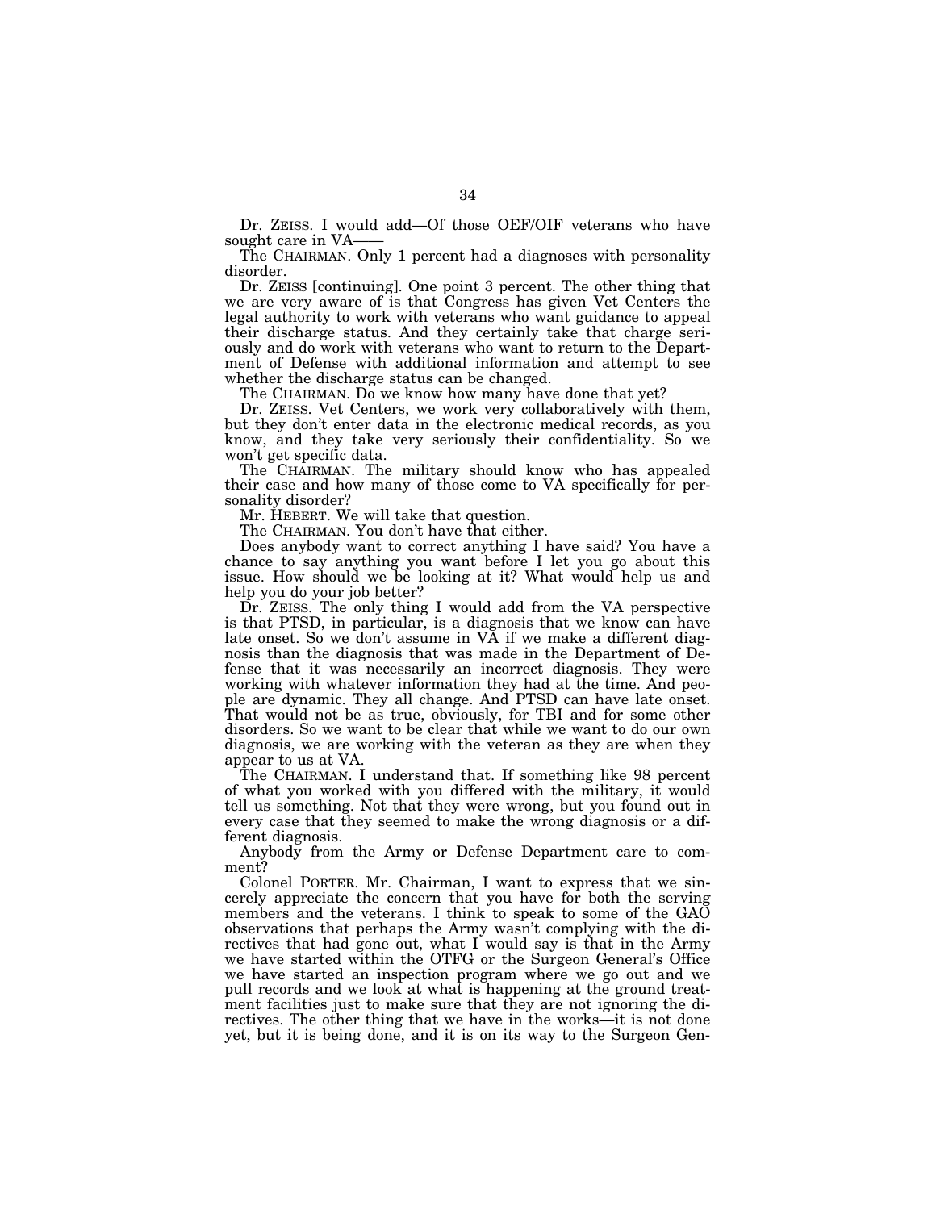Dr. ZEISS. I would add—Of those OEF/OIF veterans who have sought care in VA——

The CHAIRMAN. Only 1 percent had a diagnoses with personality disorder.

Dr. ZEISS [continuing]. One point 3 percent. The other thing that we are very aware of is that Congress has given Vet Centers the legal authority to work with veterans who want guidance to appeal their discharge status. And they certainly take that charge seriously and do work with veterans who want to return to the Department of Defense with additional information and attempt to see whether the discharge status can be changed.

The CHAIRMAN. Do we know how many have done that yet?

Dr. ZEISS. Vet Centers, we work very collaboratively with them, but they don't enter data in the electronic medical records, as you know, and they take very seriously their confidentiality. So we won't get specific data.

The CHAIRMAN. The military should know who has appealed their case and how many of those come to VA specifically for personality disorder?

Mr. HEBERT. We will take that question.

The CHAIRMAN. You don't have that either.

Does anybody want to correct anything I have said? You have a chance to say anything you want before I let you go about this issue. How should we be looking at it? What would help us and help you do your job better?

Dr. ZEISS. The only thing I would add from the VA perspective is that PTSD, in particular, is a diagnosis that we know can have late onset. So we don't assume in VA if we make a different diagnosis than the diagnosis that was made in the Department of Defense that it was necessarily an incorrect diagnosis. They were working with whatever information they had at the time. And people are dynamic. They all change. And PTSD can have late onset. That would not be as true, obviously, for TBI and for some other disorders. So we want to be clear that while we want to do our own diagnosis, we are working with the veteran as they are when they appear to us at VA.

The CHAIRMAN. I understand that. If something like 98 percent of what you worked with you differed with the military, it would tell us something. Not that they were wrong, but you found out in every case that they seemed to make the wrong diagnosis or a different diagnosis.

Anybody from the Army or Defense Department care to comment?

Colonel PORTER. Mr. Chairman, I want to express that we sincerely appreciate the concern that you have for both the serving members and the veterans. I think to speak to some of the GAO observations that perhaps the Army wasn't complying with the directives that had gone out, what I would say is that in the Army we have started within the OTFG or the Surgeon General's Office we have started an inspection program where we go out and we pull records and we look at what is happening at the ground treatment facilities just to make sure that they are not ignoring the directives. The other thing that we have in the works—it is not done yet, but it is being done, and it is on its way to the Surgeon Gen-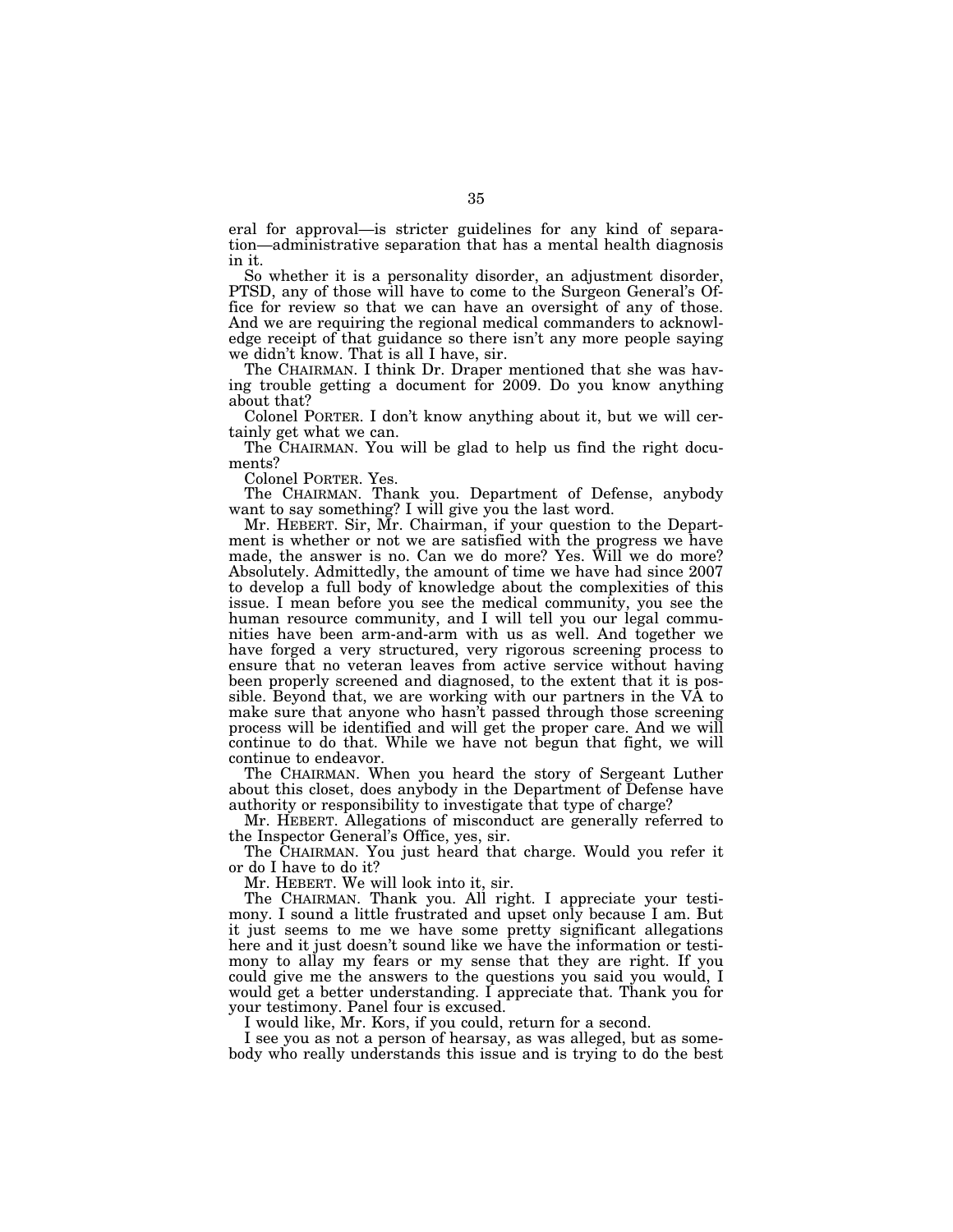eral for approval—is stricter guidelines for any kind of separation—administrative separation that has a mental health diagnosis in it.

So whether it is a personality disorder, an adjustment disorder, PTSD, any of those will have to come to the Surgeon General's Office for review so that we can have an oversight of any of those. And we are requiring the regional medical commanders to acknowledge receipt of that guidance so there isn't any more people saying we didn't know. That is all I have, sir.

The CHAIRMAN. I think Dr. Draper mentioned that she was having trouble getting a document for 2009. Do you know anything about that?

Colonel PORTER. I don't know anything about it, but we will certainly get what we can.

The CHAIRMAN. You will be glad to help us find the right documents?

Colonel PORTER. Yes.

The CHAIRMAN. Thank you. Department of Defense, anybody want to say something? I will give you the last word.

Mr. HEBERT. Sir, Mr. Chairman, if your question to the Department is whether or not we are satisfied with the progress we have made, the answer is no. Can we do more? Yes. Will we do more? Absolutely. Admittedly, the amount of time we have had since 2007 to develop a full body of knowledge about the complexities of this issue. I mean before you see the medical community, you see the human resource community, and I will tell you our legal communities have been arm-and-arm with us as well. And together we have forged a very structured, very rigorous screening process to ensure that no veteran leaves from active service without having been properly screened and diagnosed, to the extent that it is possible. Beyond that, we are working with our partners in the VA to make sure that anyone who hasn't passed through those screening process will be identified and will get the proper care. And we will continue to do that. While we have not begun that fight, we will continue to endeavor.

The CHAIRMAN. When you heard the story of Sergeant Luther about this closet, does anybody in the Department of Defense have authority or responsibility to investigate that type of charge?

Mr. HEBERT. Allegations of misconduct are generally referred to the Inspector General's Office, yes, sir.

The CHAIRMAN. You just heard that charge. Would you refer it or do I have to do it?

Mr. HEBERT. We will look into it, sir.

The CHAIRMAN. Thank you. All right. I appreciate your testimony. I sound a little frustrated and upset only because I am. But it just seems to me we have some pretty significant allegations here and it just doesn't sound like we have the information or testimony to allay my fears or my sense that they are right. If you could give me the answers to the questions you said you would, I would get a better understanding. I appreciate that. Thank you for your testimony. Panel four is excused.

I would like, Mr. Kors, if you could, return for a second.

I see you as not a person of hearsay, as was alleged, but as somebody who really understands this issue and is trying to do the best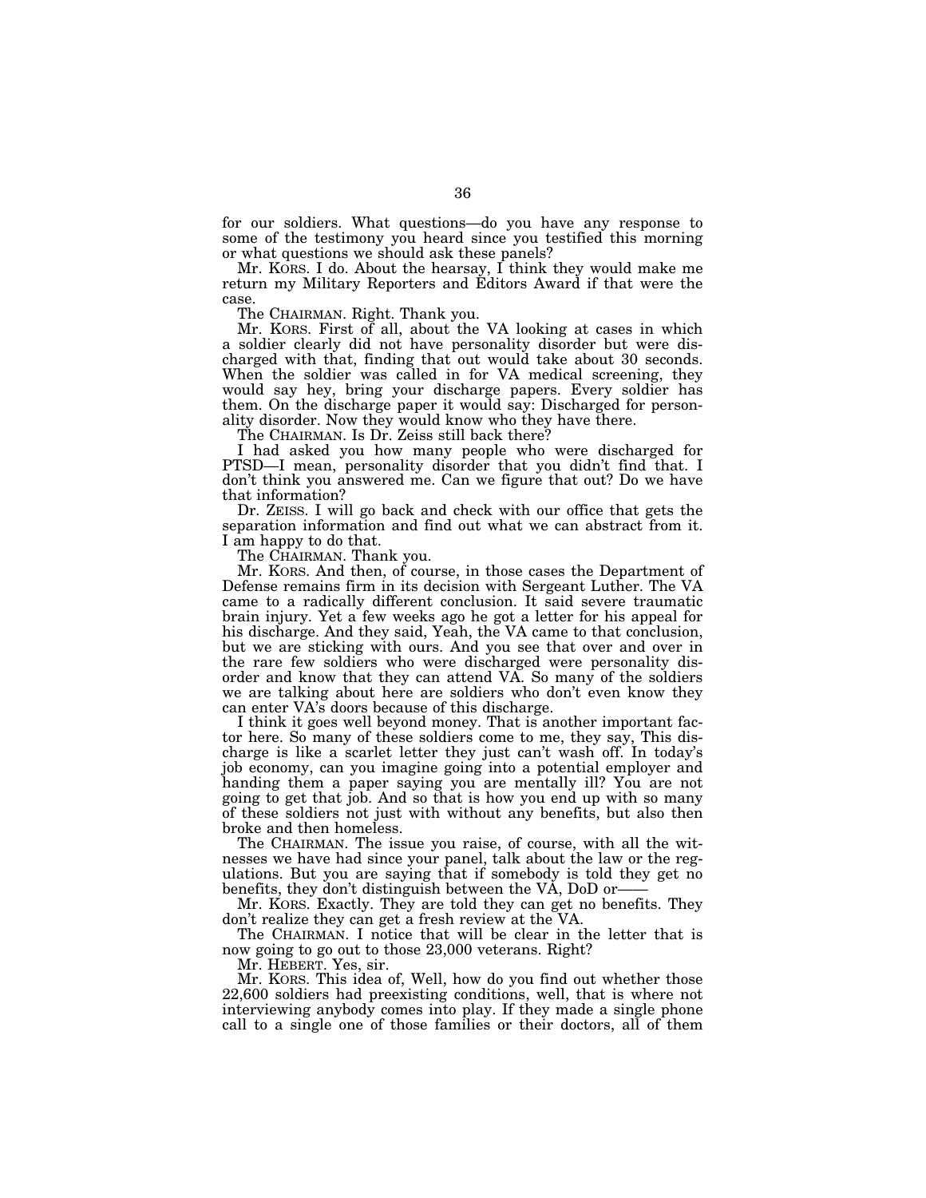for our soldiers. What questions—do you have any response to some of the testimony you heard since you testified this morning or what questions we should ask these panels?

Mr. KORS. I do. About the hearsay, I think they would make me return my Military Reporters and Editors Award if that were the case.

The CHAIRMAN. Right. Thank you.

Mr. KORS. First of all, about the VA looking at cases in which a soldier clearly did not have personality disorder but were discharged with that, finding that out would take about 30 seconds. When the soldier was called in for VA medical screening, they would say hey, bring your discharge papers. Every soldier has them. On the discharge paper it would say: Discharged for personality disorder. Now they would know who they have there.

The CHAIRMAN. Is Dr. Zeiss still back there?

I had asked you how many people who were discharged for PTSD—I mean, personality disorder that you didn't find that. I don't think you answered me. Can we figure that out? Do we have that information?

Dr. ZEISS. I will go back and check with our office that gets the separation information and find out what we can abstract from it. I am happy to do that.

The CHAIRMAN. Thank you.

Mr. KORS. And then, of course, in those cases the Department of Defense remains firm in its decision with Sergeant Luther. The VA came to a radically different conclusion. It said severe traumatic brain injury. Yet a few weeks ago he got a letter for his appeal for his discharge. And they said, Yeah, the VA came to that conclusion, but we are sticking with ours. And you see that over and over in the rare few soldiers who were discharged were personality disorder and know that they can attend VA. So many of the soldiers we are talking about here are soldiers who don't even know they can enter VA's doors because of this discharge.

I think it goes well beyond money. That is another important factor here. So many of these soldiers come to me, they say, This discharge is like a scarlet letter they just can't wash off. In today's job economy, can you imagine going into a potential employer and handing them a paper saying you are mentally ill? You are not going to get that job. And so that is how you end up with so many of these soldiers not just with without any benefits, but also then broke and then homeless.

The CHAIRMAN. The issue you raise, of course, with all the witnesses we have had since your panel, talk about the law or the regulations. But you are saying that if somebody is told they get no benefits, they don't distinguish between the VA, DoD or——

Mr. KORS. Exactly. They are told they can get no benefits. They don't realize they can get a fresh review at the VA.

The CHAIRMAN. I notice that will be clear in the letter that is now going to go out to those 23,000 veterans. Right?

Mr. HEBERT. Yes, sir.

Mr. KORS. This idea of, Well, how do you find out whether those 22,600 soldiers had preexisting conditions, well, that is where not interviewing anybody comes into play. If they made a single phone call to a single one of those families or their doctors, all of them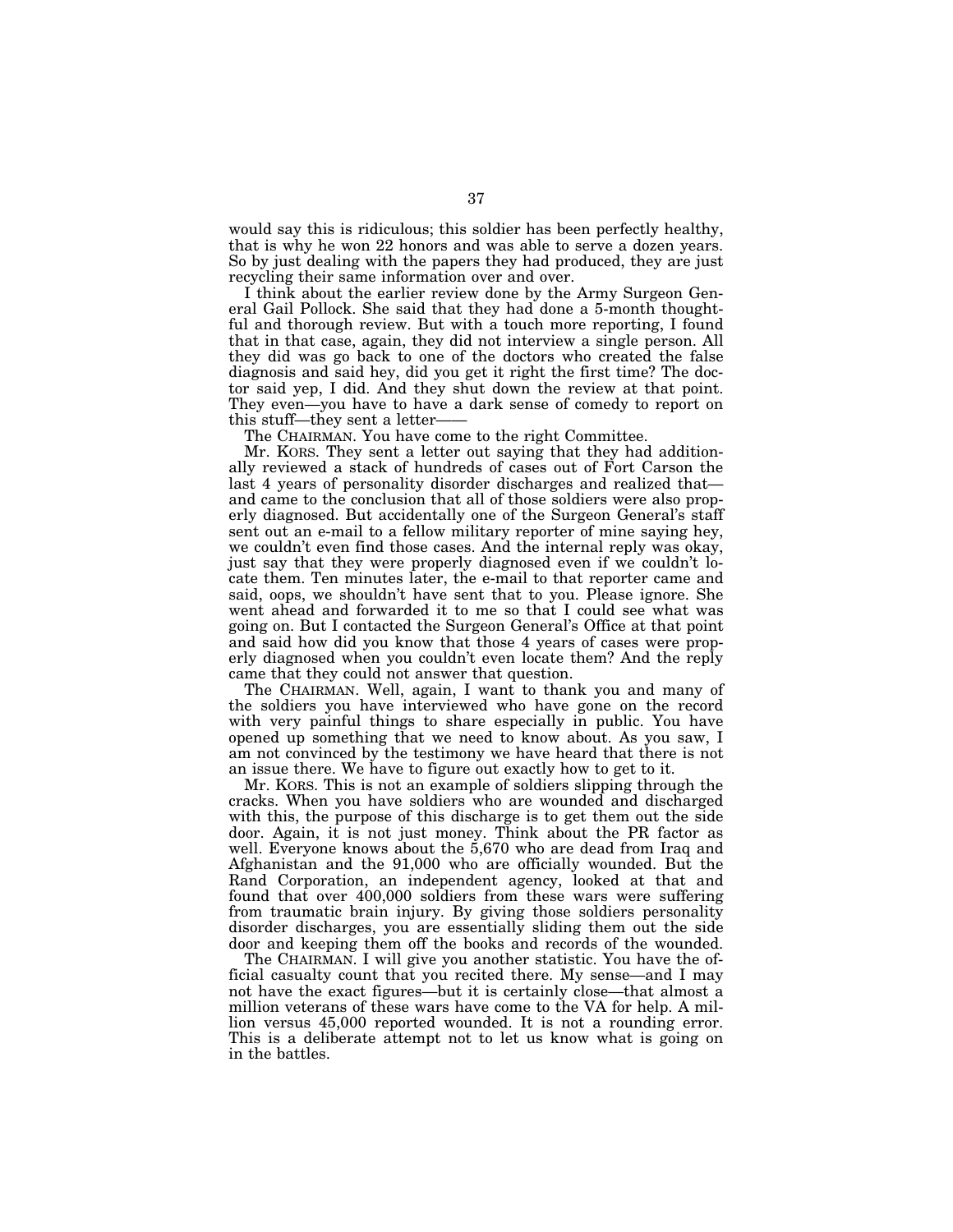would say this is ridiculous; this soldier has been perfectly healthy, that is why he won 22 honors and was able to serve a dozen years. So by just dealing with the papers they had produced, they are just recycling their same information over and over.

I think about the earlier review done by the Army Surgeon General Gail Pollock. She said that they had done a 5-month thoughtful and thorough review. But with a touch more reporting, I found that in that case, again, they did not interview a single person. All they did was go back to one of the doctors who created the false diagnosis and said hey, did you get it right the first time? The doctor said yep, I did. And they shut down the review at that point. They even—you have to have a dark sense of comedy to report on this stuff—they sent a letter——

The CHAIRMAN. You have come to the right Committee.

Mr. KORS. They sent a letter out saying that they had additionally reviewed a stack of hundreds of cases out of Fort Carson the last 4 years of personality disorder discharges and realized that—and came to the conclusion that all of those soldiers were also properly diagnosed. But accidentally one of the Surgeon General's staff sent out an e-mail to a fellow military reporter of mine saying hey, we couldn't even find those cases. And the internal reply was okay, just say that they were properly diagnosed even if we couldn't locate them. Ten minutes later, the e-mail to that reporter came and said, oops, we shouldn't have sent that to you. Please ignore. She went ahead and forwarded it to me so that I could see what was going on. But I contacted the Surgeon General's Office at that point and said how did you know that those 4 years of cases were properly diagnosed when you couldn't even locate them? And the reply came that they could not answer that question.

The CHAIRMAN. Well, again, I want to thank you and many of the soldiers you have interviewed who have gone on the record with very painful things to share especially in public. You have opened up something that we need to know about. As you saw, I am not convinced by the testimony we have heard that there is not an issue there. We have to figure out exactly how to get to it.

Mr. KORS. This is not an example of soldiers slipping through the cracks. When you have soldiers who are wounded and discharged with this, the purpose of this discharge is to get them out the side door. Again, it is not just money. Think about the PR factor as well. Everyone knows about the 5,670 who are dead from Iraq and Afghanistan and the 91,000 who are officially wounded. But the Rand Corporation, an independent agency, looked at that and found that over 400,000 soldiers from these wars were suffering from traumatic brain injury. By giving those soldiers personality disorder discharges, you are essentially sliding them out the side door and keeping them off the books and records of the wounded.

The CHAIRMAN. I will give you another statistic. You have the official casualty count that you recited there. My sense—and I may not have the exact figures—but it is certainly close—that almost a million veterans of these wars have come to the VA for help. A million versus 45,000 reported wounded. It is not a rounding error. This is a deliberate attempt not to let us know what is going on in the battles.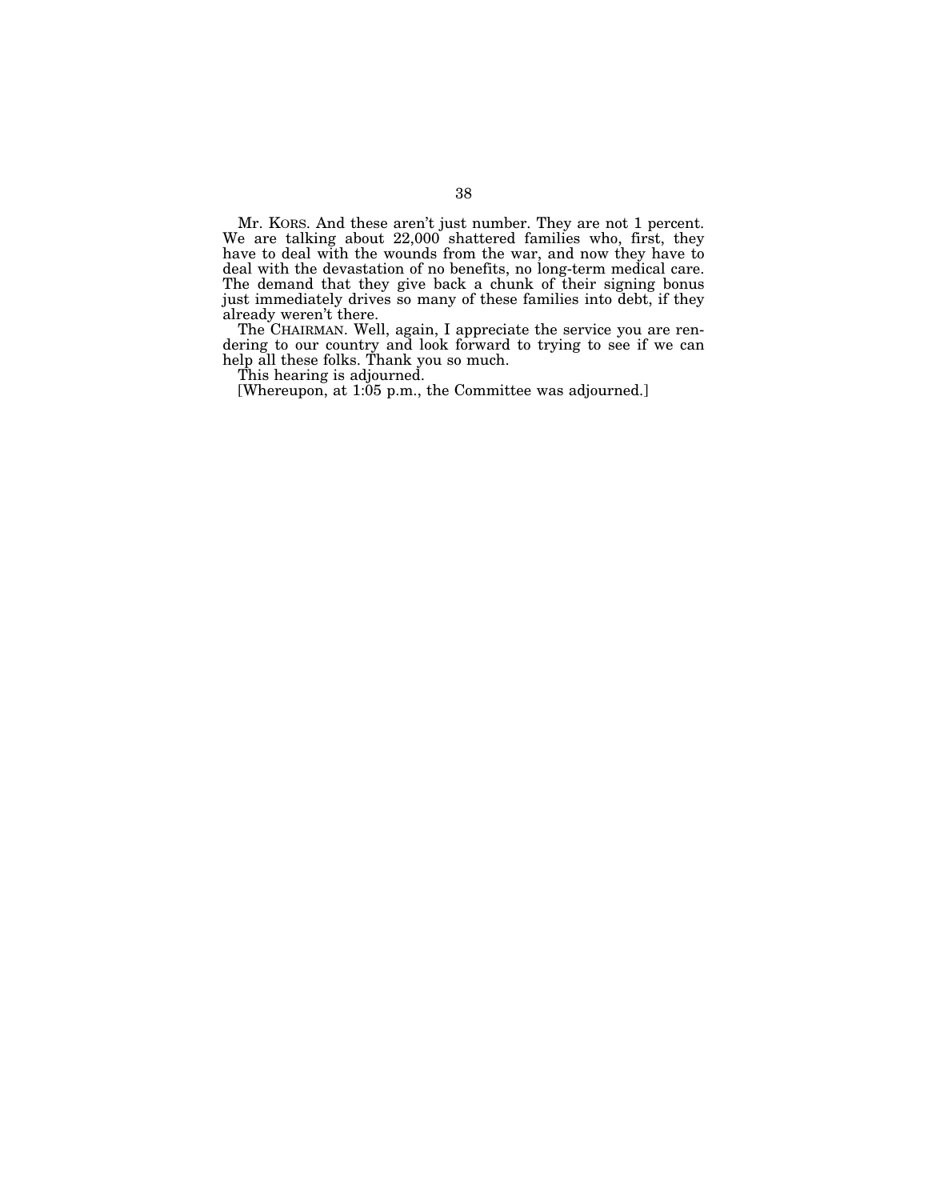Mr. KORS. And these aren't just number. They are not 1 percent. We are talking about 22,000 shattered families who, first, they have to deal with the wounds from the war, and now they have to deal with the devastation of no benefits, no long-term medical care. The demand that they give back a chunk of their signing bonus just immediately drives so many of these families into debt, if they already weren't there.

The CHAIRMAN. Well, again, I appreciate the service you are rendering to our country and look forward to trying to see if we can help all these folks. Thank you so much.

This hearing is adjourned.

[Whereupon, at 1:05 p.m., the Committee was adjourned.]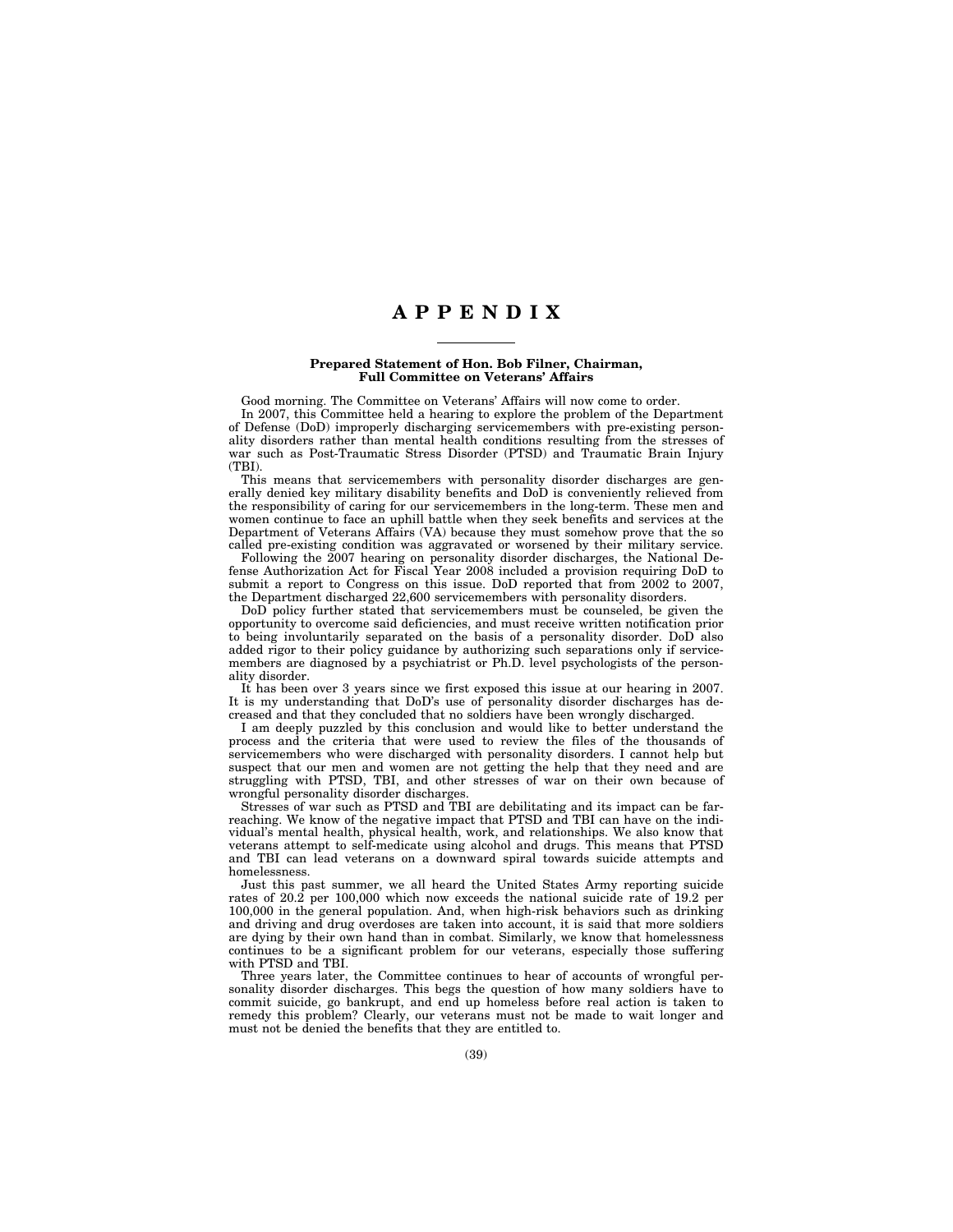# APPENDIX

## Prepared Statement of Hon. Bob Filner, Chairman, Full Committee on Veterans' Affairs

Good morning. The Committee on Veterans' Affairs will now come to order.

In 2007, this Committee held a hearing to explore the problem of the Department of Defense (DoD) improperly discharging servicemembers with pre-existing personality disorders rather than mental health conditions resulting from the stresses of war such as Post-Traumatic Stress Disorder (PTSD) and Traumatic Brain Injury (TBI).

This means that servicemembers with personality disorder discharges are generally denied key military disability benefits and DoD is conveniently relieved from the responsibility of caring for our servicemembers in the long-term. These men and women continue to face an uphill battle when they seek benefits and services at the Department of Veterans Affairs (VA) because they must somehow prove that the so called pre-existing condition was aggravated or worsened by their military service.

Following the 2007 hearing on personality disorder discharges, the National Defense Authorization Act for Fiscal Year 2008 included a provision requiring DoD to submit a report to Congress on this issue. DoD reported that from 2002 to 2007, the Department discharged 22,600 servicemembers with personality disorders.

DoD policy further stated that servicemembers must be counseled, be given the opportunity to overcome said deficiencies, and must receive written notification prior to being involuntarily separated on the basis of a personality disorder. DoD also added rigor to their policy guidance by authorizing such separations only if servicemembers are diagnosed by a psychiatrist or Ph.D. level psychologists of the personality disorder.

It has been over 3 years since we first exposed this issue at our hearing in 2007. It is my understanding that DoD's use of personality disorder discharges has decreased and that they concluded that no soldiers have been wrongly discharged.

I am deeply puzzled by this conclusion and would like to better understand the process and the criteria that were used to review the files of the thousands of servicemembers who were discharged with personality disorders. I cannot help but suspect that our men and women are not getting the help that they need and are struggling with PTSD, TBI, and other stresses of war on their own because of wrongful personality disorder discharges.

Stresses of war such as PTSD and TBI are debilitating and its impact can be far-reaching. We know of the negative impact that PTSD and TBI can have on the individual's mental health, physical health, work, and relationships. We also know that veterans attempt to self-medicate using alcohol and drugs. This means that PTSD and TBI can lead veterans on a downward spiral towards suicide attempts and homelessness.

Just this past summer, we all heard the United States Army reporting suicide rates of 20.2 per 100,000 which now exceeds the national suicide rate of 19.2 per 100,000 in the general population. And, when high-risk behaviors such as drinking and driving and drug overdoses are taken into account, it is said that more soldiers are dying by their own hand than in combat. Similarly, we know that homelessness continues to be a significant problem for our veterans, especially those suffering with PTSD and TBI.

Three years later, the Committee continues to hear of accounts of wrongful personality disorder discharges. This begs the question of how many soldiers have to commit suicide, go bankrupt, and end up homeless before real action is taken to remedy this problem? Clearly, our veterans must not be made to wait longer and must not be denied the benefits that they are entitled to.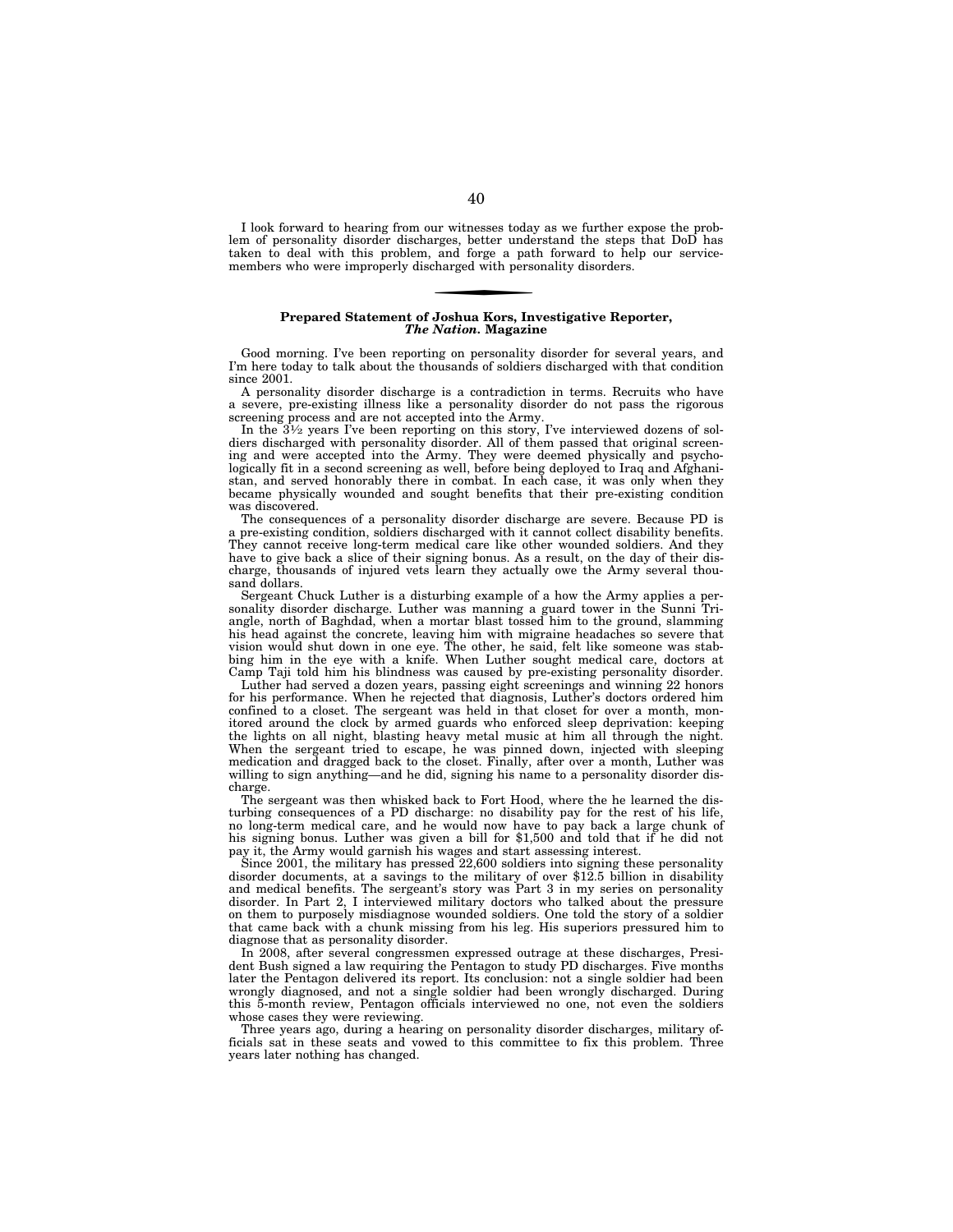I look forward to hearing from our witnesses today as we further expose the problem of personality disorder discharges, better understand the steps that DoD has taken to deal with this problem, and forge a path forward to help our servicemembers who were improperly discharged with personality disorders.

---

**Prepared Statement of Joshua Kors, Investigative Reporter, *The Nation.* Magazine**

Good morning. I've been reporting on personality disorder for several years, and I'm here today to talk about the thousands of soldiers discharged with that condition since 2001.

A personality disorder discharge is a contradiction in terms. Recruits who have a severe, pre-existing illness like a personality disorder do not pass the rigorous screening process and are not accepted into the Army.

In the 3½ years I've been reporting on this story, I've interviewed dozens of soldiers discharged with personality disorder. All of them passed that original screening and were accepted into the Army. They were deemed physically and psychologically fit in a second screening as well, before being deployed to Iraq and Afghanistan, and served honorably there in combat. In each case, it was only when they became physically wounded and sought benefits that their pre-existing condition was discovered.

The consequences of a personality disorder discharge are severe. Because PD is a pre-existing condition, soldiers discharged with it cannot collect disability benefits. They cannot receive long-term medical care like other wounded soldiers. And they have to give back a slice of their signing bonus. As a result, on the day of their discharge, thousands of injured vets learn they actually owe the Army several thousand dollars.

Sergeant Chuck Luther is a disturbing example of a how the Army applies a personality disorder discharge. Luther was manning a guard tower in the Sunni Triangle, north of Baghdad, when a mortar blast tossed him to the ground, slamming his head against the concrete, leaving him with migraine headaches so severe that vision would shut down in one eye. The other, he said, felt like someone was stabbing him in the eye with a knife. When Luther sought medical care, doctors at Camp Taji told him his blindness was caused by pre-existing personality disorder.

Luther had served a dozen years, passing eight screenings and winning 22 honors for his performance. When he rejected that diagnosis, Luther's doctors ordered him confined to a closet. The sergeant was held in that closet for over a month, monitored around the clock by armed guards who enforced sleep deprivation: keeping the lights on all night, blasting heavy metal music at him all through the night. When the sergeant tried to escape, he was pinned down, injected with sleeping medication and dragged back to the closet. Finally, after over a month, Luther was willing to sign anything—and he did, signing his name to a personality disorder discharge.

The sergeant was then whisked back to Fort Hood, where the he learned the disturbing consequences of a PD discharge: no disability pay for the rest of his life, no long-term medical care, and he would now have to pay back a large chunk of his signing bonus. Luther was given a bill for $1,500 and told that if he did not pay it, the Army would garnish his wages and start assessing interest.

Since 2001, the military has pressed 22,600 soldiers into signing these personality disorder documents, at a savings to the military of over $12.5 billion in disability and medical benefits. The sergeant's story was Part 3 in my series on personality disorder. In Part 2, I interviewed military doctors who talked about the pressure on them to purposely misdiagnose wounded soldiers. One told the story of a soldier that came back with a chunk missing from his leg. His superiors pressured him to diagnose that as personality disorder.

In 2008, after several congressmen expressed outrage at these discharges, President Bush signed a law requiring the Pentagon to study PD discharges. Five months later the Pentagon delivered its report. Its conclusion: not a single soldier had been wrongly diagnosed, and not a single soldier had been wrongly discharged. During this 5-month review, Pentagon officials interviewed no one, not even the soldiers whose cases they were reviewing.

Three years ago, during a hearing on personality disorder discharges, military officials sat in these seats and vowed to this committee to fix this problem. Three years later nothing has changed.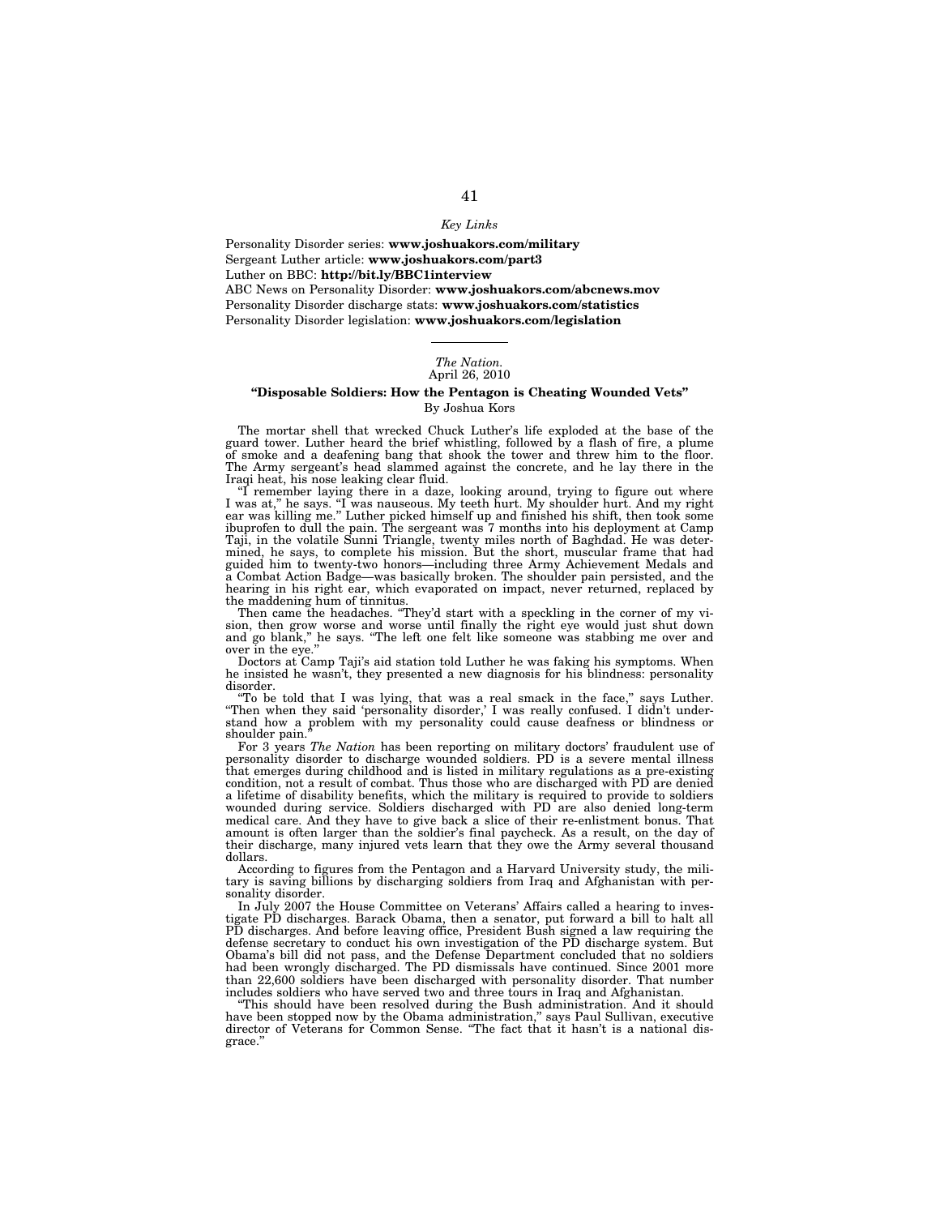*Key Links*

Personality Disorder series: **www.joshuakors.com/military**
Sergeant Luther article: **www.joshuakors.com/part3**
Luther on BBC: **http://bit.ly/BBC1interview**
ABC News on Personality Disorder: **www.joshuakors.com/abcnews.mov**
Personality Disorder discharge stats: **www.joshuakors.com/statistics**
Personality Disorder legislation: **www.joshuakors.com/legislation**

---

*The Nation.*
April 26, 2010

**"Disposable Soldiers: How the Pentagon is Cheating Wounded Vets"**
By Joshua Kors

The mortar shell that wrecked Chuck Luther's life exploded at the base of the guard tower. Luther heard the brief whistling, followed by a flash of fire, a plume of smoke and a deafening bang that shook the tower and threw him to the floor. The Army sergeant's head slammed against the concrete, and he lay there in the Iraqi heat, his nose leaking clear fluid.

"I remember laying there in a daze, looking around, trying to figure out where I was at," he says. "I was nauseous. My teeth hurt. My shoulder hurt. And my right ear was killing me." Luther picked himself up and finished his shift, then took some ibuprofen to dull the pain. The sergeant was 7 months into his deployment at Camp Taji, in the volatile Sunni Triangle, twenty miles north of Baghdad. He was determined, he says, to complete his mission. But the short, muscular frame that had guided him to twenty-two honors—including three Army Achievement Medals and a Combat Action Badge—was basically broken. The shoulder pain persisted, and the hearing in his right ear, which evaporated on impact, never returned, replaced by the maddening hum of tinnitus.

Then came the headaches. "They'd start with a speckling in the corner of my vision, then grow worse and worse until finally the right eye would just shut down and go blank," he says. "The left one felt like someone was stabbing me over and over in the eye."

Doctors at Camp Taji's aid station told Luther he was faking his symptoms. When he insisted he wasn't, they presented a new diagnosis for his blindness: personality disorder.

"To be told that I was lying, that was a real smack in the face," says Luther. "Then when they said 'personality disorder,' I was really confused. I didn't understand how a problem with my personality could cause deafness or blindness or shoulder pain."

For 3 years *The Nation* has been reporting on military doctors' fraudulent use of personality disorder to discharge wounded soldiers. PD is a severe mental illness that emerges during childhood and is listed in military regulations as a pre-existing condition, not a result of combat. Thus those who are discharged with PD are denied a lifetime of disability benefits, which the military is required to provide to soldiers wounded during service. Soldiers discharged with PD are also denied long-term medical care. And they have to give back a slice of their re-enlistment bonus. That amount is often larger than the soldier's final paycheck. As a result, on the day of their discharge, many injured vets learn that they owe the Army several thousand dollars.

According to figures from the Pentagon and a Harvard University study, the military is saving billions by discharging soldiers from Iraq and Afghanistan with personality disorder.

In July 2007 the House Committee on Veterans' Affairs called a hearing to investigate PD discharges. Barack Obama, then a senator, put forward a bill to halt all PD discharges. And before leaving office, President Bush signed a law requiring the defense secretary to conduct his own investigation of the PD discharge system. But Obama's bill did not pass, and the Defense Department concluded that no soldiers had been wrongly discharged. The PD dismissals have continued. Since 2001 more than 22,600 soldiers have been discharged with personality disorder. That number includes soldiers who have served two and three tours in Iraq and Afghanistan.

"This should have been resolved during the Bush administration. And it should have been stopped now by the Obama administration," says Paul Sullivan, executive director of Veterans for Common Sense. "The fact that it hasn't is a national disgrace."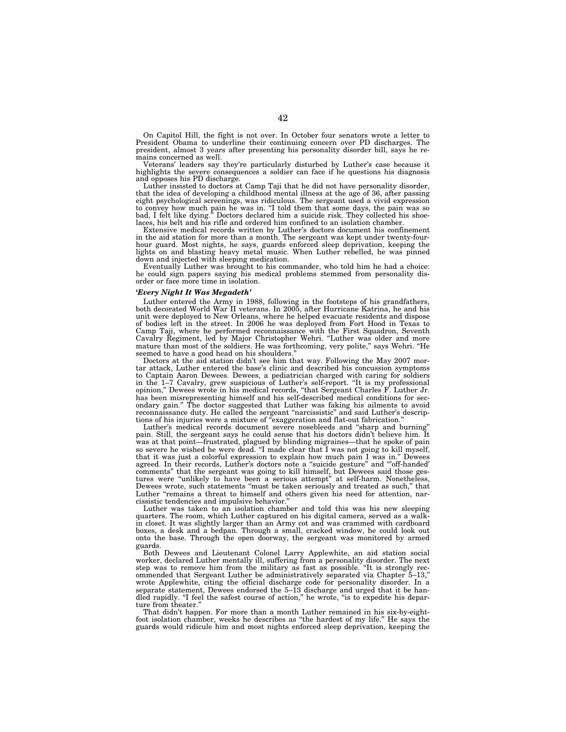On Capitol Hill, the fight is not over. In October four senators wrote a letter to President Obama to underline their continuing concern over PD discharges. The president, almost 3 years after presenting his personality disorder bill, says he remains concerned as well.

Veterans' leaders say they're particularly disturbed by Luther's case because it highlights the severe consequences a soldier can face if he questions his diagnosis and opposes his PD discharge.

Luther insisted to doctors at Camp Taji that he did not have personality disorder, that the idea of developing a childhood mental illness at the age of 36, after passing eight psychological screenings, was ridiculous. The sergeant used a vivid expression to convey how much pain he was in. "I told them that some days, the pain was so bad, I felt like dying." Doctors declared him a suicide risk. They collected his shoelaces, his belt and his rifle and ordered him confined to an isolation chamber.

Extensive medical records written by Luther's doctors document his confinement in the aid station for more than a month. The sergeant was kept under twenty-four-hour guard. Most nights, he says, guards enforced sleep deprivation, keeping the lights on and blasting heavy metal music. When Luther rebelled, he was pinned down and injected with sleeping medication.

Eventually Luther was brought to his commander, who told him he had a choice: he could sign papers saying his medical problems stemmed from personality disorder or face more time in isolation.

### *'Every Night It Was Megadeth'*

Luther entered the Army in 1988, following in the footsteps of his grandfathers, both decorated World War II veterans. In 2005, after Hurricane Katrina, he and his unit were deployed to New Orleans, where he helped evacuate residents and dispose of bodies left in the street. In 2006 he was deployed from Fort Hood in Texas to Camp Taji, where he performed reconnaissance with the First Squadron, Seventh Cavalry Regiment, led by Major Christopher Wehri. "Luther was older and more mature than most of the soldiers. He was forthcoming, very polite," says Wehri. "He seemed to have a good head on his shoulders."

Doctors at the aid station didn't see him that way. Following the May 2007 mortar attack, Luther entered the base's clinic and described his concussion symptoms to Captain Aaron Dewees. Dewees, a pediatrician charged with caring for soldiers in the 1–7 Cavalry, grew suspicious of Luther's self-report. "It is my professional opinion," Dewees wrote in his medical records, "that Sergeant Charles F. Luther Jr. has been misrepresenting himself and his self-described medical conditions for secondary gain." The doctor suggested that Luther was faking his ailments to avoid reconnaissance duty. He called the sergeant "narcissistic" and said Luther's descriptions of his injuries were a mixture of "exaggeration and flat-out fabrication."

Luther's medical records document severe nosebleeds and "sharp and burning" pain. Still, the sergeant says he could sense that his doctors didn't believe him. It was at that point—frustrated, plagued by blinding migraines—that he spoke of pain so severe he wished he were dead. "I made clear that I was not going to kill myself, that it was just a colorful expression to explain how much pain I was in." Dewees agreed. In their records, Luther's doctors note a "suicide gesture" and "'off-handed' comments" that the sergeant was going to kill himself, but Dewees said those gestures were "unlikely to have been a serious attempt" at self-harm. Nonetheless, Dewees wrote, such statements "must be taken seriously and treated as such," that Luther "remains a threat to himself and others given his need for attention, narcissistic tendencies and impulsive behavior."

Luther was taken to an isolation chamber and told this was his new sleeping quarters. The room, which Luther captured on his digital camera, served as a walk-in closet. It was slightly larger than an Army cot and was crammed with cardboard boxes, a desk and a bedpan. Through a small, cracked window, he could look out onto the base. Through the open doorway, the sergeant was monitored by armed guards.

Both Dewees and Lieutenant Colonel Larry Applewhite, an aid station social worker, declared Luther mentally ill, suffering from a personality disorder. The next step was to remove him from the military as fast as possible. "It is strongly recommended that Sergeant Luther be administratively separated via Chapter 5–13," wrote Applewhite, citing the official discharge code for personality disorder. In a separate statement, Dewees endorsed the 5–13 discharge and urged that it be handled rapidly. "I feel the safest course of action," he wrote, "is to expedite his departure from theater."

That didn't happen. For more than a month Luther remained in his six-by-eight-foot isolation chamber, weeks he describes as "the hardest of my life." He says the guards would ridicule him and most nights enforced sleep deprivation, keeping the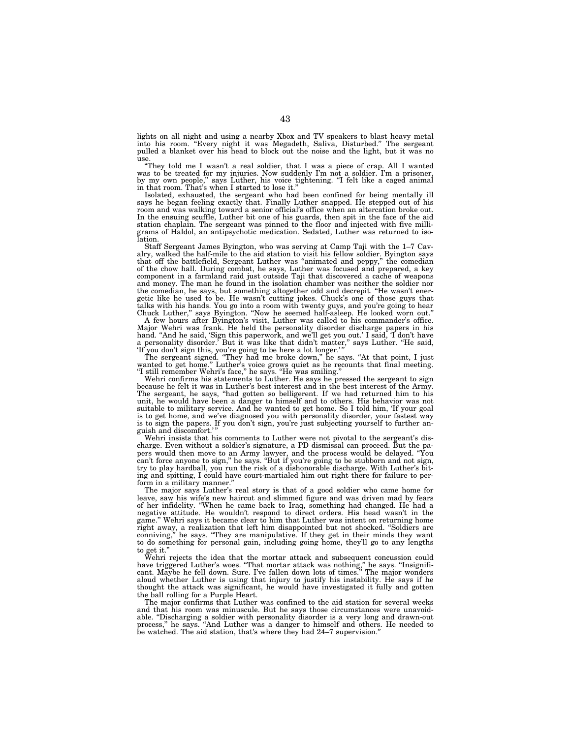lights on all night and using a nearby Xbox and TV speakers to blast heavy metal into his room. "Every night it was Megadeth, Saliva, Disturbed." The sergeant pulled a blanket over his head to block out the noise and the light, but it was no use.

"They told me I wasn't a real soldier, that I was a piece of crap. All I wanted was to be treated for my injuries. Now suddenly I'm not a soldier. I'm a prisoner, by my own people," says Luther, his voice tightening. "I felt like a caged animal in that room. That's when I started to lose it."

Isolated, exhausted, the sergeant who had been confined for being mentally ill says he began feeling exactly that. Finally Luther snapped. He stepped out of his room and was walking toward a senior official's office when an altercation broke out. In the ensuing scuffle, Luther bit one of his guards, then spit in the face of the aid station chaplain. The sergeant was pinned to the floor and injected with five milligrams of Haldol, an antipsychotic medication. Sedated, Luther was returned to isolation.

Staff Sergeant James Byington, who was serving at Camp Taji with the 1–7 Cavalry, walked the half-mile to the aid station to visit his fellow soldier. Byington says that off the battlefield, Sergeant Luther was "animated and peppy," the comedian of the chow hall. During combat, he says, Luther was focused and prepared, a key component in a farmland raid just outside Taji that discovered a cache of weapons and money. The man he found in the isolation chamber was neither the soldier nor the comedian, he says, but something altogether odd and decrepit. "He wasn't energetic like he used to be. He wasn't cutting jokes. Chuck's one of those guys that talks with his hands. You go into a room with twenty guys, and you're going to hear Chuck Luther," says Byington. "Now he seemed half-asleep. He looked worn out."

A few hours after Byington's visit, Luther was called to his commander's office. Major Wehri was frank. He held the personality disorder discharge papers in his hand. "And he said, 'Sign this paperwork, and we'll get you out.' I said, 'I don't have a personality disorder.' But it was like that didn't matter," says Luther. "He said, 'If you don't sign this, you're going to be here a lot longer.'"

The sergeant signed. "They had me broke down," he says. "At that point, I just wanted to get home." Luther's voice grows quiet as he recounts that final meeting. "I still remember Wehri's face," he says. "He was smiling."

Wehri confirms his statements to Luther. He says he pressed the sergeant to sign because he felt it was in Luther's best interest and in the best interest of the Army. The sergeant, he says, "had gotten so belligerent. If we had returned him to his unit, he would have been a danger to himself and to others. His behavior was not suitable to military service. And he wanted to get home. So I told him, 'If your goal is to get home, and we've diagnosed you with personality disorder, your fastest way is to sign the papers. If you don't sign, you're just subjecting yourself to further anguish and discomfort.'"

Wehri insists that his comments to Luther were not pivotal to the sergeant's discharge. Even without a soldier's signature, a PD dismissal can proceed. But the papers would then move to an Army lawyer, and the process would be delayed. "You can't force anyone to sign," he says. "But if you're going to be stubborn and not sign, try to play hardball, you run the risk of a dishonorable discharge. With Luther's biting and spitting, I could have court-martialed him out right there for failure to perform in a military manner."

The major says Luther's real story is that of a good soldier who came home for leave, saw his wife's new haircut and slimmed figure and was driven mad by fears of her infidelity. "When he came back to Iraq, something had changed. He had a negative attitude. He wouldn't respond to direct orders. His head wasn't in the game." Wehri says it became clear to him that Luther was intent on returning home right away, a realization that left him disappointed but not shocked. "Soldiers are conniving," he says. "They are manipulative. If they get in their minds they want to do something for personal gain, including going home, they'll go to any lengths to get it."

Wehri rejects the idea that the mortar attack and subsequent concussion could have triggered Luther's woes. "That mortar attack was nothing," he says. "Insignificant. Maybe he fell down. Sure. I've fallen down lots of times." The major wonders aloud whether Luther is using that injury to justify his instability. He says if he thought the attack was significant, he would have investigated it fully and gotten the ball rolling for a Purple Heart.

The major confirms that Luther was confined to the aid station for several weeks and that his room was minuscule. But he says those circumstances were unavoidable. "Discharging a soldier with personality disorder is a very long and drawn-out process," he says. "And Luther was a danger to himself and others. He needed to be watched. The aid station, that's where they had 24–7 supervision."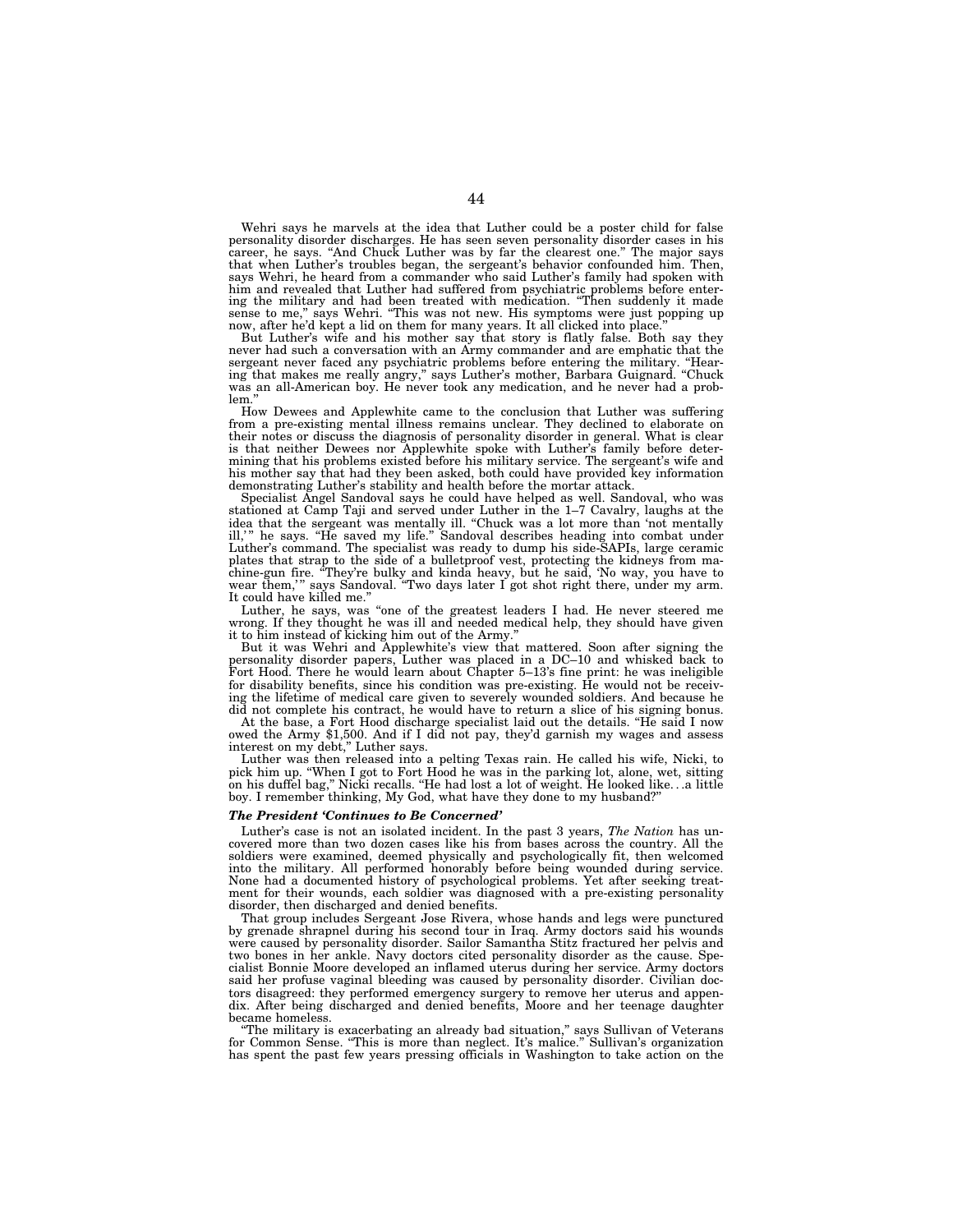Wehri says he marvels at the idea that Luther could be a poster child for false personality disorder discharges. He has seen seven personality disorder cases in his career, he says. "And Chuck Luther was by far the clearest one." The major says that when Luther's troubles began, the sergeant's behavior confounded him. Then, says Wehri, he heard from a commander who said Luther's family had spoken with him and revealed that Luther had suffered from psychiatric problems before entering the military and had been treated with medication. "Then suddenly it made sense to me," says Wehri. "This was not new. His symptoms were just popping up now, after he'd kept a lid on them for many years. It all clicked into place."

But Luther's wife and his mother say that story is flatly false. Both say they never had such a conversation with an Army commander and are emphatic that the sergeant never faced any psychiatric problems before entering the military. "Hearing that makes me really angry," says Luther's mother, Barbara Guignard. "Chuck was an all-American boy. He never took any medication, and he never had a problem."

How Dewees and Applewhite came to the conclusion that Luther was suffering from a pre-existing mental illness remains unclear. They declined to elaborate on their notes or discuss the diagnosis of personality disorder in general. What is clear is that neither Dewees nor Applewhite spoke with Luther's family before determining that his problems existed before his military service. The sergeant's wife and his mother say that had they been asked, both could have provided key information demonstrating Luther's stability and health before the mortar attack.

Specialist Angel Sandoval says he could have helped as well. Sandoval, who was stationed at Camp Taji and served under Luther in the 1–7 Cavalry, laughs at the idea that the sergeant was mentally ill. "Chuck was a lot more than 'not mentally ill,'" he says. "He saved my life." Sandoval describes heading into combat under Luther's command. The specialist was ready to dump his side-SAPIs, large ceramic plates that strap to the side of a bulletproof vest, protecting the kidneys from machine-gun fire. "They're bulky and kinda heavy, but he said, 'No way, you have to wear them,'" says Sandoval. "Two days later I got shot right there, under my arm. It could have killed me."

Luther, he says, was "one of the greatest leaders I had. He never steered me wrong. If they thought he was ill and needed medical help, they should have given it to him instead of kicking him out of the Army."

But it was Wehri and Applewhite's view that mattered. Soon after signing the personality disorder papers, Luther was placed in a DC–10 and whisked back to Fort Hood. There he would learn about Chapter 5–13's fine print: he was ineligible for disability benefits, since his condition was pre-existing. He would not be receiving the lifetime of medical care given to severely wounded soldiers. And because he did not complete his contract, he would have to return a slice of his signing bonus.

At the base, a Fort Hood discharge specialist laid out the details. "He said I now owed the Army $1,500. And if I did not pay, they'd garnish my wages and assess interest on my debt," Luther says.

Luther was then released into a pelting Texas rain. He called his wife, Nicki, to pick him up. "When I got to Fort Hood he was in the parking lot, alone, wet, sitting on his duffel bag," Nicki recalls. "He had lost a lot of weight. He looked like. . .a little boy. I remember thinking, My God, what have they done to my husband?"

***The President 'Continues to Be Concerned'***

Luther's case is not an isolated incident. In the past 3 years, *The Nation* has uncovered more than two dozen cases like his from bases across the country. All the soldiers were examined, deemed physically and psychologically fit, then welcomed into the military. All performed honorably before being wounded during service. None had a documented history of psychological problems. Yet after seeking treatment for their wounds, each soldier was diagnosed with a pre-existing personality disorder, then discharged and denied benefits.

That group includes Sergeant Jose Rivera, whose hands and legs were punctured by grenade shrapnel during his second tour in Iraq. Army doctors said his wounds were caused by personality disorder. Sailor Samantha Stitz fractured her pelvis and two bones in her ankle. Navy doctors cited personality disorder as the cause. Specialist Bonnie Moore developed an inflamed uterus during her service. Army doctors said her profuse vaginal bleeding was caused by personality disorder. Civilian doctors disagreed: they performed emergency surgery to remove her uterus and appendix. After being discharged and denied benefits, Moore and her teenage daughter became homeless.

"The military is exacerbating an already bad situation," says Sullivan of Veterans for Common Sense. "This is more than neglect. It's malice." Sullivan's organization has spent the past few years pressing officials in Washington to take action on the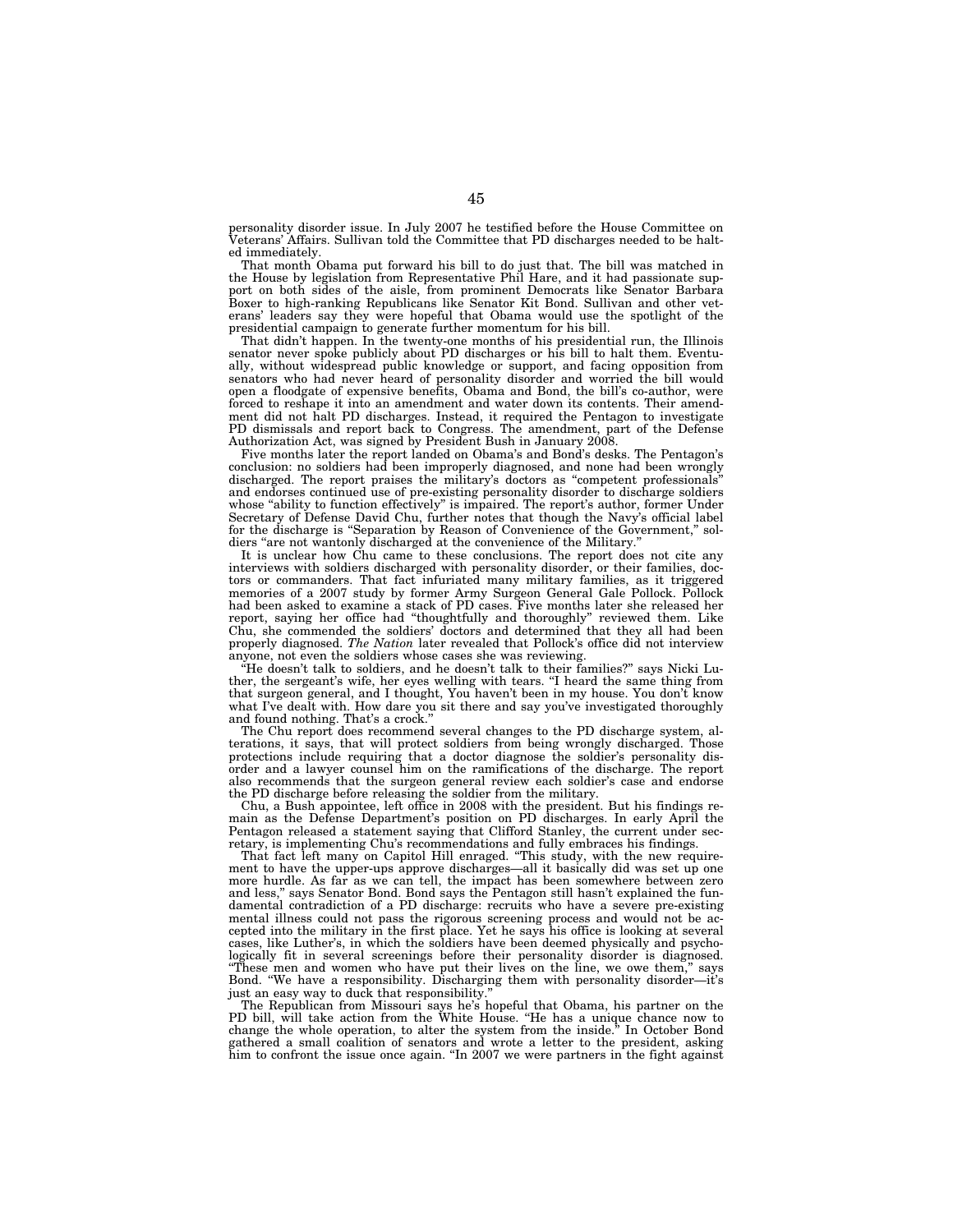personality disorder issue. In July 2007 he testified before the House Committee on Veterans' Affairs. Sullivan told the Committee that PD discharges needed to be halted immediately.

That month Obama put forward his bill to do just that. The bill was matched in the House by legislation from Representative Phil Hare, and it had passionate support on both sides of the aisle, from prominent Democrats like Senator Barbara Boxer to high-ranking Republicans like Senator Kit Bond. Sullivan and other veterans' leaders say they were hopeful that Obama would use the spotlight of the presidential campaign to generate further momentum for his bill.

That didn't happen. In the twenty-one months of his presidential run, the Illinois senator never spoke publicly about PD discharges or his bill to halt them. Eventually, without widespread public knowledge or support, and facing opposition from senators who had never heard of personality disorder and worried the bill would open a floodgate of expensive benefits, Obama and Bond, the bill's co-author, were forced to reshape it into an amendment and water down its contents. Their amendment did not halt PD discharges. Instead, it required the Pentagon to investigate PD dismissals and report back to Congress. The amendment, part of the Defense Authorization Act, was signed by President Bush in January 2008.

Five months later the report landed on Obama's and Bond's desks. The Pentagon's conclusion: no soldiers had been improperly diagnosed, and none had been wrongly discharged. The report praises the military's doctors as "competent professionals" and endorses continued use of pre-existing personality disorder to discharge soldiers whose "ability to function effectively" is impaired. The report's author, former Under Secretary of Defense David Chu, further notes that though the Navy's official label for the discharge is "Separation by Reason of Convenience of the Government," soldiers "are not wantonly discharged at the convenience of the Military."

It is unclear how Chu came to these conclusions. The report does not cite any interviews with soldiers discharged with personality disorder, or their families, doctors or commanders. That fact infuriated many military families, as it triggered memories of a 2007 study by former Army Surgeon General Gale Pollock. Pollock had been asked to examine a stack of PD cases. Five months later she released her report, saying her office had "thoughtfully and thoroughly" reviewed them. Like Chu, she commended the soldiers' doctors and determined that they all had been properly diagnosed. *The Nation* later revealed that Pollock's office did not interview anyone, not even the soldiers whose cases she was reviewing.

"He doesn't talk to soldiers, and he doesn't talk to their families?" says Nicki Luther, the sergeant's wife, her eyes welling with tears. "I heard the same thing from that surgeon general, and I thought, You haven't been in my house. You don't know what I've dealt with. How dare you sit there and say you've investigated thoroughly and found nothing. That's a crock."

The Chu report does recommend several changes to the PD discharge system, alterations, it says, that will protect soldiers from being wrongly discharged. Those protections include requiring that a doctor diagnose the soldier's personality disorder and a lawyer counsel him on the ramifications of the discharge. The report also recommends that the surgeon general review each soldier's case and endorse the PD discharge before releasing the soldier from the military.

Chu, a Bush appointee, left office in 2008 with the president. But his findings remain as the Defense Department's position on PD discharges. In early April the Pentagon released a statement saying that Clifford Stanley, the current under secretary, is implementing Chu's recommendations and fully embraces his findings.

That fact left many on Capitol Hill enraged. "This study, with the new requirement to have the upper-ups approve discharges—all it basically did was set up one more hurdle. As far as we can tell, the impact has been somewhere between zero and less," says Senator Bond. Bond says the Pentagon still hasn't explained the fundamental contradiction of a PD discharge: recruits who have a severe pre-existing mental illness could not pass the rigorous screening process and would not be accepted into the military in the first place. Yet he says his office is looking at several cases, like Luther's, in which the soldiers have been deemed physically and psychologically fit in several screenings before their personality disorder is diagnosed. "These men and women who have put their lives on the line, we owe them," says Bond. "We have a responsibility. Discharging them with personality disorder—it's just an easy way to duck that responsibility."

The Republican from Missouri says he's hopeful that Obama, his partner on the PD bill, will take action from the White House. "He has a unique chance now to change the whole operation, to alter the system from the inside." In October Bond gathered a small coalition of senators and wrote a letter to the president, asking him to confront the issue once again. "In 2007 we were partners in the fight against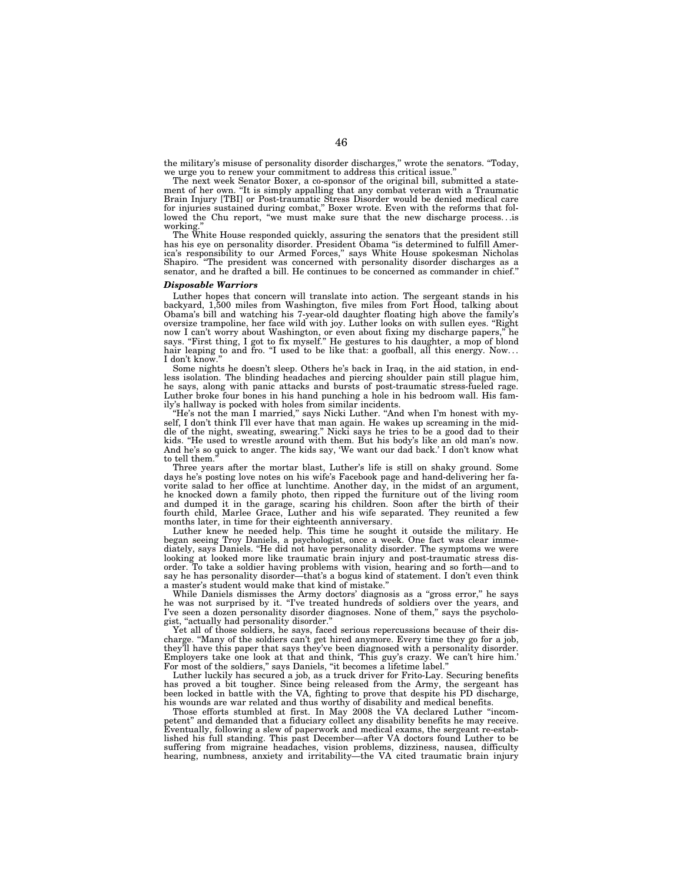the military's misuse of personality disorder discharges," wrote the senators. "Today, we urge you to renew your commitment to address this critical issue."

The next week Senator Boxer, a co-sponsor of the original bill, submitted a statement of her own. "It is simply appalling that any combat veteran with a Traumatic Brain Injury [TBI] or Post-traumatic Stress Disorder would be denied medical care for injuries sustained during combat," Boxer wrote. Even with the reforms that followed the Chu report, "we must make sure that the new discharge process. . .is working."

The White House responded quickly, assuring the senators that the president still has his eye on personality disorder. President Obama "is determined to fulfill America's responsibility to our Armed Forces," says White House spokesman Nicholas Shapiro. "The president was concerned with personality disorder discharges as a senator, and he drafted a bill. He continues to be concerned as commander in chief."

***Disposable Warriors***

Luther hopes that concern will translate into action. The sergeant stands in his backyard, 1,500 miles from Washington, five miles from Fort Hood, talking about Obama's bill and watching his 7-year-old daughter floating high above the family's oversize trampoline, her face wild with joy. Luther looks on with sullen eyes. "Right now I can't worry about Washington, or even about fixing my discharge papers," he says. "First thing, I got to fix myself." He gestures to his daughter, a mop of blond hair leaping to and fro. "I used to be like that: a goofball, all this energy. Now. . . I don't know."

Some nights he doesn't sleep. Others he's back in Iraq, in the aid station, in endless isolation. The blinding headaches and piercing shoulder pain still plague him, he says, along with panic attacks and bursts of post-traumatic stress-fueled rage. Luther broke four bones in his hand punching a hole in his bedroom wall. His family's hallway is pocked with holes from similar incidents.

"He's not the man I married," says Nicki Luther. "And when I'm honest with myself, I don't think I'll ever have that man again. He wakes up screaming in the middle of the night, sweating, swearing." Nicki says he tries to be a good dad to their kids. "He used to wrestle around with them. But his body's like an old man's now. And he's so quick to anger. The kids say, 'We want our dad back.' I don't know what to tell them."

Three years after the mortar blast, Luther's life is still on shaky ground. Some days he's posting love notes on his wife's Facebook page and hand-delivering her favorite salad to her office at lunchtime. Another day, in the midst of an argument, he knocked down a family photo, then ripped the furniture out of the living room and dumped it in the garage, scaring his children. Soon after the birth of their fourth child, Marlee Grace, Luther and his wife separated. They reunited a few months later, in time for their eighteenth anniversary.

Luther knew he needed help. This time he sought it outside the military. He began seeing Troy Daniels, a psychologist, once a week. One fact was clear immediately, says Daniels. "He did not have personality disorder. The symptoms we were looking at looked more like traumatic brain injury and post-traumatic stress disorder. To take a soldier having problems with vision, hearing and so forth—and to say he has personality disorder—that's a bogus kind of statement. I don't even think a master's student would make that kind of mistake."

While Daniels dismisses the Army doctors' diagnosis as a "gross error," he says he was not surprised by it. "I've treated hundreds of soldiers over the years, and I've seen a dozen personality disorder diagnoses. None of them," says the psychologist, "actually had personality disorder."

Yet all of those soldiers, he says, faced serious repercussions because of their discharge. "Many of the soldiers can't get hired anymore. Every time they go for a job, they'll have this paper that says they've been diagnosed with a personality disorder. Employers take one look at that and think, 'This guy's crazy. We can't hire him.' For most of the soldiers," says Daniels, "it becomes a lifetime label."

Luther luckily has secured a job, as a truck driver for Frito-Lay. Securing benefits has proved a bit tougher. Since being released from the Army, the sergeant has been locked in battle with the VA, fighting to prove that despite his PD discharge, his wounds are war related and thus worthy of disability and medical benefits.

Those efforts stumbled at first. In May 2008 the VA declared Luther "incompetent" and demanded that a fiduciary collect any disability benefits he may receive. Eventually, following a slew of paperwork and medical exams, the sergeant re-established his full standing. This past December—after VA doctors found Luther to be suffering from migraine headaches, vision problems, dizziness, nausea, difficulty hearing, numbness, anxiety and irritability—the VA cited traumatic brain injury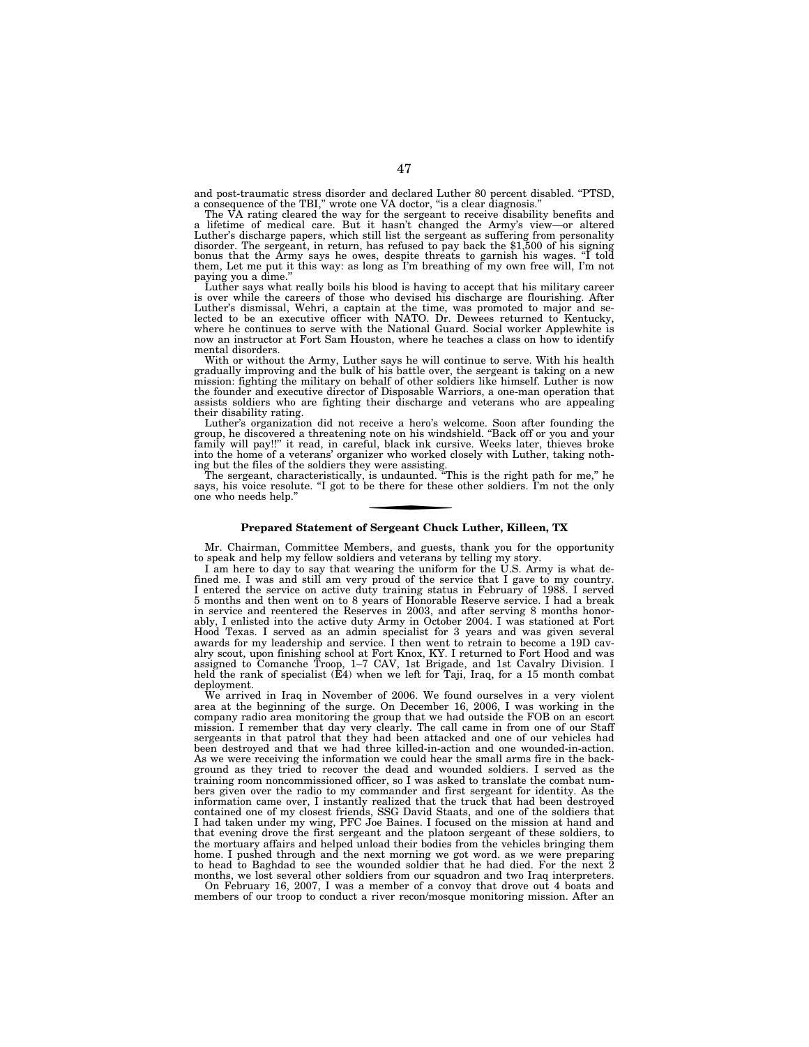and post-traumatic stress disorder and declared Luther 80 percent disabled. "PTSD, a consequence of the TBI," wrote one VA doctor, "is a clear diagnosis."

The VA rating cleared the way for the sergeant to receive disability benefits and a lifetime of medical care. But it hasn't changed the Army's view—or altered Luther's discharge papers, which still list the sergeant as suffering from personality disorder. The sergeant, in return, has refused to pay back the $1,500 of his signing bonus that the Army says he owes, despite threats to garnish his wages. "I told them, Let me put it this way: as long as I'm breathing of my own free will, I'm not paying you a dime."

Luther says what really boils his blood is having to accept that his military career is over while the careers of those who devised his discharge are flourishing. After Luther's dismissal, Wehri, a captain at the time, was promoted to major and selected to be an executive officer with NATO. Dr. Dewees returned to Kentucky, where he continues to serve with the National Guard. Social worker Applewhite is now an instructor at Fort Sam Houston, where he teaches a class on how to identify mental disorders.

With or without the Army, Luther says he will continue to serve. With his health gradually improving and the bulk of his battle over, the sergeant is taking on a new mission: fighting the military on behalf of other soldiers like himself. Luther is now the founder and executive director of Disposable Warriors, a one-man operation that assists soldiers who are fighting their discharge and veterans who are appealing their disability rating.

Luther's organization did not receive a hero's welcome. Soon after founding the group, he discovered a threatening note on his windshield. "Back off or you and your family will pay!!" it read, in careful, black ink cursive. Weeks later, thieves broke into the home of a veterans' organizer who worked closely with Luther, taking nothing but the files of the soldiers they were assisting.

The sergeant, characteristically, is undaunted. "This is the right path for me," he says, his voice resolute. "I got to be there for these other soldiers. I'm not the only one who needs help."

---

### Prepared Statement of Sergeant Chuck Luther, Killeen, TX

Mr. Chairman, Committee Members, and guests, thank you for the opportunity to speak and help my fellow soldiers and veterans by telling my story.

I am here to day to say that wearing the uniform for the U.S. Army is what defined me. I was and still am very proud of the service that I gave to my country. I entered the service on active duty training status in February of 1988. I served 5 months and then went on to 8 years of Honorable Reserve service. I had a break in service and reentered the Reserves in 2003, and after serving 8 months honorably, I enlisted into the active duty Army in October 2004. I was stationed at Fort Hood Texas. I served as an admin specialist for 3 years and was given several awards for my leadership and service. I then went to retrain to become a 19D cavalry scout, upon finishing school at Fort Knox, KY. I returned to Fort Hood and was assigned to Comanche Troop, 1–7 CAV, 1st Brigade, and 1st Cavalry Division. I held the rank of specialist (E4) when we left for Taji, Iraq, for a 15 month combat deployment.

We arrived in Iraq in November of 2006. We found ourselves in a very violent area at the beginning of the surge. On December 16, 2006, I was working in the company radio area monitoring the group that we had outside the FOB on an escort mission. I remember that day very clearly. The call came in from one of our Staff sergeants in that patrol that they had been attacked and one of our vehicles had been destroyed and that we had three killed-in-action and one wounded-in-action. As we were receiving the information we could hear the small arms fire in the background as they tried to recover the dead and wounded soldiers. I served as the training room noncommissioned officer, so I was asked to translate the combat numbers given over the radio to my commander and first sergeant for identity. As the information came over, I instantly realized that the truck that had been destroyed contained one of my closest friends, SSG David Staats, and one of the soldiers that I had taken under my wing, PFC Joe Baines. I focused on the mission at hand and that evening drove the first sergeant and the platoon sergeant of these soldiers, to the mortuary affairs and helped unload their bodies from the vehicles bringing them home. I pushed through and the next morning we got word. as we were preparing to head to Baghdad to see the wounded soldier that he had died. For the next 2 months, we lost several other soldiers from our squadron and two Iraq interpreters.

On February 16, 2007, I was a member of a convoy that drove out 4 boats and members of our troop to conduct a river recon/mosque monitoring mission. After an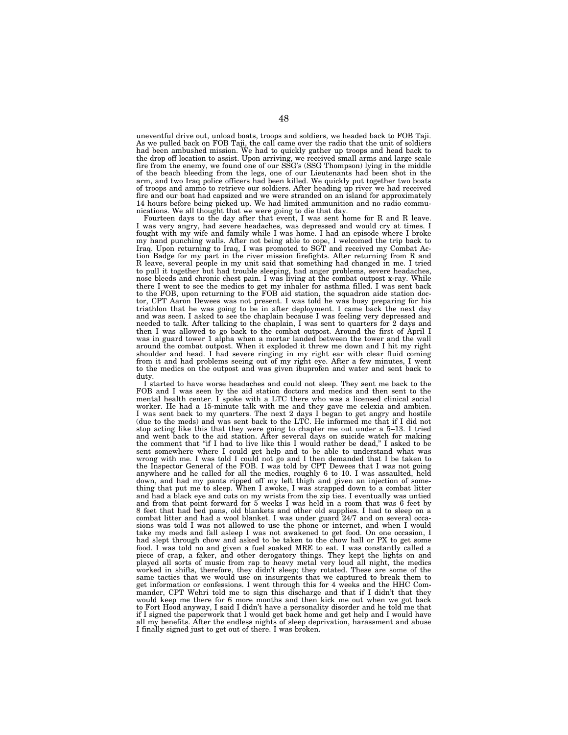uneventful drive out, unload boats, troops and soldiers, we headed back to FOB Taji. As we pulled back on FOB Taji, the call came over the radio that the unit of soldiers had been ambushed mission. We had to quickly gather up troops and head back to the drop off location to assist. Upon arriving, we received small arms and large scale fire from the enemy, we found one of our SSG's (SSG Thompson) lying in the middle of the beach bleeding from the legs, one of our Lieutenants had been shot in the arm, and two Iraq police officers had been killed. We quickly put together two boats of troops and ammo to retrieve our soldiers. After heading up river we had received fire and our boat had capsized and we were stranded on an island for approximately 14 hours before being picked up. We had limited ammunition and no radio communications. We all thought that we were going to die that day.

Fourteen days to the day after that event, I was sent home for R and R leave. I was very angry, had severe headaches, was depressed and would cry at times. I fought with my wife and family while I was home. I had an episode where I broke my hand punching walls. After not being able to cope, I welcomed the trip back to Iraq. Upon returning to Iraq, I was promoted to SGT and received my Combat Action Badge for my part in the river mission firefights. After returning from R and R leave, several people in my unit said that something had changed in me. I tried to pull it together but had trouble sleeping, had anger problems, severe headaches, nose bleeds and chronic chest pain. I was living at the combat outpost x-ray. While there I went to see the medics to get my inhaler for asthma filled. I was sent back to the FOB, upon returning to the FOB aid station, the squadron aide station doctor, CPT Aaron Dewees was not present. I was told he was busy preparing for his triathlon that he was going to be in after deployment. I came back the next day and was seen. I asked to see the chaplain because I was feeling very depressed and needed to talk. After talking to the chaplain, I was sent to quarters for 2 days and then I was allowed to go back to the combat outpost. Around the first of April I was in guard tower 1 alpha when a mortar landed between the tower and the wall around the combat outpost. When it exploded it threw me down and I hit my right shoulder and head. I had severe ringing in my right ear with clear fluid coming from it and had problems seeing out of my right eye. After a few minutes, I went to the medics on the outpost and was given ibuprofen and water and sent back to duty.

I started to have worse headaches and could not sleep. They sent me back to the FOB and I was seen by the aid station doctors and medics and then sent to the mental health center. I spoke with a LTC there who was a licensed clinical social worker. He had a 15-minute talk with me and they gave me celexia and ambien. I was sent back to my quarters. The next 2 days I began to get angry and hostile (due to the meds) and was sent back to the LTC. He informed me that if I did not stop acting like this that they were going to chapter me out under a 5–13. I tried and went back to the aid station. After several days on suicide watch for making the comment that "if I had to live like this I would rather be dead," I asked to be sent somewhere where I could get help and to be able to understand what was wrong with me. I was told I could not go and I then demanded that I be taken to the Inspector General of the FOB. I was told by CPT Dewees that I was not going anywhere and he called for all the medics, roughly 6 to 10. I was assaulted, held down, and had my pants ripped off my left thigh and given an injection of something that put me to sleep. When I awoke, I was strapped down to a combat litter and had a black eye and cuts on my wrists from the zip ties. I eventually was untied and from that point forward for 5 weeks I was held in a room that was 6 feet by 8 feet that had bed pans, old blankets and other old supplies. I had to sleep on a combat litter and had a wool blanket. I was under guard 24/7 and on several occasions was told I was not allowed to use the phone or internet, and when I would take my meds and fall asleep I was not awakened to get food. On one occasion, I had slept through chow and asked to be taken to the chow hall or PX to get some food. I was told no and given a fuel soaked MRE to eat. I was constantly called a piece of crap, a faker, and other derogatory things. They kept the lights on and played all sorts of music from rap to heavy metal very loud all night, the medics worked in shifts, therefore, they didn't sleep; they rotated. These are some of the same tactics that we would use on insurgents that we captured to break them to get information or confessions. I went through this for 4 weeks and the HHC Commander, CPT Wehri told me to sign this discharge and that if I didn't that they would keep me there for 6 more months and then kick me out when we got back to Fort Hood anyway, I said I didn't have a personality disorder and he told me that if I signed the paperwork that I would get back home and get help and I would have all my benefits. After the endless nights of sleep deprivation, harassment and abuse I finally signed just to get out of there. I was broken.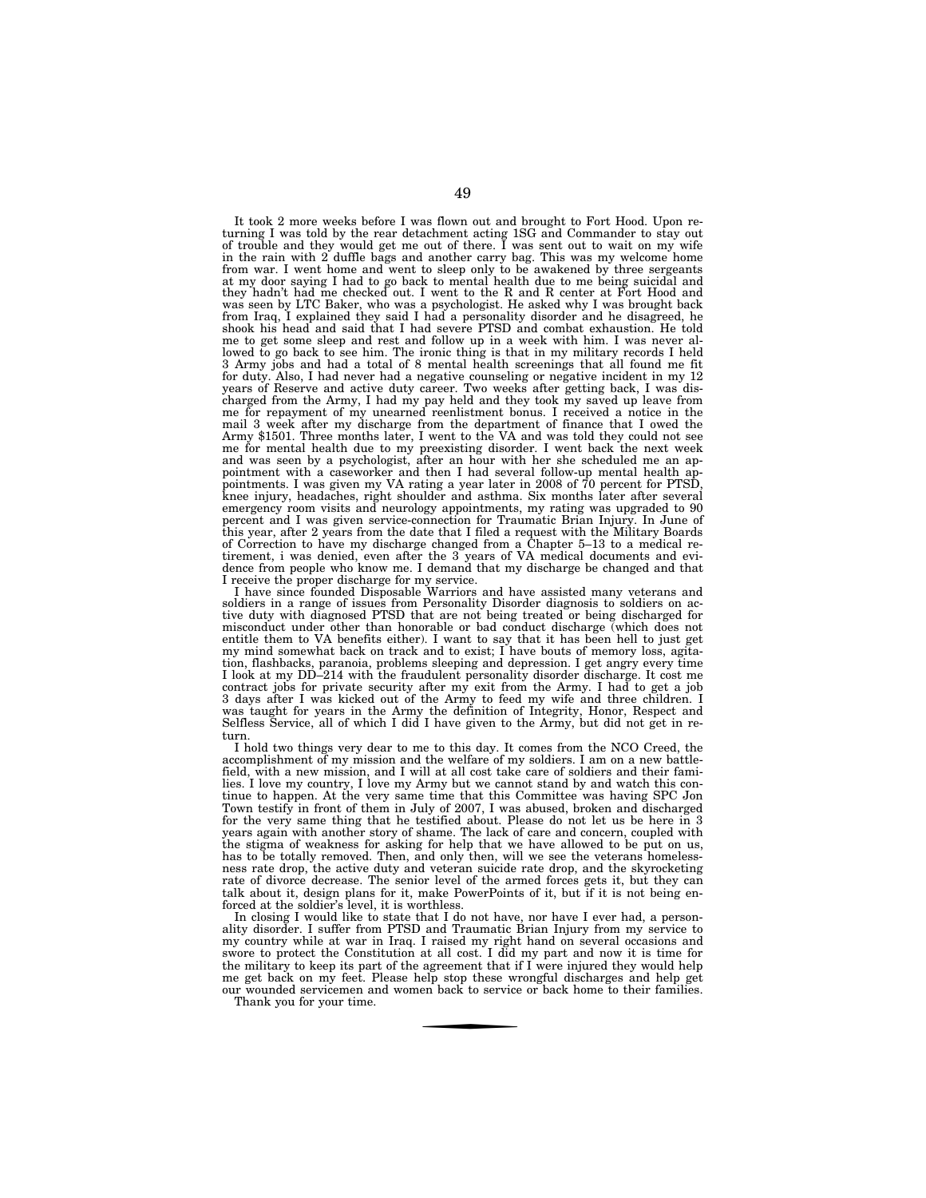It took 2 more weeks before I was flown out and brought to Fort Hood. Upon returning I was told by the rear detachment acting 1SG and Commander to stay out of trouble and they would get me out of there. I was sent out to wait on my wife in the rain with 2 duffle bags and another carry bag. This was my welcome home from war. I went home and went to sleep only to be awakened by three sergeants at my door saying I had to go back to mental health due to me being suicidal and they hadn't had me checked out. I went to the R and R center at Fort Hood and was seen by LTC Baker, who was a psychologist. He asked why I was brought back from Iraq, I explained they said I had a personality disorder and he disagreed, he shook his head and said that I had severe PTSD and combat exhaustion. He told me to get some sleep and rest and follow up in a week with him. I was never allowed to go back to see him. The ironic thing is that in my military records I held 3 Army jobs and had a total of 8 mental health screenings that all found me fit for duty. Also, I had never had a negative counseling or negative incident in my 12 years of Reserve and active duty career. Two weeks after getting back, I was discharged from the Army, I had my pay held and they took my saved up leave from me for repayment of my unearned reenlistment bonus. I received a notice in the mail 3 week after my discharge from the department of finance that I owed the Army $1501. Three months later, I went to the VA and was told they could not see me for mental health due to my preexisting disorder. I went back the next week and was seen by a psychologist, after an hour with her she scheduled me an appointment with a caseworker and then I had several follow-up mental health appointments. I was given my VA rating a year later in 2008 of 70 percent for PTSD, knee injury, headaches, right shoulder and asthma. Six months later after several emergency room visits and neurology appointments, my rating was upgraded to 90 percent and I was given service-connection for Traumatic Brian Injury. In June of this year, after 2 years from the date that I filed a request with the Military Boards of Correction to have my discharge changed from a Chapter 5–13 to a medical retirement, i was denied, even after the 3 years of VA medical documents and evidence from people who know me. I demand that my discharge be changed and that I receive the proper discharge for my service.

I have since founded Disposable Warriors and have assisted many veterans and soldiers in a range of issues from Personality Disorder diagnosis to soldiers on active duty with diagnosed PTSD that are not being treated or being discharged for misconduct under other than honorable or bad conduct discharge (which does not entitle them to VA benefits either). I want to say that it has been hell to just get my mind somewhat back on track and to exist; I have bouts of memory loss, agitation, flashbacks, paranoia, problems sleeping and depression. I get angry every time I look at my DD–214 with the fraudulent personality disorder discharge. It cost me contract jobs for private security after my exit from the Army. I had to get a job 3 days after I was kicked out of the Army to feed my wife and three children. I was taught for years in the Army the definition of Integrity, Honor, Respect and Selfless Service, all of which I did I have given to the Army, but did not get in return.

I hold two things very dear to me to this day. It comes from the NCO Creed, the accomplishment of my mission and the welfare of my soldiers. I am on a new battlefield, with a new mission, and I will at all cost take care of soldiers and their families. I love my country, I love my Army but we cannot stand by and watch this continue to happen. At the very same time that this Committee was having SPC Jon Town testify in front of them in July of 2007, I was abused, broken and discharged for the very same thing that he testified about. Please do not let us be here in 3 years again with another story of shame. The lack of care and concern, coupled with the stigma of weakness for asking for help that we have allowed to be put on us, has to be totally removed. Then, and only then, will we see the veterans homelessness rate drop, the active duty and veteran suicide rate drop, and the skyrocketing rate of divorce decrease. The senior level of the armed forces gets it, but they can talk about it, design plans for it, make PowerPoints of it, but if it is not being enforced at the soldier's level, it is worthless.

In closing I would like to state that I do not have, nor have I ever had, a personality disorder. I suffer from PTSD and Traumatic Brian Injury from my service to my country while at war in Iraq. I raised my right hand on several occasions and swore to protect the Constitution at all cost. I did my part and now it is time for the military to keep its part of the agreement that if I were injured they would help me get back on my feet. Please help stop these wrongful discharges and help get our wounded servicemen and women back to service or back home to their families.

Thank you for your time.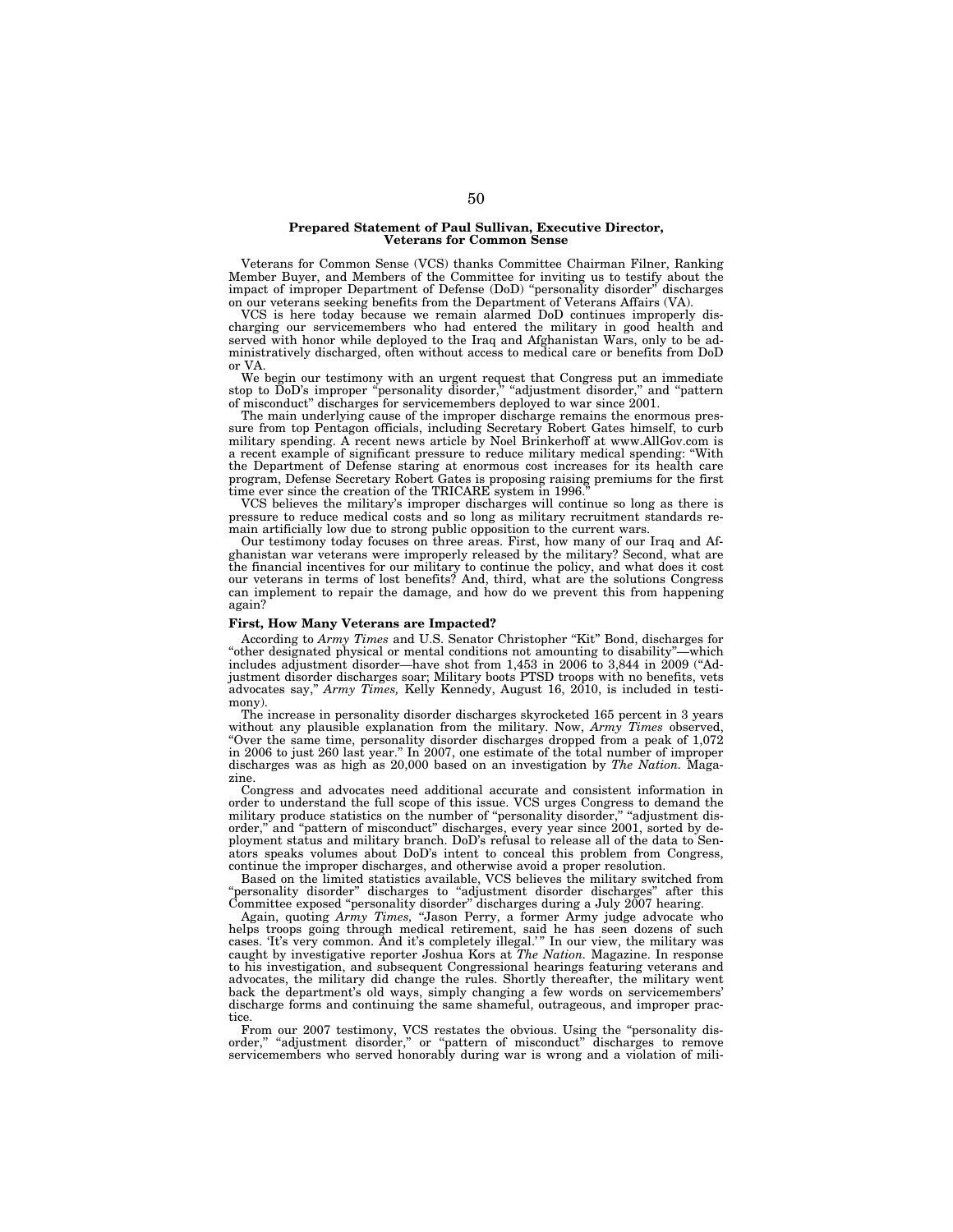**Prepared Statement of Paul Sullivan, Executive Director, Veterans for Common Sense**

Veterans for Common Sense (VCS) thanks Committee Chairman Filner, Ranking Member Buyer, and Members of the Committee for inviting us to testify about the impact of improper Department of Defense (DoD) "personality disorder" discharges on our veterans seeking benefits from the Department of Veterans Affairs (VA).

VCS is here today because we remain alarmed DoD continues improperly discharging our servicemembers who had entered the military in good health and served with honor while deployed to the Iraq and Afghanistan Wars, only to be administratively discharged, often without access to medical care or benefits from DoD or VA.

We begin our testimony with an urgent request that Congress put an immediate stop to DoD's improper "personality disorder," "adjustment disorder," and "pattern of misconduct" discharges for servicemembers deployed to war since 2001.

The main underlying cause of the improper discharge remains the enormous pressure from top Pentagon officials, including Secretary Robert Gates himself, to curb military spending. A recent news article by Noel Brinkerhoff at www.AllGov.com is a recent example of significant pressure to reduce military medical spending: "With the Department of Defense staring at enormous cost increases for its health care program, Defense Secretary Robert Gates is proposing raising premiums for the first time ever since the creation of the TRICARE system in 1996."

VCS believes the military's improper discharges will continue so long as there is pressure to reduce medical costs and so long as military recruitment standards remain artificially low due to strong public opposition to the current wars.

Our testimony today focuses on three areas. First, how many of our Iraq and Afghanistan war veterans were improperly released by the military? Second, what are the financial incentives for our military to continue the policy, and what does it cost our veterans in terms of lost benefits? And, third, what are the solutions Congress can implement to repair the damage, and how do we prevent this from happening again?

**First, How Many Veterans are Impacted?**

According to *Army Times* and U.S. Senator Christopher "Kit" Bond, discharges for "other designated physical or mental conditions not amounting to disability"—which includes adjustment disorder—have shot from 1,453 in 2006 to 3,844 in 2009 ("Adjustment disorder discharges soar; Military boots PTSD troops with no benefits, vets advocates say," *Army Times,* Kelly Kennedy, August 16, 2010, is included in testimony).

The increase in personality disorder discharges skyrocketed 165 percent in 3 years without any plausible explanation from the military. Now, *Army Times* observed, "Over the same time, personality disorder discharges dropped from a peak of 1,072 in 2006 to just 260 last year." In 2007, one estimate of the total number of improper discharges was as high as 20,000 based on an investigation by *The Nation.* Magazine.

Congress and advocates need additional accurate and consistent information in order to understand the full scope of this issue. VCS urges Congress to demand the military produce statistics on the number of "personality disorder," "adjustment disorder," and "pattern of misconduct" discharges, every year since 2001, sorted by deployment status and military branch. DoD's refusal to release all of the data to Senators speaks volumes about DoD's intent to conceal this problem from Congress, continue the improper discharges, and otherwise avoid a proper resolution.

Based on the limited statistics available, VCS believes the military switched from "personality disorder" discharges to "adjustment disorder discharges" after this Committee exposed "personality disorder" discharges during a July 2007 hearing.

Again, quoting *Army Times,* "Jason Perry, a former Army judge advocate who helps troops going through medical retirement, said he has seen dozens of such cases. 'It's very common. And it's completely illegal.'" In our view, the military was caught by investigative reporter Joshua Kors at *The Nation.* Magazine. In response to his investigation, and subsequent Congressional hearings featuring veterans and advocates, the military did change the rules. Shortly thereafter, the military went back the department's old ways, simply changing a few words on servicemembers' discharge forms and continuing the same shameful, outrageous, and improper practice.

From our 2007 testimony, VCS restates the obvious. Using the "personality disorder," "adjustment disorder," or "pattern of misconduct" discharges to remove servicemembers who served honorably during war is wrong and a violation of mili-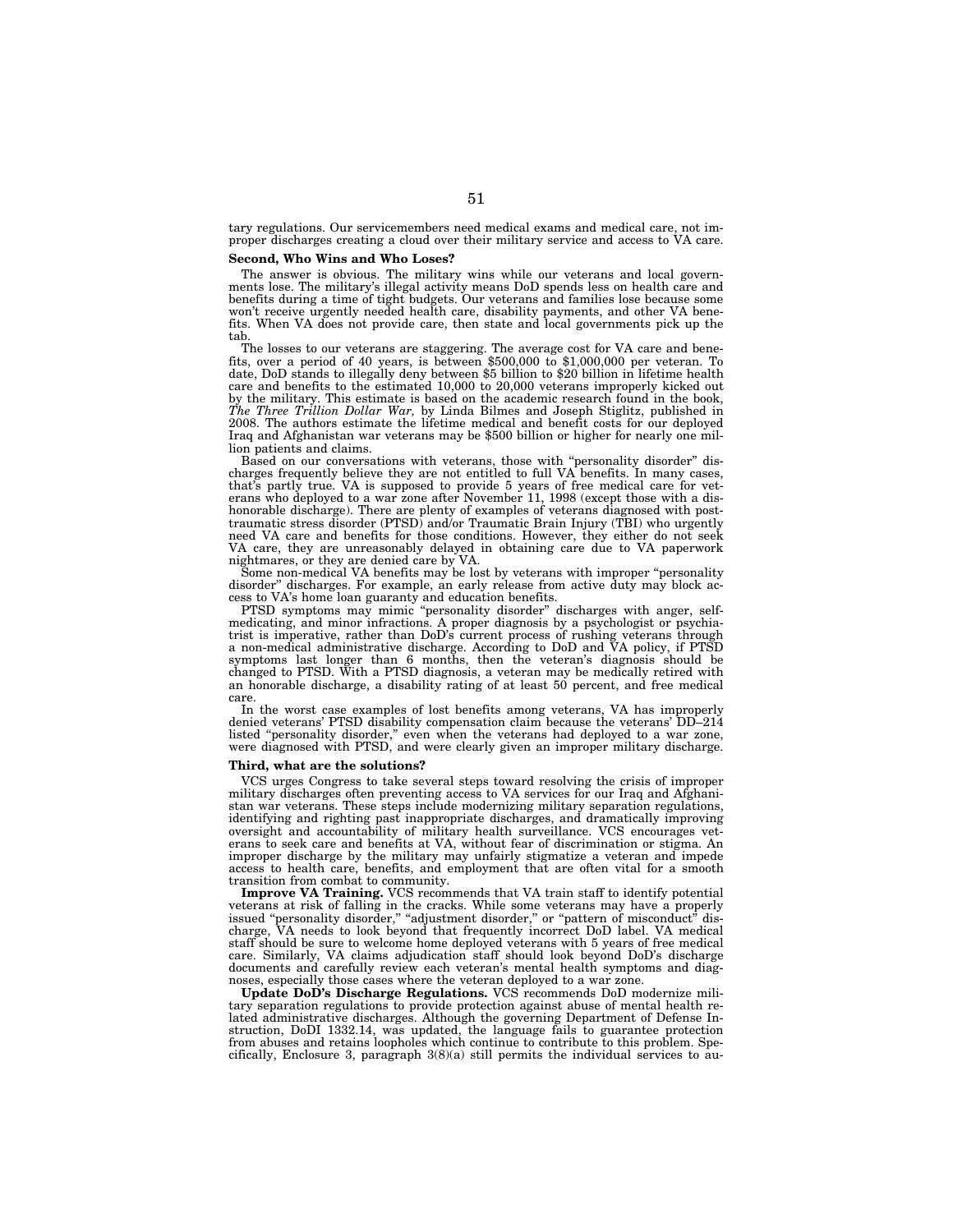tary regulations. Our servicemembers need medical exams and medical care, not improper discharges creating a cloud over their military service and access to VA care.

**Second, Who Wins and Who Loses?**

The answer is obvious. The military wins while our veterans and local governments lose. The military's illegal activity means DoD spends less on health care and benefits during a time of tight budgets. Our veterans and families lose because some won't receive urgently needed health care, disability payments, and other VA benefits. When VA does not provide care, then state and local governments pick up the tab.

The losses to our veterans are staggering. The average cost for VA care and benefits, over a period of 40 years, is between $500,000 to $1,000,000 per veteran. To date, DoD stands to illegally deny between $5 billion to $20 billion in lifetime health care and benefits to the estimated 10,000 to 20,000 veterans improperly kicked out by the military. This estimate is based on the academic research found in the book, *The Three Trillion Dollar War,* by Linda Bilmes and Joseph Stiglitz, published in 2008. The authors estimate the lifetime medical and benefit costs for our deployed Iraq and Afghanistan war veterans may be $500 billion or higher for nearly one million patients and claims.

Based on our conversations with veterans, those with "personality disorder" discharges frequently believe they are not entitled to full VA benefits. In many cases, that's partly true. VA is supposed to provide 5 years of free medical care for veterans who deployed to a war zone after November 11, 1998 (except those with a dishonorable discharge). There are plenty of examples of veterans diagnosed with post-traumatic stress disorder (PTSD) and/or Traumatic Brain Injury (TBI) who urgently need VA care and benefits for those conditions. However, they either do not seek VA care, they are unreasonably delayed in obtaining care due to VA paperwork nightmares, or they are denied care by VA.

Some non-medical VA benefits may be lost by veterans with improper "personality disorder" discharges. For example, an early release from active duty may block access to VA's home loan guaranty and education benefits.

PTSD symptoms may mimic "personality disorder" discharges with anger, self-medicating, and minor infractions. A proper diagnosis by a psychologist or psychiatrist is imperative, rather than DoD's current process of rushing veterans through a non-medical administrative discharge. According to DoD and VA policy, if PTSD symptoms last longer than 6 months, then the veteran's diagnosis should be changed to PTSD. With a PTSD diagnosis, a veteran may be medically retired with an honorable discharge, a disability rating of at least 50 percent, and free medical care.

In the worst case examples of lost benefits among veterans, VA has improperly denied veterans' PTSD disability compensation claim because the veterans' DD–214 listed "personality disorder," even when the veterans had deployed to a war zone, were diagnosed with PTSD, and were clearly given an improper military discharge.

**Third, what are the solutions?**

VCS urges Congress to take several steps toward resolving the crisis of improper military discharges often preventing access to VA services for our Iraq and Afghanistan war veterans. These steps include modernizing military separation regulations, identifying and righting past inappropriate discharges, and dramatically improving oversight and accountability of military health surveillance. VCS encourages veterans to seek care and benefits at VA, without fear of discrimination or stigma. An improper discharge by the military may unfairly stigmatize a veteran and impede access to health care, benefits, and employment that are often vital for a smooth transition from combat to community.

**Improve VA Training.** VCS recommends that VA train staff to identify potential veterans at risk of falling in the cracks. While some veterans may have a properly issued "personality disorder," "adjustment disorder," or "pattern of misconduct" discharge, VA needs to look beyond that frequently incorrect DoD label. VA medical staff should be sure to welcome home deployed veterans with 5 years of free medical care. Similarly, VA claims adjudication staff should look beyond DoD's discharge documents and carefully review each veteran's mental health symptoms and diagnoses, especially those cases where the veteran deployed to a war zone.

**Update DoD's Discharge Regulations.** VCS recommends DoD modernize military separation regulations to provide protection against abuse of mental health related administrative discharges. Although the governing Department of Defense Instruction, DoDI 1332.14, was updated, the language fails to guarantee protection from abuses and retains loopholes which continue to contribute to this problem. Specifically, Enclosure 3, paragraph 3(8)(a) still permits the individual services to au-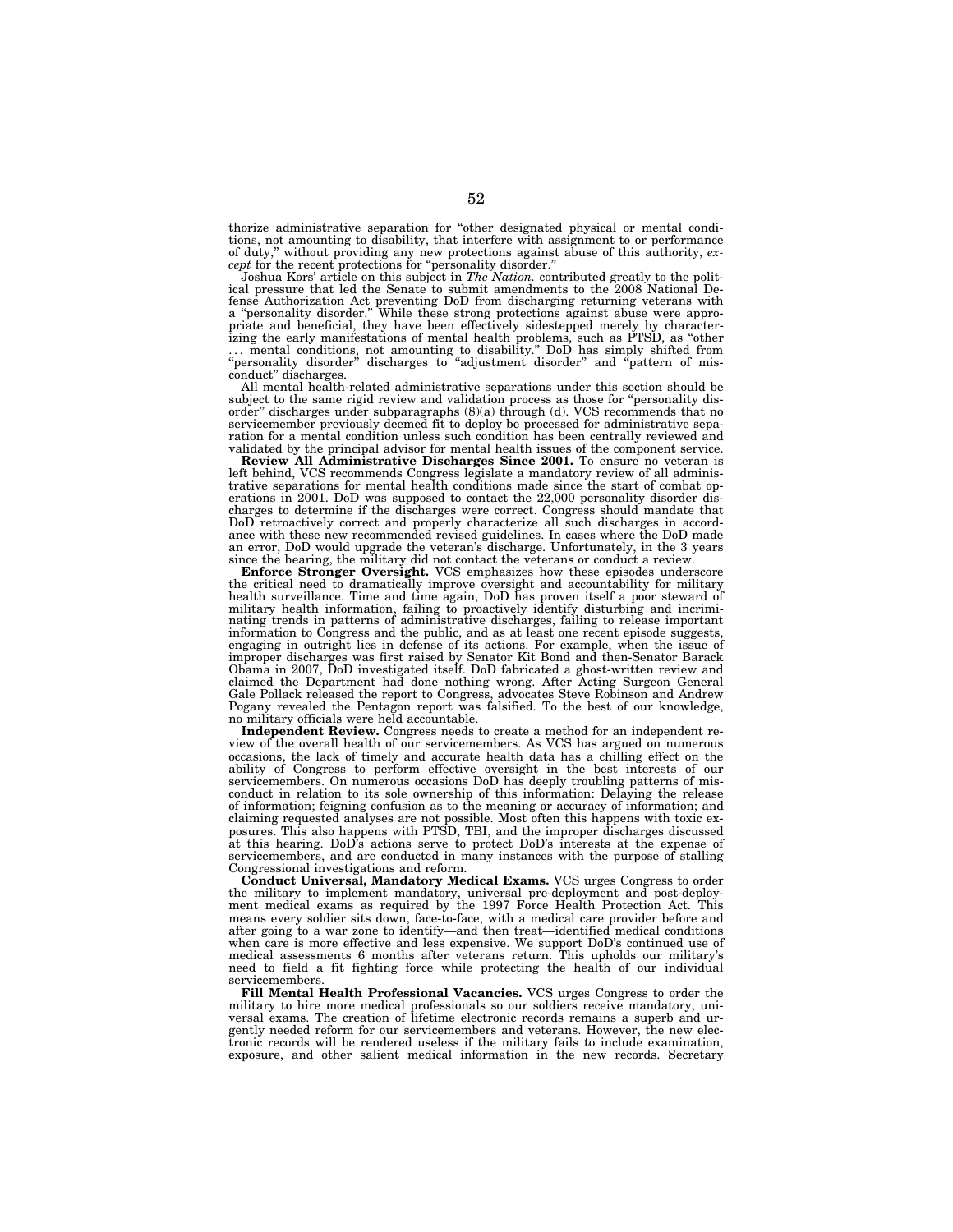thorize administrative separation for "other designated physical or mental conditions, not amounting to disability, that interfere with assignment to or performance of duty," without providing any new protections against abuse of this authority, *except* for the recent protections for "personality disorder."

Joshua Kors' article on this subject in *The Nation.* contributed greatly to the political pressure that led the Senate to submit amendments to the 2008 National Defense Authorization Act preventing DoD from discharging returning veterans with a "personality disorder." While these strong protections against abuse were appropriate and beneficial, they have been effectively sidestepped merely by characterizing the early manifestations of mental health problems, such as PTSD, as "other . . . mental conditions, not amounting to disability." DoD has simply shifted from "personality disorder" discharges to "adjustment disorder" and "pattern of misconduct" discharges.

All mental health-related administrative separations under this section should be subject to the same rigid review and validation process as those for "personality disorder" discharges under subparagraphs (8)(a) through (d). VCS recommends that no servicemember previously deemed fit to deploy be processed for administrative separation for a mental condition unless such condition has been centrally reviewed and validated by the principal advisor for mental health issues of the component service.

**Review All Administrative Discharges Since 2001.** To ensure no veteran is left behind, VCS recommends Congress legislate a mandatory review of all administrative separations for mental health conditions made since the start of combat operations in 2001. DoD was supposed to contact the 22,000 personality disorder discharges to determine if the discharges were correct. Congress should mandate that DoD retroactively correct and properly characterize all such discharges in accordance with these new recommended revised guidelines. In cases where the DoD made an error, DoD would upgrade the veteran's discharge. Unfortunately, in the 3 years since the hearing, the military did not contact the veterans or conduct a review.

**Enforce Stronger Oversight.** VCS emphasizes how these episodes underscore the critical need to dramatically improve oversight and accountability for military health surveillance. Time and time again, DoD has proven itself a poor steward of military health information, failing to proactively identify disturbing and incriminating trends in patterns of administrative discharges, failing to release important information to Congress and the public, and as at least one recent episode suggests, engaging in outright lies in defense of its actions. For example, when the issue of improper discharges was first raised by Senator Kit Bond and then-Senator Barack Obama in 2007, DoD investigated itself. DoD fabricated a ghost-written review and claimed the Department had done nothing wrong. After Acting Surgeon General Gale Pollack released the report to Congress, advocates Steve Robinson and Andrew Pogany revealed the Pentagon report was falsified. To the best of our knowledge, no military officials were held accountable.

**Independent Review.** Congress needs to create a method for an independent review of the overall health of our servicemembers. As VCS has argued on numerous occasions, the lack of timely and accurate health data has a chilling effect on the ability of Congress to perform effective oversight in the best interests of our servicemembers. On numerous occasions DoD has deeply troubling patterns of misconduct in relation to its sole ownership of this information: Delaying the release of information; feigning confusion as to the meaning or accuracy of information; and claiming requested analyses are not possible. Most often this happens with toxic exposures. This also happens with PTSD, TBI, and the improper discharges discussed at this hearing. DoD's actions serve to protect DoD's interests at the expense of servicemembers, and are conducted in many instances with the purpose of stalling Congressional investigations and reform.

**Conduct Universal, Mandatory Medical Exams.** VCS urges Congress to order the military to implement mandatory, universal pre-deployment and post-deployment medical exams as required by the 1997 Force Health Protection Act. This means every soldier sits down, face-to-face, with a medical care provider before and after going to a war zone to identify—and then treat—identified medical conditions when care is more effective and less expensive. We support DoD's continued use of medical assessments 6 months after veterans return. This upholds our military's need to field a fit fighting force while protecting the health of our individual servicemembers.

**Fill Mental Health Professional Vacancies.** VCS urges Congress to order the military to hire more medical professionals so our soldiers receive mandatory, universal exams. The creation of lifetime electronic records remains a superb and urgently needed reform for our servicemembers and veterans. However, the new electronic records will be rendered useless if the military fails to include examination, exposure, and other salient medical information in the new records. Secretary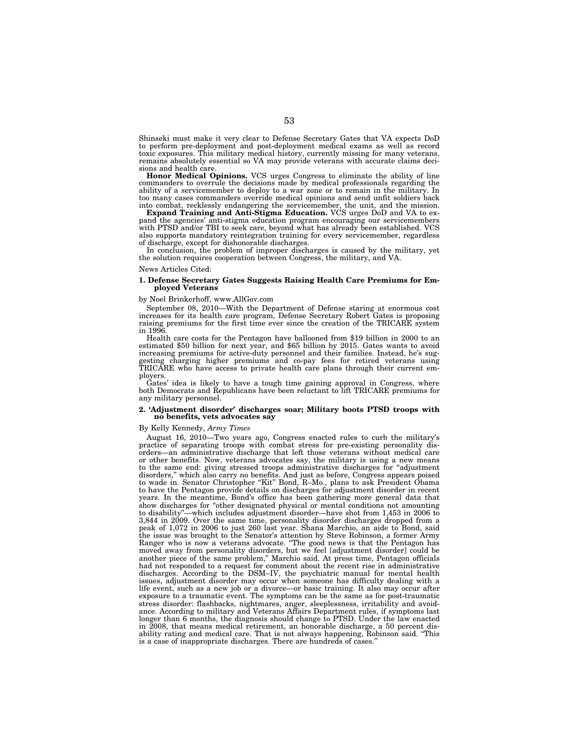Shinseki must make it very clear to Defense Secretary Gates that VA expects DoD to perform pre-deployment and post-deployment medical exams as well as record toxic exposures. This military medical history, currently missing for many veterans, remains absolutely essential so VA may provide veterans with accurate claims decisions and health care.

**Honor Medical Opinions.** VCS urges Congress to eliminate the ability of line commanders to overrule the decisions made by medical professionals regarding the ability of a servicemember to deploy to a war zone or to remain in the military. In too many cases commanders override medical opinions and send unfit soldiers back into combat, recklessly endangering the servicemember, the unit, and the mission.

**Expand Training and Anti-Stigma Education.** VCS urges DoD and VA to expand the agencies' anti-stigma education program encouraging our servicemembers with PTSD and/or TBI to seek care, beyond what has already been established. VCS also supports mandatory reintegration training for every servicemember, regardless of discharge, except for dishonorable discharges.

In conclusion, the problem of improper discharges is caused by the military, yet the solution requires cooperation between Congress, the military, and VA.

News Articles Cited:

**1. Defense Secretary Gates Suggests Raising Health Care Premiums for Employed Veterans**

by Noel Brinkerhoff, www.AllGov.com

September 08, 2010—With the Department of Defense staring at enormous cost increases for its health care program, Defense Secretary Robert Gates is proposing raising premiums for the first time ever since the creation of the TRICARE system in 1996.

Health care costs for the Pentagon have ballooned from $19 billion in 2000 to an estimated $50 billion for next year, and $65 billion by 2015. Gates wants to avoid increasing premiums for active-duty personnel and their families. Instead, he's suggesting charging higher premiums and co-pay fees for retired veterans using TRICARE who have access to private health care plans through their current employers.

Gates' idea is likely to have a tough time gaining approval in Congress, where both Democrats and Republicans have been reluctant to lift TRICARE premiums for any military personnel.

**2. 'Adjustment disorder' discharges soar; Military boots PTSD troops with no benefits, vets advocates say**

By Kelly Kennedy, *Army Times*

August 16, 2010—Two years ago, Congress enacted rules to curb the military's practice of separating troops with combat stress for pre-existing personality disorders—an administrative discharge that left those veterans without medical care or other benefits. Now, veterans advocates say, the military is using a new means to the same end: giving stressed troops administrative discharges for "adjustment disorders," which also carry no benefits. And just as before, Congress appears poised to wade in. Senator Christopher "Kit" Bond, R–Mo., plans to ask President Obama to have the Pentagon provide details on discharges for adjustment disorder in recent years. In the meantime, Bond's office has been gathering more general data that show discharges for "other designated physical or mental conditions not amounting to disability"—which includes adjustment disorder—have shot from 1,453 in 2006 to 3,844 in 2009. Over the same time, personality disorder discharges dropped from a peak of 1,072 in 2006 to just 260 last year. Shana Marchio, an aide to Bond, said the issue was brought to the Senator's attention by Steve Robinson, a former Army Ranger who is now a veterans advocate. "The good news is that the Pentagon has moved away from personality disorders, but we feel [adjustment disorder] could be another piece of the same problem," Marchio said. At press time, Pentagon officials had not responded to a request for comment about the recent rise in administrative discharges. According to the DSM–IV, the psychiatric manual for mental health issues, adjustment disorder may occur when someone has difficulty dealing with a life event, such as a new job or a divorce—or basic training. It also may occur after exposure to a traumatic event. The symptoms can be the same as for post-traumatic stress disorder: flashbacks, nightmares, anger, sleeplessness, irritability and avoidance. According to military and Veterans Affairs Department rules, if symptoms last longer than 6 months, the diagnosis should change to PTSD. Under the law enacted in 2008, that means medical retirement, an honorable discharge, a 50 percent disability rating and medical care. That is not always happening, Robinson said. "This is a case of inappropriate discharges. There are hundreds of cases."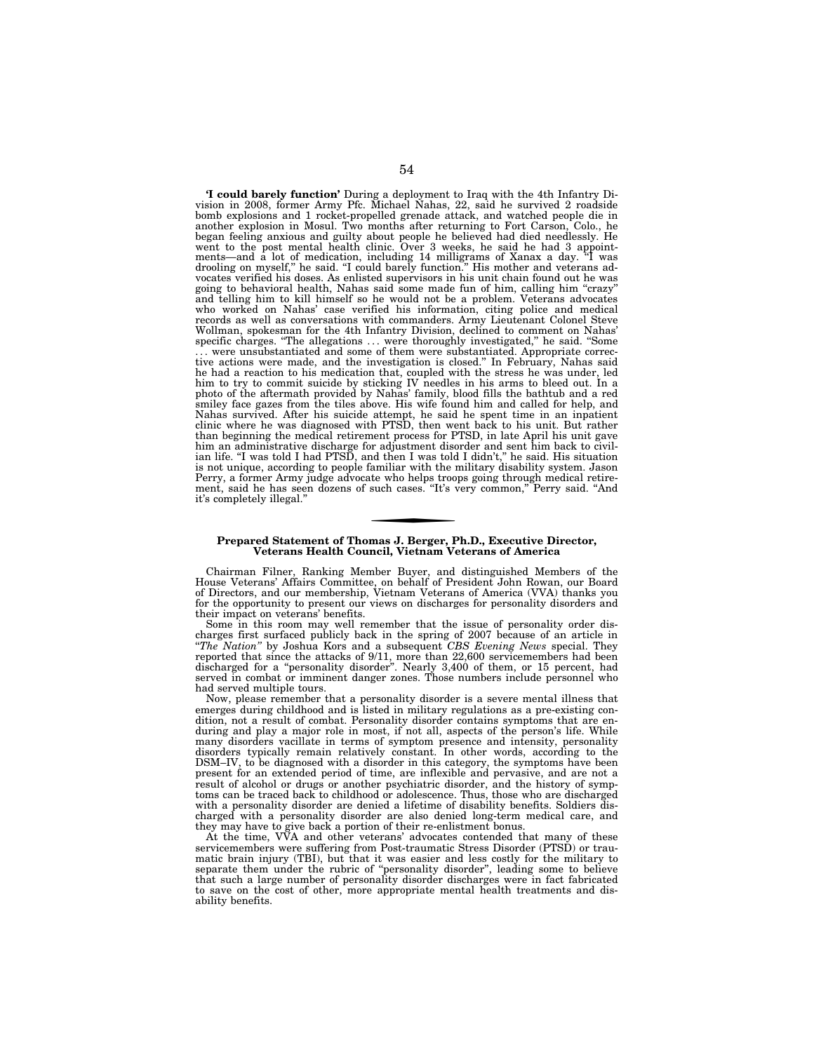**'I could barely function'** During a deployment to Iraq with the 4th Infantry Division in 2008, former Army Pfc. Michael Nahas, 22, said he survived 2 roadside bomb explosions and 1 rocket-propelled grenade attack, and watched people die in another explosion in Mosul. Two months after returning to Fort Carson, Colo., he began feeling anxious and guilty about people he believed had died needlessly. He went to the post mental health clinic. Over 3 weeks, he said he had 3 appointments—and a lot of medication, including 14 milligrams of Xanax a day. "I was drooling on myself," he said. "I could barely function." His mother and veterans advocates verified his doses. As enlisted supervisors in his unit chain found out he was going to behavioral health, Nahas said some made fun of him, calling him "crazy" and telling him to kill himself so he would not be a problem. Veterans advocates who worked on Nahas' case verified his information, citing police and medical records as well as conversations with commanders. Army Lieutenant Colonel Steve Wollman, spokesman for the 4th Infantry Division, declined to comment on Nahas' specific charges. "The allegations . . . were thoroughly investigated," he said. "Some . . . were unsubstantiated and some of them were substantiated. Appropriate corrective actions were made, and the investigation is closed." In February, Nahas said he had a reaction to his medication that, coupled with the stress he was under, led him to try to commit suicide by sticking IV needles in his arms to bleed out. In a photo of the aftermath provided by Nahas' family, blood fills the bathtub and a red smiley face gazes from the tiles above. His wife found him and called for help, and Nahas survived. After his suicide attempt, he said he spent time in an inpatient clinic where he was diagnosed with PTSD, then went back to his unit. But rather than beginning the medical retirement process for PTSD, in late April his unit gave him an administrative discharge for adjustment disorder and sent him back to civilian life. "I was told I had PTSD, and then I was told I didn't," he said. His situation is not unique, according to people familiar with the military disability system. Jason Perry, a former Army judge advocate who helps troops going through medical retirement, said he has seen dozens of such cases. "It's very common," Perry said. "And it's completely illegal."

---

## Prepared Statement of Thomas J. Berger, Ph.D., Executive Director, Veterans Health Council, Vietnam Veterans of America

Chairman Filner, Ranking Member Buyer, and distinguished Members of the House Veterans' Affairs Committee, on behalf of President John Rowan, our Board of Directors, and our membership, Vietnam Veterans of America (VVA) thanks you for the opportunity to present our views on discharges for personality disorders and their impact on veterans' benefits.

Some in this room may well remember that the issue of personality order discharges first surfaced publicly back in the spring of 2007 because of an article in "*The Nation*" by Joshua Kors and a subsequent *CBS Evening News* special. They reported that since the attacks of 9/11, more than 22,600 servicemembers had been discharged for a "personality disorder". Nearly 3,400 of them, or 15 percent, had served in combat or imminent danger zones. Those numbers include personnel who had served multiple tours.

Now, please remember that a personality disorder is a severe mental illness that emerges during childhood and is listed in military regulations as a pre-existing condition, not a result of combat. Personality disorder contains symptoms that are enduring and play a major role in most, if not all, aspects of the person's life. While many disorders vacillate in terms of symptom presence and intensity, personality disorders typically remain relatively constant. In other words, according to the DSM–IV, to be diagnosed with a disorder in this category, the symptoms have been present for an extended period of time, are inflexible and pervasive, and are not a result of alcohol or drugs or another psychiatric disorder, and the history of symptoms can be traced back to childhood or adolescence. Thus, those who are discharged with a personality disorder are denied a lifetime of disability benefits. Soldiers discharged with a personality disorder are also denied long-term medical care, and they may have to give back a portion of their re-enlistment bonus.

At the time, VVA and other veterans' advocates contended that many of these servicemembers were suffering from Post-traumatic Stress Disorder (PTSD) or traumatic brain injury (TBI), but that it was easier and less costly for the military to separate them under the rubric of "personality disorder", leading some to believe that such a large number of personality disorder discharges were in fact fabricated to save on the cost of other, more appropriate mental health treatments and disability benefits.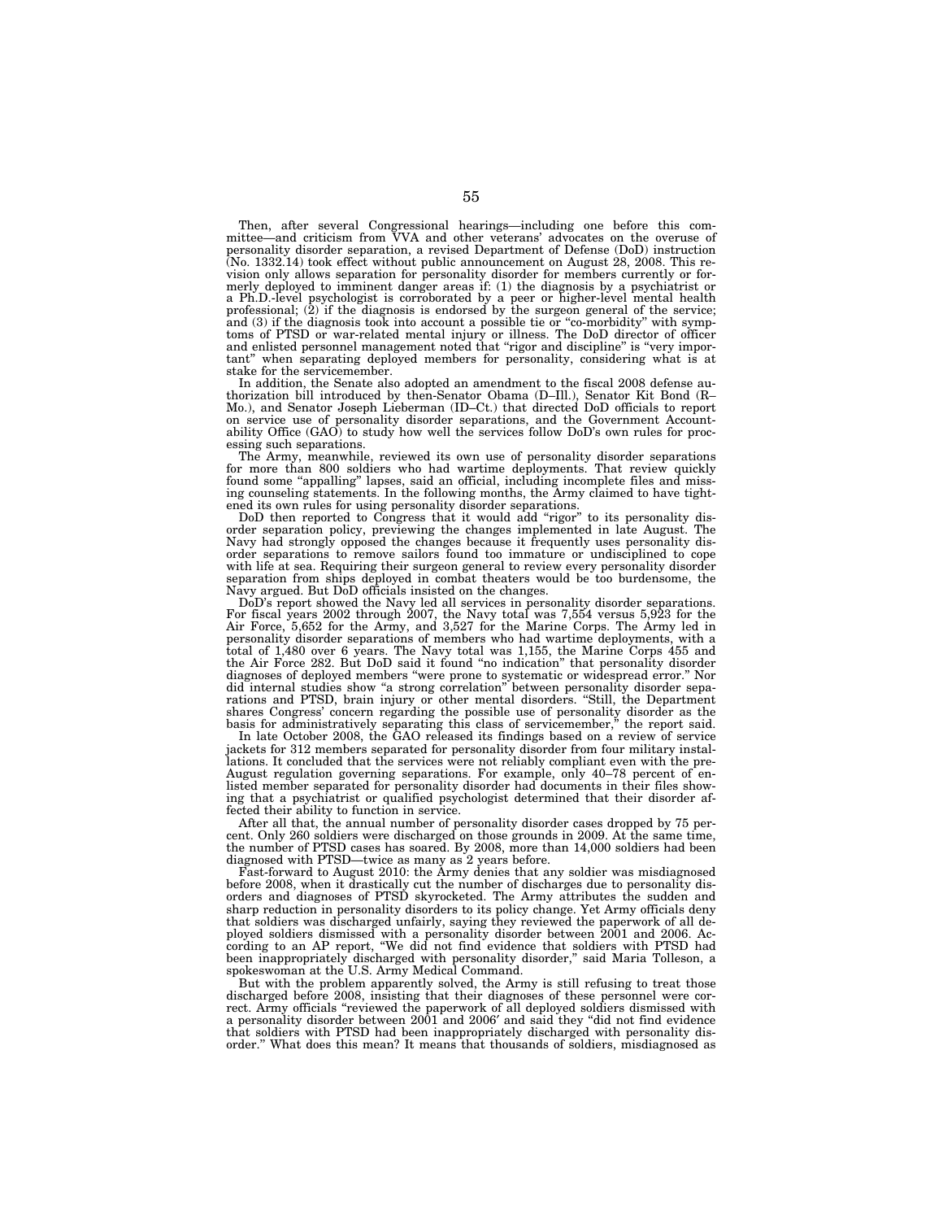Then, after several Congressional hearings—including one before this committee—and criticism from VVA and other veterans' advocates on the overuse of personality disorder separation, a revised Department of Defense (DoD) instruction (No. 1332.14) took effect without public announcement on August 28, 2008. This revision only allows separation for personality disorder for members currently or formerly deployed to imminent danger areas if: (1) the diagnosis by a psychiatrist or a Ph.D.-level psychologist is corroborated by a peer or higher-level mental health professional; (2) if the diagnosis is endorsed by the surgeon general of the service; and (3) if the diagnosis took into account a possible tie or "co-morbidity" with symptoms of PTSD or war-related mental injury or illness. The DoD director of officer and enlisted personnel management noted that "rigor and discipline" is "very important" when separating deployed members for personality, considering what is at stake for the servicemember.

In addition, the Senate also adopted an amendment to the fiscal 2008 defense authorization bill introduced by then-Senator Obama (D–Ill.), Senator Kit Bond (R–Mo.), and Senator Joseph Lieberman (ID–Ct.) that directed DoD officials to report on service use of personality disorder separations, and the Government Accountability Office (GAO) to study how well the services follow DoD's own rules for processing such separations.

The Army, meanwhile, reviewed its own use of personality disorder separations for more than 800 soldiers who had wartime deployments. That review quickly found some "appalling" lapses, said an official, including incomplete files and missing counseling statements. In the following months, the Army claimed to have tightened its own rules for using personality disorder separations.

DoD then reported to Congress that it would add "rigor" to its personality disorder separation policy, previewing the changes implemented in late August. The Navy had strongly opposed the changes because it frequently uses personality disorder separations to remove sailors found too immature or undisciplined to cope with life at sea. Requiring their surgeon general to review every personality disorder separation from ships deployed in combat theaters would be too burdensome, the Navy argued. But DoD officials insisted on the changes.

DoD's report showed the Navy led all services in personality disorder separations. For fiscal years 2002 through 2007, the Navy total was 7,554 versus 5,923 for the Air Force, 5,652 for the Army, and 3,527 for the Marine Corps. The Army led in personality disorder separations of members who had wartime deployments, with a total of 1,480 over 6 years. The Navy total was 1,155, the Marine Corps 455 and the Air Force 282. But DoD said it found "no indication" that personality disorder diagnoses of deployed members "were prone to systematic or widespread error." Nor did internal studies show "a strong correlation" between personality disorder separations and PTSD, brain injury or other mental disorders. "Still, the Department shares Congress' concern regarding the possible use of personality disorder as the basis for administratively separating this class of servicemember," the report said.

In late October 2008, the GAO released its findings based on a review of service jackets for 312 members separated for personality disorder from four military installations. It concluded that the services were not reliably compliant even with the pre-August regulation governing separations. For example, only 40–78 percent of enlisted member separated for personality disorder had documents in their files showing that a psychiatrist or qualified psychologist determined that their disorder affected their ability to function in service.

After all that, the annual number of personality disorder cases dropped by 75 percent. Only 260 soldiers were discharged on those grounds in 2009. At the same time, the number of PTSD cases has soared. By 2008, more than 14,000 soldiers had been diagnosed with PTSD—twice as many as 2 years before.

Fast-forward to August 2010: the Army denies that any soldier was misdiagnosed before 2008, when it drastically cut the number of discharges due to personality disorders and diagnoses of PTSD skyrocketed. The Army attributes the sudden and sharp reduction in personality disorders to its policy change. Yet Army officials deny that soldiers was discharged unfairly, saying they reviewed the paperwork of all deployed soldiers dismissed with a personality disorder between 2001 and 2006. According to an AP report, "We did not find evidence that soldiers with PTSD had been inappropriately discharged with personality disorder," said Maria Tolleson, a spokeswoman at the U.S. Army Medical Command.

But with the problem apparently solved, the Army is still refusing to treat those discharged before 2008, insisting that their diagnoses of these personnel were correct. Army officials "reviewed the paperwork of all deployed soldiers dismissed with a personality disorder between 2001 and 2006' and said they "did not find evidence that soldiers with PTSD had been inappropriately discharged with personality disorder." What does this mean? It means that thousands of soldiers, misdiagnosed as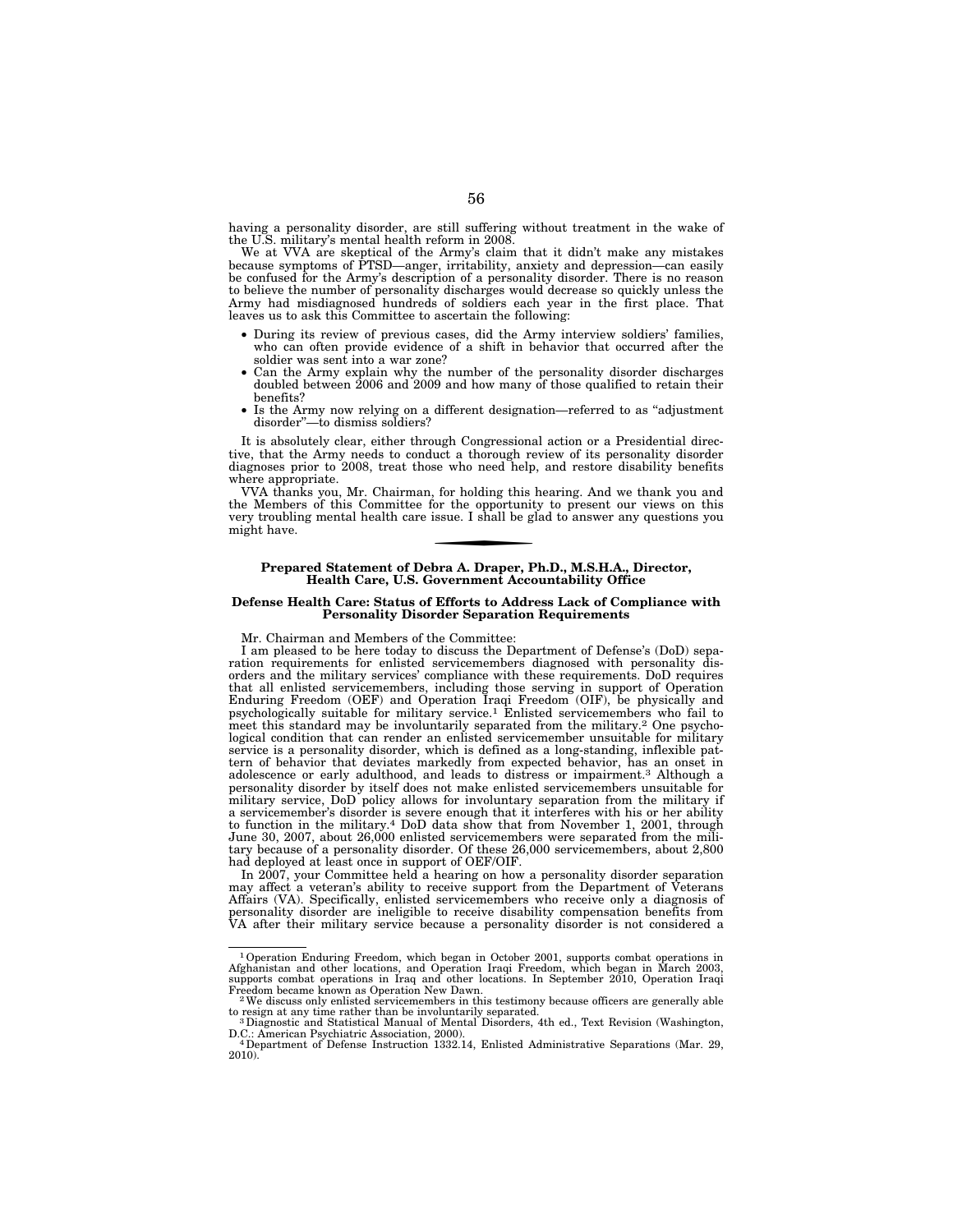having a personality disorder, are still suffering without treatment in the wake of the U.S. military's mental health reform in 2008.

We at VVA are skeptical of the Army's claim that it didn't make any mistakes because symptoms of PTSD—anger, irritability, anxiety and depression—can easily be confused for the Army's description of a personality disorder. There is no reason to believe the number of personality discharges would decrease so quickly unless the Army had misdiagnosed hundreds of soldiers each year in the first place. That leaves us to ask this Committee to ascertain the following:

- During its review of previous cases, did the Army interview soldiers' families, who can often provide evidence of a shift in behavior that occurred after the soldier was sent into a war zone?
- Can the Army explain why the number of the personality disorder discharges doubled between 2006 and 2009 and how many of those qualified to retain their benefits?
- Is the Army now relying on a different designation—referred to as "adjustment disorder"—to dismiss soldiers?

It is absolutely clear, either through Congressional action or a Presidential directive, that the Army needs to conduct a thorough review of its personality disorder diagnoses prior to 2008, treat those who need help, and restore disability benefits where appropriate.

VVA thanks you, Mr. Chairman, for holding this hearing. And we thank you and the Members of this Committee for the opportunity to present our views on this very troubling mental health care issue. I shall be glad to answer any questions you might have.

**Prepared Statement of Debra A. Draper, Ph.D., M.S.H.A., Director, Health Care, U.S. Government Accountability Office**

**Defense Health Care: Status of Efforts to Address Lack of Compliance with Personality Disorder Separation Requirements**

Mr. Chairman and Members of the Committee:

I am pleased to be here today to discuss the Department of Defense's (DoD) separation requirements for enlisted servicemembers diagnosed with personality disorders and the military services' compliance with these requirements. DoD requires that all enlisted servicemembers, including those serving in support of Operation Enduring Freedom (OEF) and Operation Iraqi Freedom (OIF), be physically and psychologically suitable for military service.[1] Enlisted servicemembers who fail to meet this standard may be involuntarily separated from the military.[2] One psychological condition that can render an enlisted servicemember unsuitable for military service is a personality disorder, which is defined as a long-standing, inflexible pattern of behavior that deviates markedly from expected behavior, has an onset in adolescence or early adulthood, and leads to distress or impairment.[3] Although a personality disorder by itself does not make enlisted servicemembers unsuitable for military service, DoD policy allows for involuntary separation from the military if a servicemember's disorder is severe enough that it interferes with his or her ability to function in the military.[4] DoD data show that from November 1, 2001, through June 30, 2007, about 26,000 enlisted servicemembers were separated from the military because of a personality disorder. Of these 26,000 servicemembers, about 2,800 had deployed at least once in support of OEF/OIF.

In 2007, your Committee held a hearing on how a personality disorder separation may affect a veteran's ability to receive support from the Department of Veterans Affairs (VA). Specifically, enlisted servicemembers who receive only a diagnosis of personality disorder are ineligible to receive disability compensation benefits from VA after their military service because a personality disorder is not considered a

---

[1] Operation Enduring Freedom, which began in October 2001, supports combat operations in Afghanistan and other locations, and Operation Iraqi Freedom, which began in March 2003, supports combat operations in Iraq and other locations. In September 2010, Operation Iraqi Freedom became known as Operation New Dawn.

[2] We discuss only enlisted servicemembers in this testimony because officers are generally able to resign at any time rather than be involuntarily separated.

[3] Diagnostic and Statistical Manual of Mental Disorders, 4th ed., Text Revision (Washington, D.C.: American Psychiatric Association, 2000).

[4] Department of Defense Instruction 1332.14, Enlisted Administrative Separations (Mar. 29, 2010).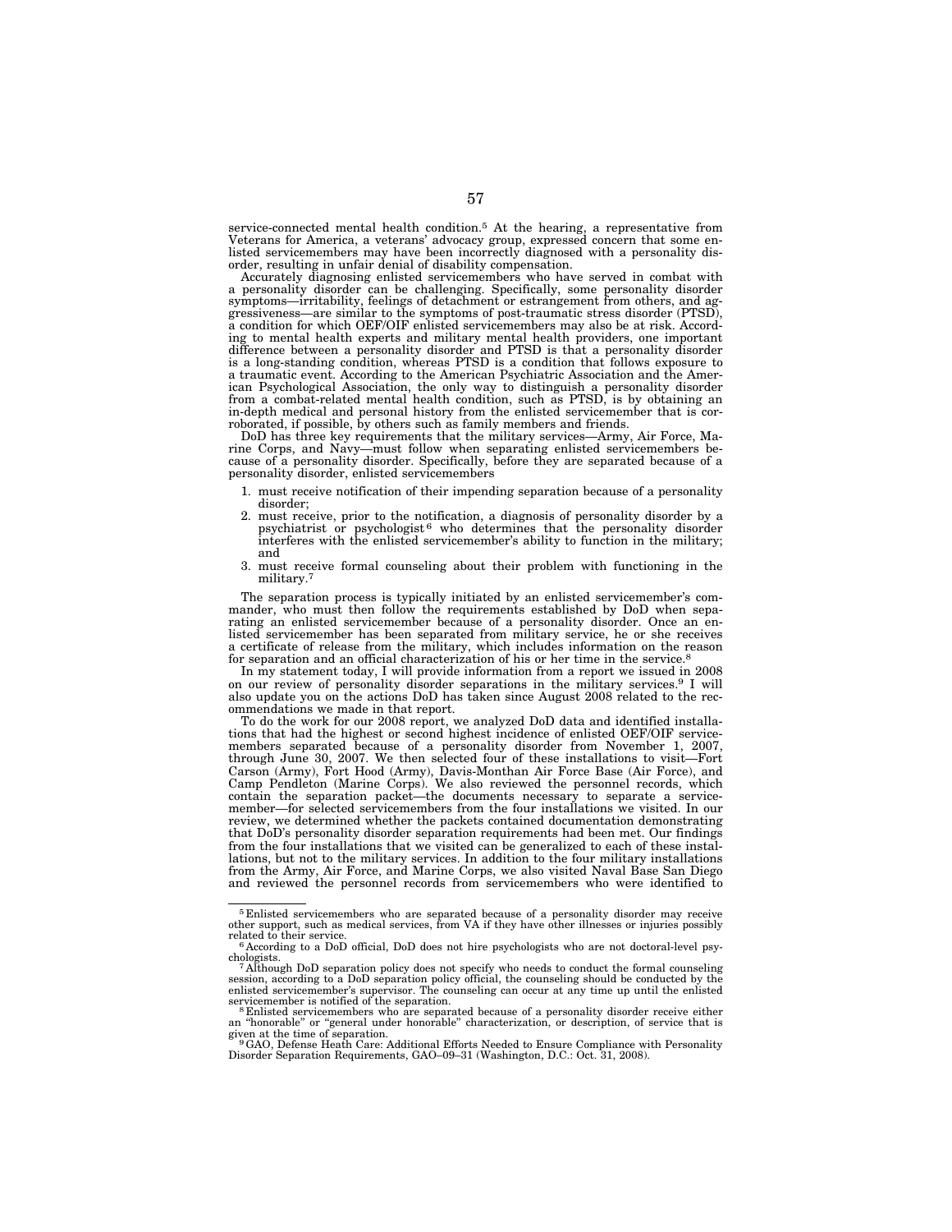service-connected mental health condition.[5] At the hearing, a representative from Veterans for America, a veterans' advocacy group, expressed concern that some enlisted servicemembers may have been incorrectly diagnosed with a personality disorder, resulting in unfair denial of disability compensation.

Accurately diagnosing enlisted servicemembers who have served in combat with a personality disorder can be challenging. Specifically, some personality disorder symptoms—irritability, feelings of detachment or estrangement from others, and aggressiveness—are similar to the symptoms of post-traumatic stress disorder (PTSD), a condition for which OEF/OIF enlisted servicemembers may also be at risk. According to mental health experts and military mental health providers, one important difference between a personality disorder and PTSD is that a personality disorder is a long-standing condition, whereas PTSD is a condition that follows exposure to a traumatic event. According to the American Psychiatric Association and the American Psychological Association, the only way to distinguish a personality disorder from a combat-related mental health condition, such as PTSD, is by obtaining an in-depth medical and personal history from the enlisted servicemember that is corroborated, if possible, by others such as family members and friends.

DoD has three key requirements that the military services—Army, Air Force, Marine Corps, and Navy—must follow when separating enlisted servicemembers because of a personality disorder. Specifically, before they are separated because of a personality disorder, enlisted servicemembers

1. must receive notification of their impending separation because of a personality disorder;
2. must receive, prior to the notification, a diagnosis of personality disorder by a psychiatrist or psychologist[6] who determines that the personality disorder interferes with the enlisted servicemember's ability to function in the military; and
3. must receive formal counseling about their problem with functioning in the military.[7]

The separation process is typically initiated by an enlisted servicemember's commander, who must then follow the requirements established by DoD when separating an enlisted servicemember because of a personality disorder. Once an enlisted servicemember has been separated from military service, he or she receives a certificate of release from the military, which includes information on the reason for separation and an official characterization of his or her time in the service.[8]

In my statement today, I will provide information from a report we issued in 2008 on our review of personality disorder separations in the military services.[9] I will also update you on the actions DoD has taken since August 2008 related to the recommendations we made in that report.

To do the work for our 2008 report, we analyzed DoD data and identified installations that had the highest or second highest incidence of enlisted OEF/OIF servicemembers separated because of a personality disorder from November 1, 2007, through June 30, 2007. We then selected four of these installations to visit—Fort Carson (Army), Fort Hood (Army), Davis-Monthan Air Force Base (Air Force), and Camp Pendleton (Marine Corps). We also reviewed the personnel records, which contain the separation packet—the documents necessary to separate a servicemember—for selected servicemembers from the four installations we visited. In our review, we determined whether the packets contained documentation demonstrating that DoD's personality disorder separation requirements had been met. Our findings from the four installations that we visited can be generalized to each of these installations, but not to the military services. In addition to the four military installations from the Army, Air Force, and Marine Corps, we also visited Naval Base San Diego and reviewed the personnel records from servicemembers who were identified to

---

[5] Enlisted servicemembers who are separated because of a personality disorder may receive other support, such as medical services, from VA if they have other illnesses or injuries possibly related to their service.

[6] According to a DoD official, DoD does not hire psychologists who are not doctoral-level psychologists.

[7] Although DoD separation policy does not specify who needs to conduct the formal counseling session, according to a DoD separation policy official, the counseling should be conducted by the enlisted servicemember's supervisor. The counseling can occur at any time up until the enlisted servicemember is notified of the separation.

[8] Enlisted servicemembers who are separated because of a personality disorder receive either an "honorable" or "general under honorable" characterization, or description, of service that is given at the time of separation.

[9] GAO, Defense Heath Care: Additional Efforts Needed to Ensure Compliance with Personality Disorder Separation Requirements, GAO–09–31 (Washington, D.C.: Oct. 31, 2008).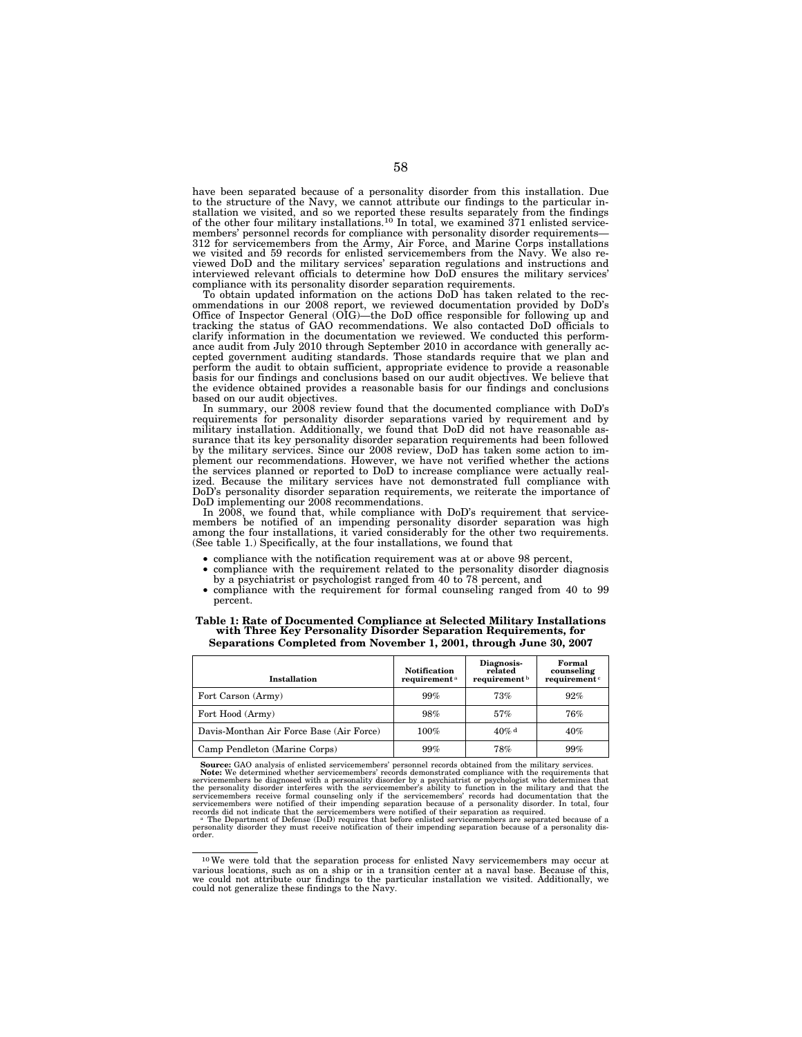have been separated because of a personality disorder from this installation. Due to the structure of the Navy, we cannot attribute our findings to the particular installation we visited, and so we reported these results separately from the findings of the other four military installations.[10] In total, we examined 371 enlisted servicemembers' personnel records for compliance with personality disorder requirements—312 for servicemembers from the Army, Air Force, and Marine Corps installations we visited and 59 records for enlisted servicemembers from the Navy. We also reviewed DoD and the military services' separation regulations and instructions and interviewed relevant officials to determine how DoD ensures the military services' compliance with its personality disorder separation requirements.

To obtain updated information on the actions DoD has taken related to the recommendations in our 2008 report, we reviewed documentation provided by DoD's Office of Inspector General (OIG)—the DoD office responsible for following up and tracking the status of GAO recommendations. We also contacted DoD officials to clarify information in the documentation we reviewed. We conducted this performance audit from July 2010 through September 2010 in accordance with generally accepted government auditing standards. Those standards require that we plan and perform the audit to obtain sufficient, appropriate evidence to provide a reasonable basis for our findings and conclusions based on our audit objectives. We believe that the evidence obtained provides a reasonable basis for our findings and conclusions based on our audit objectives.

In summary, our 2008 review found that the documented compliance with DoD's requirements for personality disorder separations varied by requirement and by military installation. Additionally, we found that DoD did not have reasonable assurance that its key personality disorder separation requirements had been followed by the military services. Since our 2008 review, DoD has taken some action to implement our recommendations. However, we have not verified whether the actions the services planned or reported to DoD to increase compliance were actually realized. Because the military services have not demonstrated full compliance with DoD's personality disorder separation requirements, we reiterate the importance of DoD implementing our 2008 recommendations.

In 2008, we found that, while compliance with DoD's requirement that servicemembers be notified of an impending personality disorder separation was high among the four installations, it varied considerably for the other two requirements. (See table 1.) Specifically, at the four installations, we found that

- compliance with the notification requirement was at or above 98 percent,
- compliance with the requirement related to the personality disorder diagnosis by a psychiatrist or psychologist ranged from 40 to 78 percent, and
- compliance with the requirement for formal counseling ranged from 40 to 99 percent.

**Table 1: Rate of Documented Compliance at Selected Military Installations with Three Key Personality Disorder Separation Requirements, for Separations Completed from November 1, 2001, through June 30, 2007**

| Installation | Notification requirement [a] | Diagnosis-related requirement [b] | Formal counseling requirement [c] |
|---|---|---|---|
| Fort Carson (Army) | 99% | 73% | 92% |
| Fort Hood (Army) | 98% | 57% | 76% |
| Davis-Monthan Air Force Base (Air Force) | 100% | 40% [d] | 40% |
| Camp Pendleton (Marine Corps) | 99% | 78% | 99% |

**Source:** GAO analysis of enlisted servicemembers' personnel records obtained from the military services.

**Note:** We determined whether servicemembers' records demonstrated compliance with the requirements that servicemembers be diagnosed with a personality disorder by a psychiatrist or psychologist who determines that the personality disorder interferes with the servicemember's ability to function in the military and that the servicemembers receive formal counseling only if the servicemembers' records had documentation that the servicemembers were notified of their impending separation because of a personality disorder. In total, four records did not indicate that the servicemembers were notified of their separation as required.

[a] The Department of Defense (DoD) requires that before enlisted servicemembers are separated because of a personality disorder they must receive notification of their impending separation because of a personality disorder.

---

[10] We were told that the separation process for enlisted Navy servicemembers may occur at various locations, such as on a ship or in a transition center at a naval base. Because of this, we could not attribute our findings to the particular installation we visited. Additionally, we could not generalize these findings to the Navy.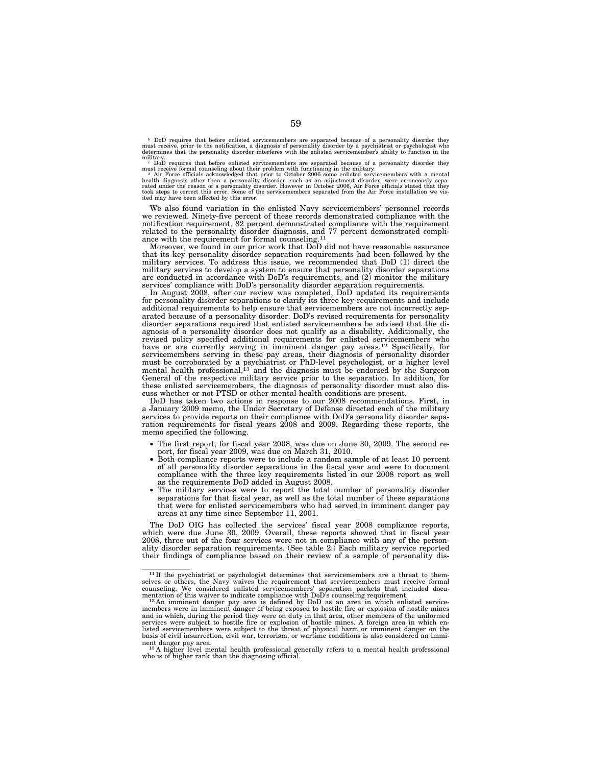[b] DoD requires that before enlisted servicemembers are separated because of a personality disorder they must receive, prior to the notification, a diagnosis of personality disorder by a psychiatrist or psychologist who determines that the personality disorder interferes with the enlisted servicemember's ability to function in the military.

[c] DoD requires that before enlisted servicemembers are separated because of a personality disorder they must receive formal counseling about their problem with functioning in the military.

[d] Air Force officials acknowledged that prior to October 2006 some enlisted servicemembers with a mental health diagnosis other than a personality disorder, such as an adjustment disorder, were erroneously separated under the reason of a personality disorder. However in October 2006, Air Force officials stated that they took steps to correct this error. Some of the servicemembers separated from the Air Force installation we visited may have been affected by this error.

We also found variation in the enlisted Navy servicemembers' personnel records we reviewed. Ninety-five percent of these records demonstrated compliance with the notification requirement, 82 percent demonstrated compliance with the requirement related to the personality disorder diagnosis, and 77 percent demonstrated compliance with the requirement for formal counseling.[11]

Moreover, we found in our prior work that DoD did not have reasonable assurance that its key personality disorder separation requirements had been followed by the military services. To address this issue, we recommended that DoD (1) direct the military services to develop a system to ensure that personality disorder separations are conducted in accordance with DoD's requirements, and (2) monitor the military services' compliance with DoD's personality disorder separation requirements.

In August 2008, after our review was completed, DoD updated its requirements for personality disorder separations to clarify its three key requirements and include additional requirements to help ensure that servicemembers are not incorrectly separated because of a personality disorder. DoD's revised requirements for personality disorder separations required that enlisted servicemembers be advised that the diagnosis of a personality disorder does not qualify as a disability. Additionally, the revised policy specified additional requirements for enlisted servicemembers who have or are currently serving in imminent danger pay areas.[12] Specifically, for servicemembers serving in these pay areas, their diagnosis of personality disorder must be corroborated by a psychiatrist or PhD-level psychologist, or a higher level mental health professional,[13] and the diagnosis must be endorsed by the Surgeon General of the respective military service prior to the separation. In addition, for these enlisted servicemembers, the diagnosis of personality disorder must also discuss whether or not PTSD or other mental health conditions are present.

DoD has taken two actions in response to our 2008 recommendations. First, in a January 2009 memo, the Under Secretary of Defense directed each of the military services to provide reports on their compliance with DoD's personality disorder separation requirements for fiscal years 2008 and 2009. Regarding these reports, the memo specified the following.

- The first report, for fiscal year 2008, was due on June 30, 2009. The second report, for fiscal year 2009, was due on March 31, 2010.
- Both compliance reports were to include a random sample of at least 10 percent of all personality disorder separations in the fiscal year and were to document compliance with the three key requirements listed in our 2008 report as well as the requirements DoD added in August 2008.
- The military services were to report the total number of personality disorder separations for that fiscal year, as well as the total number of these separations that were for enlisted servicemembers who had served in imminent danger pay areas at any time since September 11, 2001.

The DoD OIG has collected the services' fiscal year 2008 compliance reports, which were due June 30, 2009. Overall, these reports showed that in fiscal year 2008, three out of the four services were not in compliance with any of the personality disorder separation requirements. (See table 2.) Each military service reported their findings of compliance based on their review of a sample of personality dis-

[11] If the psychiatrist or psychologist determines that servicemembers are a threat to themselves or others, the Navy waives the requirement that servicemembers must receive formal counseling. We considered enlisted servicemembers' separation packets that included documentation of this waiver to indicate compliance with DoD's counseling requirement.

[12] An imminent danger pay area is defined by DoD as an area in which enlisted servicemembers were in imminent danger of being exposed to hostile fire or explosion of hostile mines and in which, during the period they were on duty in that area, other members of the uniformed services were subject to hostile fire or explosion of hostile mines. A foreign area in which enlisted servicemembers were subject to the threat of physical harm or imminent danger on the basis of civil insurrection, civil war, terrorism, or wartime conditions is also considered an imminent danger pay area.

[13] A higher level mental health professional generally refers to a mental health professional who is of higher rank than the diagnosing official.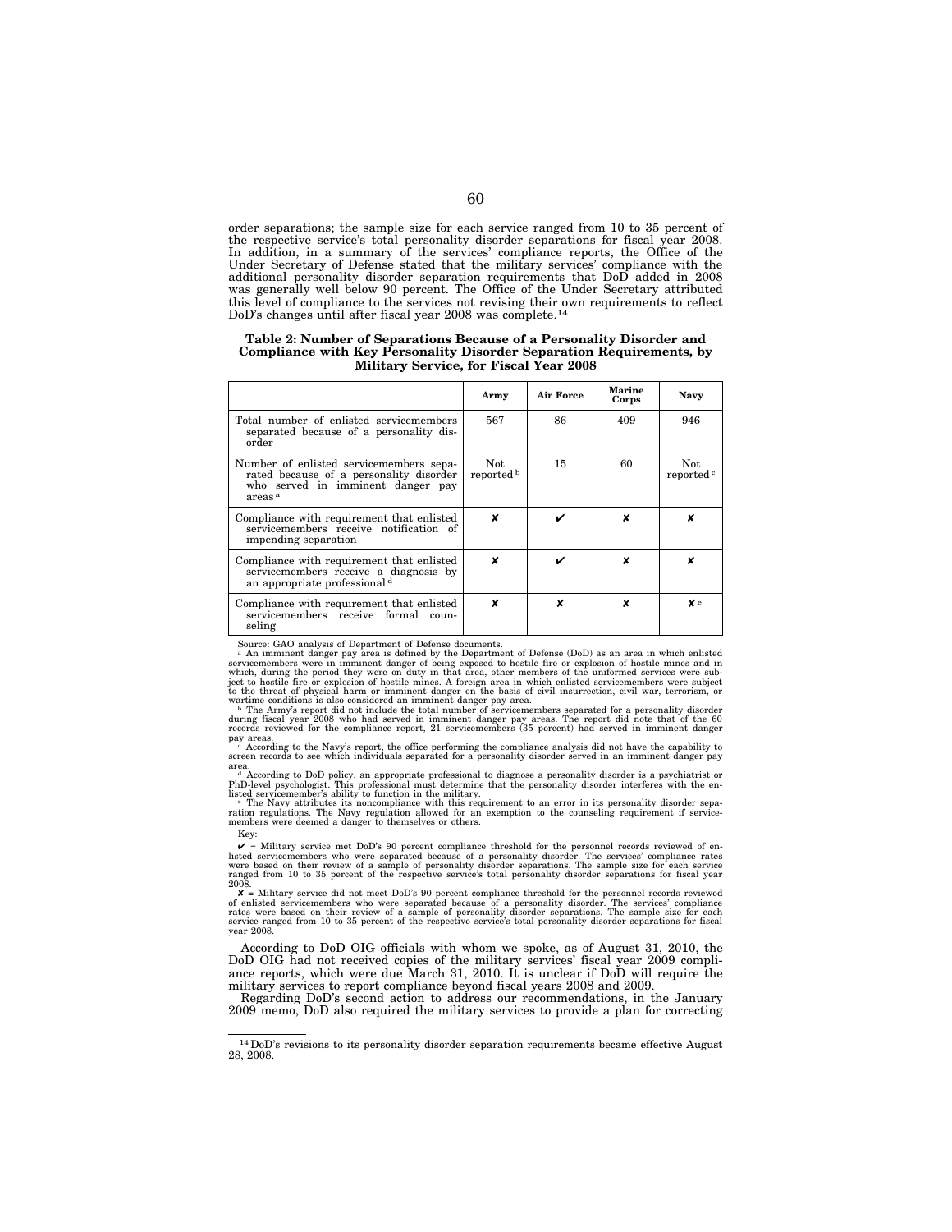order separations; the sample size for each service ranged from 10 to 35 percent of the respective service's total personality disorder separations for fiscal year 2008. In addition, in a summary of the services' compliance reports, the Office of the Under Secretary of Defense stated that the military services' compliance with the additional personality disorder separation requirements that DoD added in 2008 was generally well below 90 percent. The Office of the Under Secretary attributed this level of compliance to the services not revising their own requirements to reflect DoD's changes until after fiscal year 2008 was complete.[14]

**Table 2: Number of Separations Because of a Personality Disorder and Compliance with Key Personality Disorder Separation Requirements, by Military Service, for Fiscal Year 2008**

| | Army | Air Force | Marine Corps | Navy |
|---|---|---|---|---|
| Total number of enlisted servicemembers separated because of a personality disorder | 567 | 86 | 409 | 946 |
| Number of enlisted servicemembers separated because of a personality disorder who served in imminent danger pay areas[a] | Not reported[b] | 15 | 60 | Not reported[c] |
| Compliance with requirement that enlisted servicemembers receive notification of impending separation | ✘ | ✔ | ✘ | ✘ |
| Compliance with requirement that enlisted servicemembers receive a diagnosis by an appropriate professional[d] | ✘ | ✔ | ✘ | ✘ |
| Compliance with requirement that enlisted servicemembers receive formal counseling | ✘ | ✘ | ✘ | ✘[e] |

Source: GAO analysis of Department of Defense documents.

[a] An imminent danger pay area is defined by the Department of Defense (DoD) as an area in which enlisted servicemembers were in imminent danger of being exposed to hostile fire or explosion of hostile mines and in which, during the period they were on duty in that area, other members of the uniformed services were subject to hostile fire or explosion of hostile mines. A foreign area in which enlisted servicemembers were subject to the threat of physical harm or imminent danger on the basis of civil insurrection, civil war, terrorism, or wartime conditions is also considered an imminent danger pay area.

[b] The Army's report did not include the total number of servicemembers separated for a personality disorder during fiscal year 2008 who had served in imminent danger pay areas. The report did note that of the 60 records reviewed for the compliance report, 21 servicemembers (35 percent) had served in imminent danger pay areas.

[c] According to the Navy's report, the office performing the compliance analysis did not have the capability to screen records to see which individuals separated for a personality disorder served in an imminent danger pay area.

[d] According to DoD policy, an appropriate professional to diagnose a personality disorder is a psychiatrist or PhD-level psychologist. This professional must determine that the personality disorder interferes with the enlisted servicemember's ability to function in the military.

[e] The Navy attributes its noncompliance with this requirement to an error in its personality disorder separation regulations. The Navy regulation allowed for an exemption to the counseling requirement if servicemembers were deemed a danger to themselves or others.

Key:

✔ = Military service met DoD's 90 percent compliance threshold for the personnel records reviewed of enlisted servicemembers who were separated because of a personality disorder. The services' compliance rates were based on their review of a sample of personality disorder separations. The sample size for each service ranged from 10 to 35 percent of the respective service's total personality disorder separations for fiscal year 2008.

✘ = Military service did not meet DoD's 90 percent compliance threshold for the personnel records reviewed of enlisted servicemembers who were separated because of a personality disorder. The services' compliance rates were based on their review of a sample of personality disorder separations. The sample size for each service ranged from 10 to 35 percent of the respective service's total personality disorder separations for fiscal year 2008.

According to DoD OIG officials with whom we spoke, as of August 31, 2010, the DoD OIG had not received copies of the military services' fiscal year 2009 compliance reports, which were due March 31, 2010. It is unclear if DoD will require the military services to report compliance beyond fiscal years 2008 and 2009.

Regarding DoD's second action to address our recommendations, in the January 2009 memo, DoD also required the military services to provide a plan for correcting

[14] DoD's revisions to its personality disorder separation requirements became effective August 28, 2008.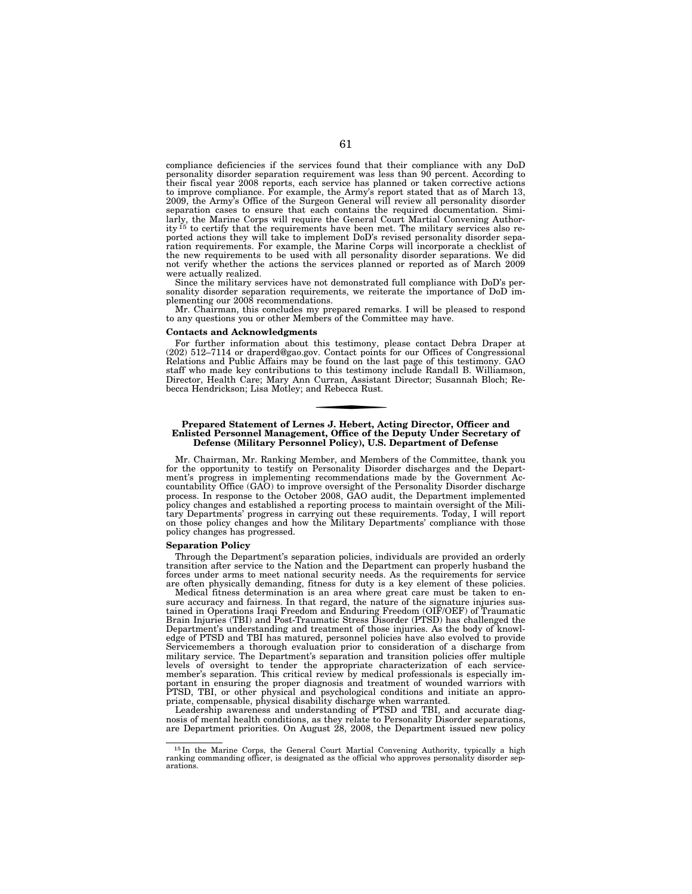compliance deficiencies if the services found that their compliance with any DoD personality disorder separation requirement was less than 90 percent. According to their fiscal year 2008 reports, each service has planned or taken corrective actions to improve compliance. For example, the Army's report stated that as of March 13, 2009, the Army's Office of the Surgeon General will review all personality disorder separation cases to ensure that each contains the required documentation. Similarly, the Marine Corps will require the General Court Martial Convening Authority[15] to certify that the requirements have been met. The military services also reported actions they will take to implement DoD's revised personality disorder separation requirements. For example, the Marine Corps will incorporate a checklist of the new requirements to be used with all personality disorder separations. We did not verify whether the actions the services planned or reported as of March 2009 were actually realized.

Since the military services have not demonstrated full compliance with DoD's personality disorder separation requirements, we reiterate the importance of DoD implementing our 2008 recommendations.

Mr. Chairman, this concludes my prepared remarks. I will be pleased to respond to any questions you or other Members of the Committee may have.

**Contacts and Acknowledgments**

For further information about this testimony, please contact Debra Draper at (202) 512–7114 or draperd@gao.gov. Contact points for our Offices of Congressional Relations and Public Affairs may be found on the last page of this testimony. GAO staff who made key contributions to this testimony include Randall B. Williamson, Director, Health Care; Mary Ann Curran, Assistant Director; Susannah Bloch; Rebecca Hendrickson; Lisa Motley; and Rebecca Rust.

---

## Prepared Statement of Lernes J. Hebert, Acting Director, Officer and Enlisted Personnel Management, Office of the Deputy Under Secretary of Defense (Military Personnel Policy), U.S. Department of Defense

Mr. Chairman, Mr. Ranking Member, and Members of the Committee, thank you for the opportunity to testify on Personality Disorder discharges and the Department's progress in implementing recommendations made by the Government Accountability Office (GAO) to improve oversight of the Personality Disorder discharge process. In response to the October 2008, GAO audit, the Department implemented policy changes and established a reporting process to maintain oversight of the Military Departments' progress in carrying out these requirements. Today, I will report on those policy changes and how the Military Departments' compliance with those policy changes has progressed.

**Separation Policy**

Through the Department's separation policies, individuals are provided an orderly transition after service to the Nation and the Department can properly husband the forces under arms to meet national security needs. As the requirements for service are often physically demanding, fitness for duty is a key element of these policies.

Medical fitness determination is an area where great care must be taken to ensure accuracy and fairness. In that regard, the nature of the signature injuries sustained in Operations Iraqi Freedom and Enduring Freedom (OIF/OEF) of Traumatic Brain Injuries (TBI) and Post-Traumatic Stress Disorder (PTSD) has challenged the Department's understanding and treatment of those injuries. As the body of knowledge of PTSD and TBI has matured, personnel policies have also evolved to provide Servicemembers a thorough evaluation prior to consideration of a discharge from military service. The Department's separation and transition policies offer multiple levels of oversight to tender the appropriate characterization of each servicemember's separation. This critical review by medical professionals is especially important in ensuring the proper diagnosis and treatment of wounded warriors with PTSD, TBI, or other physical and psychological conditions and initiate an appropriate, compensable, physical disability discharge when warranted.

Leadership awareness and understanding of PTSD and TBI, and accurate diagnosis of mental health conditions, as they relate to Personality Disorder separations, are Department priorities. On August 28, 2008, the Department issued new policy

---

[15] In the Marine Corps, the General Court Martial Convening Authority, typically a high ranking commanding officer, is designated as the official who approves personality disorder separations.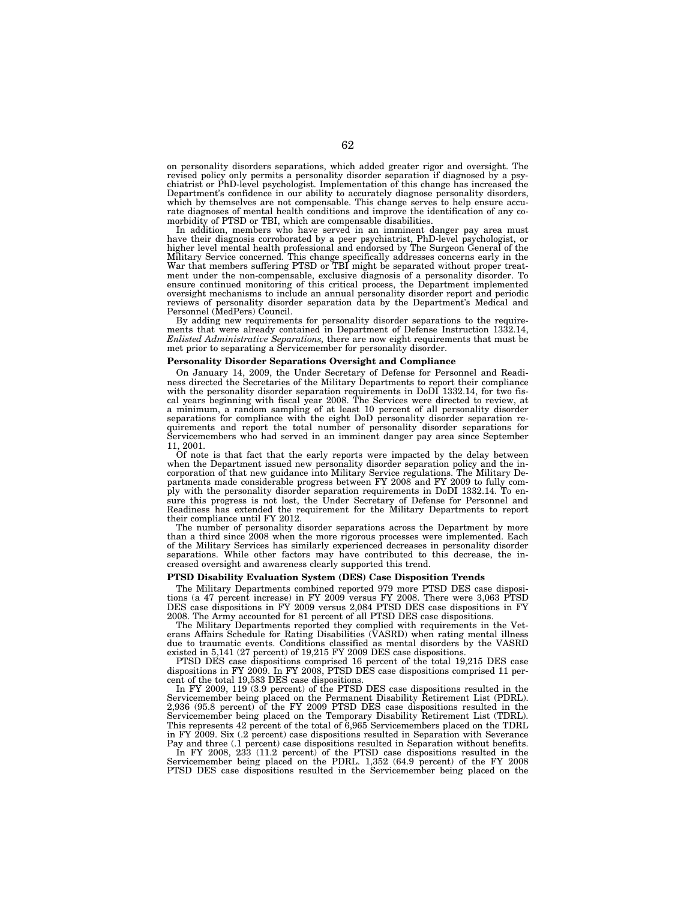on personality disorders separations, which added greater rigor and oversight. The revised policy only permits a personality disorder separation if diagnosed by a psychiatrist or PhD-level psychologist. Implementation of this change has increased the Department's confidence in our ability to accurately diagnose personality disorders, which by themselves are not compensable. This change serves to help ensure accurate diagnoses of mental health conditions and improve the identification of any comorbidity of PTSD or TBI, which are compensable disabilities.

In addition, members who have served in an imminent danger pay area must have their diagnosis corroborated by a peer psychiatrist, PhD-level psychologist, or higher level mental health professional and endorsed by The Surgeon General of the Military Service concerned. This change specifically addresses concerns early in the War that members suffering PTSD or TBI might be separated without proper treatment under the non-compensable, exclusive diagnosis of a personality disorder. To ensure continued monitoring of this critical process, the Department implemented oversight mechanisms to include an annual personality disorder report and periodic reviews of personality disorder separation data by the Department's Medical and Personnel (MedPers) Council.

By adding new requirements for personality disorder separations to the requirements that were already contained in Department of Defense Instruction 1332.14, *Enlisted Administrative Separations,* there are now eight requirements that must be met prior to separating a Servicemember for personality disorder.

**Personality Disorder Separations Oversight and Compliance**

On January 14, 2009, the Under Secretary of Defense for Personnel and Readiness directed the Secretaries of the Military Departments to report their compliance with the personality disorder separation requirements in DoDI 1332.14, for two fiscal years beginning with fiscal year 2008. The Services were directed to review, at a minimum, a random sampling of at least 10 percent of all personality disorder separations for compliance with the eight DoD personality disorder separation requirements and report the total number of personality disorder separations for Servicemembers who had served in an imminent danger pay area since September 11, 2001.

Of note is that fact that the early reports were impacted by the delay between when the Department issued new personality disorder separation policy and the incorporation of that new guidance into Military Service regulations. The Military Departments made considerable progress between FY 2008 and FY 2009 to fully comply with the personality disorder separation requirements in DoDI 1332.14. To ensure this progress is not lost, the Under Secretary of Defense for Personnel and Readiness has extended the requirement for the Military Departments to report their compliance until FY 2012.

The number of personality disorder separations across the Department by more than a third since 2008 when the more rigorous processes were implemented. Each of the Military Services has similarly experienced decreases in personality disorder separations. While other factors may have contributed to this decrease, the increased oversight and awareness clearly supported this trend.

**PTSD Disability Evaluation System (DES) Case Disposition Trends**

The Military Departments combined reported 979 more PTSD DES case dispositions (a 47 percent increase) in FY 2009 versus FY 2008. There were 3,063 PTSD DES case dispositions in FY 2009 versus 2,084 PTSD DES case dispositions in FY 2008. The Army accounted for 81 percent of all PTSD DES case dispositions.

The Military Departments reported they complied with requirements in the Veterans Affairs Schedule for Rating Disabilities (VASRD) when rating mental illness due to traumatic events. Conditions classified as mental disorders by the VASRD existed in 5,141 (27 percent) of 19,215 FY 2009 DES case dispositions.

PTSD DES case dispositions comprised 16 percent of the total 19,215 DES case dispositions in FY 2009. In FY 2008, PTSD DES case dispositions comprised 11 percent of the total 19,583 DES case dispositions.

In FY 2009, 119 (3.9 percent) of the PTSD DES case dispositions resulted in the Servicemember being placed on the Permanent Disability Retirement List (PDRL). 2,936 (95.8 percent) of the FY 2009 PTSD DES case dispositions resulted in the Servicemember being placed on the Temporary Disability Retirement List (TDRL). This represents 42 percent of the total of 6,965 Servicemembers placed on the TDRL in FY 2009. Six (.2 percent) case dispositions resulted in Separation with Severance Pay and three (.1 percent) case dispositions resulted in Separation without benefits.

In FY 2008, 233 (11.2 percent) of the PTSD case dispositions resulted in the Servicemember being placed on the PDRL. 1,352 (64.9 percent) of the FY 2008 PTSD DES case dispositions resulted in the Servicemember being placed on the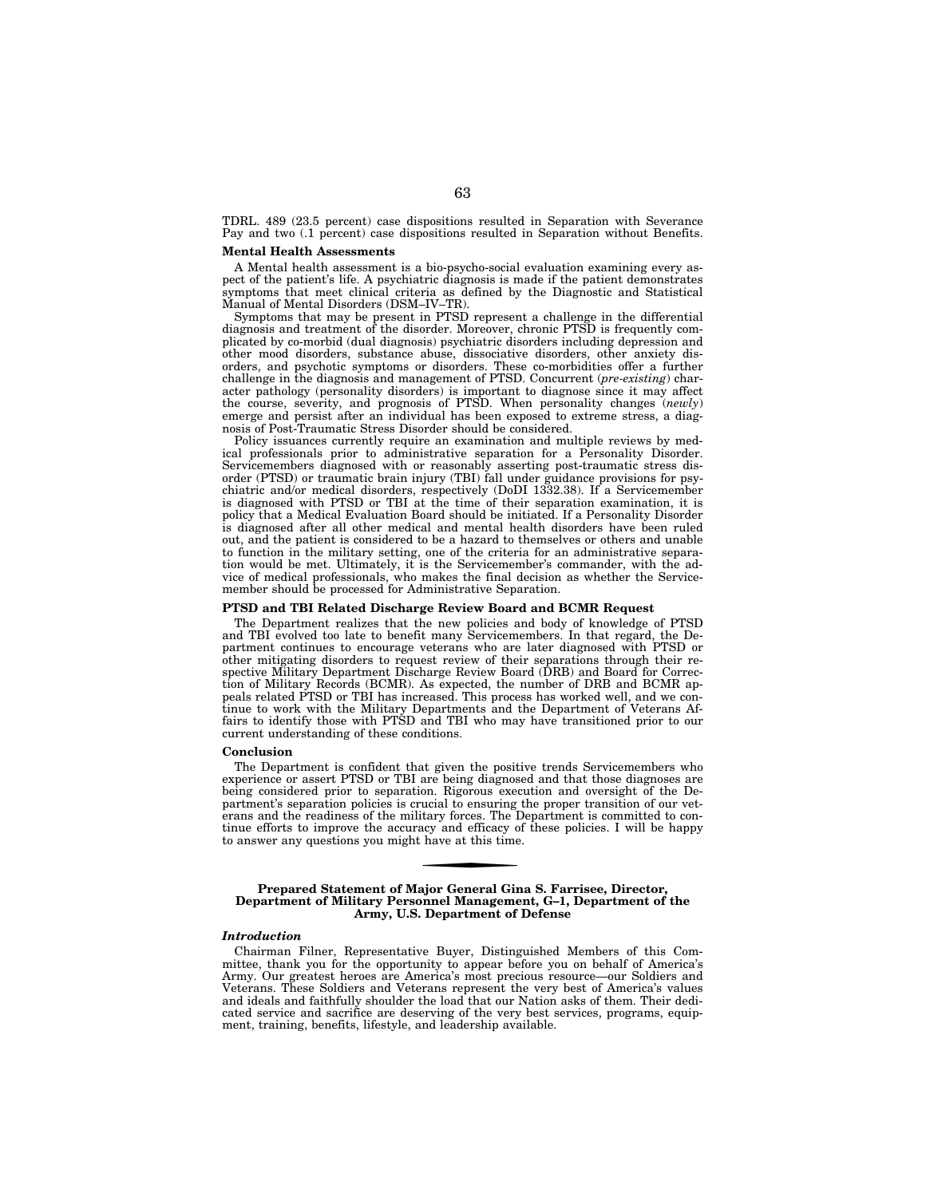TDRL. 489 (23.5 percent) case dispositions resulted in Separation with Severance Pay and two (.1 percent) case dispositions resulted in Separation without Benefits.

**Mental Health Assessments**

A Mental health assessment is a bio-psycho-social evaluation examining every aspect of the patient's life. A psychiatric diagnosis is made if the patient demonstrates symptoms that meet clinical criteria as defined by the Diagnostic and Statistical Manual of Mental Disorders (DSM–IV–TR).

Symptoms that may be present in PTSD represent a challenge in the differential diagnosis and treatment of the disorder. Moreover, chronic PTSD is frequently complicated by co-morbid (dual diagnosis) psychiatric disorders including depression and other mood disorders, substance abuse, dissociative disorders, other anxiety disorders, and psychotic symptoms or disorders. These co-morbidities offer a further challenge in the diagnosis and management of PTSD. Concurrent (*pre-existing*) character pathology (personality disorders) is important to diagnose since it may affect the course, severity, and prognosis of PTSD. When personality changes (*newly*) emerge and persist after an individual has been exposed to extreme stress, a diagnosis of Post-Traumatic Stress Disorder should be considered.

Policy issuances currently require an examination and multiple reviews by medical professionals prior to administrative separation for a Personality Disorder. Servicemembers diagnosed with or reasonably asserting post-traumatic stress disorder (PTSD) or traumatic brain injury (TBI) fall under guidance provisions for psychiatric and/or medical disorders, respectively (DoDI 1332.38). If a Servicemember is diagnosed with PTSD or TBI at the time of their separation examination, it is policy that a Medical Evaluation Board should be initiated. If a Personality Disorder is diagnosed after all other medical and mental health disorders have been ruled out, and the patient is considered to be a hazard to themselves or others and unable to function in the military setting, one of the criteria for an administrative separation would be met. Ultimately, it is the Servicemember's commander, with the advice of medical professionals, who makes the final decision as whether the Servicemember should be processed for Administrative Separation.

**PTSD and TBI Related Discharge Review Board and BCMR Request**

The Department realizes that the new policies and body of knowledge of PTSD and TBI evolved too late to benefit many Servicemembers. In that regard, the Department continues to encourage veterans who are later diagnosed with PTSD or other mitigating disorders to request review of their separations through their respective Military Department Discharge Review Board (DRB) and Board for Correction of Military Records (BCMR). As expected, the number of DRB and BCMR appeals related PTSD or TBI has increased. This process has worked well, and we continue to work with the Military Departments and the Department of Veterans Affairs to identify those with PTSD and TBI who may have transitioned prior to our current understanding of these conditions.

**Conclusion**

The Department is confident that given the positive trends Servicemembers who experience or assert PTSD or TBI are being diagnosed and that those diagnoses are being considered prior to separation. Rigorous execution and oversight of the Department's separation policies is crucial to ensuring the proper transition of our veterans and the readiness of the military forces. The Department is committed to continue efforts to improve the accuracy and efficacy of these policies. I will be happy to answer any questions you might have at this time.

---

## Prepared Statement of Major General Gina S. Farrisee, Director, Department of Military Personnel Management, G–1, Department of the Army, U.S. Department of Defense

***Introduction***

Chairman Filner, Representative Buyer, Distinguished Members of this Committee, thank you for the opportunity to appear before you on behalf of America's Army. Our greatest heroes are America's most precious resource—our Soldiers and Veterans. These Soldiers and Veterans represent the very best of America's values and ideals and faithfully shoulder the load that our Nation asks of them. Their dedicated service and sacrifice are deserving of the very best services, programs, equipment, training, benefits, lifestyle, and leadership available.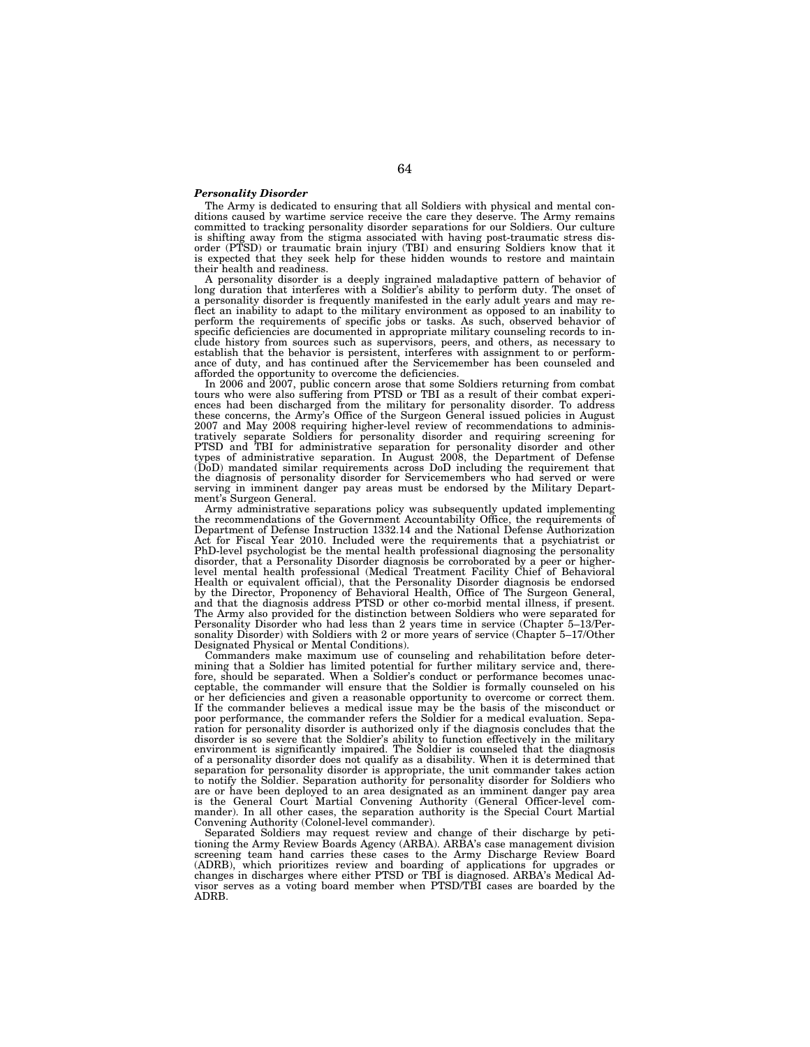***Personality Disorder***

The Army is dedicated to ensuring that all Soldiers with physical and mental conditions caused by wartime service receive the care they deserve. The Army remains committed to tracking personality disorder separations for our Soldiers. Our culture is shifting away from the stigma associated with having post-traumatic stress disorder (PTSD) or traumatic brain injury (TBI) and ensuring Soldiers know that it is expected that they seek help for these hidden wounds to restore and maintain their health and readiness.

A personality disorder is a deeply ingrained maladaptive pattern of behavior of long duration that interferes with a Soldier's ability to perform duty. The onset of a personality disorder is frequently manifested in the early adult years and may reflect an inability to adapt to the military environment as opposed to an inability to perform the requirements of specific jobs or tasks. As such, observed behavior of specific deficiencies are documented in appropriate military counseling records to include history from sources such as supervisors, peers, and others, as necessary to establish that the behavior is persistent, interferes with assignment to or performance of duty, and has continued after the Servicemember has been counseled and afforded the opportunity to overcome the deficiencies.

In 2006 and 2007, public concern arose that some Soldiers returning from combat tours who were also suffering from PTSD or TBI as a result of their combat experiences had been discharged from the military for personality disorder. To address these concerns, the Army's Office of the Surgeon General issued policies in August 2007 and May 2008 requiring higher-level review of recommendations to administratively separate Soldiers for personality disorder and requiring screening for PTSD and TBI for administrative separation for personality disorder and other types of administrative separation. In August 2008, the Department of Defense (DoD) mandated similar requirements across DoD including the requirement that the diagnosis of personality disorder for Servicemembers who had served or were serving in imminent danger pay areas must be endorsed by the Military Department's Surgeon General.

Army administrative separations policy was subsequently updated implementing the recommendations of the Government Accountability Office, the requirements of Department of Defense Instruction 1332.14 and the National Defense Authorization Act for Fiscal Year 2010. Included were the requirements that a psychiatrist or PhD-level psychologist be the mental health professional diagnosing the personality disorder, that a Personality Disorder diagnosis be corroborated by a peer or higher-level mental health professional (Medical Treatment Facility Chief of Behavioral Health or equivalent official), that the Personality Disorder diagnosis be endorsed by the Director, Proponency of Behavioral Health, Office of The Surgeon General, and that the diagnosis address PTSD or other co-morbid mental illness, if present. The Army also provided for the distinction between Soldiers who were separated for Personality Disorder who had less than 2 years time in service (Chapter 5–13/Personality Disorder) with Soldiers with 2 or more years of service (Chapter 5–17/Other Designated Physical or Mental Conditions).

Commanders make maximum use of counseling and rehabilitation before determining that a Soldier has limited potential for further military service and, therefore, should be separated. When a Soldier's conduct or performance becomes unacceptable, the commander will ensure that the Soldier is formally counseled on his or her deficiencies and given a reasonable opportunity to overcome or correct them. If the commander believes a medical issue may be the basis of the misconduct or poor performance, the commander refers the Soldier for a medical evaluation. Separation for personality disorder is authorized only if the diagnosis concludes that the disorder is so severe that the Soldier's ability to function effectively in the military environment is significantly impaired. The Soldier is counseled that the diagnosis of a personality disorder does not qualify as a disability. When it is determined that separation for personality disorder is appropriate, the unit commander takes action to notify the Soldier. Separation authority for personality disorder for Soldiers who are or have been deployed to an area designated as an imminent danger pay area is the General Court Martial Convening Authority (General Officer-level commander). In all other cases, the separation authority is the Special Court Martial Convening Authority (Colonel-level commander).

Separated Soldiers may request review and change of their discharge by petitioning the Army Review Boards Agency (ARBA). ARBA's case management division screening team hand carries these cases to the Army Discharge Review Board (ADRB), which prioritizes review and boarding of applications for upgrades or changes in discharges where either PTSD or TBI is diagnosed. ARBA's Medical Advisor serves as a voting board member when PTSD/TBI cases are boarded by the ADRB.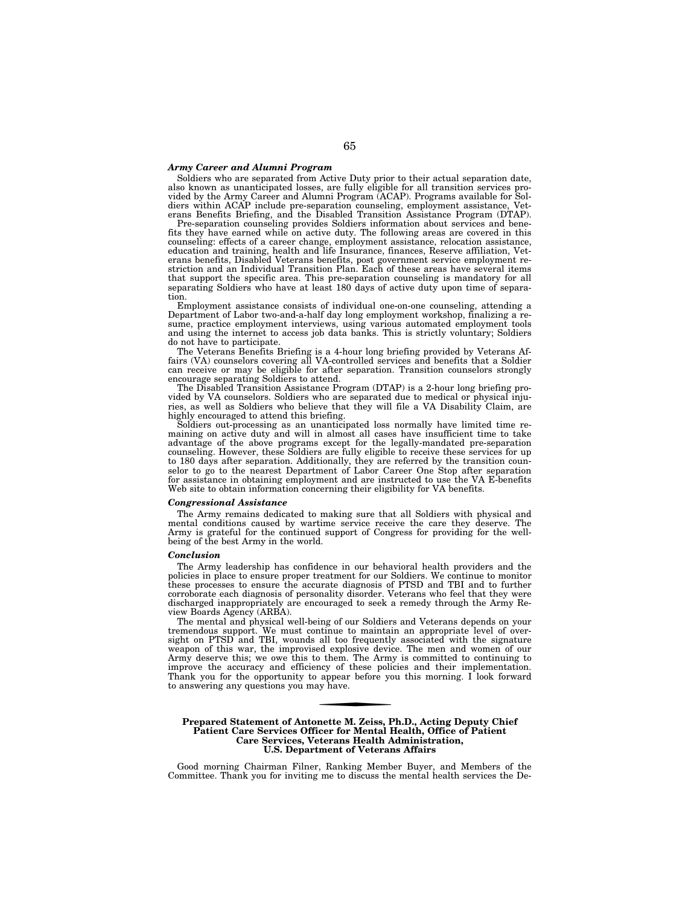### *Army Career and Alumni Program*

Soldiers who are separated from Active Duty prior to their actual separation date, also known as unanticipated losses, are fully eligible for all transition services provided by the Army Career and Alumni Program (ACAP). Programs available for Soldiers within ACAP include pre-separation counseling, employment assistance, Veterans Benefits Briefing, and the Disabled Transition Assistance Program (DTAP).

Pre-separation counseling provides Soldiers information about services and benefits they have earned while on active duty. The following areas are covered in this counseling: effects of a career change, employment assistance, relocation assistance, education and training, health and life Insurance, finances, Reserve affiliation, Veterans benefits, Disabled Veterans benefits, post government service employment restriction and an Individual Transition Plan. Each of these areas have several items that support the specific area. This pre-separation counseling is mandatory for all separating Soldiers who have at least 180 days of active duty upon time of separation.

Employment assistance consists of individual one-on-one counseling, attending a Department of Labor two-and-a-half day long employment workshop, finalizing a resume, practice employment interviews, using various automated employment tools and using the internet to access job data banks. This is strictly voluntary; Soldiers do not have to participate.

The Veterans Benefits Briefing is a 4-hour long briefing provided by Veterans Affairs (VA) counselors covering all VA-controlled services and benefits that a Soldier can receive or may be eligible for after separation. Transition counselors strongly encourage separating Soldiers to attend.

The Disabled Transition Assistance Program (DTAP) is a 2-hour long briefing provided by VA counselors. Soldiers who are separated due to medical or physical injuries, as well as Soldiers who believe that they will file a VA Disability Claim, are highly encouraged to attend this briefing.

Soldiers out-processing as an unanticipated loss normally have limited time remaining on active duty and will in almost all cases have insufficient time to take advantage of the above programs except for the legally-mandated pre-separation counseling. However, these Soldiers are fully eligible to receive these services for up to 180 days after separation. Additionally, they are referred by the transition counselor to go to the nearest Department of Labor Career One Stop after separation for assistance in obtaining employment and are instructed to use the VA E-benefits Web site to obtain information concerning their eligibility for VA benefits.

### *Congressional Assistance*

The Army remains dedicated to making sure that all Soldiers with physical and mental conditions caused by wartime service receive the care they deserve. The Army is grateful for the continued support of Congress for providing for the well-being of the best Army in the world.

### *Conclusion*

The Army leadership has confidence in our behavioral health providers and the policies in place to ensure proper treatment for our Soldiers. We continue to monitor these processes to ensure the accurate diagnosis of PTSD and TBI and to further corroborate each diagnosis of personality disorder. Veterans who feel that they were discharged inappropriately are encouraged to seek a remedy through the Army Review Boards Agency (ARBA).

The mental and physical well-being of our Soldiers and Veterans depends on your tremendous support. We must continue to maintain an appropriate level of oversight on PTSD and TBI, wounds all too frequently associated with the signature weapon of this war, the improvised explosive device. The men and women of our Army deserve this; we owe this to them. The Army is committed to continuing to improve the accuracy and efficiency of these policies and their implementation. Thank you for the opportunity to appear before you this morning. I look forward to answering any questions you may have.

---

## Prepared Statement of Antonette M. Zeiss, Ph.D., Acting Deputy Chief Patient Care Services Officer for Mental Health, Office of Patient Care Services, Veterans Health Administration, U.S. Department of Veterans Affairs

Good morning Chairman Filner, Ranking Member Buyer, and Members of the Committee. Thank you for inviting me to discuss the mental health services the De-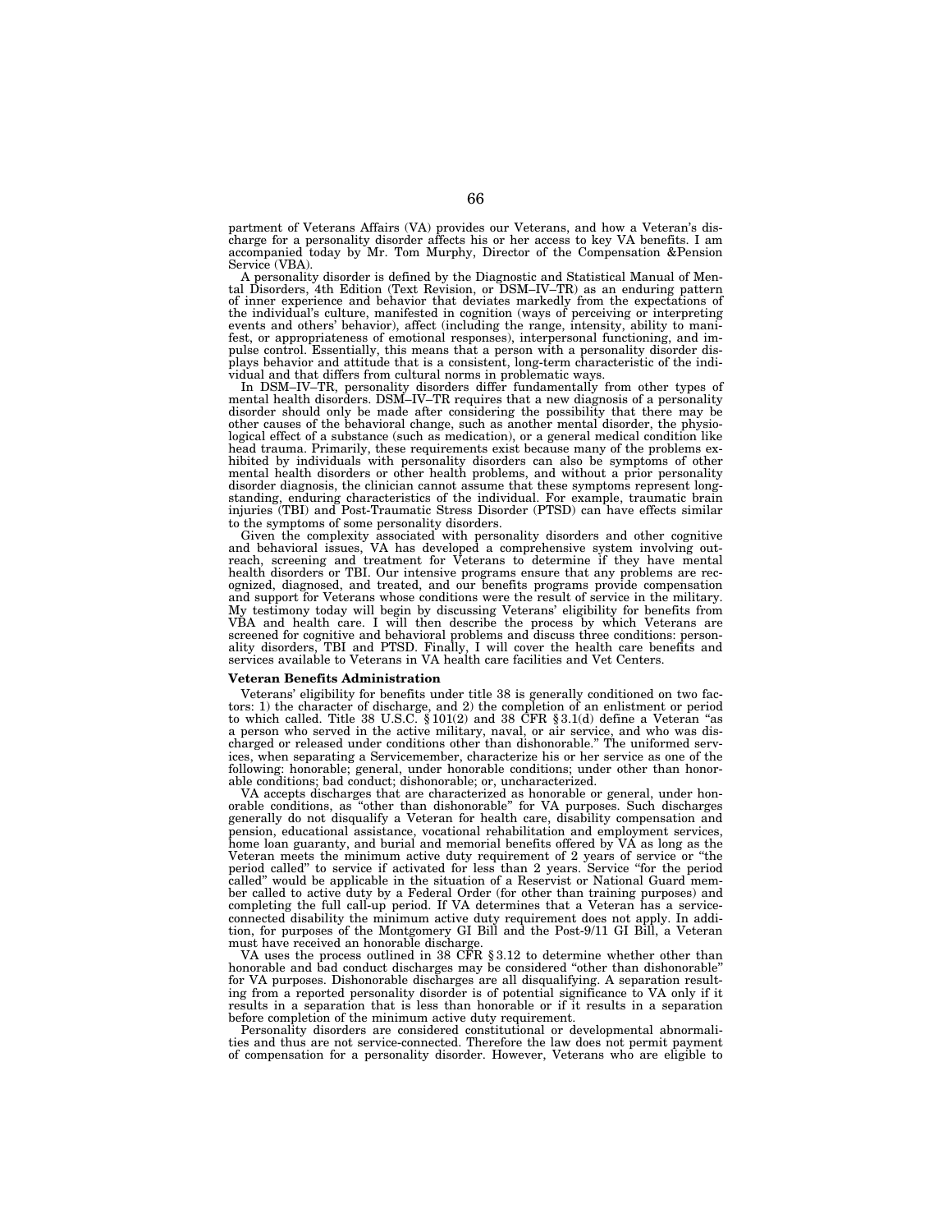partment of Veterans Affairs (VA) provides our Veterans, and how a Veteran's discharge for a personality disorder affects his or her access to key VA benefits. I am accompanied today by Mr. Tom Murphy, Director of the Compensation &Pension Service (VBA).

A personality disorder is defined by the Diagnostic and Statistical Manual of Mental Disorders, 4th Edition (Text Revision, or DSM–IV–TR) as an enduring pattern of inner experience and behavior that deviates markedly from the expectations of the individual's culture, manifested in cognition (ways of perceiving or interpreting events and others' behavior), affect (including the range, intensity, ability to manifest, or appropriateness of emotional responses), interpersonal functioning, and impulse control. Essentially, this means that a person with a personality disorder displays behavior and attitude that is a consistent, long-term characteristic of the individual and that differs from cultural norms in problematic ways.

In DSM–IV–TR, personality disorders differ fundamentally from other types of mental health disorders. DSM–IV–TR requires that a new diagnosis of a personality disorder should only be made after considering the possibility that there may be other causes of the behavioral change, such as another mental disorder, the physiological effect of a substance (such as medication), or a general medical condition like head trauma. Primarily, these requirements exist because many of the problems exhibited by individuals with personality disorders can also be symptoms of other mental health disorders or other health problems, and without a prior personality disorder diagnosis, the clinician cannot assume that these symptoms represent longstanding, enduring characteristics of the individual. For example, traumatic brain injuries (TBI) and Post-Traumatic Stress Disorder (PTSD) can have effects similar to the symptoms of some personality disorders.

Given the complexity associated with personality disorders and other cognitive and behavioral issues, VA has developed a comprehensive system involving outreach, screening and treatment for Veterans to determine if they have mental health disorders or TBI. Our intensive programs ensure that any problems are recognized, diagnosed, and treated, and our benefits programs provide compensation and support for Veterans whose conditions were the result of service in the military. My testimony today will begin by discussing Veterans' eligibility for benefits from VBA and health care. I will then describe the process by which Veterans are screened for cognitive and behavioral problems and discuss three conditions: personality disorders, TBI and PTSD. Finally, I will cover the health care benefits and services available to Veterans in VA health care facilities and Vet Centers.

**Veteran Benefits Administration**

Veterans' eligibility for benefits under title 38 is generally conditioned on two factors: 1) the character of discharge, and 2) the completion of an enlistment or period to which called. Title 38 U.S.C. § 101(2) and 38 CFR § 3.1(d) define a Veteran "as a person who served in the active military, naval, or air service, and who was discharged or released under conditions other than dishonorable." The uniformed services, when separating a Servicemember, characterize his or her service as one of the following: honorable; general, under honorable conditions; under other than honorable conditions; bad conduct; dishonorable; or, uncharacterized.

VA accepts discharges that are characterized as honorable or general, under honorable conditions, as "other than dishonorable" for VA purposes. Such discharges generally do not disqualify a Veteran for health care, disability compensation and pension, educational assistance, vocational rehabilitation and employment services, home loan guaranty, and burial and memorial benefits offered by VA as long as the Veteran meets the minimum active duty requirement of 2 years of service or "the period called" to service if activated for less than 2 years. Service "for the period called" would be applicable in the situation of a Reservist or National Guard member called to active duty by a Federal Order (for other than training purposes) and completing the full call-up period. If VA determines that a Veteran has a service-connected disability the minimum active duty requirement does not apply. In addition, for purposes of the Montgomery GI Bill and the Post-9/11 GI Bill, a Veteran must have received an honorable discharge.

VA uses the process outlined in 38 CFR § 3.12 to determine whether other than honorable and bad conduct discharges may be considered "other than dishonorable" for VA purposes. Dishonorable discharges are all disqualifying. A separation resulting from a reported personality disorder is of potential significance to VA only if it results in a separation that is less than honorable or if it results in a separation before completion of the minimum active duty requirement.

Personality disorders are considered constitutional or developmental abnormalities and thus are not service-connected. Therefore the law does not permit payment of compensation for a personality disorder. However, Veterans who are eligible to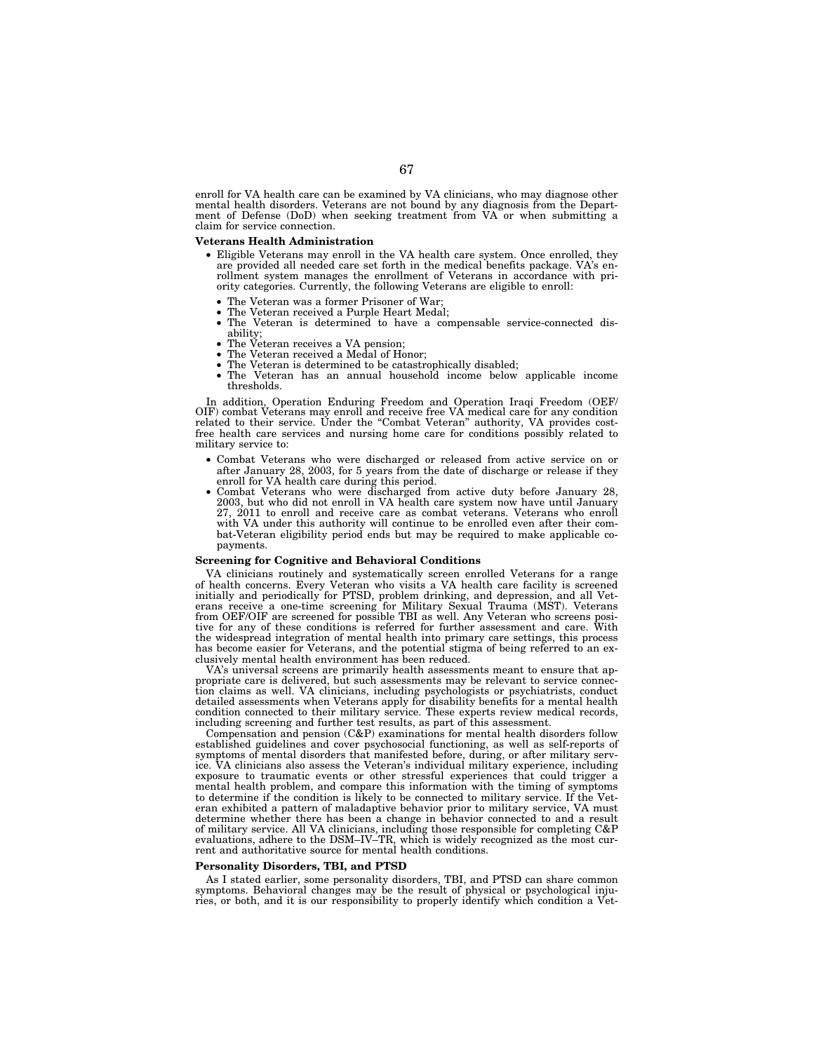enroll for VA health care can be examined by VA clinicians, who may diagnose other mental health disorders. Veterans are not bound by any diagnosis from the Department of Defense (DoD) when seeking treatment from VA or when submitting a claim for service connection.

**Veterans Health Administration**

- Eligible Veterans may enroll in the VA health care system. Once enrolled, they are provided all needed care set forth in the medical benefits package. VA's enrollment system manages the enrollment of Veterans in accordance with priority categories. Currently, the following Veterans are eligible to enroll:
  - The Veteran was a former Prisoner of War;
  - The Veteran received a Purple Heart Medal;
  - The Veteran is determined to have a compensable service-connected disability;
  - The Veteran receives a VA pension;
  - The Veteran received a Medal of Honor;
  - The Veteran is determined to be catastrophically disabled;
  - The Veteran has an annual household income below applicable income thresholds.

In addition, Operation Enduring Freedom and Operation Iraqi Freedom (OEF/OIF) combat Veterans may enroll and receive free VA medical care for any condition related to their service. Under the "Combat Veteran" authority, VA provides cost-free health care services and nursing home care for conditions possibly related to military service to:

- Combat Veterans who were discharged or released from active service on or after January 28, 2003, for 5 years from the date of discharge or release if they enroll for VA health care during this period.
- Combat Veterans who were discharged from active duty before January 28, 2003, but who did not enroll in VA health care system now have until January 27, 2011 to enroll and receive care as combat veterans. Veterans who enroll with VA under this authority will continue to be enrolled even after their combat-Veteran eligibility period ends but may be required to make applicable copayments.

**Screening for Cognitive and Behavioral Conditions**

VA clinicians routinely and systematically screen enrolled Veterans for a range of health concerns. Every Veteran who visits a VA health care facility is screened initially and periodically for PTSD, problem drinking, and depression, and all Veterans receive a one-time screening for Military Sexual Trauma (MST). Veterans from OEF/OIF are screened for possible TBI as well. Any Veteran who screens positive for any of these conditions is referred for further assessment and care. With the widespread integration of mental health into primary care settings, this process has become easier for Veterans, and the potential stigma of being referred to an exclusively mental health environment has been reduced.

VA's universal screens are primarily health assessments meant to ensure that appropriate care is delivered, but such assessments may be relevant to service connection claims as well. VA clinicians, including psychologists or psychiatrists, conduct detailed assessments when Veterans apply for disability benefits for a mental health condition connected to their military service. These experts review medical records, including screening and further test results, as part of this assessment.

Compensation and pension (C&P) examinations for mental health disorders follow established guidelines and cover psychosocial functioning, as well as self-reports of symptoms of mental disorders that manifested before, during, or after military service. VA clinicians also assess the Veteran's individual military experience, including exposure to traumatic events or other stressful experiences that could trigger a mental health problem, and compare this information with the timing of symptoms to determine if the condition is likely to be connected to military service. If the Veteran exhibited a pattern of maladaptive behavior prior to military service, VA must determine whether there has been a change in behavior connected to and a result of military service. All VA clinicians, including those responsible for completing C&P evaluations, adhere to the DSM–IV–TR, which is widely recognized as the most current and authoritative source for mental health conditions.

**Personality Disorders, TBI, and PTSD**

As I stated earlier, some personality disorders, TBI, and PTSD can share common symptoms. Behavioral changes may be the result of physical or psychological injuries, or both, and it is our responsibility to properly identify which condition a Vet-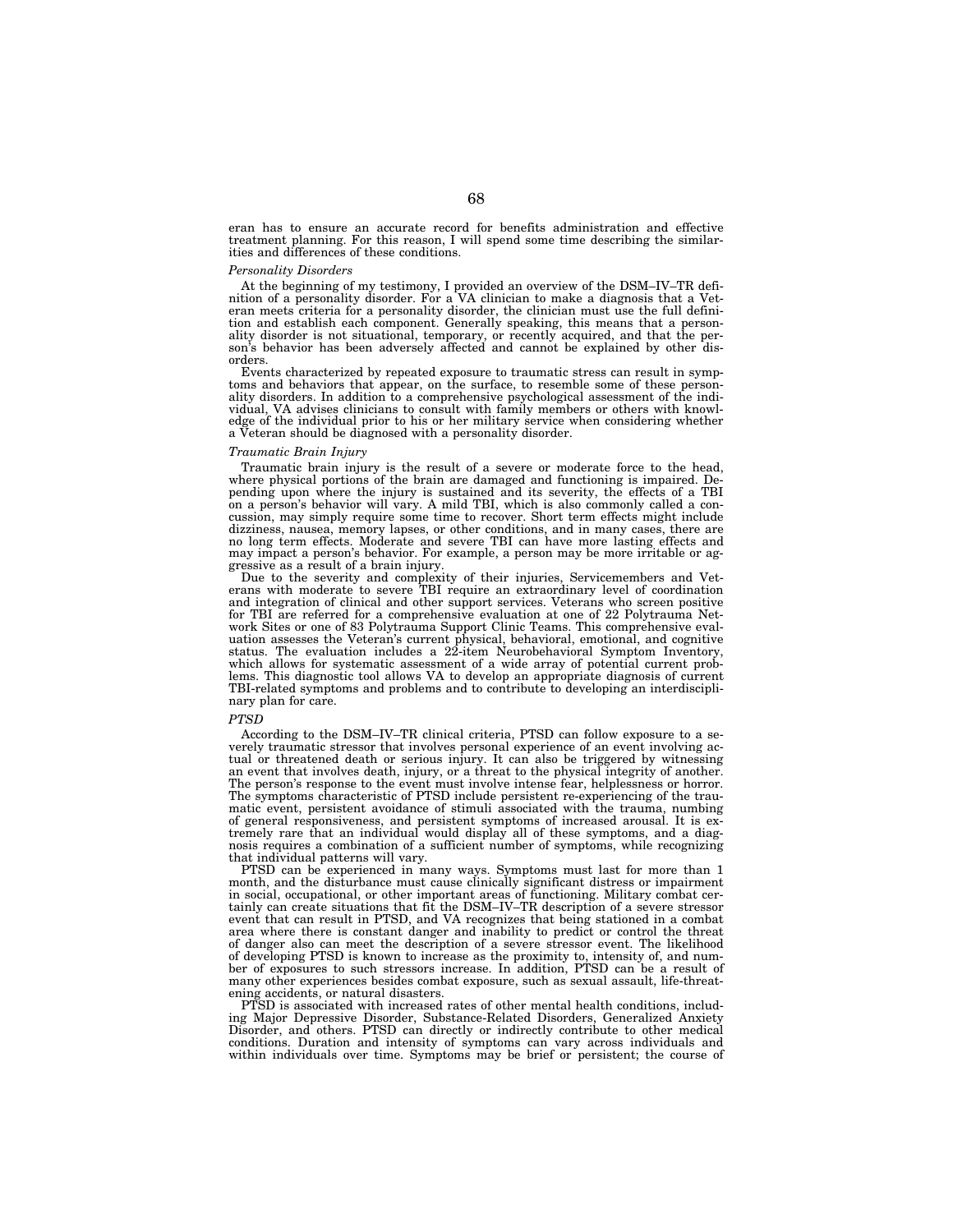eran has to ensure an accurate record for benefits administration and effective treatment planning. For this reason, I will spend some time describing the similarities and differences of these conditions.

*Personality Disorders*

At the beginning of my testimony, I provided an overview of the DSM–IV–TR definition of a personality disorder. For a VA clinician to make a diagnosis that a Veteran meets criteria for a personality disorder, the clinician must use the full definition and establish each component. Generally speaking, this means that a personality disorder is not situational, temporary, or recently acquired, and that the person's behavior has been adversely affected and cannot be explained by other disorders.

Events characterized by repeated exposure to traumatic stress can result in symptoms and behaviors that appear, on the surface, to resemble some of these personality disorders. In addition to a comprehensive psychological assessment of the individual, VA advises clinicians to consult with family members or others with knowledge of the individual prior to his or her military service when considering whether a Veteran should be diagnosed with a personality disorder.

*Traumatic Brain Injury*

Traumatic brain injury is the result of a severe or moderate force to the head, where physical portions of the brain are damaged and functioning is impaired. Depending upon where the injury is sustained and its severity, the effects of a TBI on a person's behavior will vary. A mild TBI, which is also commonly called a concussion, may simply require some time to recover. Short term effects might include dizziness, nausea, memory lapses, or other conditions, and in many cases, there are no long term effects. Moderate and severe TBI can have more lasting effects and may impact a person's behavior. For example, a person may be more irritable or aggressive as a result of a brain injury.

Due to the severity and complexity of their injuries, Servicemembers and Veterans with moderate to severe TBI require an extraordinary level of coordination and integration of clinical and other support services. Veterans who screen positive for TBI are referred for a comprehensive evaluation at one of 22 Polytrauma Network Sites or one of 83 Polytrauma Support Clinic Teams. This comprehensive evaluation assesses the Veteran's current physical, behavioral, emotional, and cognitive status. The evaluation includes a 22-item Neurobehavioral Symptom Inventory, which allows for systematic assessment of a wide array of potential current problems. This diagnostic tool allows VA to develop an appropriate diagnosis of current TBI-related symptoms and problems and to contribute to developing an interdisciplinary plan for care.

*PTSD*

According to the DSM–IV–TR clinical criteria, PTSD can follow exposure to a severely traumatic stressor that involves personal experience of an event involving actual or threatened death or serious injury. It can also be triggered by witnessing an event that involves death, injury, or a threat to the physical integrity of another. The person's response to the event must involve intense fear, helplessness or horror. The symptoms characteristic of PTSD include persistent re-experiencing of the traumatic event, persistent avoidance of stimuli associated with the trauma, numbing of general responsiveness, and persistent symptoms of increased arousal. It is extremely rare that an individual would display all of these symptoms, and a diagnosis requires a combination of a sufficient number of symptoms, while recognizing that individual patterns will vary.

PTSD can be experienced in many ways. Symptoms must last for more than 1 month, and the disturbance must cause clinically significant distress or impairment in social, occupational, or other important areas of functioning. Military combat certainly can create situations that fit the DSM–IV–TR description of a severe stressor event that can result in PTSD, and VA recognizes that being stationed in a combat area where there is constant danger and inability to predict or control the threat of danger also can meet the description of a severe stressor event. The likelihood of developing PTSD is known to increase as the proximity to, intensity of, and number of exposures to such stressors increase. In addition, PTSD can be a result of many other experiences besides combat exposure, such as sexual assault, life-threatening accidents, or natural disasters.

PTSD is associated with increased rates of other mental health conditions, including Major Depressive Disorder, Substance-Related Disorders, Generalized Anxiety Disorder, and others. PTSD can directly or indirectly contribute to other medical conditions. Duration and intensity of symptoms can vary across individuals and within individuals over time. Symptoms may be brief or persistent; the course of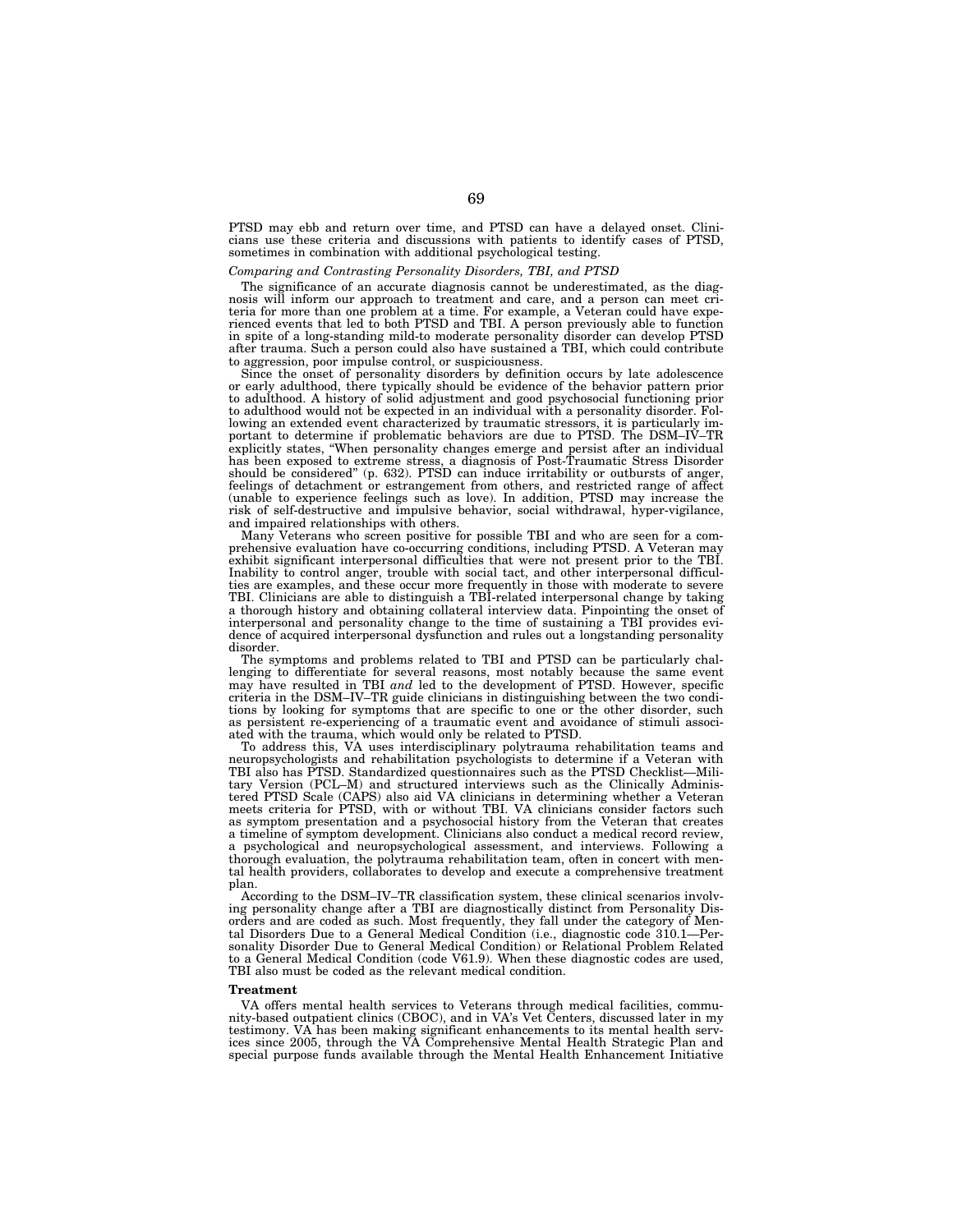PTSD may ebb and return over time, and PTSD can have a delayed onset. Clinicians use these criteria and discussions with patients to identify cases of PTSD, sometimes in combination with additional psychological testing.

*Comparing and Contrasting Personality Disorders, TBI, and PTSD*

The significance of an accurate diagnosis cannot be underestimated, as the diagnosis will inform our approach to treatment and care, and a person can meet criteria for more than one problem at a time. For example, a Veteran could have experienced events that led to both PTSD and TBI. A person previously able to function in spite of a long-standing mild-to moderate personality disorder can develop PTSD after trauma. Such a person could also have sustained a TBI, which could contribute to aggression, poor impulse control, or suspiciousness.

Since the onset of personality disorders by definition occurs by late adolescence or early adulthood, there typically should be evidence of the behavior pattern prior to adulthood. A history of solid adjustment and good psychosocial functioning prior to adulthood would not be expected in an individual with a personality disorder. Following an extended event characterized by traumatic stressors, it is particularly important to determine if problematic behaviors are due to PTSD. The DSM–IV–TR explicitly states, "When personality changes emerge and persist after an individual has been exposed to extreme stress, a diagnosis of Post-Traumatic Stress Disorder should be considered" (p. 632). PTSD can induce irritability or outbursts of anger, feelings of detachment or estrangement from others, and restricted range of affect (unable to experience feelings such as love). In addition, PTSD may increase the risk of self-destructive and impulsive behavior, social withdrawal, hyper-vigilance, and impaired relationships with others.

Many Veterans who screen positive for possible TBI and who are seen for a comprehensive evaluation have co-occurring conditions, including PTSD. A Veteran may exhibit significant interpersonal difficulties that were not present prior to the TBI. Inability to control anger, trouble with social tact, and other interpersonal difficulties are examples, and these occur more frequently in those with moderate to severe TBI. Clinicians are able to distinguish a TBI-related interpersonal change by taking a thorough history and obtaining collateral interview data. Pinpointing the onset of interpersonal and personality change to the time of sustaining a TBI provides evidence of acquired interpersonal dysfunction and rules out a longstanding personality disorder.

The symptoms and problems related to TBI and PTSD can be particularly challenging to differentiate for several reasons, most notably because the same event may have resulted in TBI *and* led to the development of PTSD. However, specific criteria in the DSM–IV–TR guide clinicians in distinguishing between the two conditions by looking for symptoms that are specific to one or the other disorder, such as persistent re-experiencing of a traumatic event and avoidance of stimuli associated with the trauma, which would only be related to PTSD.

To address this, VA uses interdisciplinary polytrauma rehabilitation teams and neuropsychologists and rehabilitation psychologists to determine if a Veteran with TBI also has PTSD. Standardized questionnaires such as the PTSD Checklist—Military Version (PCL–M) and structured interviews such as the Clinically Administered PTSD Scale (CAPS) also aid VA clinicians in determining whether a Veteran meets criteria for PTSD, with or without TBI. VA clinicians consider factors such as symptom presentation and a psychosocial history from the Veteran that creates a timeline of symptom development. Clinicians also conduct a medical record review, a psychological and neuropsychological assessment, and interviews. Following a thorough evaluation, the polytrauma rehabilitation team, often in concert with mental health providers, collaborates to develop and execute a comprehensive treatment plan.

According to the DSM–IV–TR classification system, these clinical scenarios involving personality change after a TBI are diagnostically distinct from Personality Disorders and are coded as such. Most frequently, they fall under the category of Mental Disorders Due to a General Medical Condition (i.e., diagnostic code 310.1—Personality Disorder Due to General Medical Condition) or Relational Problem Related to a General Medical Condition (code V61.9). When these diagnostic codes are used, TBI also must be coded as the relevant medical condition.

**Treatment**

VA offers mental health services to Veterans through medical facilities, community-based outpatient clinics (CBOC), and in VA's Vet Centers, discussed later in my testimony. VA has been making significant enhancements to its mental health services since 2005, through the VA Comprehensive Mental Health Strategic Plan and special purpose funds available through the Mental Health Enhancement Initiative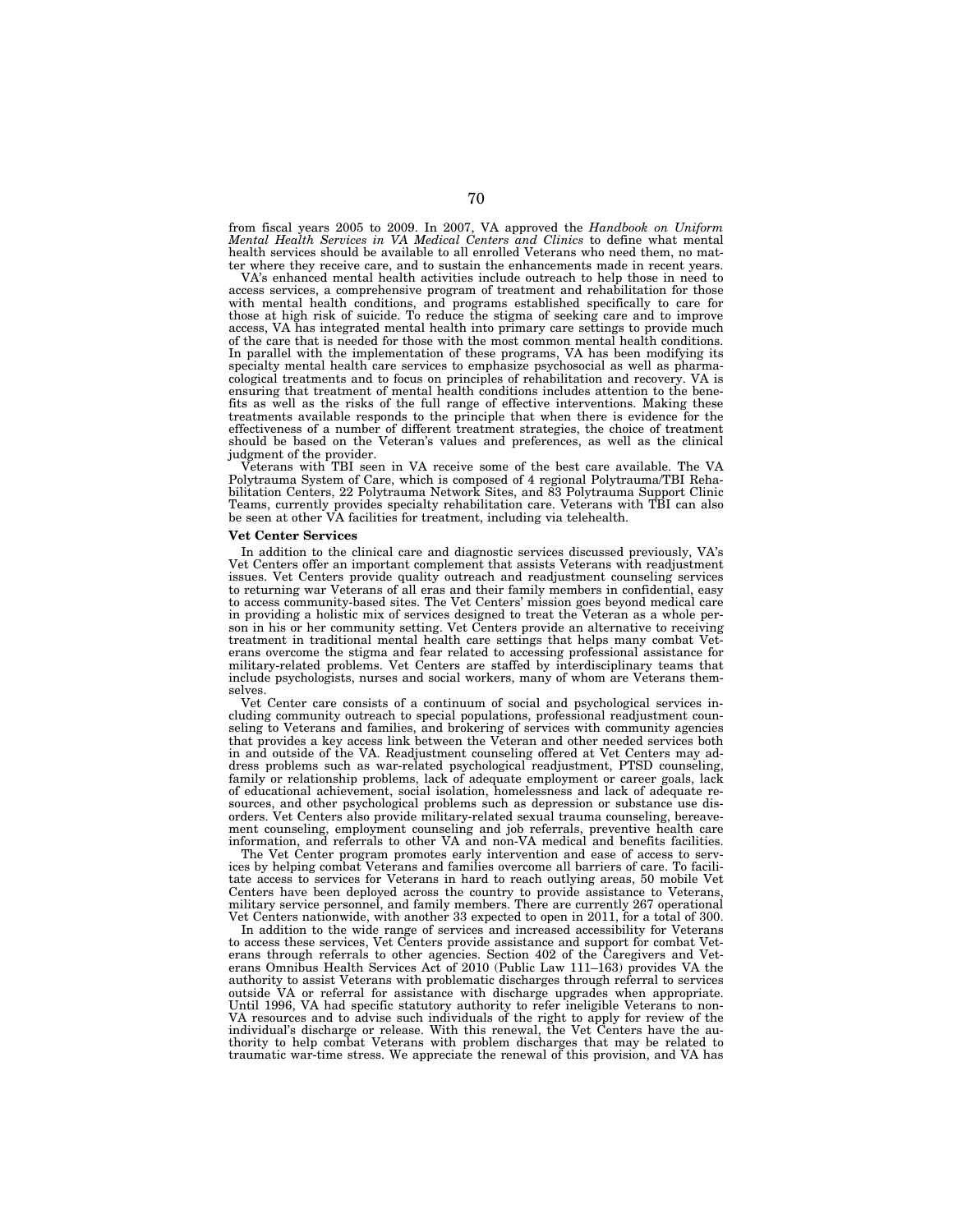from fiscal years 2005 to 2009. In 2007, VA approved the *Handbook on Uniform Mental Health Services in VA Medical Centers and Clinics* to define what mental health services should be available to all enrolled Veterans who need them, no matter where they receive care, and to sustain the enhancements made in recent years.

VA's enhanced mental health activities include outreach to help those in need to access services, a comprehensive program of treatment and rehabilitation for those with mental health conditions, and programs established specifically to care for those at high risk of suicide. To reduce the stigma of seeking care and to improve access, VA has integrated mental health into primary care settings to provide much of the care that is needed for those with the most common mental health conditions. In parallel with the implementation of these programs, VA has been modifying its specialty mental health care services to emphasize psychosocial as well as pharmacological treatments and to focus on principles of rehabilitation and recovery. VA is ensuring that treatment of mental health conditions includes attention to the benefits as well as the risks of the full range of effective interventions. Making these treatments available responds to the principle that when there is evidence for the effectiveness of a number of different treatment strategies, the choice of treatment should be based on the Veteran's values and preferences, as well as the clinical judgment of the provider.

Veterans with TBI seen in VA receive some of the best care available. The VA Polytrauma System of Care, which is composed of 4 regional Polytrauma/TBI Rehabilitation Centers, 22 Polytrauma Network Sites, and 83 Polytrauma Support Clinic Teams, currently provides specialty rehabilitation care. Veterans with TBI can also be seen at other VA facilities for treatment, including via telehealth.

**Vet Center Services**

In addition to the clinical care and diagnostic services discussed previously, VA's Vet Centers offer an important complement that assists Veterans with readjustment issues. Vet Centers provide quality outreach and readjustment counseling services to returning war Veterans of all eras and their family members in confidential, easy to access community-based sites. The Vet Centers' mission goes beyond medical care in providing a holistic mix of services designed to treat the Veteran as a whole person in his or her community setting. Vet Centers provide an alternative to receiving treatment in traditional mental health care settings that helps many combat Veterans overcome the stigma and fear related to accessing professional assistance for military-related problems. Vet Centers are staffed by interdisciplinary teams that include psychologists, nurses and social workers, many of whom are Veterans themselves.

Vet Center care consists of a continuum of social and psychological services including community outreach to special populations, professional readjustment counseling to Veterans and families, and brokering of services with community agencies that provides a key access link between the Veteran and other needed services both in and outside of the VA. Readjustment counseling offered at Vet Centers may address problems such as war-related psychological readjustment, PTSD counseling, family or relationship problems, lack of adequate employment or career goals, lack of educational achievement, social isolation, homelessness and lack of adequate resources, and other psychological problems such as depression or substance use disorders. Vet Centers also provide military-related sexual trauma counseling, bereavement counseling, employment counseling and job referrals, preventive health care information, and referrals to other VA and non-VA medical and benefits facilities.

The Vet Center program promotes early intervention and ease of access to services by helping combat Veterans and families overcome all barriers of care. To facilitate access to services for Veterans in hard to reach outlying areas, 50 mobile Vet Centers have been deployed across the country to provide assistance to Veterans, military service personnel, and family members. There are currently 267 operational Vet Centers nationwide, with another 33 expected to open in 2011, for a total of 300.

In addition to the wide range of services and increased accessibility for Veterans to access these services, Vet Centers provide assistance and support for combat Veterans through referrals to other agencies. Section 402 of the Caregivers and Veterans Omnibus Health Services Act of 2010 (Public Law 111–163) provides VA the authority to assist Veterans with problematic discharges through referral to services outside VA or referral for assistance with discharge upgrades when appropriate. Until 1996, VA had specific statutory authority to refer ineligible Veterans to non-VA resources and to advise such individuals of the right to apply for review of the individual's discharge or release. With this renewal, the Vet Centers have the authority to help combat Veterans with problem discharges that may be related to traumatic war-time stress. We appreciate the renewal of this provision, and VA has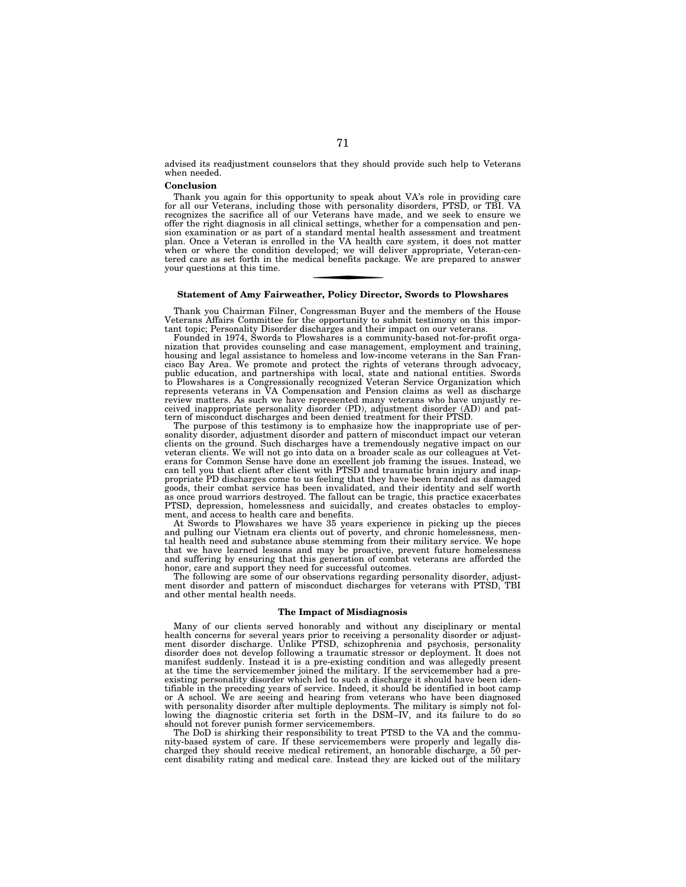advised its readjustment counselors that they should provide such help to Veterans when needed.

**Conclusion**

Thank you again for this opportunity to speak about VA's role in providing care for all our Veterans, including those with personality disorders, PTSD, or TBI. VA recognizes the sacrifice all of our Veterans have made, and we seek to ensure we offer the right diagnosis in all clinical settings, whether for a compensation and pension examination or as part of a standard mental health assessment and treatment plan. Once a Veteran is enrolled in the VA health care system, it does not matter when or where the condition developed; we will deliver appropriate, Veteran-centered care as set forth in the medical benefits package. We are prepared to answer your questions at this time.

---

## Statement of Amy Fairweather, Policy Director, Swords to Plowshares

Thank you Chairman Filner, Congressman Buyer and the members of the House Veterans Affairs Committee for the opportunity to submit testimony on this important topic; Personality Disorder discharges and their impact on our veterans.

Founded in 1974, Swords to Plowshares is a community-based not-for-profit organization that provides counseling and case management, employment and training, housing and legal assistance to homeless and low-income veterans in the San Francisco Bay Area. We promote and protect the rights of veterans through advocacy, public education, and partnerships with local, state and national entities. Swords to Plowshares is a Congressionally recognized Veteran Service Organization which represents veterans in VA Compensation and Pension claims as well as discharge review matters. As such we have represented many veterans who have unjustly received inappropriate personality disorder (PD), adjustment disorder (AD) and pattern of misconduct discharges and been denied treatment for their PTSD.

The purpose of this testimony is to emphasize how the inappropriate use of personality disorder, adjustment disorder and pattern of misconduct impact our veteran clients on the ground. Such discharges have a tremendously negative impact on our veteran clients. We will not go into data on a broader scale as our colleagues at Veterans for Common Sense have done an excellent job framing the issues. Instead, we can tell you that client after client with PTSD and traumatic brain injury and inappropriate PD discharges come to us feeling that they have been branded as damaged goods, their combat service has been invalidated, and their identity and self worth as once proud warriors destroyed. The fallout can be tragic, this practice exacerbates PTSD, depression, homelessness and suicidally, and creates obstacles to employment, and access to health care and benefits.

At Swords to Plowshares we have 35 years experience in picking up the pieces and pulling our Vietnam era clients out of poverty, and chronic homelessness, mental health need and substance abuse stemming from their military service. We hope that we have learned lessons and may be proactive, prevent future homelessness and suffering by ensuring that this generation of combat veterans are afforded the honor, care and support they need for successful outcomes.

The following are some of our observations regarding personality disorder, adjustment disorder and pattern of misconduct discharges for veterans with PTSD, TBI and other mental health needs.

### The Impact of Misdiagnosis

Many of our clients served honorably and without any disciplinary or mental health concerns for several years prior to receiving a personality disorder or adjustment disorder discharge. Unlike PTSD, schizophrenia and psychosis, personality disorder does not develop following a traumatic stressor or deployment. It does not manifest suddenly. Instead it is a pre-existing condition and was allegedly present at the time the servicemember joined the military. If the servicemember had a pre-existing personality disorder which led to such a discharge it should have been identifiable in the preceding years of service. Indeed, it should be identified in boot camp or A school. We are seeing and hearing from veterans who have been diagnosed with personality disorder after multiple deployments. The military is simply not following the diagnostic criteria set forth in the DSM–IV, and its failure to do so should not forever punish former servicemembers.

The DoD is shirking their responsibility to treat PTSD to the VA and the community-based system of care. If these servicemembers were properly and legally discharged they should receive medical retirement, an honorable discharge, a 50 percent disability rating and medical care. Instead they are kicked out of the military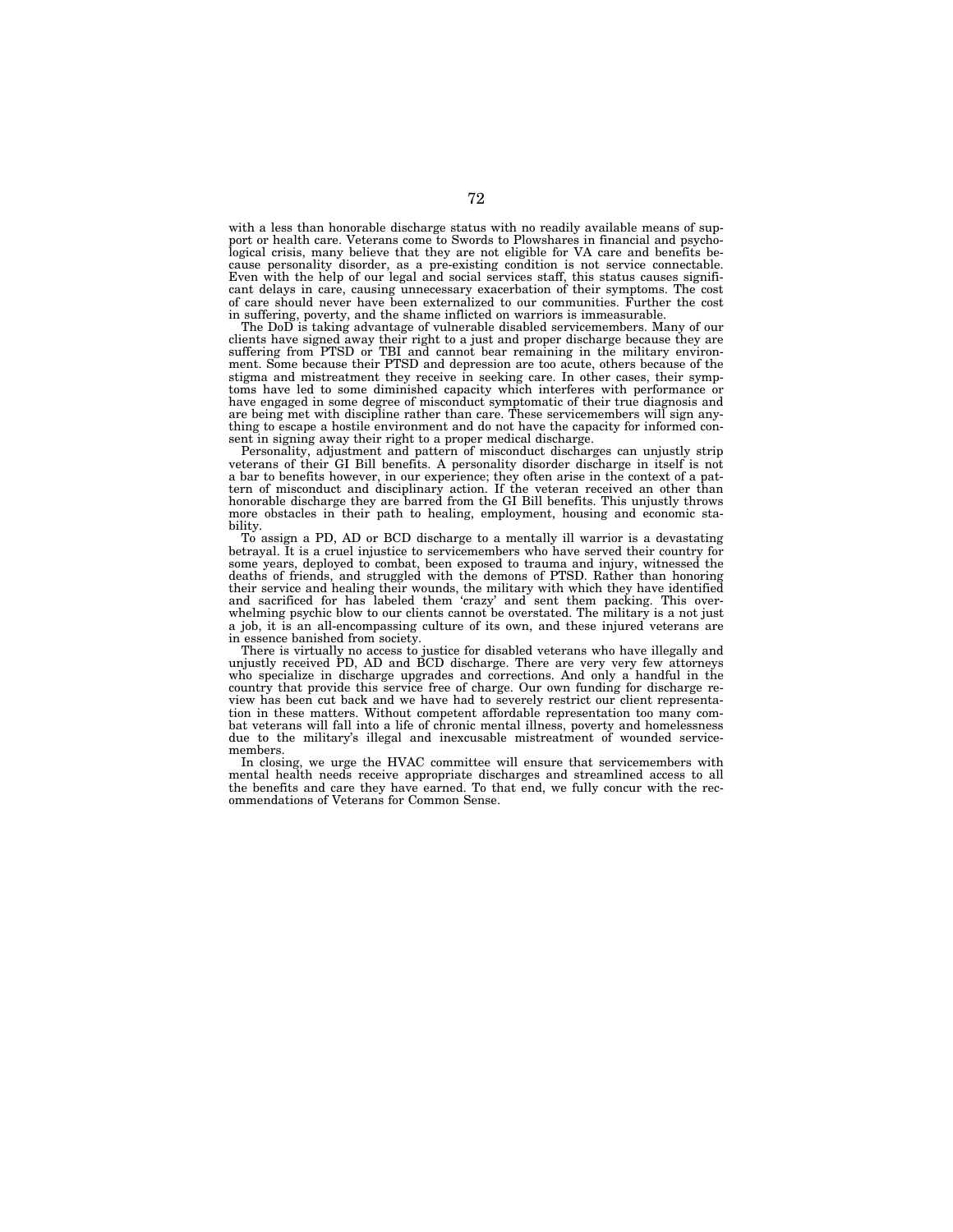with a less than honorable discharge status with no readily available means of support or health care. Veterans come to Swords to Plowshares in financial and psychological crisis, many believe that they are not eligible for VA care and benefits because personality disorder, as a pre-existing condition is not service connectable. Even with the help of our legal and social services staff, this status causes significant delays in care, causing unnecessary exacerbation of their symptoms. The cost of care should never have been externalized to our communities. Further the cost in suffering, poverty, and the shame inflicted on warriors is immeasurable.

The DoD is taking advantage of vulnerable disabled servicemembers. Many of our clients have signed away their right to a just and proper discharge because they are suffering from PTSD or TBI and cannot bear remaining in the military environment. Some because their PTSD and depression are too acute, others because of the stigma and mistreatment they receive in seeking care. In other cases, their symptoms have led to some diminished capacity which interferes with performance or have engaged in some degree of misconduct symptomatic of their true diagnosis and are being met with discipline rather than care. These servicemembers will sign anything to escape a hostile environment and do not have the capacity for informed consent in signing away their right to a proper medical discharge.

Personality, adjustment and pattern of misconduct discharges can unjustly strip veterans of their GI Bill benefits. A personality disorder discharge in itself is not a bar to benefits however, in our experience; they often arise in the context of a pattern of misconduct and disciplinary action. If the veteran received an other than honorable discharge they are barred from the GI Bill benefits. This unjustly throws more obstacles in their path to healing, employment, housing and economic stability.

To assign a PD, AD or BCD discharge to a mentally ill warrior is a devastating betrayal. It is a cruel injustice to servicemembers who have served their country for some years, deployed to combat, been exposed to trauma and injury, witnessed the deaths of friends, and struggled with the demons of PTSD. Rather than honoring their service and healing their wounds, the military with which they have identified and sacrificed for has labeled them 'crazy' and sent them packing. This overwhelming psychic blow to our clients cannot be overstated. The military is a not just a job, it is an all-encompassing culture of its own, and these injured veterans are in essence banished from society.

There is virtually no access to justice for disabled veterans who have illegally and unjustly received PD, AD and BCD discharge. There are very very few attorneys who specialize in discharge upgrades and corrections. And only a handful in the country that provide this service free of charge. Our own funding for discharge review has been cut back and we have had to severely restrict our client representation in these matters. Without competent affordable representation too many combat veterans will fall into a life of chronic mental illness, poverty and homelessness due to the military's illegal and inexcusable mistreatment of wounded servicemembers.

In closing, we urge the HVAC committee will ensure that servicemembers with mental health needs receive appropriate discharges and streamlined access to all the benefits and care they have earned. To that end, we fully concur with the recommendations of Veterans for Common Sense.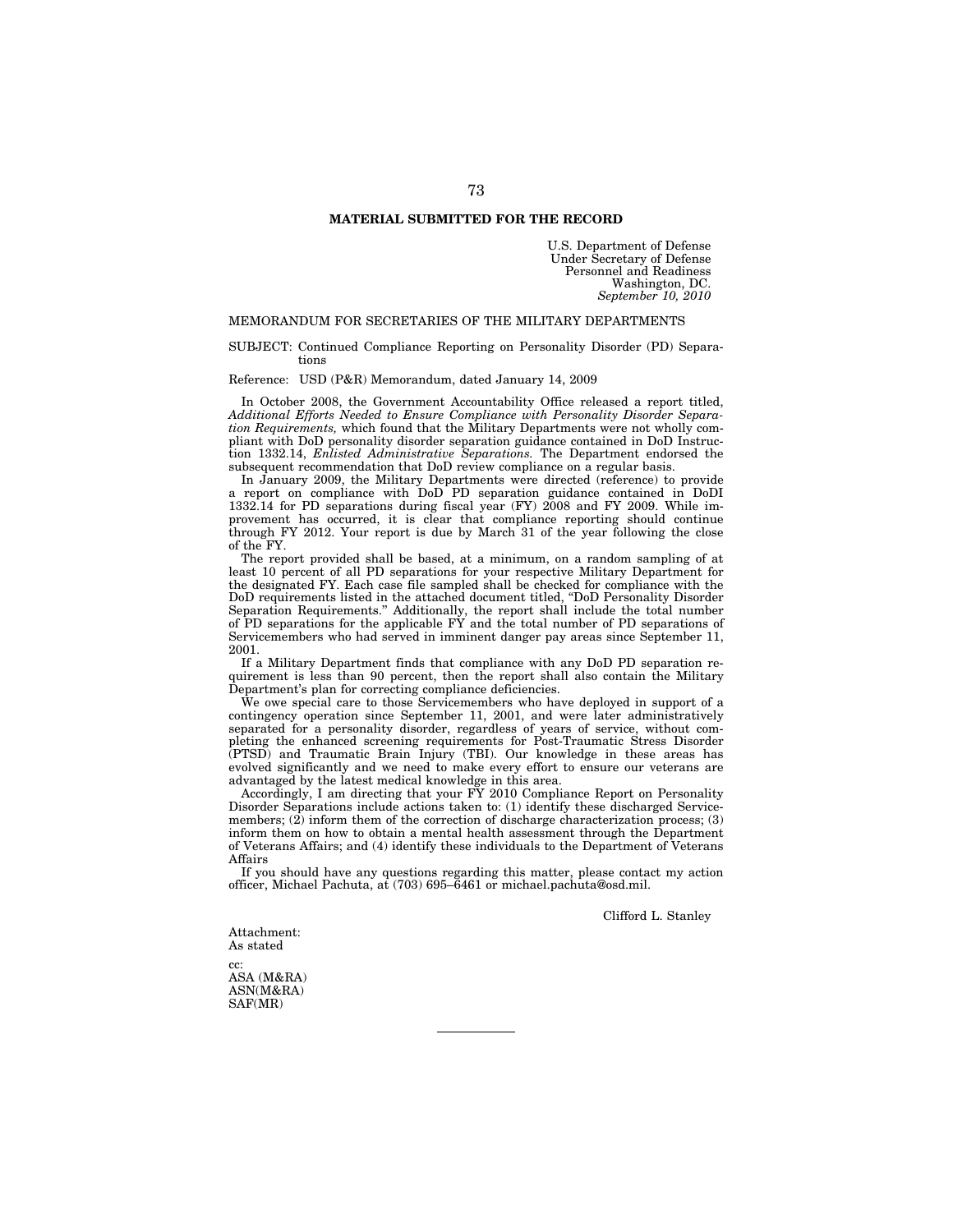## MATERIAL SUBMITTED FOR THE RECORD

U.S. Department of Defense
Under Secretary of Defense
Personnel and Readiness
Washington, DC.
*September 10, 2010*

MEMORANDUM FOR SECRETARIES OF THE MILITARY DEPARTMENTS

SUBJECT: Continued Compliance Reporting on Personality Disorder (PD) Separations

Reference: USD (P&R) Memorandum, dated January 14, 2009

In October 2008, the Government Accountability Office released a report titled, *Additional Efforts Needed to Ensure Compliance with Personality Disorder Separation Requirements,* which found that the Military Departments were not wholly compliant with DoD personality disorder separation guidance contained in DoD Instruction 1332.14, *Enlisted Administrative Separations.* The Department endorsed the subsequent recommendation that DoD review compliance on a regular basis.

In January 2009, the Military Departments were directed (reference) to provide a report on compliance with DoD PD separation guidance contained in DoDI 1332.14 for PD separations during fiscal year (FY) 2008 and FY 2009. While improvement has occurred, it is clear that compliance reporting should continue through FY 2012. Your report is due by March 31 of the year following the close of the FY.

The report provided shall be based, at a minimum, on a random sampling of at least 10 percent of all PD separations for your respective Military Department for the designated FY. Each case file sampled shall be checked for compliance with the DoD requirements listed in the attached document titled, "DoD Personality Disorder Separation Requirements." Additionally, the report shall include the total number of PD separations for the applicable FY and the total number of PD separations of Servicemembers who had served in imminent danger pay areas since September 11, 2001.

If a Military Department finds that compliance with any DoD PD separation requirement is less than 90 percent, then the report shall also contain the Military Department's plan for correcting compliance deficiencies.

We owe special care to those Servicemembers who have deployed in support of a contingency operation since September 11, 2001, and were later administratively separated for a personality disorder, regardless of years of service, without completing the enhanced screening requirements for Post-Traumatic Stress Disorder (PTSD) and Traumatic Brain Injury (TBI). Our knowledge in these areas has evolved significantly and we need to make every effort to ensure our veterans are advantaged by the latest medical knowledge in this area.

Accordingly, I am directing that your FY 2010 Compliance Report on Personality Disorder Separations include actions taken to: (1) identify these discharged Servicemembers; (2) inform them of the correction of discharge characterization process; (3) inform them on how to obtain a mental health assessment through the Department of Veterans Affairs; and (4) identify these individuals to the Department of Veterans Affairs

If you should have any questions regarding this matter, please contact my action officer, Michael Pachuta, at (703) 695–6461 or michael.pachuta@osd.mil.

Clifford L. Stanley

Attachment:
As stated

cc:
ASA (M&RA)
ASN(M&RA)
SAF(MR)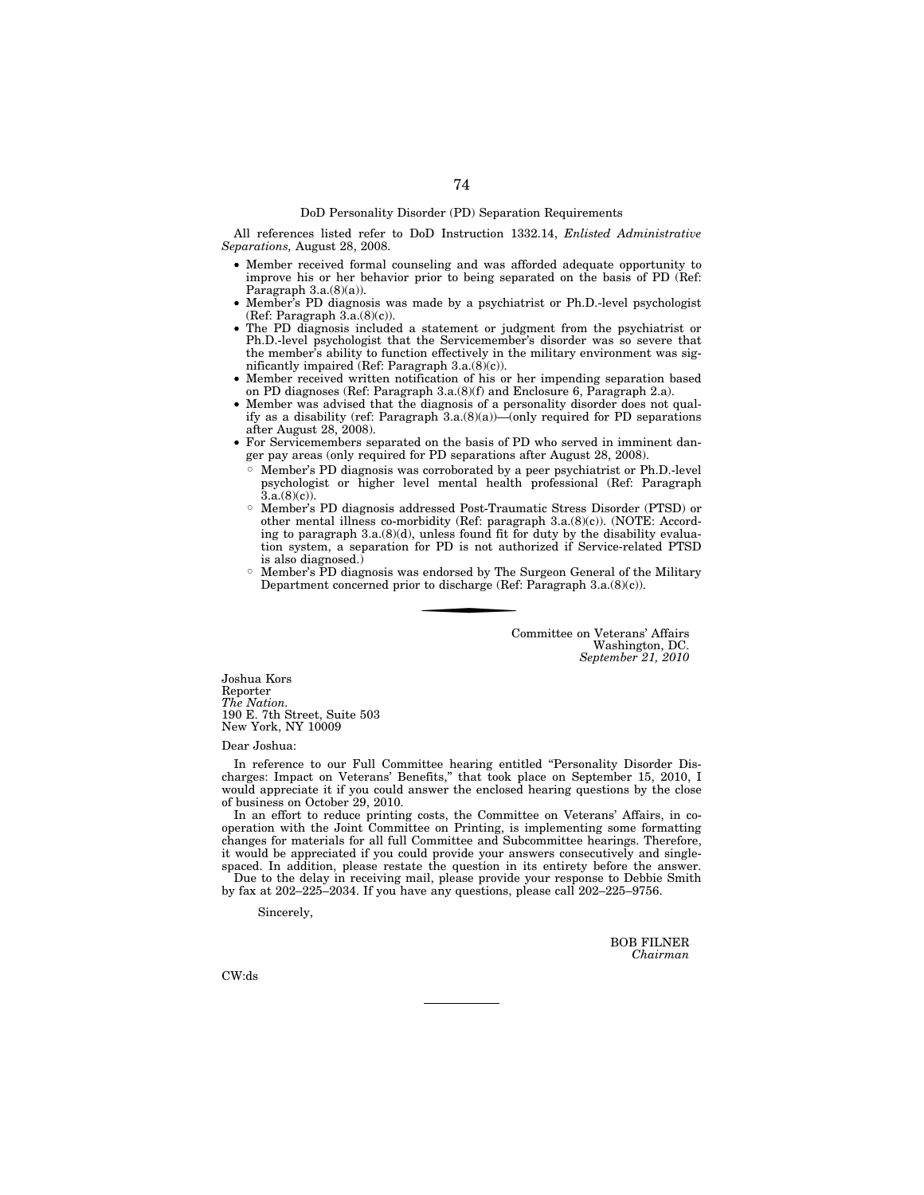DoD Personality Disorder (PD) Separation Requirements

All references listed refer to DoD Instruction 1332.14, *Enlisted Administrative Separations,* August 28, 2008.

- Member received formal counseling and was afforded adequate opportunity to improve his or her behavior prior to being separated on the basis of PD (Ref: Paragraph 3.a.(8)(a)).
- Member's PD diagnosis was made by a psychiatrist or Ph.D.-level psychologist (Ref: Paragraph 3.a.(8)(c)).
- The PD diagnosis included a statement or judgment from the psychiatrist or Ph.D.-level psychologist that the Servicemember's disorder was so severe that the member's ability to function effectively in the military environment was significantly impaired (Ref: Paragraph 3.a.(8)(c)).
- Member received written notification of his or her impending separation based on PD diagnoses (Ref: Paragraph 3.a.(8)(f) and Enclosure 6, Paragraph 2.a).
- Member was advised that the diagnosis of a personality disorder does not qualify as a disability (ref: Paragraph 3.a.(8)(a))—(only required for PD separations after August 28, 2008).
- For Servicemembers separated on the basis of PD who served in imminent danger pay areas (only required for PD separations after August 28, 2008).
  - Member's PD diagnosis was corroborated by a peer psychiatrist or Ph.D.-level psychologist or higher level mental health professional (Ref: Paragraph 3.a.(8)(c)).
  - Member's PD diagnosis addressed Post-Traumatic Stress Disorder (PTSD) or other mental illness co-morbidity (Ref: paragraph 3.a.(8)(c)). (NOTE: According to paragraph 3.a.(8)(d), unless found fit for duty by the disability evaluation system, a separation for PD is not authorized if Service-related PTSD is also diagnosed.)
  - Member's PD diagnosis was endorsed by The Surgeon General of the Military Department concerned prior to discharge (Ref: Paragraph 3.a.(8)(c)).

---

Committee on Veterans' Affairs
Washington, DC.
*September 21, 2010*

Joshua Kors
Reporter
*The Nation.*
190 E. 7th Street, Suite 503
New York, NY 10009

Dear Joshua:

In reference to our Full Committee hearing entitled "Personality Disorder Discharges: Impact on Veterans' Benefits," that took place on September 15, 2010, I would appreciate it if you could answer the enclosed hearing questions by the close of business on October 29, 2010.

In an effort to reduce printing costs, the Committee on Veterans' Affairs, in cooperation with the Joint Committee on Printing, is implementing some formatting changes for materials for all full Committee and Subcommittee hearings. Therefore, it would be appreciated if you could provide your answers consecutively and single-spaced. In addition, please restate the question in its entirety before the answer.

Due to the delay in receiving mail, please provide your response to Debbie Smith by fax at 202–225–2034. If you have any questions, please call 202–225–9756.

Sincerely,

BOB FILNER
*Chairman*

CW:ds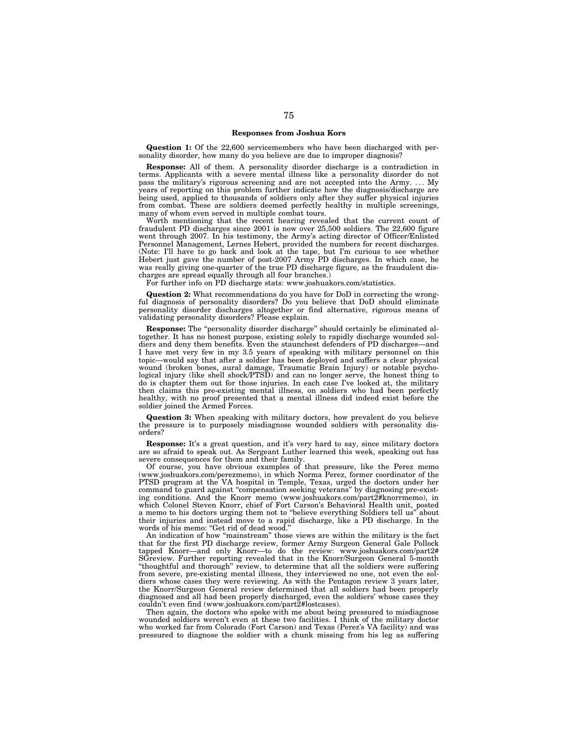### Responses from Joshua Kors

**Question 1:** Of the 22,600 servicemembers who have been discharged with personality disorder, how many do you believe are due to improper diagnosis?

**Response:** All of them. A personality disorder discharge is a contradiction in terms. Applicants with a severe mental illness like a personality disorder do not pass the military's rigorous screening and are not accepted into the Army. . . . My years of reporting on this problem further indicate how the diagnosis/discharge are being used, applied to thousands of soldiers only after they suffer physical injuries from combat. These are soldiers deemed perfectly healthy in multiple screenings, many of whom even served in multiple combat tours.

Worth mentioning that the recent hearing revealed that the current count of fraudulent PD discharges since 2001 is now over 25,500 soldiers. The 22,600 figure went through 2007. In his testimony, the Army's acting director of Officer/Enlisted Personnel Management, Lernes Hebert, provided the numbers for recent discharges. (Note: I'll have to go back and look at the tape, but I'm curious to see whether Hebert just gave the number of post-2007 Army PD discharges. In which case, he was really giving one-quarter of the true PD discharge figure, as the fraudulent discharges are spread equally through all four branches.)

For further info on PD discharge stats: www.joshuakors.com/statistics.

**Question 2:** What recommendations do you have for DoD in correcting the wrongful diagnosis of personality disorders? Do you believe that DoD should eliminate personality disorder discharges altogether or find alternative, rigorous means of validating personality disorders? Please explain.

**Response:** The "personality disorder discharge" should certainly be eliminated altogether. It has no honest purpose, existing solely to rapidly discharge wounded soldiers and deny them benefits. Even the staunchest defenders of PD discharges—and I have met very few in my 3.5 years of speaking with military personnel on this topic—would say that after a soldier has been deployed and suffers a clear physical wound (broken bones, aural damage, Traumatic Brain Injury) or notable psychological injury (like shell shock/PTSD) and can no longer serve, the honest thing to do is chapter them out for those injuries. In each case I've looked at, the military then claims this pre-existing mental illness, on soldiers who had been perfectly healthy, with no proof presented that a mental illness did indeed exist before the soldier joined the Armed Forces.

**Question 3:** When speaking with military doctors, how prevalent do you believe the pressure is to purposely misdiagnose wounded soldiers with personality disorders?

**Response:** It's a great question, and it's very hard to say, since military doctors are so afraid to speak out. As Sergeant Luther learned this week, speaking out has severe consequences for them and their family.

Of course, you have obvious examples of that pressure, like the Perez memo (www.joshuakors.com/perezmemo), in which Norma Perez, former coordinator of the PTSD program at the VA hospital in Temple, Texas, urged the doctors under her command to guard against "compensation seeking veterans" by diagnosing pre-existing conditions. And the Knorr memo (www.joshuakors.com/part2#knorrmemo), in which Colonel Steven Knorr, chief of Fort Carson's Behavioral Health unit, posted a memo to his doctors urging them not to "believe everything Soldiers tell us" about their injuries and instead move to a rapid discharge, like a PD discharge. In the words of his memo: "Get rid of dead wood."

An indication of how "mainstream" those views are within the military is the fact that for the first PD discharge review, former Army Surgeon General Gale Pollock tapped Knorr—and only Knorr—to do the review: www.joshuakors.com/part2#SGreview. Further reporting revealed that in the Knorr/Surgeon General 5-month "thoughtful and thorough" review, to determine that all the soldiers were suffering from severe, pre-existing mental illness, they interviewed no one, not even the soldiers whose cases they were reviewing. As with the Pentagon review 3 years later, the Knorr/Surgeon General review determined that all soldiers had been properly diagnosed and all had been properly discharged, even the soldiers' whose cases they couldn't even find (www.joshuakors.com/part2#lostcases).

Then again, the doctors who spoke with me about being pressured to misdiagnose wounded soldiers weren't even at these two facilities. I think of the military doctor who worked far from Colorado (Fort Carson) and Texas (Perez's VA facility) and was pressured to diagnose the soldier with a chunk missing from his leg as suffering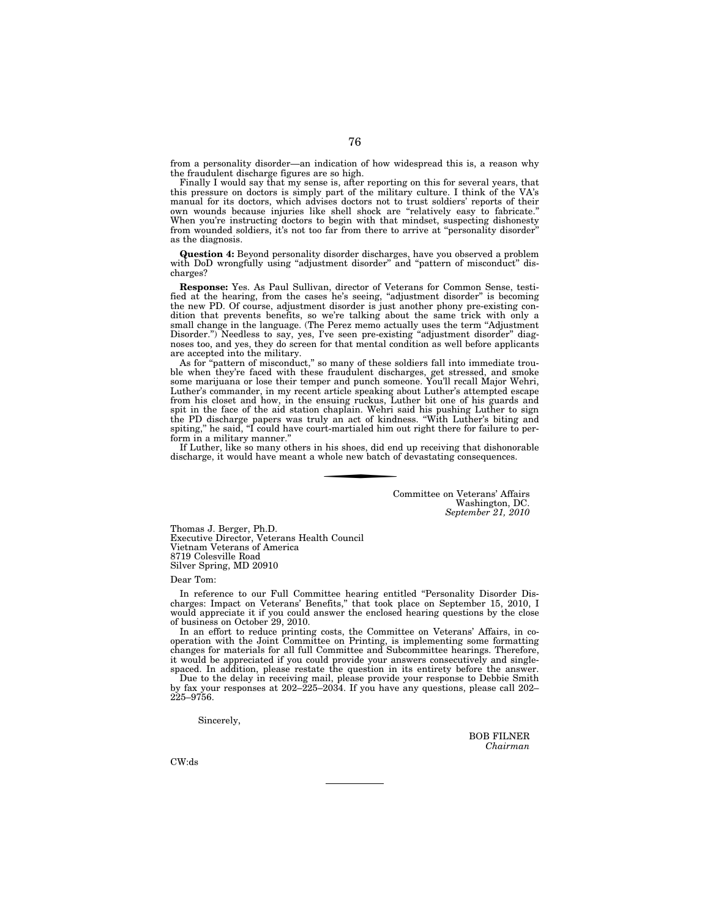from a personality disorder—an indication of how widespread this is, a reason why the fraudulent discharge figures are so high.

Finally I would say that my sense is, after reporting on this for several years, that this pressure on doctors is simply part of the military culture. I think of the VA's manual for its doctors, which advises doctors not to trust soldiers' reports of their own wounds because injuries like shell shock are "relatively easy to fabricate." When you're instructing doctors to begin with that mindset, suspecting dishonesty from wounded soldiers, it's not too far from there to arrive at "personality disorder" as the diagnosis.

**Question 4:** Beyond personality disorder discharges, have you observed a problem with DoD wrongfully using "adjustment disorder" and "pattern of misconduct" discharges?

**Response:** Yes. As Paul Sullivan, director of Veterans for Common Sense, testified at the hearing, from the cases he's seeing, "adjustment disorder" is becoming the new PD. Of course, adjustment disorder is just another phony pre-existing condition that prevents benefits, so we're talking about the same trick with only a small change in the language. (The Perez memo actually uses the term "Adjustment Disorder.") Needless to say, yes, I've seen pre-existing "adjustment disorder" diagnoses too, and yes, they do screen for that mental condition as well before applicants are accepted into the military.

As for "pattern of misconduct," so many of these soldiers fall into immediate trouble when they're faced with these fraudulent discharges, get stressed, and smoke some marijuana or lose their temper and punch someone. You'll recall Major Wehri, Luther's commander, in my recent article speaking about Luther's attempted escape from his closet and how, in the ensuing ruckus, Luther bit one of his guards and spit in the face of the aid station chaplain. Wehri said his pushing Luther to sign the PD discharge papers was truly an act of kindness. "With Luther's biting and spiting," he said, "I could have court-martialed him out right there for failure to perform in a military manner."

If Luther, like so many others in his shoes, did end up receiving that dishonorable discharge, it would have meant a whole new batch of devastating consequences.

---

Committee on Veterans' Affairs
Washington, DC.
*September 21, 2010*

Thomas J. Berger, Ph.D.
Executive Director, Veterans Health Council
Vietnam Veterans of America
8719 Colesville Road
Silver Spring, MD 20910

Dear Tom:

In reference to our Full Committee hearing entitled "Personality Disorder Discharges: Impact on Veterans' Benefits," that took place on September 15, 2010, I would appreciate it if you could answer the enclosed hearing questions by the close of business on October 29, 2010.

In an effort to reduce printing costs, the Committee on Veterans' Affairs, in cooperation with the Joint Committee on Printing, is implementing some formatting changes for materials for all full Committee and Subcommittee hearings. Therefore, it would be appreciated if you could provide your answers consecutively and single-spaced. In addition, please restate the question in its entirety before the answer.

Due to the delay in receiving mail, please provide your response to Debbie Smith by fax your responses at 202–225–2034. If you have any questions, please call 202–225–9756.

Sincerely,

BOB FILNER
*Chairman*

CW:ds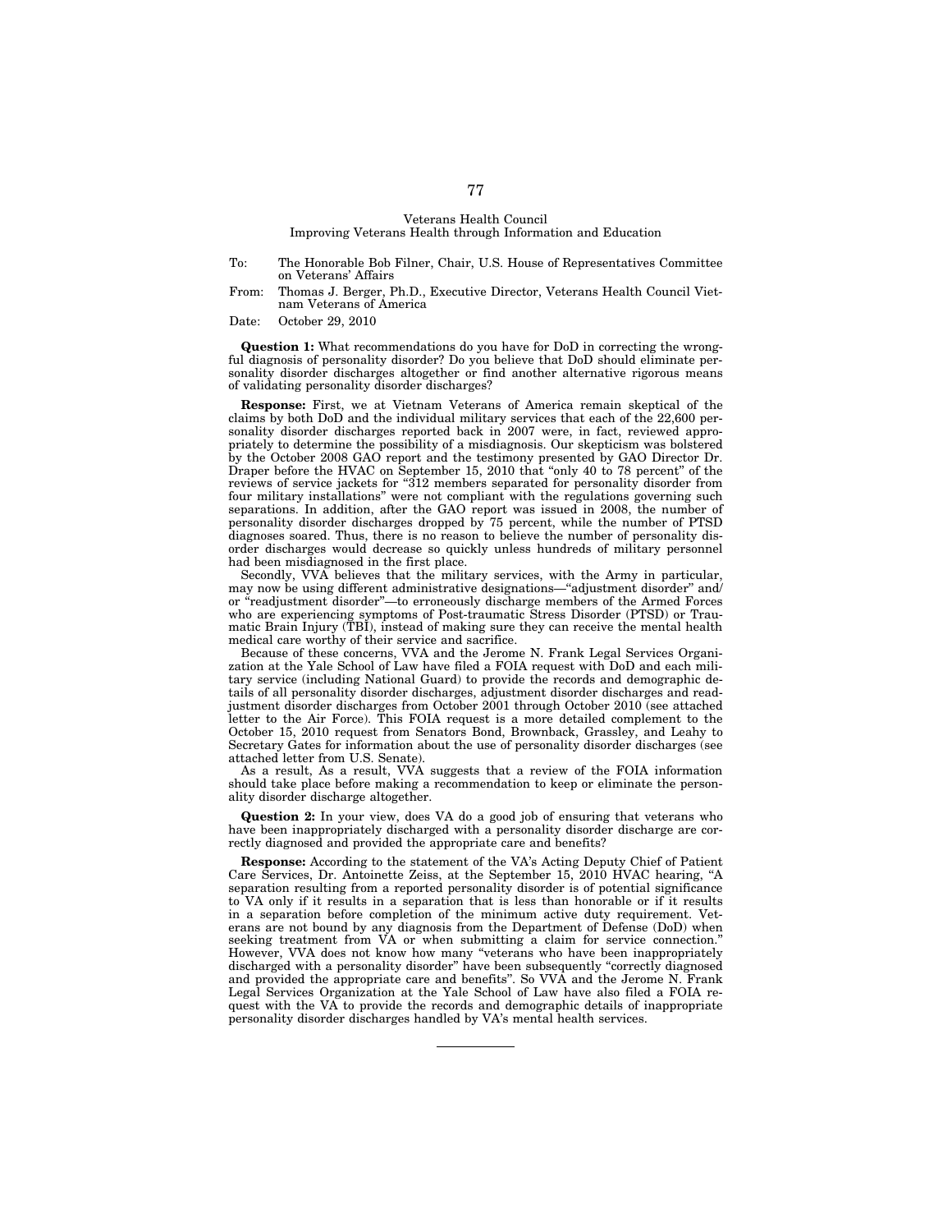Veterans Health Council
Improving Veterans Health through Information and Education

To: The Honorable Bob Filner, Chair, U.S. House of Representatives Committee on Veterans' Affairs

From: Thomas J. Berger, Ph.D., Executive Director, Veterans Health Council Vietnam Veterans of America

Date: October 29, 2010

**Question 1:** What recommendations do you have for DoD in correcting the wrongful diagnosis of personality disorder? Do you believe that DoD should eliminate personality disorder discharges altogether or find another alternative rigorous means of validating personality disorder discharges?

**Response:** First, we at Vietnam Veterans of America remain skeptical of the claims by both DoD and the individual military services that each of the 22,600 personality disorder discharges reported back in 2007 were, in fact, reviewed appropriately to determine the possibility of a misdiagnosis. Our skepticism was bolstered by the October 2008 GAO report and the testimony presented by GAO Director Dr. Draper before the HVAC on September 15, 2010 that "only 40 to 78 percent" of the reviews of service jackets for "312 members separated for personality disorder from four military installations" were not compliant with the regulations governing such separations. In addition, after the GAO report was issued in 2008, the number of personality disorder discharges dropped by 75 percent, while the number of PTSD diagnoses soared. Thus, there is no reason to believe the number of personality disorder discharges would decrease so quickly unless hundreds of military personnel had been misdiagnosed in the first place.

Secondly, VVA believes that the military services, with the Army in particular, may now be using different administrative designations—"adjustment disorder" and/or "readjustment disorder"—to erroneously discharge members of the Armed Forces who are experiencing symptoms of Post-traumatic Stress Disorder (PTSD) or Traumatic Brain Injury (TBI), instead of making sure they can receive the mental health medical care worthy of their service and sacrifice.

Because of these concerns, VVA and the Jerome N. Frank Legal Services Organization at the Yale School of Law have filed a FOIA request with DoD and each military service (including National Guard) to provide the records and demographic details of all personality disorder discharges, adjustment disorder discharges and readjustment disorder discharges from October 2001 through October 2010 (see attached letter to the Air Force). This FOIA request is a more detailed complement to the October 15, 2010 request from Senators Bond, Brownback, Grassley, and Leahy to Secretary Gates for information about the use of personality disorder discharges (see attached letter from U.S. Senate).

As a result, As a result, VVA suggests that a review of the FOIA information should take place before making a recommendation to keep or eliminate the personality disorder discharge altogether.

**Question 2:** In your view, does VA do a good job of ensuring that veterans who have been inappropriately discharged with a personality disorder discharge are correctly diagnosed and provided the appropriate care and benefits?

**Response:** According to the statement of the VA's Acting Deputy Chief of Patient Care Services, Dr. Antoinette Zeiss, at the September 15, 2010 HVAC hearing, "A separation resulting from a reported personality disorder is of potential significance to VA only if it results in a separation that is less than honorable or if it results in a separation before completion of the minimum active duty requirement. Veterans are not bound by any diagnosis from the Department of Defense (DoD) when seeking treatment from VA or when submitting a claim for service connection." However, VVA does not know how many "veterans who have been inappropriately discharged with a personality disorder" have been subsequently "correctly diagnosed and provided the appropriate care and benefits". So VVA and the Jerome N. Frank Legal Services Organization at the Yale School of Law have also filed a FOIA request with the VA to provide the records and demographic details of inappropriate personality disorder discharges handled by VA's mental health services.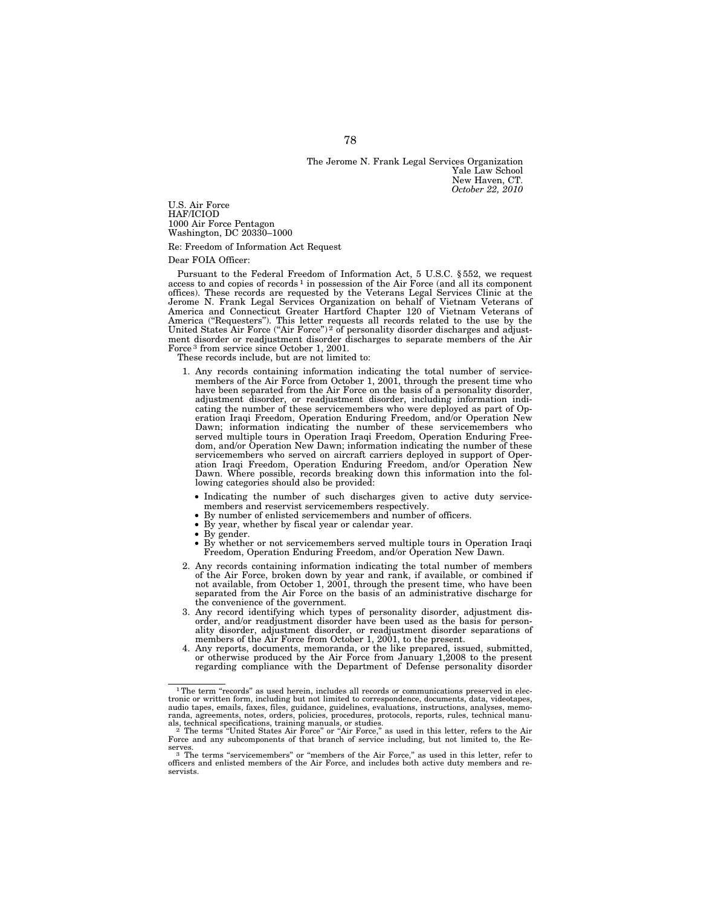The Jerome N. Frank Legal Services Organization
Yale Law School
New Haven, CT.
*October 22, 2010*

U.S. Air Force
HAF/ICIOD
1000 Air Force Pentagon
Washington, DC 20330–1000

Re: Freedom of Information Act Request

Dear FOIA Officer:

Pursuant to the Federal Freedom of Information Act, 5 U.S.C. § 552, we request access to and copies of records [1] in possession of the Air Force (and all its component offices). These records are requested by the Veterans Legal Services Clinic at the Jerome N. Frank Legal Services Organization on behalf of Vietnam Veterans of America and Connecticut Greater Hartford Chapter 120 of Vietnam Veterans of America ("Requesters"). This letter requests all records related to the use by the United States Air Force ("Air Force") [2] of personality disorder discharges and adjustment disorder or readjustment disorder discharges to separate members of the Air Force [3] from service since October 1, 2001.

These records include, but are not limited to:

1. Any records containing information indicating the total number of servicemembers of the Air Force from October 1, 2001, through the present time who have been separated from the Air Force on the basis of a personality disorder, adjustment disorder, or readjustment disorder, including information indicating the number of these servicemembers who were deployed as part of Operation Iraqi Freedom, Operation Enduring Freedom, and/or Operation New Dawn; information indicating the number of these servicemembers who served multiple tours in Operation Iraqi Freedom, Operation Enduring Freedom, and/or Operation New Dawn; information indicating the number of these servicemembers who served on aircraft carriers deployed in support of Operation Iraqi Freedom, Operation Enduring Freedom, and/or Operation New Dawn. Where possible, records breaking down this information into the following categories should also be provided:
   - Indicating the number of such discharges given to active duty servicemembers and reservist servicemembers respectively.
   - By number of enlisted servicemembers and number of officers.
   - By year, whether by fiscal year or calendar year.
   - By gender.
   - By whether or not servicemembers served multiple tours in Operation Iraqi Freedom, Operation Enduring Freedom, and/or Operation New Dawn.
2. Any records containing information indicating the total number of members of the Air Force, broken down by year and rank, if available, or combined if not available, from October 1, 2001, through the present time, who have been separated from the Air Force on the basis of an administrative discharge for the convenience of the government.
3. Any record identifying which types of personality disorder, adjustment disorder, and/or readjustment disorder have been used as the basis for personality disorder, adjustment disorder, or readjustment disorder separations of members of the Air Force from October 1, 2001, to the present.
4. Any reports, documents, memoranda, or the like prepared, issued, submitted, or otherwise produced by the Air Force from January 1,2008 to the present regarding compliance with the Department of Defense personality disorder

---

[1] The term "records" as used herein, includes all records or communications preserved in electronic or written form, including but not limited to correspondence, documents, data, videotapes, audio tapes, emails, faxes, files, guidance, guidelines, evaluations, instructions, analyses, memoranda, agreements, notes, orders, policies, procedures, protocols, reports, rules, technical manuals, technical specifications, training manuals, or studies.

[2] The terms "United States Air Force" or "Air Force," as used in this letter, refers to the Air Force and any subcomponents of that branch of service including, but not limited to, the Reserves.

[3] The terms "servicemembers" or "members of the Air Force," as used in this letter, refer to officers and enlisted members of the Air Force, and includes both active duty members and reservists.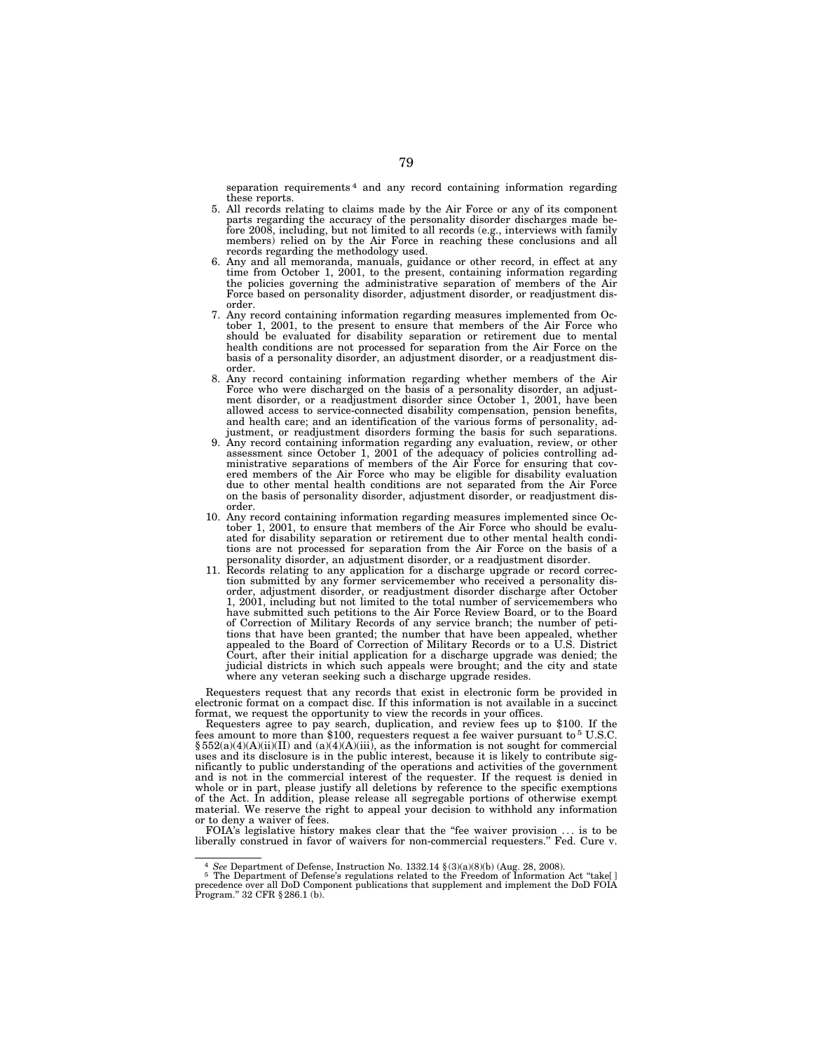separation requirements[4] and any record containing information regarding these reports.

5. All records relating to claims made by the Air Force or any of its component parts regarding the accuracy of the personality disorder discharges made before 2008, including, but not limited to all records (e.g., interviews with family members) relied on by the Air Force in reaching these conclusions and all records regarding the methodology used.
6. Any and all memoranda, manuals, guidance or other record, in effect at any time from October 1, 2001, to the present, containing information regarding the policies governing the administrative separation of members of the Air Force based on personality disorder, adjustment disorder, or readjustment disorder.
7. Any record containing information regarding measures implemented from October 1, 2001, to the present to ensure that members of the Air Force who should be evaluated for disability separation or retirement due to mental health conditions are not processed for separation from the Air Force on the basis of a personality disorder, an adjustment disorder, or a readjustment disorder.
8. Any record containing information regarding whether members of the Air Force who were discharged on the basis of a personality disorder, an adjustment disorder, or a readjustment disorder since October 1, 2001, have been allowed access to service-connected disability compensation, pension benefits, and health care; and an identification of the various forms of personality, adjustment, or readjustment disorders forming the basis for such separations.
9. Any record containing information regarding any evaluation, review, or other assessment since October 1, 2001 of the adequacy of policies controlling administrative separations of members of the Air Force for ensuring that covered members of the Air Force who may be eligible for disability evaluation due to other mental health conditions are not separated from the Air Force on the basis of personality disorder, adjustment disorder, or readjustment disorder.
10. Any record containing information regarding measures implemented since October 1, 2001, to ensure that members of the Air Force who should be evaluated for disability separation or retirement due to other mental health conditions are not processed for separation from the Air Force on the basis of a personality disorder, an adjustment disorder, or a readjustment disorder.
11. Records relating to any application for a discharge upgrade or record correction submitted by any former servicemember who received a personality disorder, adjustment disorder, or readjustment disorder discharge after October 1, 2001, including but not limited to the total number of servicemembers who have submitted such petitions to the Air Force Review Board, or to the Board of Correction of Military Records of any service branch; the number of petitions that have been granted; the number that have been appealed, whether appealed to the Board of Correction of Military Records or to a U.S. District Court, after their initial application for a discharge upgrade was denied; the judicial districts in which such appeals were brought; and the city and state where any veteran seeking such a discharge upgrade resides.

Requesters request that any records that exist in electronic form be provided in electronic format on a compact disc. If this information is not available in a succinct format, we request the opportunity to view the records in your offices.

Requesters agree to pay search, duplication, and review fees up to $100. If the fees amount to more than $100, requesters request a fee waiver pursuant to[5] U.S.C. § 552(a)(4)(A)(ii)(II) and (a)(4)(A)(iii), as the information is not sought for commercial uses and its disclosure is in the public interest, because it is likely to contribute significantly to public understanding of the operations and activities of the government and is not in the commercial interest of the requester. If the request is denied in whole or in part, please justify all deletions by reference to the specific exemptions of the Act. In addition, please release all segregable portions of otherwise exempt material. We reserve the right to appeal your decision to withhold any information or to deny a waiver of fees.

FOIA's legislative history makes clear that the "fee waiver provision . . . is to be liberally construed in favor of waivers for non-commercial requesters." Fed. Cure v.

---

[4] *See* Department of Defense, Instruction No. 1332.14 § (3)(a)(8)(b) (Aug. 28, 2008).

[5] The Department of Defense's regulations related to the Freedom of Information Act "take[ ] precedence over all DoD Component publications that supplement and implement the DoD FOIA Program." 32 CFR § 286.1 (b).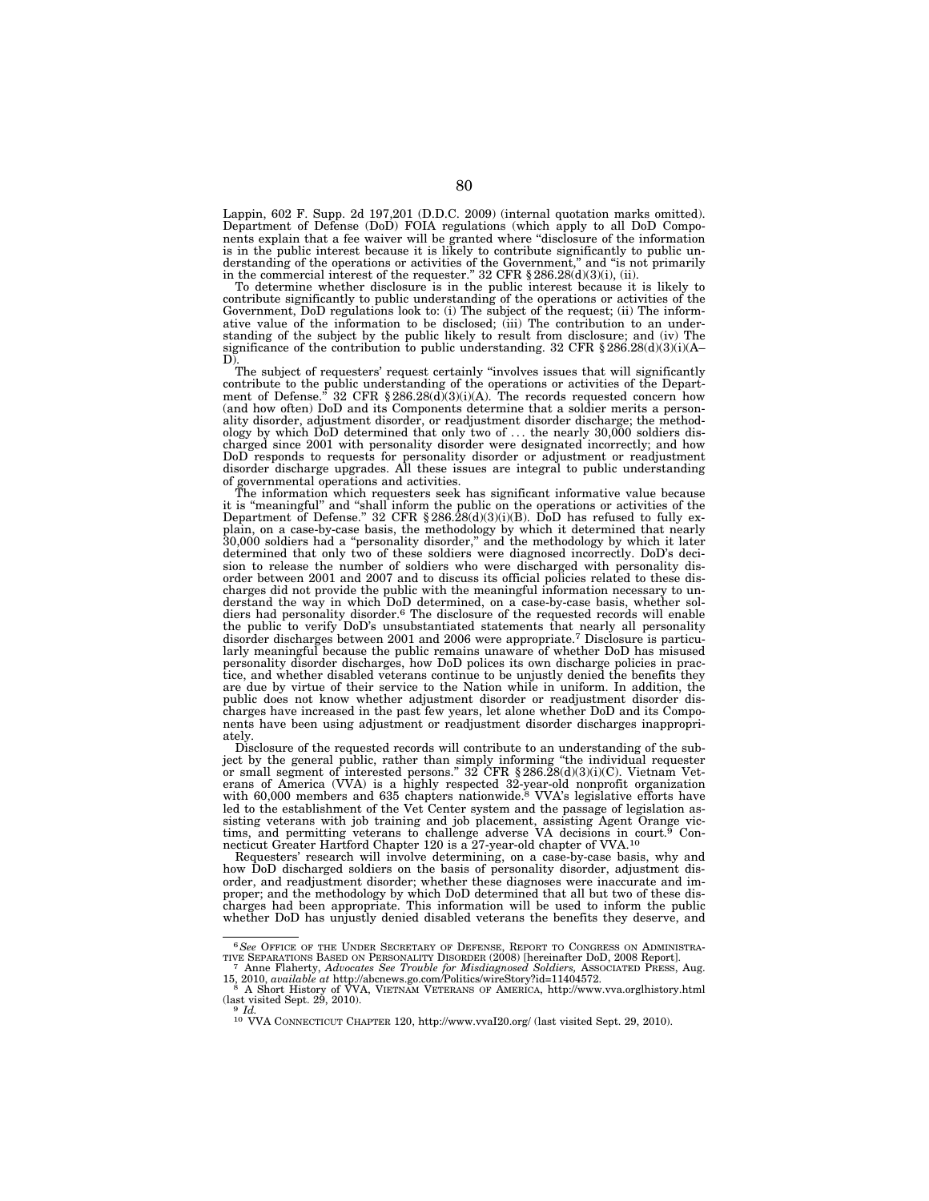Lappin, 602 F. Supp. 2d 197,201 (D.D.C. 2009) (internal quotation marks omitted). Department of Defense (DoD) FOIA regulations (which apply to all DoD Components explain that a fee waiver will be granted where "disclosure of the information is in the public interest because it is likely to contribute significantly to public understanding of the operations or activities of the Government," and "is not primarily in the commercial interest of the requester." 32 CFR § 286.28(d)(3)(i), (ii).

To determine whether disclosure is in the public interest because it is likely to contribute significantly to public understanding of the operations or activities of the Government, DoD regulations look to: (i) The subject of the request; (ii) The informative value of the information to be disclosed; (iii) The contribution to an understanding of the subject by the public likely to result from disclosure; and (iv) The significance of the contribution to public understanding. 32 CFR § 286.28(d)(3)(i)(A–D).

The subject of requesters' request certainly "involves issues that will significantly contribute to the public understanding of the operations or activities of the Department of Defense." 32 CFR § 286.28(d)(3)(i)(A). The records requested concern how (and how often) DoD and its Components determine that a soldier merits a personality disorder, adjustment disorder, or readjustment disorder discharge; the methodology by which DoD determined that only two of . . . the nearly 30,000 soldiers discharged since 2001 with personality disorder were designated incorrectly; and how DoD responds to requests for personality disorder or adjustment or readjustment disorder discharge upgrades. All these issues are integral to public understanding of governmental operations and activities.

The information which requesters seek has significant informative value because it is "meaningful" and "shall inform the public on the operations or activities of the Department of Defense." 32 CFR § 286.28(d)(3)(i)(B). DoD has refused to fully explain, on a case-by-case basis, the methodology by which it determined that nearly 30,000 soldiers had a "personality disorder," and the methodology by which it later determined that only two of these soldiers were diagnosed incorrectly. DoD's decision to release the number of soldiers who were discharged with personality disorder between 2001 and 2007 and to discuss its official policies related to these discharges did not provide the public with the meaningful information necessary to understand the way in which DoD determined, on a case-by-case basis, whether soldiers had personality disorder.[6] The disclosure of the requested records will enable the public to verify DoD's unsubstantiated statements that nearly all personality disorder discharges between 2001 and 2006 were appropriate.[7] Disclosure is particularly meaningful because the public remains unaware of whether DoD has misused personality disorder discharges, how DoD polices its own discharge policies in practice, and whether disabled veterans continue to be unjustly denied the benefits they are due by virtue of their service to the Nation while in uniform. In addition, the public does not know whether adjustment disorder or readjustment disorder discharges have increased in the past few years, let alone whether DoD and its Components have been using adjustment or readjustment disorder discharges inappropriately.

Disclosure of the requested records will contribute to an understanding of the subject by the general public, rather than simply informing "the individual requester or small segment of interested persons." 32 CFR § 286.28(d)(3)(i)(C). Vietnam Veterans of America (VVA) is a highly respected 32-year-old nonprofit organization with 60,000 members and 635 chapters nationwide.[8] VVA's legislative efforts have led to the establishment of the Vet Center system and the passage of legislation assisting veterans with job training and job placement, assisting Agent Orange victims, and permitting veterans to challenge adverse VA decisions in court.[9] Connecticut Greater Hartford Chapter 120 is a 27-year-old chapter of VVA.[10]

Requesters' research will involve determining, on a case-by-case basis, why and how DoD discharged soldiers on the basis of personality disorder, adjustment disorder, and readjustment disorder; whether these diagnoses were inaccurate and improper; and the methodology by which DoD determined that all but two of these discharges had been appropriate. This information will be used to inform the public whether DoD has unjustly denied disabled veterans the benefits they deserve, and

---

[6] *See* OFFICE OF THE UNDER SECRETARY OF DEFENSE, REPORT TO CONGRESS ON ADMINISTRATIVE SEPARATIONS BASED ON PERSONALITY DISORDER (2008) [hereinafter DoD, 2008 Report].

[7] Anne Flaherty, *Advocates See Trouble for Misdiagnosed Soldiers,* ASSOCIATED PRESS, Aug. 15, 2010, *available at* http://abcnews.go.com/Politics/wireStory?id=11404572.

[8] A Short History of VVA, VIETNAM VETERANS OF AMERICA, http://www.vva.orglhistory.html (last visited Sept. 29, 2010).

[9] *Id.*

[10] VVA CONNECTICUT CHAPTER 120, http://www.vvaI20.org/ (last visited Sept. 29, 2010).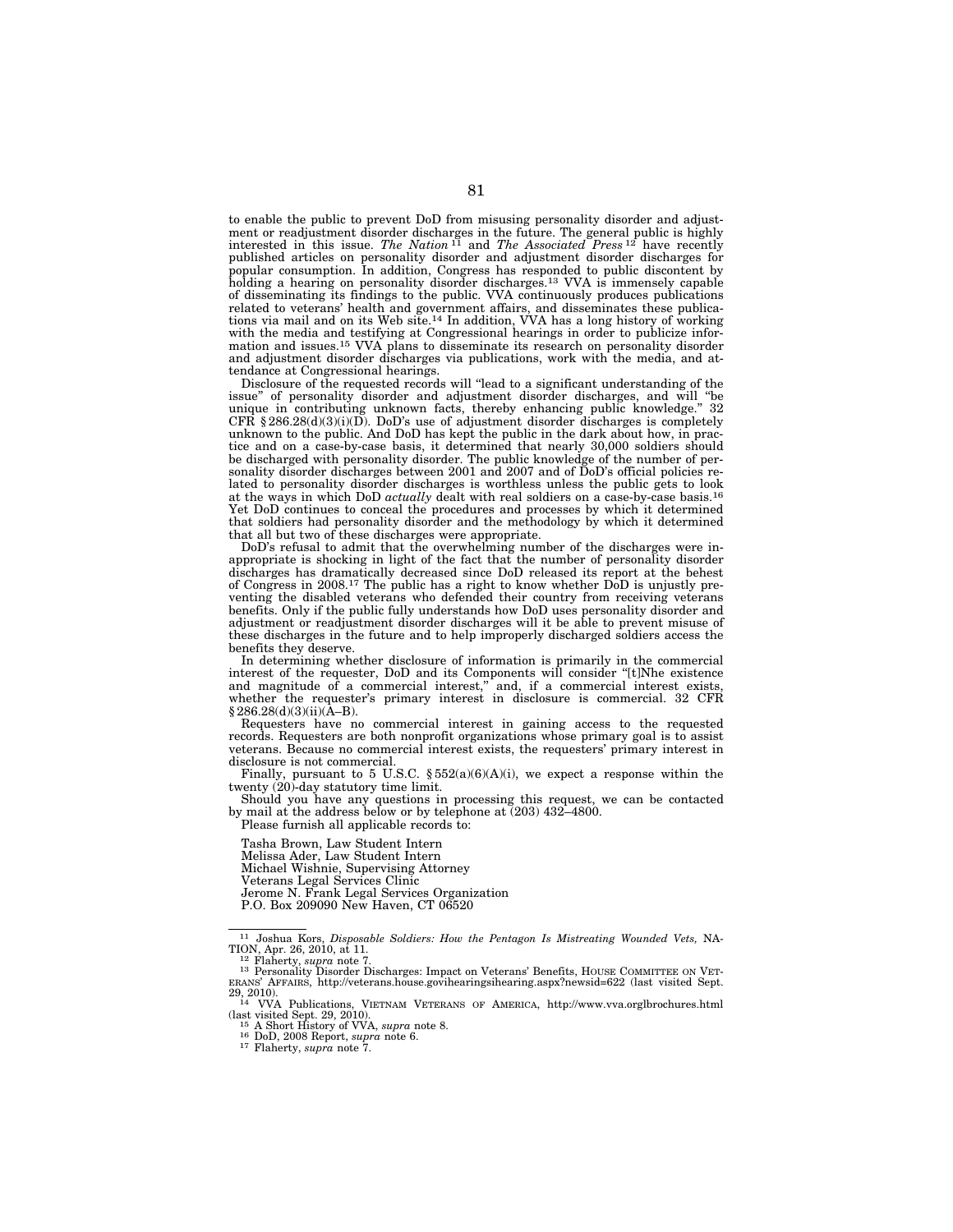to enable the public to prevent DoD from misusing personality disorder and adjustment or readjustment disorder discharges in the future. The general public is highly interested in this issue. *The Nation*[11] and *The Associated Press*[12] have recently published articles on personality disorder and adjustment disorder discharges for popular consumption. In addition, Congress has responded to public discontent by holding a hearing on personality disorder discharges.[13] VVA is immensely capable of disseminating its findings to the public. VVA continuously produces publications related to veterans' health and government affairs, and disseminates these publications via mail and on its Web site.[14] In addition, VVA has a long history of working with the media and testifying at Congressional hearings in order to publicize information and issues.[15] VVA plans to disseminate its research on personality disorder and adjustment disorder discharges via publications, work with the media, and attendance at Congressional hearings.

Disclosure of the requested records will "lead to a significant understanding of the issue" of personality disorder and adjustment disorder discharges, and will "be unique in contributing unknown facts, thereby enhancing public knowledge." 32 CFR §286.28(d)(3)(i)(D). DoD's use of adjustment disorder discharges is completely unknown to the public. And DoD has kept the public in the dark about how, in practice and on a case-by-case basis, it determined that nearly 30,000 soldiers should be discharged with personality disorder. The public knowledge of the number of personality disorder discharges between 2001 and 2007 and of DoD's official policies related to personality disorder discharges is worthless unless the public gets to look at the ways in which DoD *actually* dealt with real soldiers on a case-by-case basis.[16] Yet DoD continues to conceal the procedures and processes by which it determined that soldiers had personality disorder and the methodology by which it determined that all but two of these discharges were appropriate.

DoD's refusal to admit that the overwhelming number of the discharges were inappropriate is shocking in light of the fact that the number of personality disorder discharges has dramatically decreased since DoD released its report at the behest of Congress in 2008.[17] The public has a right to know whether DoD is unjustly preventing the disabled veterans who defended their country from receiving veterans benefits. Only if the public fully understands how DoD uses personality disorder and adjustment or readjustment disorder discharges will it be able to prevent misuse of these discharges in the future and to help improperly discharged soldiers access the benefits they deserve.

In determining whether disclosure of information is primarily in the commercial interest of the requester, DoD and its Components will consider "[t]Nhe existence and magnitude of a commercial interest," and, if a commercial interest exists, whether the requester's primary interest in disclosure is commercial. 32 CFR §286.28(d)(3)(ii)(A–B).

Requesters have no commercial interest in gaining access to the requested records. Requesters are both nonprofit organizations whose primary goal is to assist veterans. Because no commercial interest exists, the requesters' primary interest in disclosure is not commercial.

Finally, pursuant to 5 U.S.C. §552(a)(6)(A)(i), we expect a response within the twenty (20)-day statutory time limit.

Should you have any questions in processing this request, we can be contacted by mail at the address below or by telephone at (203) 432–4800.

Please furnish all applicable records to:

Tasha Brown, Law Student Intern
Melissa Ader, Law Student Intern
Michael Wishnie, Supervising Attorney
Veterans Legal Services Clinic
Jerome N. Frank Legal Services Organization
P.O. Box 209090 New Haven, CT 06520

---

[11] Joshua Kors, *Disposable Soldiers: How the Pentagon Is Mistreating Wounded Vets,* NATION, Apr. 26, 2010, at 11.

[12] Flaherty, *supra* note 7.

[13] Personality Disorder Discharges: Impact on Veterans' Benefits, HOUSE COMMITTEE ON VETERANS' AFFAIRS, http://veterans.house.govihearingsihearing.aspx?newsid=622 (last visited Sept. 29, 2010).

[14] VVA Publications, VIETNAM VETERANS OF AMERICA, http://www.vva.orglbrochures.html (last visited Sept. 29, 2010).

[15] A Short History of VVA, *supra* note 8.

[16] DoD, 2008 Report, *supra* note 6.

[17] Flaherty, *supra* note 7.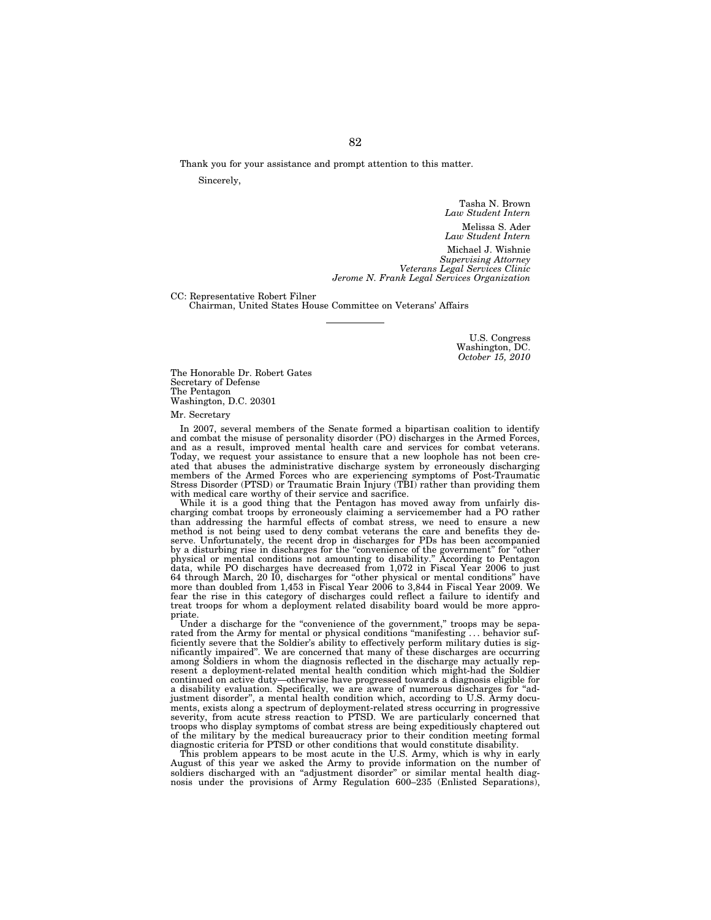Thank you for your assistance and prompt attention to this matter.

Sincerely,

Tasha N. Brown
*Law Student Intern*

Melissa S. Ader
*Law Student Intern*

Michael J. Wishnie
*Supervising Attorney*
*Veterans Legal Services Clinic*
*Jerome N. Frank Legal Services Organization*

CC: Representative Robert Filner
Chairman, United States House Committee on Veterans' Affairs

---

U.S. Congress
Washington, DC.
*October 15, 2010*

The Honorable Dr. Robert Gates
Secretary of Defense
The Pentagon
Washington, D.C. 20301

Mr. Secretary

In 2007, several members of the Senate formed a bipartisan coalition to identify and combat the misuse of personality disorder (PO) discharges in the Armed Forces, and as a result, improved mental health care and services for combat veterans. Today, we request your assistance to ensure that a new loophole has not been created that abuses the administrative discharge system by erroneously discharging members of the Armed Forces who are experiencing symptoms of Post-Traumatic Stress Disorder (PTSD) or Traumatic Brain Injury (TBI) rather than providing them with medical care worthy of their service and sacrifice.

While it is a good thing that the Pentagon has moved away from unfairly discharging combat troops by erroneously claiming a servicemember had a PO rather than addressing the harmful effects of combat stress, we need to ensure a new method is not being used to deny combat veterans the care and benefits they deserve. Unfortunately, the recent drop in discharges for PDs has been accompanied by a disturbing rise in discharges for the "convenience of the government" for "other physical or mental conditions not amounting to disability." According to Pentagon data, while PO discharges have decreased from 1,072 in Fiscal Year 2006 to just 64 through March, 20 I0, discharges for "other physical or mental conditions" have more than doubled from 1,453 in Fiscal Year 2006 to 3,844 in Fiscal Year 2009. We fear the rise in this category of discharges could reflect a failure to identify and treat troops for whom a deployment related disability board would be more appropriate.

Under a discharge for the "convenience of the government," troops may be separated from the Army for mental or physical conditions "manifesting . . . behavior sufficiently severe that the Soldier's ability to effectively perform military duties is significantly impaired". We are concerned that many of these discharges are occurring among Soldiers in whom the diagnosis reflected in the discharge may actually represent a deployment-related mental health condition which might-had the Soldier continued on active duty—otherwise have progressed towards a diagnosis eligible for a disability evaluation. Specifically, we are aware of numerous discharges for "adjustment disorder", a mental health condition which, according to U.S. Army documents, exists along a spectrum of deployment-related stress occurring in progressive severity, from acute stress reaction to PTSD. We are particularly concerned that troops who display symptoms of combat stress are being expeditiously chaptered out of the military by the medical bureaucracy prior to their condition meeting formal diagnostic criteria for PTSD or other conditions that would constitute disability.

This problem appears to be most acute in the U.S. Army, which is why in early August of this year we asked the Army to provide information on the number of soldiers discharged with an "adjustment disorder" or similar mental health diagnosis under the provisions of Army Regulation 600–235 (Enlisted Separations),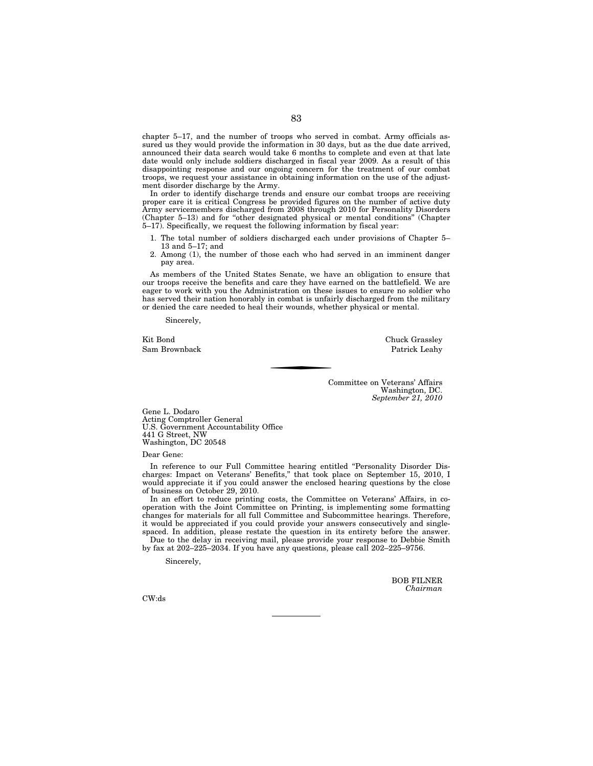chapter 5–17, and the number of troops who served in combat. Army officials assured us they would provide the information in 30 days, but as the due date arrived, announced their data search would take 6 months to complete and even at that late date would only include soldiers discharged in fiscal year 2009. As a result of this disappointing response and our ongoing concern for the treatment of our combat troops, we request your assistance in obtaining information on the use of the adjustment disorder discharge by the Army.

In order to identify discharge trends and ensure our combat troops are receiving proper care it is critical Congress be provided figures on the number of active duty Army servicemembers discharged from 2008 through 2010 for Personality Disorders (Chapter 5–13) and for "other designated physical or mental conditions" (Chapter 5–17). Specifically, we request the following information by fiscal year:

1. The total number of soldiers discharged each under provisions of Chapter 5–13 and 5–17; and
2. Among (1), the number of those each who had served in an imminent danger pay area.

As members of the United States Senate, we have an obligation to ensure that our troops receive the benefits and care they have earned on the battlefield. We are eager to work with you the Administration on these issues to ensure no soldier who has served their nation honorably in combat is unfairly discharged from the military or denied the care needed to heal their wounds, whether physical or mental.

Sincerely,

Kit Bond
Sam Brownback

Chuck Grassley
Patrick Leahy

---

Committee on Veterans' Affairs
Washington, DC.
*September 21, 2010*

Gene L. Dodaro
Acting Comptroller General
U.S. Government Accountability Office
441 G Street, NW
Washington, DC 20548

Dear Gene:

In reference to our Full Committee hearing entitled "Personality Disorder Discharges: Impact on Veterans' Benefits," that took place on September 15, 2010, I would appreciate it if you could answer the enclosed hearing questions by the close of business on October 29, 2010.

In an effort to reduce printing costs, the Committee on Veterans' Affairs, in cooperation with the Joint Committee on Printing, is implementing some formatting changes for materials for all full Committee and Subcommittee hearings. Therefore, it would be appreciated if you could provide your answers consecutively and single-spaced. In addition, please restate the question in its entirety before the answer.

Due to the delay in receiving mail, please provide your response to Debbie Smith by fax at 202–225–2034. If you have any questions, please call 202–225–9756.

Sincerely,

BOB FILNER
*Chairman*

CW:ds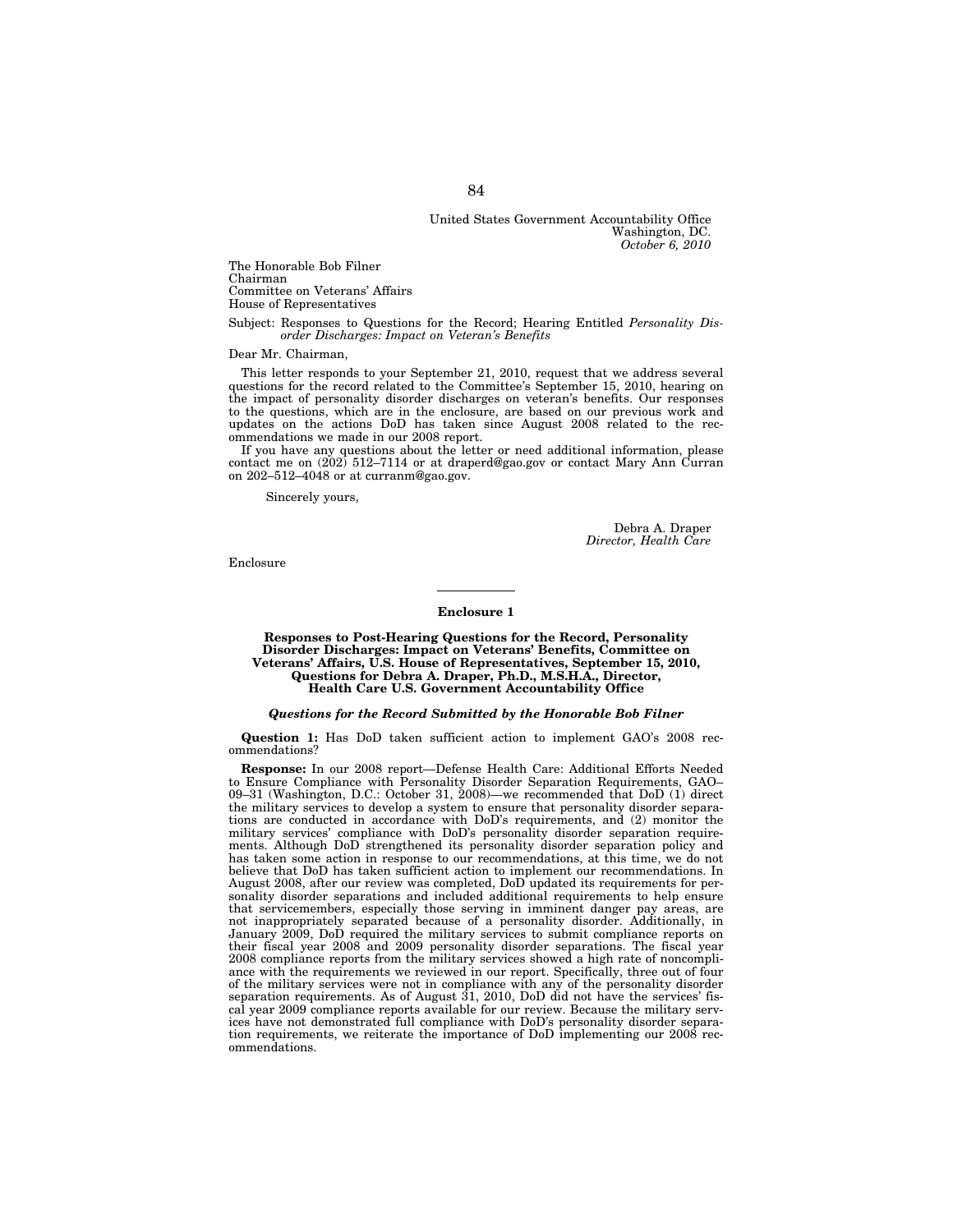United States Government Accountability Office
Washington, DC.
*October 6, 2010*

The Honorable Bob Filner
Chairman
Committee on Veterans' Affairs
House of Representatives

Subject: Responses to Questions for the Record; Hearing Entitled *Personality Disorder Discharges: Impact on Veteran's Benefits*

Dear Mr. Chairman,

This letter responds to your September 21, 2010, request that we address several questions for the record related to the Committee's September 15, 2010, hearing on the impact of personality disorder discharges on veteran's benefits. Our responses to the questions, which are in the enclosure, are based on our previous work and updates on the actions DoD has taken since August 2008 related to the recommendations we made in our 2008 report.

If you have any questions about the letter or need additional information, please contact me on (202) 512–7114 or at draperd@gao.gov or contact Mary Ann Curran on 202–512–4048 or at curranm@gao.gov.

Sincerely yours,

Debra A. Draper
*Director, Health Care*

Enclosure

---

**Enclosure 1**

**Responses to Post-Hearing Questions for the Record, Personality Disorder Discharges: Impact on Veterans' Benefits, Committee on Veterans' Affairs, U.S. House of Representatives, September 15, 2010, Questions for Debra A. Draper, Ph.D., M.S.H.A., Director, Health Care U.S. Government Accountability Office**

***Questions for the Record Submitted by the Honorable Bob Filner***

**Question 1:** Has DoD taken sufficient action to implement GAO's 2008 recommendations?

**Response:** In our 2008 report—Defense Health Care: Additional Efforts Needed to Ensure Compliance with Personality Disorder Separation Requirements, GAO–09–31 (Washington, D.C.: October 31, 2008)—we recommended that DoD (1) direct the military services to develop a system to ensure that personality disorder separations are conducted in accordance with DoD's requirements, and (2) monitor the military services' compliance with DoD's personality disorder separation requirements. Although DoD strengthened its personality disorder separation policy and has taken some action in response to our recommendations, at this time, we do not believe that DoD has taken sufficient action to implement our recommendations. In August 2008, after our review was completed, DoD updated its requirements for personality disorder separations and included additional requirements to help ensure that servicemembers, especially those serving in imminent danger pay areas, are not inappropriately separated because of a personality disorder. Additionally, in January 2009, DoD required the military services to submit compliance reports on their fiscal year 2008 and 2009 personality disorder separations. The fiscal year 2008 compliance reports from the military services showed a high rate of noncompliance with the requirements we reviewed in our report. Specifically, three out of four of the military services were not in compliance with any of the personality disorder separation requirements. As of August 31, 2010, DoD did not have the services' fiscal year 2009 compliance reports available for our review. Because the military services have not demonstrated full compliance with DoD's personality disorder separation requirements, we reiterate the importance of DoD implementing our 2008 recommendations.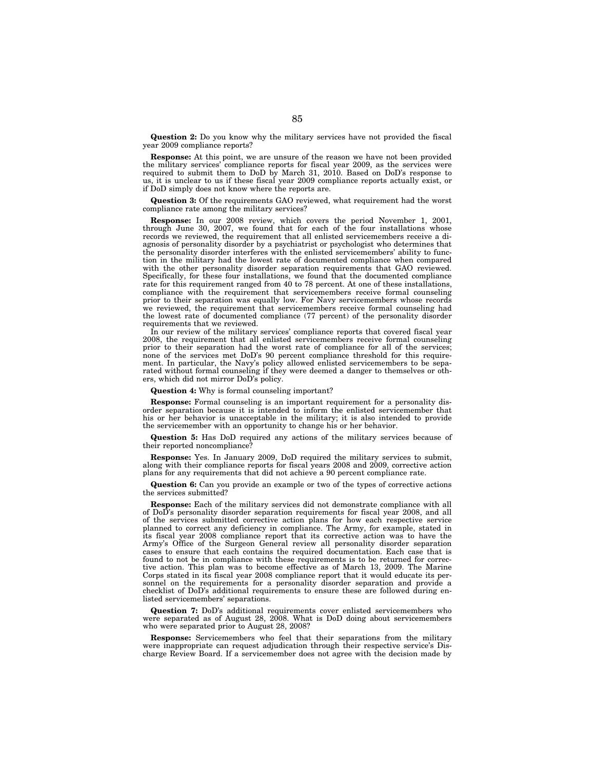**Question 2:** Do you know why the military services have not provided the fiscal year 2009 compliance reports?

**Response:** At this point, we are unsure of the reason we have not been provided the military services' compliance reports for fiscal year 2009, as the services were required to submit them to DoD by March 31, 2010. Based on DoD's response to us, it is unclear to us if these fiscal year 2009 compliance reports actually exist, or if DoD simply does not know where the reports are.

**Question 3:** Of the requirements GAO reviewed, what requirement had the worst compliance rate among the military services?

**Response:** In our 2008 review, which covers the period November 1, 2001, through June 30, 2007, we found that for each of the four installations whose records we reviewed, the requirement that all enlisted servicemembers receive a diagnosis of personality disorder by a psychiatrist or psychologist who determines that the personality disorder interferes with the enlisted servicemembers' ability to function in the military had the lowest rate of documented compliance when compared with the other personality disorder separation requirements that GAO reviewed. Specifically, for these four installations, we found that the documented compliance rate for this requirement ranged from 40 to 78 percent. At one of these installations, compliance with the requirement that servicemembers receive formal counseling prior to their separation was equally low. For Navy servicemembers whose records we reviewed, the requirement that servicemembers receive formal counseling had the lowest rate of documented compliance (77 percent) of the personality disorder requirements that we reviewed.

In our review of the military services' compliance reports that covered fiscal year 2008, the requirement that all enlisted servicemembers receive formal counseling prior to their separation had the worst rate of compliance for all of the services; none of the services met DoD's 90 percent compliance threshold for this requirement. In particular, the Navy's policy allowed enlisted servicemembers to be separated without formal counseling if they were deemed a danger to themselves or others, which did not mirror DoD's policy.

**Question 4:** Why is formal counseling important?

**Response:** Formal counseling is an important requirement for a personality disorder separation because it is intended to inform the enlisted servicemember that his or her behavior is unacceptable in the military; it is also intended to provide the servicemember with an opportunity to change his or her behavior.

**Question 5:** Has DoD required any actions of the military services because of their reported noncompliance?

**Response:** Yes. In January 2009, DoD required the military services to submit, along with their compliance reports for fiscal years 2008 and 2009, corrective action plans for any requirements that did not achieve a 90 percent compliance rate.

**Question 6:** Can you provide an example or two of the types of corrective actions the services submitted?

**Response:** Each of the military services did not demonstrate compliance with all of DoD's personality disorder separation requirements for fiscal year 2008, and all of the services submitted corrective action plans for how each respective service planned to correct any deficiency in compliance. The Army, for example, stated in its fiscal year 2008 compliance report that its corrective action was to have the Army's Office of the Surgeon General review all personality disorder separation cases to ensure that each contains the required documentation. Each case that is found to not be in compliance with these requirements is to be returned for corrective action. This plan was to become effective as of March 13, 2009. The Marine Corps stated in its fiscal year 2008 compliance report that it would educate its personnel on the requirements for a personality disorder separation and provide a checklist of DoD's additional requirements to ensure these are followed during enlisted servicemembers' separations.

**Question 7:** DoD's additional requirements cover enlisted servicemembers who were separated as of August 28, 2008. What is DoD doing about servicemembers who were separated prior to August 28, 2008?

**Response:** Servicemembers who feel that their separations from the military were inappropriate can request adjudication through their respective service's Discharge Review Board. If a servicemember does not agree with the decision made by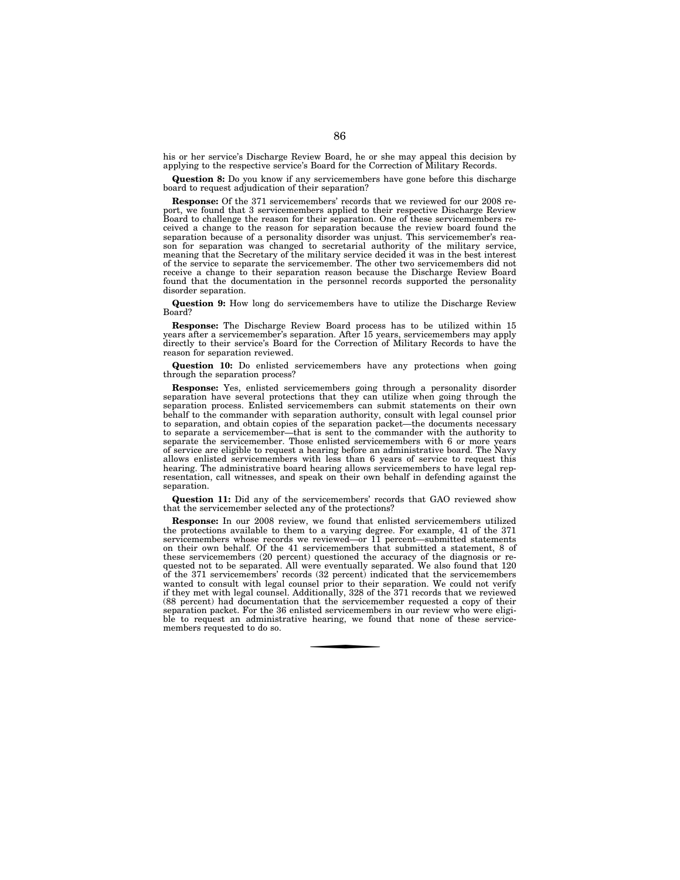his or her service's Discharge Review Board, he or she may appeal this decision by applying to the respective service's Board for the Correction of Military Records.

**Question 8:** Do you know if any servicemembers have gone before this discharge board to request adjudication of their separation?

**Response:** Of the 371 servicemembers' records that we reviewed for our 2008 report, we found that 3 servicemembers applied to their respective Discharge Review Board to challenge the reason for their separation. One of these servicemembers received a change to the reason for separation because the review board found the separation because of a personality disorder was unjust. This servicemember's reason for separation was changed to secretarial authority of the military service, meaning that the Secretary of the military service decided it was in the best interest of the service to separate the servicemember. The other two servicemembers did not receive a change to their separation reason because the Discharge Review Board found that the documentation in the personnel records supported the personality disorder separation.

**Question 9:** How long do servicemembers have to utilize the Discharge Review Board?

**Response:** The Discharge Review Board process has to be utilized within 15 years after a servicemember's separation. After 15 years, servicemembers may apply directly to their service's Board for the Correction of Military Records to have the reason for separation reviewed.

**Question 10:** Do enlisted servicemembers have any protections when going through the separation process?

**Response:** Yes, enlisted servicemembers going through a personality disorder separation have several protections that they can utilize when going through the separation process. Enlisted servicemembers can submit statements on their own behalf to the commander with separation authority, consult with legal counsel prior to separation, and obtain copies of the separation packet—the documents necessary to separate a servicemember—that is sent to the commander with the authority to separate the servicemember. Those enlisted servicemembers with 6 or more years of service are eligible to request a hearing before an administrative board. The Navy allows enlisted servicemembers with less than 6 years of service to request this hearing. The administrative board hearing allows servicemembers to have legal representation, call witnesses, and speak on their own behalf in defending against the separation.

**Question 11:** Did any of the servicemembers' records that GAO reviewed show that the servicemember selected any of the protections?

**Response:** In our 2008 review, we found that enlisted servicemembers utilized the protections available to them to a varying degree. For example, 41 of the 371 servicemembers whose records we reviewed—or 11 percent—submitted statements on their own behalf. Of the 41 servicemembers that submitted a statement, 8 of these servicemembers (20 percent) questioned the accuracy of the diagnosis or requested not to be separated. All were eventually separated. We also found that 120 of the 371 servicemembers' records (32 percent) indicated that the servicemembers wanted to consult with legal counsel prior to their separation. We could not verify if they met with legal counsel. Additionally, 328 of the 371 records that we reviewed (88 percent) had documentation that the servicemember requested a copy of their separation packet. For the 36 enlisted servicemembers in our review who were eligible to request an administrative hearing, we found that none of these servicemembers requested to do so.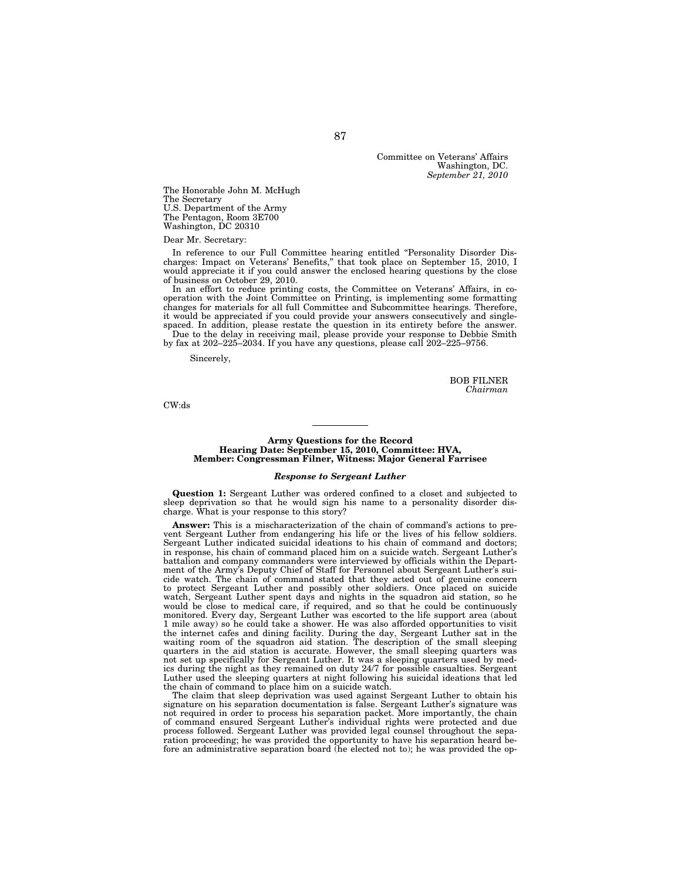Committee on Veterans' Affairs
Washington, DC.
*September 21, 2010*

The Honorable John M. McHugh
The Secretary
U.S. Department of the Army
The Pentagon, Room 3E700
Washington, DC 20310

Dear Mr. Secretary:

In reference to our Full Committee hearing entitled "Personality Disorder Discharges: Impact on Veterans' Benefits," that took place on September 15, 2010, I would appreciate it if you could answer the enclosed hearing questions by the close of business on October 29, 2010.

In an effort to reduce printing costs, the Committee on Veterans' Affairs, in cooperation with the Joint Committee on Printing, is implementing some formatting changes for materials for all full Committee and Subcommittee hearings. Therefore, it would be appreciated if you could provide your answers consecutively and single-spaced. In addition, please restate the question in its entirety before the answer.

Due to the delay in receiving mail, please provide your response to Debbie Smith by fax at 202–225–2034. If you have any questions, please call 202–225–9756.

Sincerely,

BOB FILNER
*Chairman*

CW:ds

---

**Army Questions for the Record**
**Hearing Date: September 15, 2010, Committee: HVA,**
**Member: Congressman Filner, Witness: Major General Farrisee**

***Response to Sergeant Luther***

**Question 1:** Sergeant Luther was ordered confined to a closet and subjected to sleep deprivation so that he would sign his name to a personality disorder discharge. What is your response to this story?

**Answer:** This is a mischaracterization of the chain of command's actions to prevent Sergeant Luther from endangering his life or the lives of his fellow soldiers. Sergeant Luther indicated suicidal ideations to his chain of command and doctors; in response, his chain of command placed him on a suicide watch. Sergeant Luther's battalion and company commanders were interviewed by officials within the Department of the Army's Deputy Chief of Staff for Personnel about Sergeant Luther's suicide watch. The chain of command stated that they acted out of genuine concern to protect Sergeant Luther and possibly other soldiers. Once placed on suicide watch, Sergeant Luther spent days and nights in the squadron aid station, so he would be close to medical care, if required, and so that he could be continuously monitored. Every day, Sergeant Luther was escorted to the life support area (about 1 mile away) so he could take a shower. He was also afforded opportunities to visit the internet cafes and dining facility. During the day, Sergeant Luther sat in the waiting room of the squadron aid station. The description of the small sleeping quarters in the aid station is accurate. However, the small sleeping quarters was not set up specifically for Sergeant Luther. It was a sleeping quarters used by medics during the night as they remained on duty 24/7 for possible casualties. Sergeant Luther used the sleeping quarters at night following his suicidal ideations that led the chain of command to place him on a suicide watch.

The claim that sleep deprivation was used against Sergeant Luther to obtain his signature on his separation documentation is false. Sergeant Luther's signature was not required in order to process his separation packet. More importantly, the chain of command ensured Sergeant Luther's individual rights were protected and due process followed. Sergeant Luther was provided legal counsel throughout the separation proceeding; he was provided the opportunity to have his separation heard before an administrative separation board (he elected not to); he was provided the op-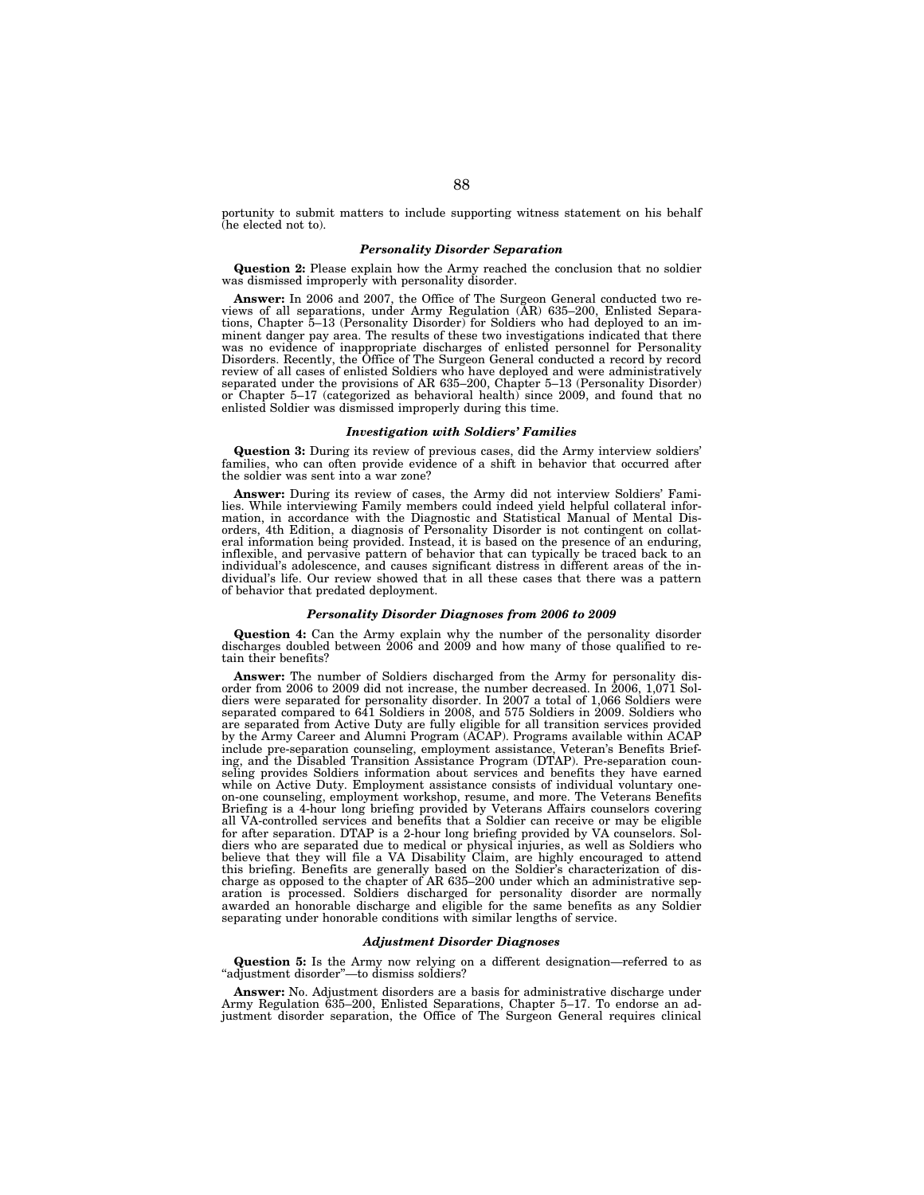portunity to submit matters to include supporting witness statement on his behalf (he elected not to).

### *Personality Disorder Separation*

**Question 2:** Please explain how the Army reached the conclusion that no soldier was dismissed improperly with personality disorder.

**Answer:** In 2006 and 2007, the Office of The Surgeon General conducted two reviews of all separations, under Army Regulation (AR) 635–200, Enlisted Separations, Chapter 5–13 (Personality Disorder) for Soldiers who had deployed to an imminent danger pay area. The results of these two investigations indicated that there was no evidence of inappropriate discharges of enlisted personnel for Personality Disorders. Recently, the Office of The Surgeon General conducted a record by record review of all cases of enlisted Soldiers who have deployed and were administratively separated under the provisions of AR 635–200, Chapter 5–13 (Personality Disorder) or Chapter 5–17 (categorized as behavioral health) since 2009, and found that no enlisted Soldier was dismissed improperly during this time.

### *Investigation with Soldiers' Families*

**Question 3:** During its review of previous cases, did the Army interview soldiers' families, who can often provide evidence of a shift in behavior that occurred after the soldier was sent into a war zone?

**Answer:** During its review of cases, the Army did not interview Soldiers' Families. While interviewing Family members could indeed yield helpful collateral information, in accordance with the Diagnostic and Statistical Manual of Mental Disorders, 4th Edition, a diagnosis of Personality Disorder is not contingent on collateral information being provided. Instead, it is based on the presence of an enduring, inflexible, and pervasive pattern of behavior that can typically be traced back to an individual's adolescence, and causes significant distress in different areas of the individual's life. Our review showed that in all these cases that there was a pattern of behavior that predated deployment.

### *Personality Disorder Diagnoses from 2006 to 2009*

**Question 4:** Can the Army explain why the number of the personality disorder discharges doubled between 2006 and 2009 and how many of those qualified to retain their benefits?

**Answer:** The number of Soldiers discharged from the Army for personality disorder from 2006 to 2009 did not increase, the number decreased. In 2006, 1,071 Soldiers were separated for personality disorder. In 2007 a total of 1,066 Soldiers were separated compared to 641 Soldiers in 2008, and 575 Soldiers in 2009. Soldiers who are separated from Active Duty are fully eligible for all transition services provided by the Army Career and Alumni Program (ACAP). Programs available within ACAP include pre-separation counseling, employment assistance, Veteran's Benefits Briefing, and the Disabled Transition Assistance Program (DTAP). Pre-separation counseling provides Soldiers information about services and benefits they have earned while on Active Duty. Employment assistance consists of individual voluntary one-on-one counseling, employment workshop, resume, and more. The Veterans Benefits Briefing is a 4-hour long briefing provided by Veterans Affairs counselors covering all VA-controlled services and benefits that a Soldier can receive or may be eligible for after separation. DTAP is a 2-hour long briefing provided by VA counselors. Soldiers who are separated due to medical or physical injuries, as well as Soldiers who believe that they will file a VA Disability Claim, are highly encouraged to attend this briefing. Benefits are generally based on the Soldier's characterization of discharge as opposed to the chapter of AR 635–200 under which an administrative separation is processed. Soldiers discharged for personality disorder are normally awarded an honorable discharge and eligible for the same benefits as any Soldier separating under honorable conditions with similar lengths of service.

### *Adjustment Disorder Diagnoses*

**Question 5:** Is the Army now relying on a different designation—referred to as "adjustment disorder"—to dismiss soldiers?

**Answer:** No. Adjustment disorders are a basis for administrative discharge under Army Regulation 635–200, Enlisted Separations, Chapter 5–17. To endorse an adjustment disorder separation, the Office of The Surgeon General requires clinical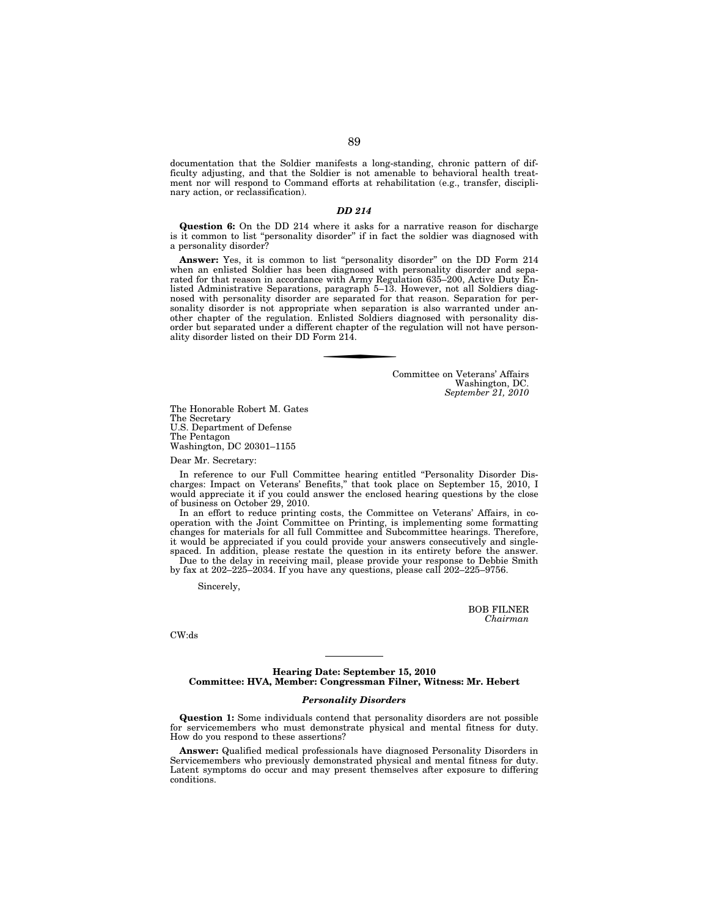documentation that the Soldier manifests a long-standing, chronic pattern of difficulty adjusting, and that the Soldier is not amenable to behavioral health treatment nor will respond to Command efforts at rehabilitation (e.g., transfer, disciplinary action, or reclassification).

### *DD 214*

**Question 6:** On the DD 214 where it asks for a narrative reason for discharge is it common to list "personality disorder" if in fact the soldier was diagnosed with a personality disorder?

**Answer:** Yes, it is common to list "personality disorder" on the DD Form 214 when an enlisted Soldier has been diagnosed with personality disorder and separated for that reason in accordance with Army Regulation 635–200, Active Duty Enlisted Administrative Separations, paragraph 5–13. However, not all Soldiers diagnosed with personality disorder are separated for that reason. Separation for personality disorder is not appropriate when separation is also warranted under another chapter of the regulation. Enlisted Soldiers diagnosed with personality disorder but separated under a different chapter of the regulation will not have personality disorder listed on their DD Form 214.

---

Committee on Veterans' Affairs
Washington, DC.
*September 21, 2010*

The Honorable Robert M. Gates
The Secretary
U.S. Department of Defense
The Pentagon
Washington, DC 20301–1155

Dear Mr. Secretary:

In reference to our Full Committee hearing entitled "Personality Disorder Discharges: Impact on Veterans' Benefits," that took place on September 15, 2010, I would appreciate it if you could answer the enclosed hearing questions by the close of business on October 29, 2010.

In an effort to reduce printing costs, the Committee on Veterans' Affairs, in cooperation with the Joint Committee on Printing, is implementing some formatting changes for materials for all full Committee and Subcommittee hearings. Therefore, it would be appreciated if you could provide your answers consecutively and single-spaced. In addition, please restate the question in its entirety before the answer.

Due to the delay in receiving mail, please provide your response to Debbie Smith by fax at 202–225–2034. If you have any questions, please call 202–225–9756.

Sincerely,

BOB FILNER
*Chairman*

CW:ds

---

**Hearing Date: September 15, 2010**
**Committee: HVA, Member: Congressman Filner, Witness: Mr. Hebert**

### *Personality Disorders*

**Question 1:** Some individuals contend that personality disorders are not possible for servicemembers who must demonstrate physical and mental fitness for duty. How do you respond to these assertions?

**Answer:** Qualified medical professionals have diagnosed Personality Disorders in Servicemembers who previously demonstrated physical and mental fitness for duty. Latent symptoms do occur and may present themselves after exposure to differing conditions.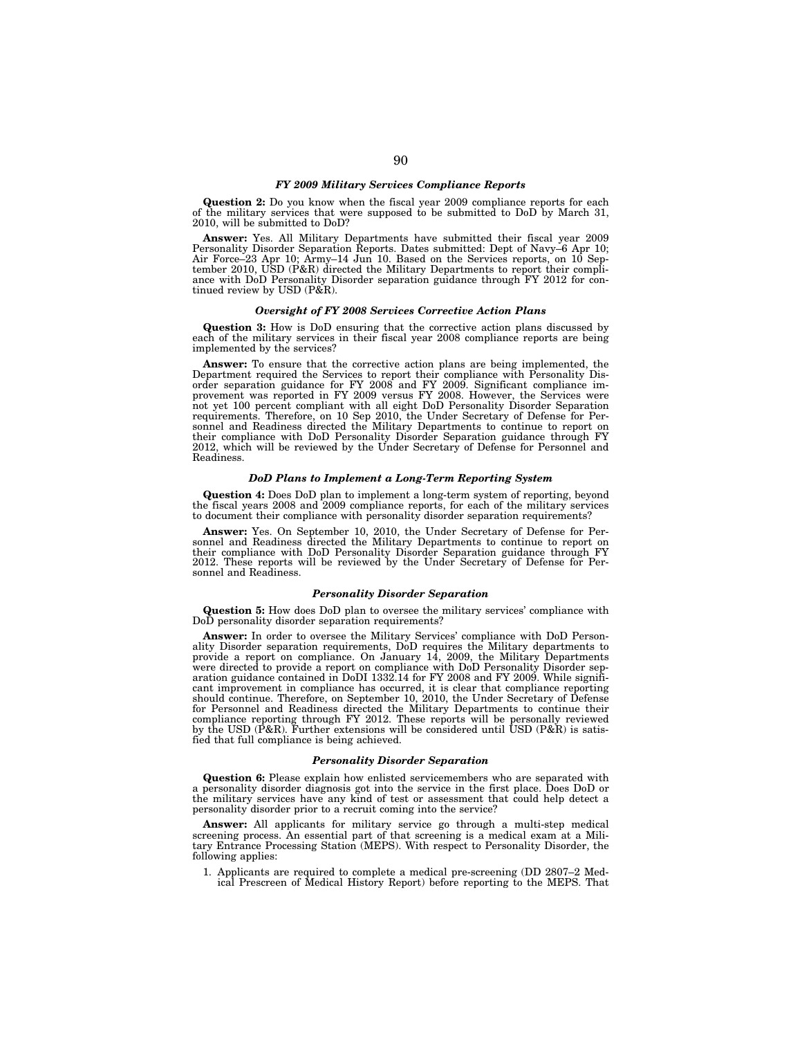### *FY 2009 Military Services Compliance Reports*

**Question 2:** Do you know when the fiscal year 2009 compliance reports for each of the military services that were supposed to be submitted to DoD by March 31, 2010, will be submitted to DoD?

**Answer:** Yes. All Military Departments have submitted their fiscal year 2009 Personality Disorder Separation Reports. Dates submitted: Dept of Navy–6 Apr 10; Air Force–23 Apr 10; Army–14 Jun 10. Based on the Services reports, on 10 September 2010, USD (P&R) directed the Military Departments to report their compliance with DoD Personality Disorder separation guidance through FY 2012 for continued review by USD (P&R).

### *Oversight of FY 2008 Services Corrective Action Plans*

**Question 3:** How is DoD ensuring that the corrective action plans discussed by each of the military services in their fiscal year 2008 compliance reports are being implemented by the services?

**Answer:** To ensure that the corrective action plans are being implemented, the Department required the Services to report their compliance with Personality Disorder separation guidance for FY 2008 and FY 2009. Significant compliance improvement was reported in FY 2009 versus FY 2008. However, the Services were not yet 100 percent compliant with all eight DoD Personality Disorder Separation requirements. Therefore, on 10 Sep 2010, the Under Secretary of Defense for Personnel and Readiness directed the Military Departments to continue to report on their compliance with DoD Personality Disorder Separation guidance through FY 2012, which will be reviewed by the Under Secretary of Defense for Personnel and Readiness.

### *DoD Plans to Implement a Long-Term Reporting System*

**Question 4:** Does DoD plan to implement a long-term system of reporting, beyond the fiscal years 2008 and 2009 compliance reports, for each of the military services to document their compliance with personality disorder separation requirements?

**Answer:** Yes. On September 10, 2010, the Under Secretary of Defense for Personnel and Readiness directed the Military Departments to continue to report on their compliance with DoD Personality Disorder Separation guidance through FY 2012. These reports will be reviewed by the Under Secretary of Defense for Personnel and Readiness.

### *Personality Disorder Separation*

**Question 5:** How does DoD plan to oversee the military services' compliance with DoD personality disorder separation requirements?

**Answer:** In order to oversee the Military Services' compliance with DoD Personality Disorder separation requirements, DoD requires the Military departments to provide a report on compliance. On January 14, 2009, the Military Departments were directed to provide a report on compliance with DoD Personality Disorder separation guidance contained in DoDI 1332.14 for FY 2008 and FY 2009. While significant improvement in compliance has occurred, it is clear that compliance reporting should continue. Therefore, on September 10, 2010, the Under Secretary of Defense for Personnel and Readiness directed the Military Departments to continue their compliance reporting through FY 2012. These reports will be personally reviewed by the USD (P&R). Further extensions will be considered until USD (P&R) is satisfied that full compliance is being achieved.

### *Personality Disorder Separation*

**Question 6:** Please explain how enlisted servicemembers who are separated with a personality disorder diagnosis got into the service in the first place. Does DoD or the military services have any kind of test or assessment that could help detect a personality disorder prior to a recruit coming into the service?

**Answer:** All applicants for military service go through a multi-step medical screening process. An essential part of that screening is a medical exam at a Military Entrance Processing Station (MEPS). With respect to Personality Disorder, the following applies:

1. Applicants are required to complete a medical pre-screening (DD 2807–2 Medical Prescreen of Medical History Report) before reporting to the MEPS. That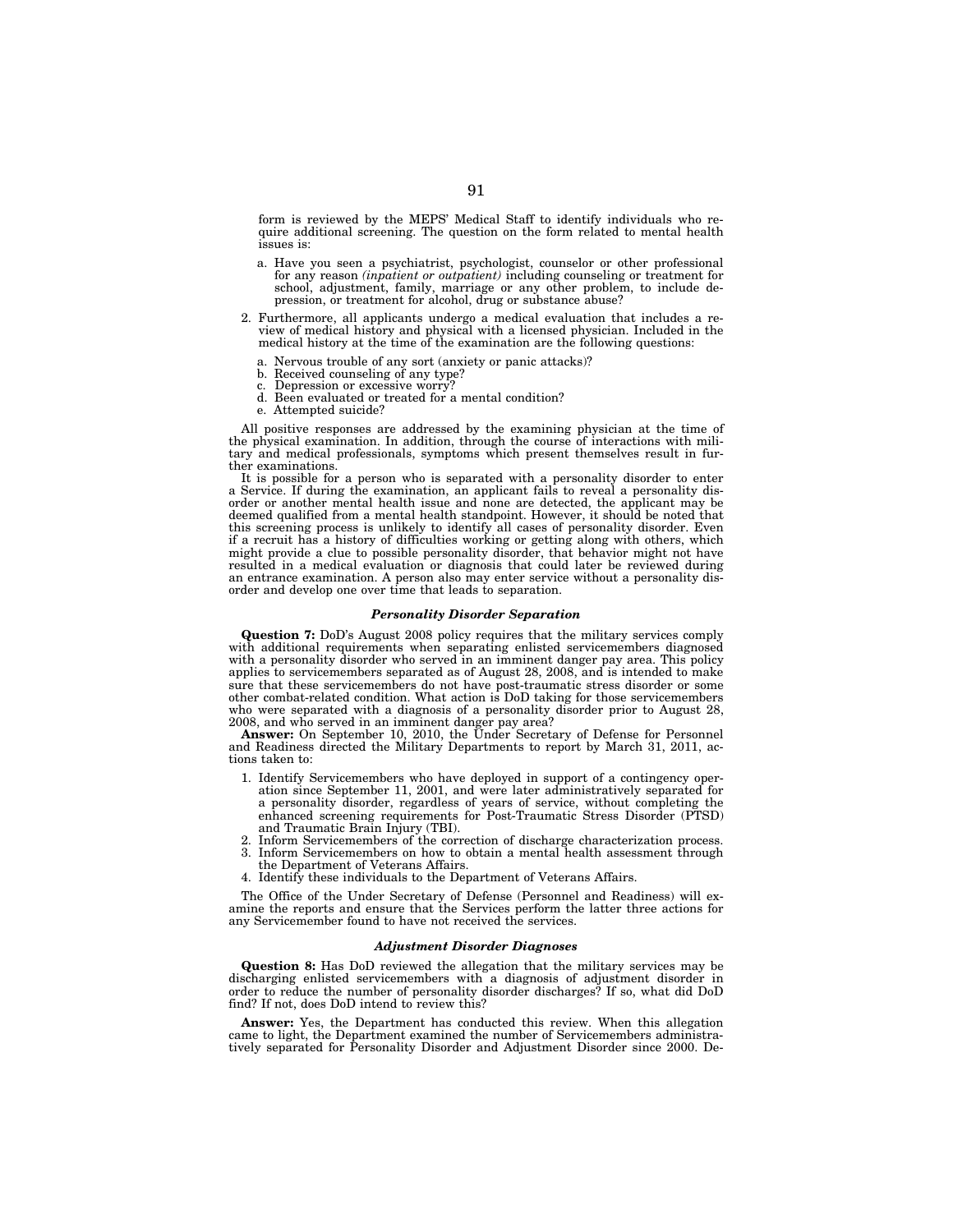form is reviewed by the MEPS' Medical Staff to identify individuals who require additional screening. The question on the form related to mental health issues is:

a. Have you seen a psychiatrist, psychologist, counselor or other professional for any reason *(inpatient or outpatient)* including counseling or treatment for school, adjustment, family, marriage or any other problem, to include depression, or treatment for alcohol, drug or substance abuse?

2. Furthermore, all applicants undergo a medical evaluation that includes a review of medical history and physical with a licensed physician. Included in the medical history at the time of the examination are the following questions:

   a. Nervous trouble of any sort (anxiety or panic attacks)?
   b. Received counseling of any type?
   c. Depression or excessive worry?
   d. Been evaluated or treated for a mental condition?
   e. Attempted suicide?

All positive responses are addressed by the examining physician at the time of the physical examination. In addition, through the course of interactions with military and medical professionals, symptoms which present themselves result in further examinations.

It is possible for a person who is separated with a personality disorder to enter a Service. If during the examination, an applicant fails to reveal a personality disorder or another mental health issue and none are detected, the applicant may be deemed qualified from a mental health standpoint. However, it should be noted that this screening process is unlikely to identify all cases of personality disorder. Even if a recruit has a history of difficulties working or getting along with others, which might provide a clue to possible personality disorder, that behavior might not have resulted in a medical evaluation or diagnosis that could later be reviewed during an entrance examination. A person also may enter service without a personality disorder and develop one over time that leads to separation.

### *Personality Disorder Separation*

**Question 7:** DoD's August 2008 policy requires that the military services comply with additional requirements when separating enlisted servicemembers diagnosed with a personality disorder who served in an imminent danger pay area. This policy applies to servicemembers separated as of August 28, 2008, and is intended to make sure that these servicemembers do not have post-traumatic stress disorder or some other combat-related condition. What action is DoD taking for those servicemembers who were separated with a diagnosis of a personality disorder prior to August 28, 2008, and who served in an imminent danger pay area?

**Answer:** On September 10, 2010, the Under Secretary of Defense for Personnel and Readiness directed the Military Departments to report by March 31, 2011, actions taken to:

1. Identify Servicemembers who have deployed in support of a contingency operation since September 11, 2001, and were later administratively separated for a personality disorder, regardless of years of service, without completing the enhanced screening requirements for Post-Traumatic Stress Disorder (PTSD) and Traumatic Brain Injury (TBI).
2. Inform Servicemembers of the correction of discharge characterization process.
3. Inform Servicemembers on how to obtain a mental health assessment through the Department of Veterans Affairs.
4. Identify these individuals to the Department of Veterans Affairs.

The Office of the Under Secretary of Defense (Personnel and Readiness) will examine the reports and ensure that the Services perform the latter three actions for any Servicemember found to have not received the services.

### *Adjustment Disorder Diagnoses*

**Question 8:** Has DoD reviewed the allegation that the military services may be discharging enlisted servicemembers with a diagnosis of adjustment disorder in order to reduce the number of personality disorder discharges? If so, what did DoD find? If not, does DoD intend to review this?

**Answer:** Yes, the Department has conducted this review. When this allegation came to light, the Department examined the number of Servicemembers administratively separated for Personality Disorder and Adjustment Disorder since 2000. De-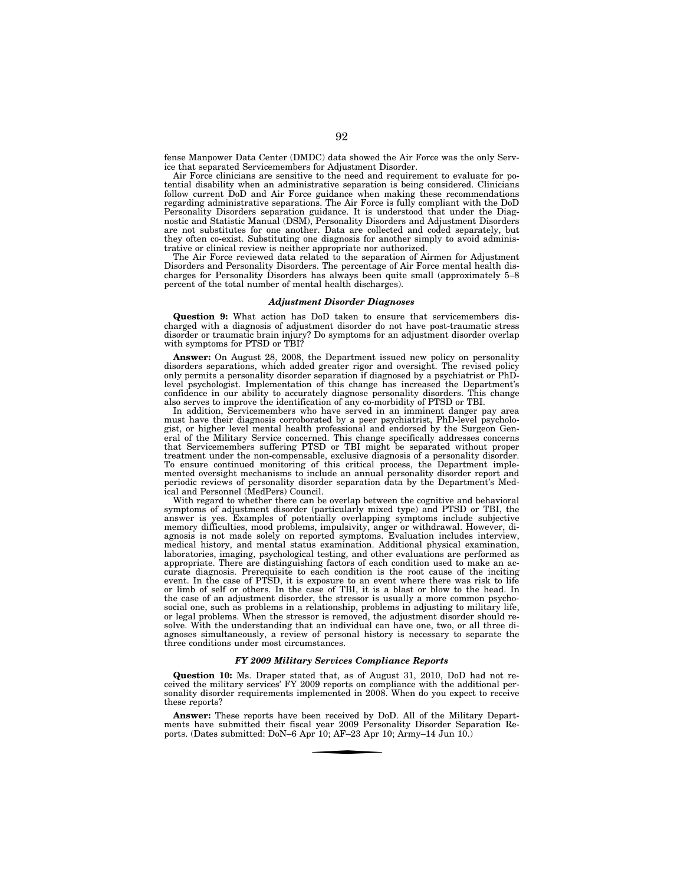fense Manpower Data Center (DMDC) data showed the Air Force was the only Service that separated Servicemembers for Adjustment Disorder.

Air Force clinicians are sensitive to the need and requirement to evaluate for potential disability when an administrative separation is being considered. Clinicians follow current DoD and Air Force guidance when making these recommendations regarding administrative separations. The Air Force is fully compliant with the DoD Personality Disorders separation guidance. It is understood that under the Diagnostic and Statistic Manual (DSM), Personality Disorders and Adjustment Disorders are not substitutes for one another. Data are collected and coded separately, but they often co-exist. Substituting one diagnosis for another simply to avoid administrative or clinical review is neither appropriate nor authorized.

The Air Force reviewed data related to the separation of Airmen for Adjustment Disorders and Personality Disorders. The percentage of Air Force mental health discharges for Personality Disorders has always been quite small (approximately 5–8 percent of the total number of mental health discharges).

### *Adjustment Disorder Diagnoses*

**Question 9:** What action has DoD taken to ensure that servicemembers discharged with a diagnosis of adjustment disorder do not have post-traumatic stress disorder or traumatic brain injury? Do symptoms for an adjustment disorder overlap with symptoms for PTSD or TBI?

**Answer:** On August 28, 2008, the Department issued new policy on personality disorders separations, which added greater rigor and oversight. The revised policy only permits a personality disorder separation if diagnosed by a psychiatrist or PhD-level psychologist. Implementation of this change has increased the Department's confidence in our ability to accurately diagnose personality disorders. This change also serves to improve the identification of any co-morbidity of PTSD or TBI.

In addition, Servicemembers who have served in an imminent danger pay area must have their diagnosis corroborated by a peer psychiatrist, PhD-level psychologist, or higher level mental health professional and endorsed by the Surgeon General of the Military Service concerned. This change specifically addresses concerns that Servicemembers suffering PTSD or TBI might be separated without proper treatment under the non-compensable, exclusive diagnosis of a personality disorder. To ensure continued monitoring of this critical process, the Department implemented oversight mechanisms to include an annual personality disorder report and periodic reviews of personality disorder separation data by the Department's Medical and Personnel (MedPers) Council.

With regard to whether there can be overlap between the cognitive and behavioral symptoms of adjustment disorder (particularly mixed type) and PTSD or TBI, the answer is yes. Examples of potentially overlapping symptoms include subjective memory difficulties, mood problems, impulsivity, anger or withdrawal. However, diagnosis is not made solely on reported symptoms. Evaluation includes interview, medical history, and mental status examination. Additional physical examination, laboratories, imaging, psychological testing, and other evaluations are performed as appropriate. There are distinguishing factors of each condition used to make an accurate diagnosis. Prerequisite to each condition is the root cause of the inciting event. In the case of PTSD, it is exposure to an event where there was risk to life or limb of self or others. In the case of TBI, it is a blast or blow to the head. In the case of an adjustment disorder, the stressor is usually a more common psychosocial one, such as problems in a relationship, problems in adjusting to military life, or legal problems. When the stressor is removed, the adjustment disorder should resolve. With the understanding that an individual can have one, two, or all three diagnoses simultaneously, a review of personal history is necessary to separate the three conditions under most circumstances.

### *FY 2009 Military Services Compliance Reports*

**Question 10:** Ms. Draper stated that, as of August 31, 2010, DoD had not received the military services' FY 2009 reports on compliance with the additional personality disorder requirements implemented in 2008. When do you expect to receive these reports?

**Answer:** These reports have been received by DoD. All of the Military Departments have submitted their fiscal year 2009 Personality Disorder Separation Reports. (Dates submitted: DoN–6 Apr 10; AF–23 Apr 10; Army–14 Jun 10.)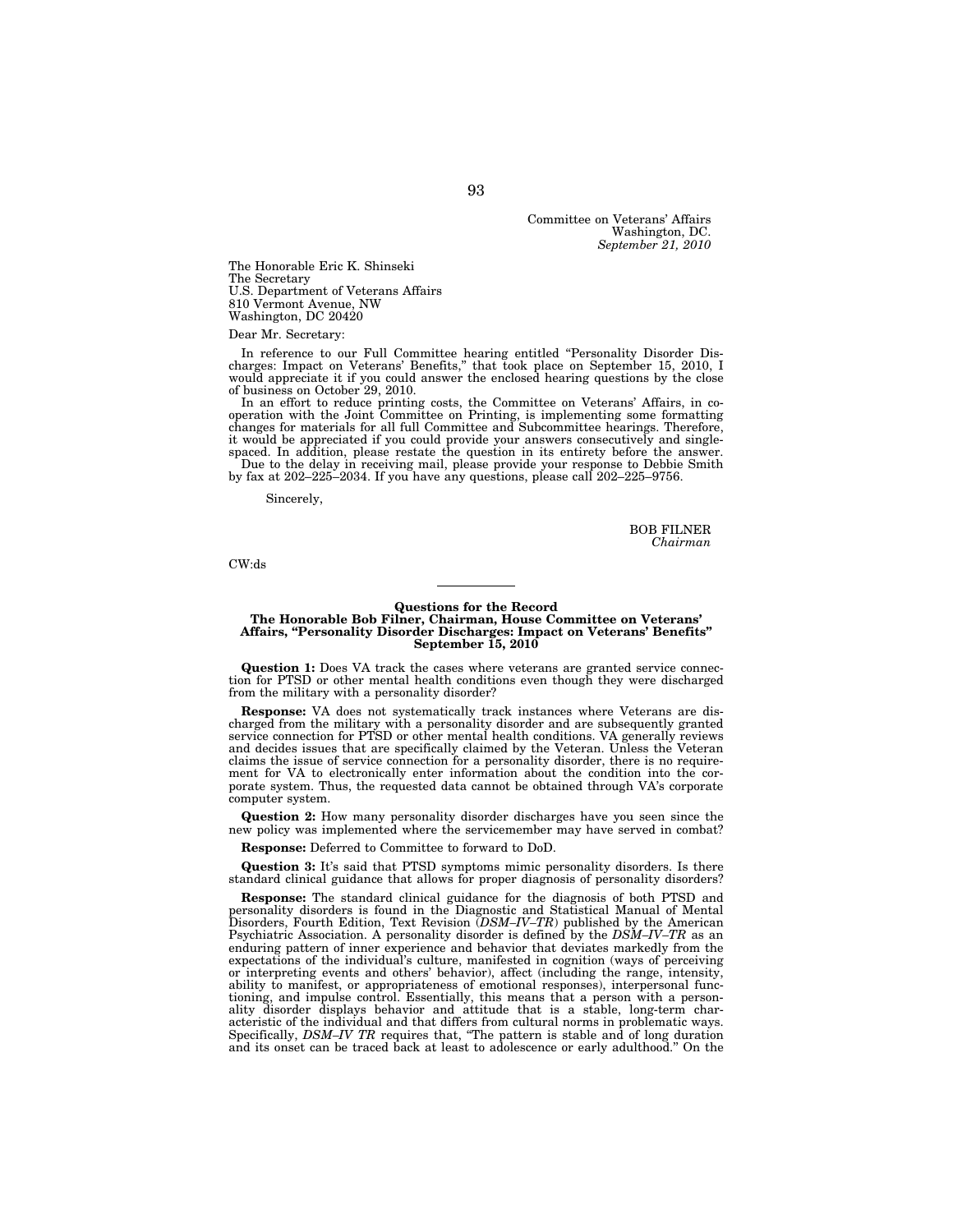Committee on Veterans' Affairs
Washington, DC.
*September 21, 2010*

The Honorable Eric K. Shinseki
The Secretary
U.S. Department of Veterans Affairs
810 Vermont Avenue, NW
Washington, DC 20420

Dear Mr. Secretary:

In reference to our Full Committee hearing entitled "Personality Disorder Discharges: Impact on Veterans' Benefits," that took place on September 15, 2010, I would appreciate it if you could answer the enclosed hearing questions by the close of business on October 29, 2010.

In an effort to reduce printing costs, the Committee on Veterans' Affairs, in cooperation with the Joint Committee on Printing, is implementing some formatting changes for materials for all full Committee and Subcommittee hearings. Therefore, it would be appreciated if you could provide your answers consecutively and single-spaced. In addition, please restate the question in its entirety before the answer.

Due to the delay in receiving mail, please provide your response to Debbie Smith by fax at 202–225–2034. If you have any questions, please call 202–225–9756.

Sincerely,

BOB FILNER
*Chairman*

CW:ds

---

**Questions for the Record**
**The Honorable Bob Filner, Chairman, House Committee on Veterans' Affairs, "Personality Disorder Discharges: Impact on Veterans' Benefits" September 15, 2010**

**Question 1:** Does VA track the cases where veterans are granted service connection for PTSD or other mental health conditions even though they were discharged from the military with a personality disorder?

**Response:** VA does not systematically track instances where Veterans are discharged from the military with a personality disorder and are subsequently granted service connection for PTSD or other mental health conditions. VA generally reviews and decides issues that are specifically claimed by the Veteran. Unless the Veteran claims the issue of service connection for a personality disorder, there is no requirement for VA to electronically enter information about the condition into the corporate system. Thus, the requested data cannot be obtained through VA's corporate computer system.

**Question 2:** How many personality disorder discharges have you seen since the new policy was implemented where the servicemember may have served in combat?

**Response:** Deferred to Committee to forward to DoD.

**Question 3:** It's said that PTSD symptoms mimic personality disorders. Is there standard clinical guidance that allows for proper diagnosis of personality disorders?

**Response:** The standard clinical guidance for the diagnosis of both PTSD and personality disorders is found in the Diagnostic and Statistical Manual of Mental Disorders, Fourth Edition, Text Revision (*DSM–IV–TR*) published by the American Psychiatric Association. A personality disorder is defined by the *DSM–IV–TR* as an enduring pattern of inner experience and behavior that deviates markedly from the expectations of the individual's culture, manifested in cognition (ways of perceiving or interpreting events and others' behavior), affect (including the range, intensity, ability to manifest, or appropriateness of emotional responses), interpersonal functioning, and impulse control. Essentially, this means that a person with a personality disorder displays behavior and attitude that is a stable, long-term characteristic of the individual and that differs from cultural norms in problematic ways. Specifically, *DSM–IV TR* requires that, "The pattern is stable and of long duration and its onset can be traced back at least to adolescence or early adulthood." On the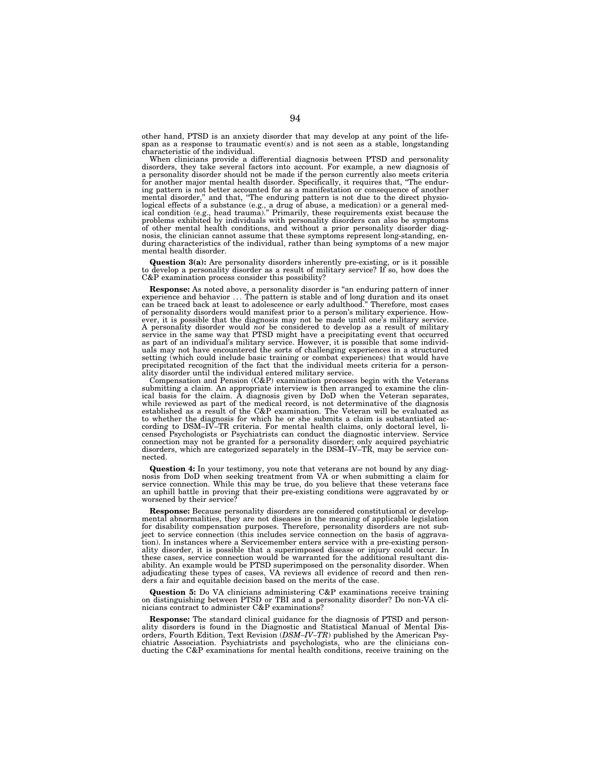other hand, PTSD is an anxiety disorder that may develop at any point of the lifespan as a response to traumatic event(s) and is not seen as a stable, longstanding characteristic of the individual.

When clinicians provide a differential diagnosis between PTSD and personality disorders, they take several factors into account. For example, a new diagnosis of a personality disorder should not be made if the person currently also meets criteria for another major mental health disorder. Specifically, it requires that, "The enduring pattern is not better accounted for as a manifestation or consequence of another mental disorder," and that, "The enduring pattern is not due to the direct physiological effects of a substance (e.g., a drug of abuse, a medication) or a general medical condition (e.g., head trauma)." Primarily, these requirements exist because the problems exhibited by individuals with personality disorders can also be symptoms of other mental health conditions, and without a prior personality disorder diagnosis, the clinician cannot assume that these symptoms represent long-standing, enduring characteristics of the individual, rather than being symptoms of a new major mental health disorder.

**Question 3(a):** Are personality disorders inherently pre-existing, or is it possible to develop a personality disorder as a result of military service? If so, how does the C&P examination process consider this possibility?

**Response:** As noted above, a personality disorder is "an enduring pattern of inner experience and behavior . . . The pattern is stable and of long duration and its onset can be traced back at least to adolescence or early adulthood." Therefore, most cases of personality disorders would manifest prior to a person's military experience. However, it is possible that the diagnosis may not be made until one's military service. A personality disorder would *not* be considered to develop as a result of military service in the same way that PTSD might have a precipitating event that occurred as part of an individual's military service. However, it is possible that some individuals may not have encountered the sorts of challenging experiences in a structured setting (which could include basic training or combat experiences) that would have precipitated recognition of the fact that the individual meets criteria for a personality disorder until the individual entered military service.

Compensation and Pension (C&P) examination processes begin with the Veterans submitting a claim. An appropriate interview is then arranged to examine the clinical basis for the claim. A diagnosis given by DoD when the Veteran separates, while reviewed as part of the medical record, is not determinative of the diagnosis established as a result of the C&P examination. The Veteran will be evaluated as to whether the diagnosis for which he or she submits a claim is substantiated according to DSM–IV–TR criteria. For mental health claims, only doctoral level, licensed Psychologists or Psychiatrists can conduct the diagnostic interview. Service connection may not be granted for a personality disorder; only acquired psychiatric disorders, which are categorized separately in the DSM–IV–TR, may be service connected.

**Question 4:** In your testimony, you note that veterans are not bound by any diagnosis from DoD when seeking treatment from VA or when submitting a claim for service connection. While this may be true, do you believe that these veterans face an uphill battle in proving that their pre-existing conditions were aggravated by or worsened by their service?

**Response:** Because personality disorders are considered constitutional or developmental abnormalities, they are not diseases in the meaning of applicable legislation for disability compensation purposes. Therefore, personality disorders are not subject to service connection (this includes service connection on the basis of aggravation). In instances where a Servicemember enters service with a pre-existing personality disorder, it is possible that a superimposed disease or injury could occur. In these cases, service connection would be warranted for the additional resultant disability. An example would be PTSD superimposed on the personality disorder. When adjudicating these types of cases, VA reviews all evidence of record and then renders a fair and equitable decision based on the merits of the case.

**Question 5:** Do VA clinicians administering C&P examinations receive training on distinguishing between PTSD or TBI and a personality disorder? Do non-VA clinicians contract to administer C&P examinations?

**Response:** The standard clinical guidance for the diagnosis of PTSD and personality disorders is found in the Diagnostic and Statistical Manual of Mental Disorders, Fourth Edition, Text Revision (*DSM–IV–TR*) published by the American Psychiatric Association. Psychiatrists and psychologists, who are the clinicians conducting the C&P examinations for mental health conditions, receive training on the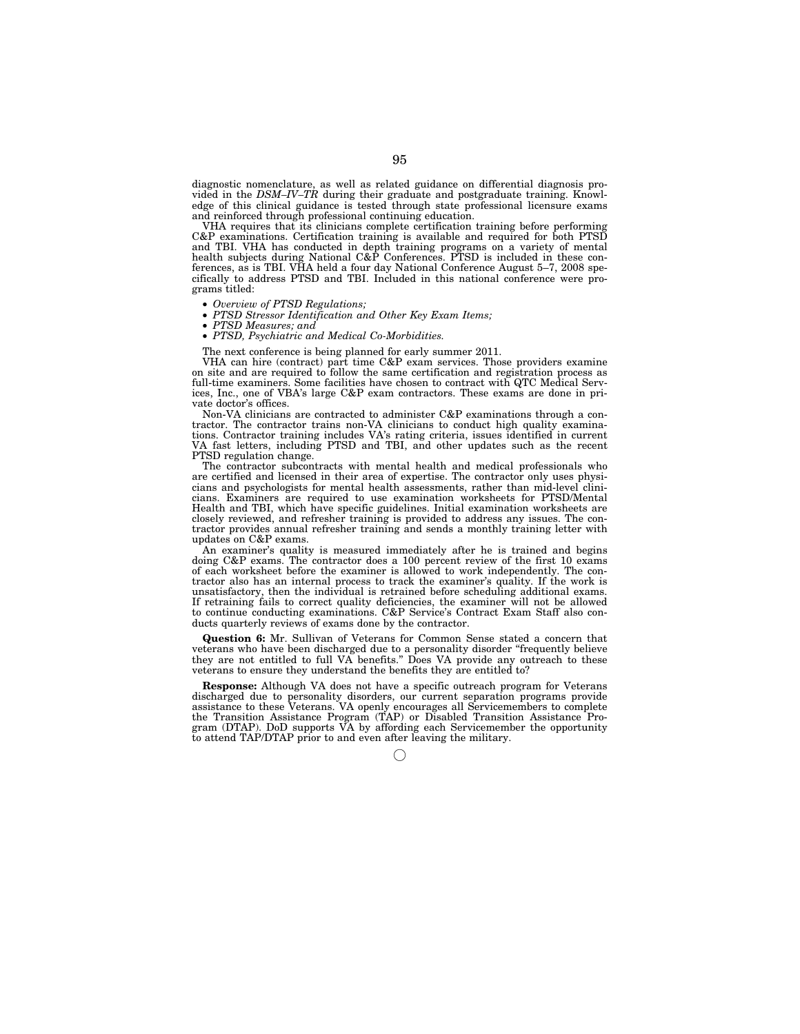diagnostic nomenclature, as well as related guidance on differential diagnosis provided in the *DSM–IV–TR* during their graduate and postgraduate training. Knowledge of this clinical guidance is tested through state professional licensure exams and reinforced through professional continuing education.

VHA requires that its clinicians complete certification training before performing C&P examinations. Certification training is available and required for both PTSD and TBI. VHA has conducted in depth training programs on a variety of mental health subjects during National C&P Conferences. PTSD is included in these conferences, as is TBI. VHA held a four day National Conference August 5–7, 2008 specifically to address PTSD and TBI. Included in this national conference were programs titled:

- *Overview of PTSD Regulations;*
- *PTSD Stressor Identification and Other Key Exam Items;*
- *PTSD Measures; and*
- *PTSD, Psychiatric and Medical Co-Morbidities.*

The next conference is being planned for early summer 2011.

VHA can hire (contract) part time C&P exam services. Those providers examine on site and are required to follow the same certification and registration process as full-time examiners. Some facilities have chosen to contract with QTC Medical Services, Inc., one of VBA's large C&P exam contractors. These exams are done in private doctor's offices.

Non-VA clinicians are contracted to administer C&P examinations through a contractor. The contractor trains non-VA clinicians to conduct high quality examinations. Contractor training includes VA's rating criteria, issues identified in current VA fast letters, including PTSD and TBI, and other updates such as the recent PTSD regulation change.

The contractor subcontracts with mental health and medical professionals who are certified and licensed in their area of expertise. The contractor only uses physicians and psychologists for mental health assessments, rather than mid-level clinicians. Examiners are required to use examination worksheets for PTSD/Mental Health and TBI, which have specific guidelines. Initial examination worksheets are closely reviewed, and refresher training is provided to address any issues. The contractor provides annual refresher training and sends a monthly training letter with updates on C&P exams.

An examiner's quality is measured immediately after he is trained and begins doing C&P exams. The contractor does a 100 percent review of the first 10 exams of each worksheet before the examiner is allowed to work independently. The contractor also has an internal process to track the examiner's quality. If the work is unsatisfactory, then the individual is retrained before scheduling additional exams. If retraining fails to correct quality deficiencies, the examiner will not be allowed to continue conducting examinations. C&P Service's Contract Exam Staff also conducts quarterly reviews of exams done by the contractor.

**Question 6:** Mr. Sullivan of Veterans for Common Sense stated a concern that veterans who have been discharged due to a personality disorder "frequently believe they are not entitled to full VA benefits." Does VA provide any outreach to these veterans to ensure they understand the benefits they are entitled to?

**Response:** Although VA does not have a specific outreach program for Veterans discharged due to personality disorders, our current separation programs provide assistance to these Veterans. VA openly encourages all Servicemembers to complete the Transition Assistance Program (TAP) or Disabled Transition Assistance Program (DTAP). DoD supports VA by affording each Servicemember the opportunity to attend TAP/DTAP prior to and even after leaving the military.